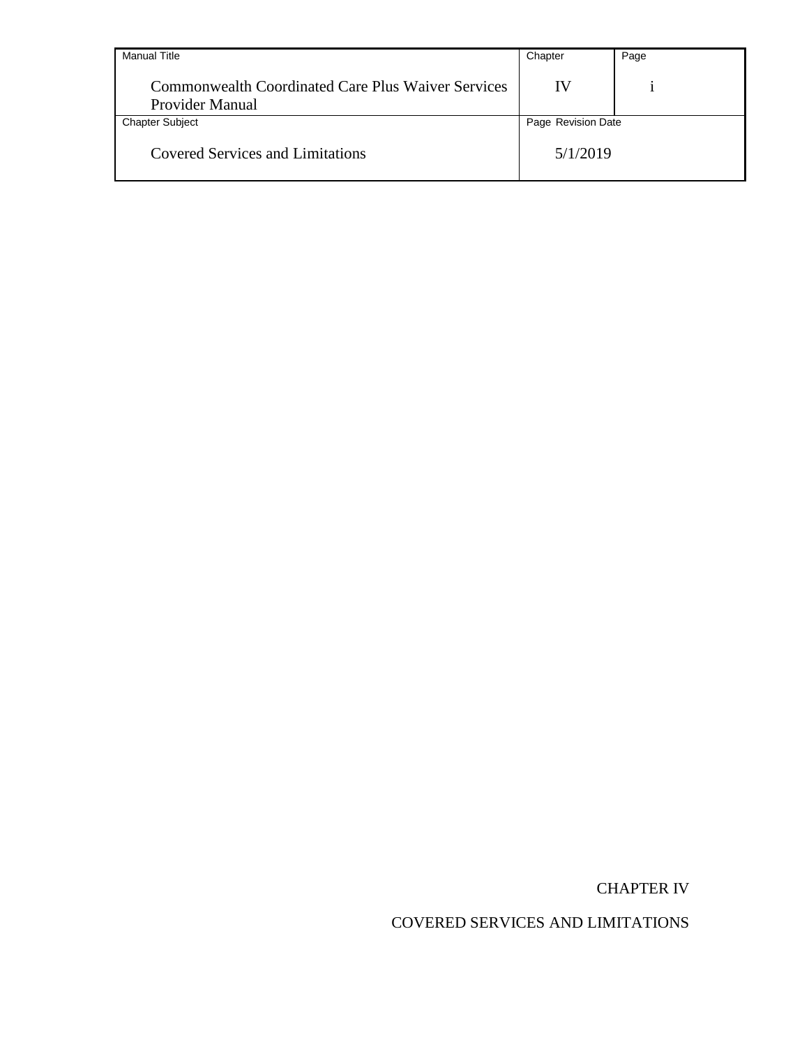# CHAPTER IV

# COVERED SERVICES AND LIMITATIONS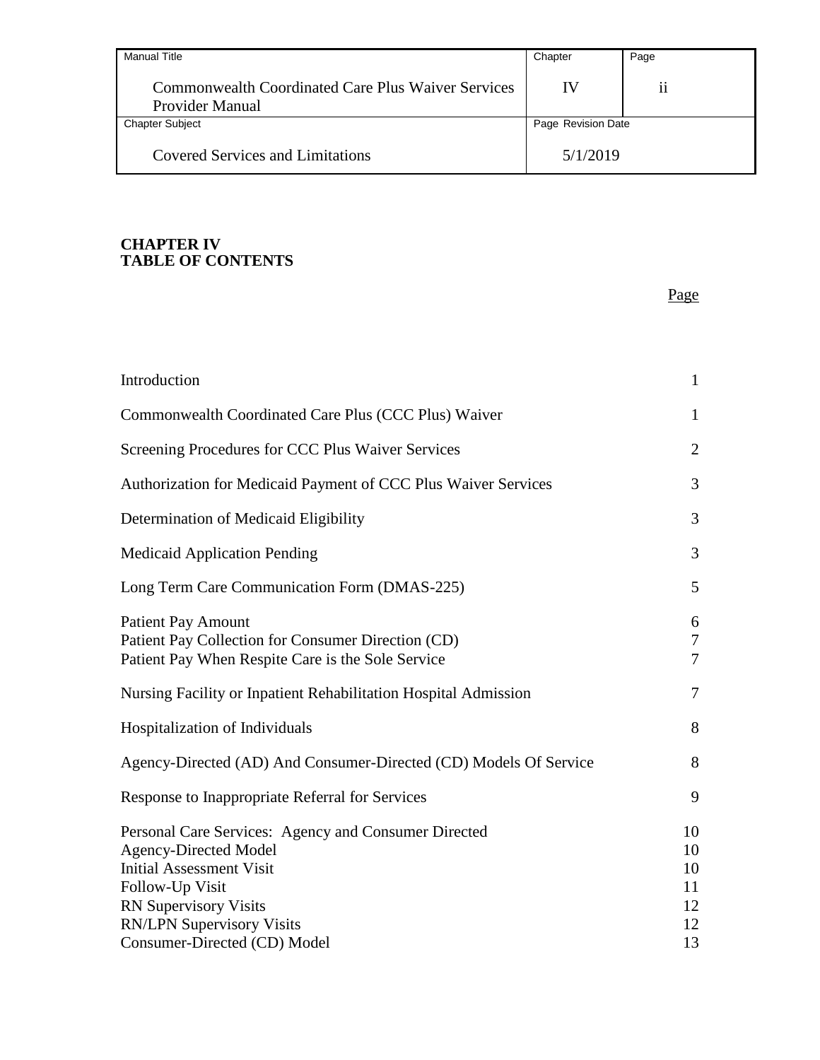# CHAPTER IV
# TABLE OF CONTENTS

| | Page |
|---|---|
| Introduction | 1 |
| Commonwealth Coordinated Care Plus (CCC Plus) Waiver | 1 |
| Screening Procedures for CCC Plus Waiver Services | 2 |
| Authorization for Medicaid Payment of CCC Plus Waiver Services | 3 |
| Determination of Medicaid Eligibility | 3 |
| Medicaid Application Pending | 3 |
| Long Term Care Communication Form (DMAS-225) | 5 |
| Patient Pay Amount | 6 |
| Patient Pay Collection for Consumer Direction (CD) | 7 |
| Patient Pay When Respite Care is the Sole Service | 7 |
| Nursing Facility or Inpatient Rehabilitation Hospital Admission | 7 |
| Hospitalization of Individuals | 8 |
| Agency-Directed (AD) And Consumer-Directed (CD) Models Of Service | 8 |
| Response to Inappropriate Referral for Services | 9 |
| Personal Care Services: Agency and Consumer Directed | 10 |
| Agency-Directed Model | 10 |
| Initial Assessment Visit | 10 |
| Follow-Up Visit | 11 |
| RN Supervisory Visits | 12 |
| RN/LPN Supervisory Visits | 12 |
| Consumer-Directed (CD) Model | 13 |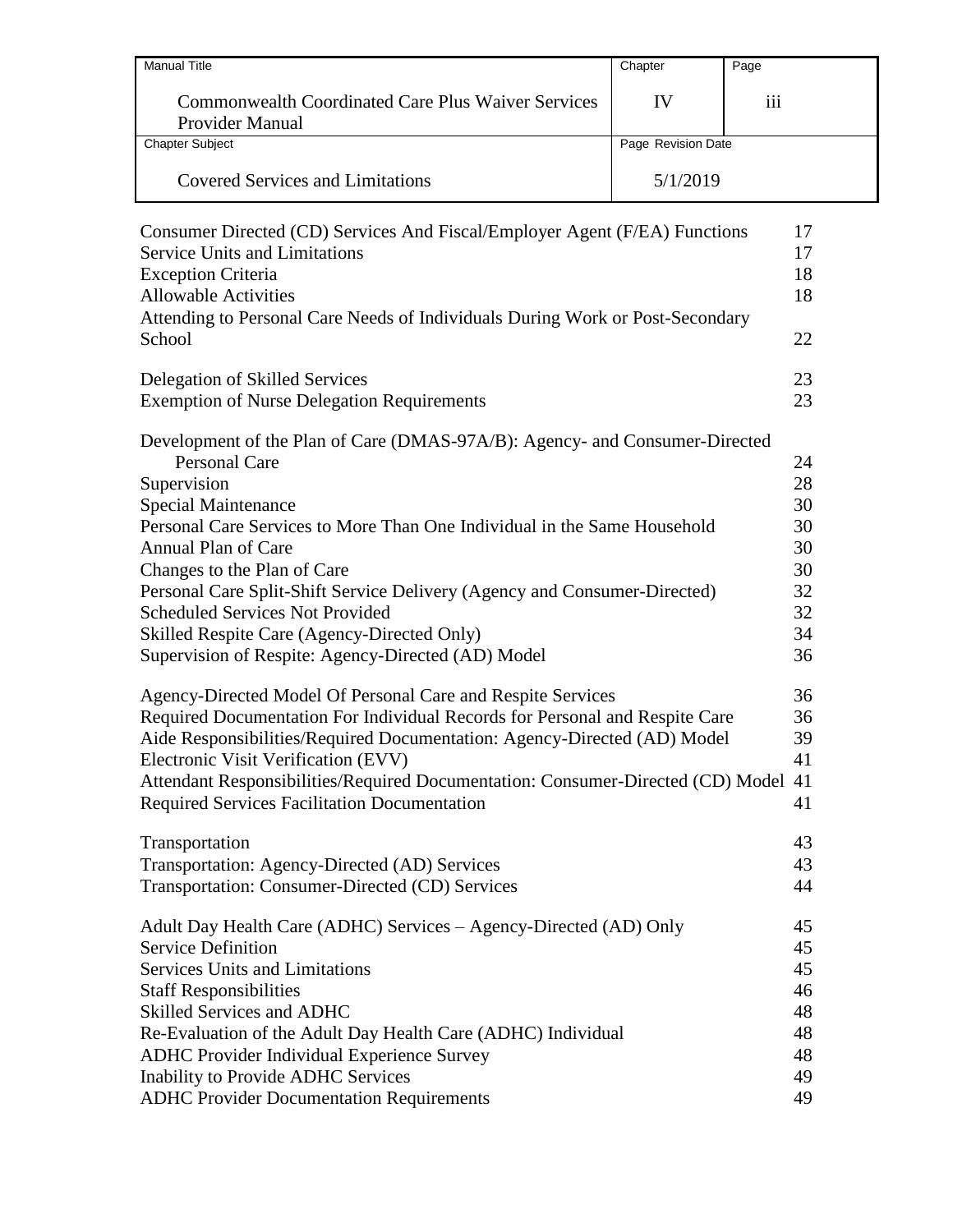| Entry | Page |
| --- | --- |
| Consumer Directed (CD) Services And Fiscal/Employer Agent (F/EA) Functions | 17 |
| Service Units and Limitations | 17 |
| Exception Criteria | 18 |
| Allowable Activities | 18 |
| Attending to Personal Care Needs of Individuals During Work or Post-Secondary School | 22 |
| Delegation of Skilled Services | 23 |
| Exemption of Nurse Delegation Requirements | 23 |
| Development of the Plan of Care (DMAS-97A/B): Agency- and Consumer-Directed Personal Care | 24 |
| Supervision | 28 |
| Special Maintenance | 30 |
| Personal Care Services to More Than One Individual in the Same Household | 30 |
| Annual Plan of Care | 30 |
| Changes to the Plan of Care | 30 |
| Personal Care Split-Shift Service Delivery (Agency and Consumer-Directed) | 32 |
| Scheduled Services Not Provided | 32 |
| Skilled Respite Care (Agency-Directed Only) | 34 |
| Supervision of Respite: Agency-Directed (AD) Model | 36 |
| Agency-Directed Model Of Personal Care and Respite Services | 36 |
| Required Documentation For Individual Records for Personal and Respite Care | 36 |
| Aide Responsibilities/Required Documentation: Agency-Directed (AD) Model | 39 |
| Electronic Visit Verification (EVV) | 41 |
| Attendant Responsibilities/Required Documentation: Consumer-Directed (CD) Model | 41 |
| Required Services Facilitation Documentation | 41 |
| Transportation | 43 |
| Transportation: Agency-Directed (AD) Services | 43 |
| Transportation: Consumer-Directed (CD) Services | 44 |
| Adult Day Health Care (ADHC) Services – Agency-Directed (AD) Only | 45 |
| Service Definition | 45 |
| Services Units and Limitations | 45 |
| Staff Responsibilities | 46 |
| Skilled Services and ADHC | 48 |
| Re-Evaluation of the Adult Day Health Care (ADHC) Individual | 48 |
| ADHC Provider Individual Experience Survey | 48 |
| Inability to Provide ADHC Services | 49 |
| ADHC Provider Documentation Requirements | 49 |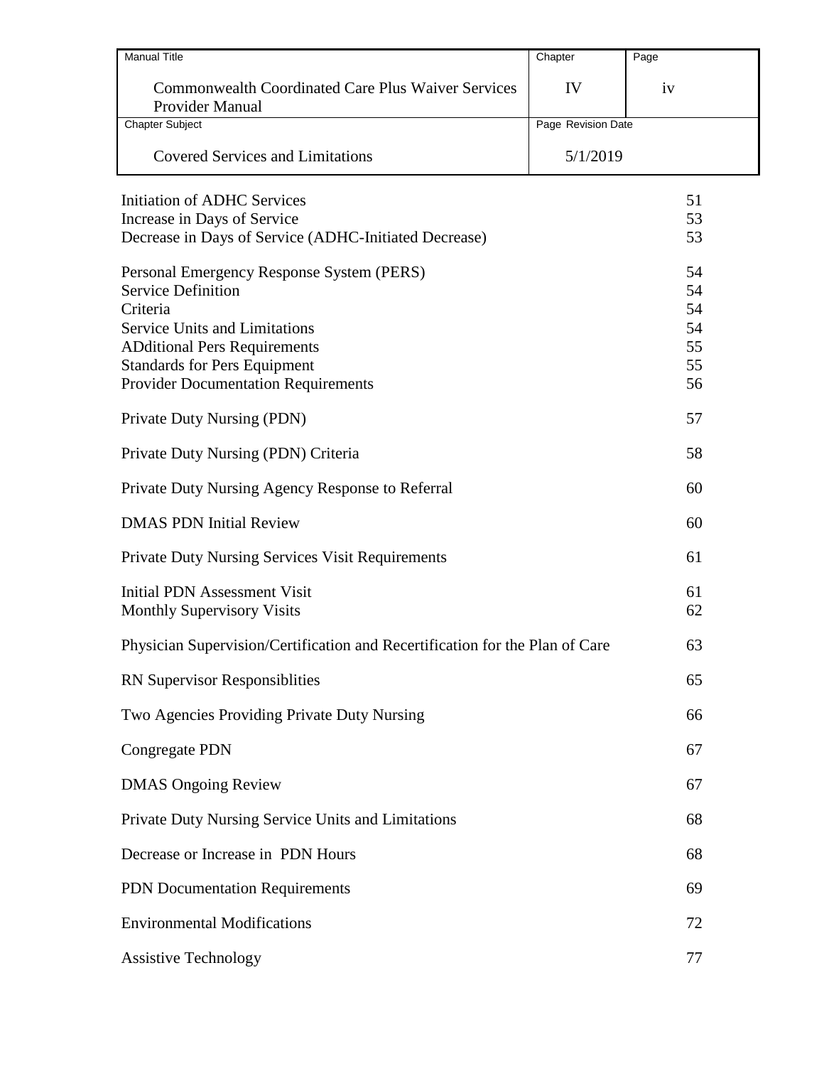| Initiation of ADHC Services | 51 |
|---|---|
| Increase in Days of Service | 53 |
| Decrease in Days of Service (ADHC-Initiated Decrease) | 53 |
| Personal Emergency Response System (PERS) | 54 |
| Service Definition | 54 |
| Criteria | 54 |
| Service Units and Limitations | 54 |
| ADditional Pers Requirements | 55 |
| Standards for Pers Equipment | 55 |
| Provider Documentation Requirements | 56 |
| Private Duty Nursing (PDN) | 57 |
| Private Duty Nursing (PDN) Criteria | 58 |
| Private Duty Nursing Agency Response to Referral | 60 |
| DMAS PDN Initial Review | 60 |
| Private Duty Nursing Services Visit Requirements | 61 |
| Initial PDN Assessment Visit | 61 |
| Monthly Supervisory Visits | 62 |
| Physician Supervision/Certification and Recertification for the Plan of Care | 63 |
| RN Supervisor Responsiblities | 65 |
| Two Agencies Providing Private Duty Nursing | 66 |
| Congregate PDN | 67 |
| DMAS Ongoing Review | 67 |
| Private Duty Nursing Service Units and Limitations | 68 |
| Decrease or Increase in PDN Hours | 68 |
| PDN Documentation Requirements | 69 |
| Environmental Modifications | 72 |
| Assistive Technology | 77 |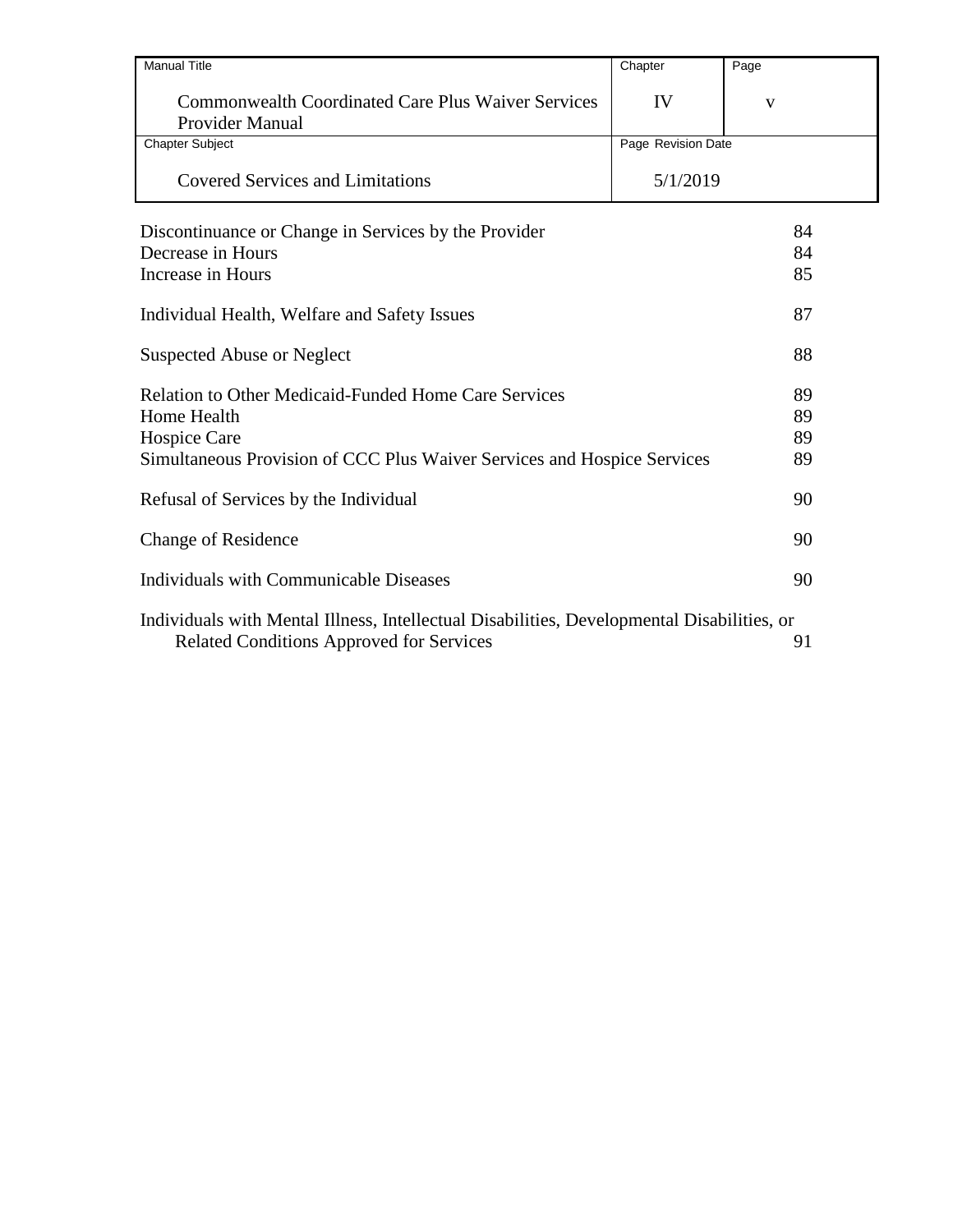| | |
|---|---|
| Discontinuance or Change in Services by the Provider | 84 |
| Decrease in Hours | 84 |
| Increase in Hours | 85 |
| | |
| Individual Health, Welfare and Safety Issues | 87 |
| | |
| Suspected Abuse or Neglect | 88 |
| | |
| Relation to Other Medicaid-Funded Home Care Services | 89 |
| Home Health | 89 |
| Hospice Care | 89 |
| Simultaneous Provision of CCC Plus Waiver Services and Hospice Services | 89 |
| | |
| Refusal of Services by the Individual | 90 |
| | |
| Change of Residence | 90 |
| | |
| Individuals with Communicable Diseases | 90 |
| | |
| Individuals with Mental Illness, Intellectual Disabilities, Developmental Disabilities, or Related Conditions Approved for Services | 91 |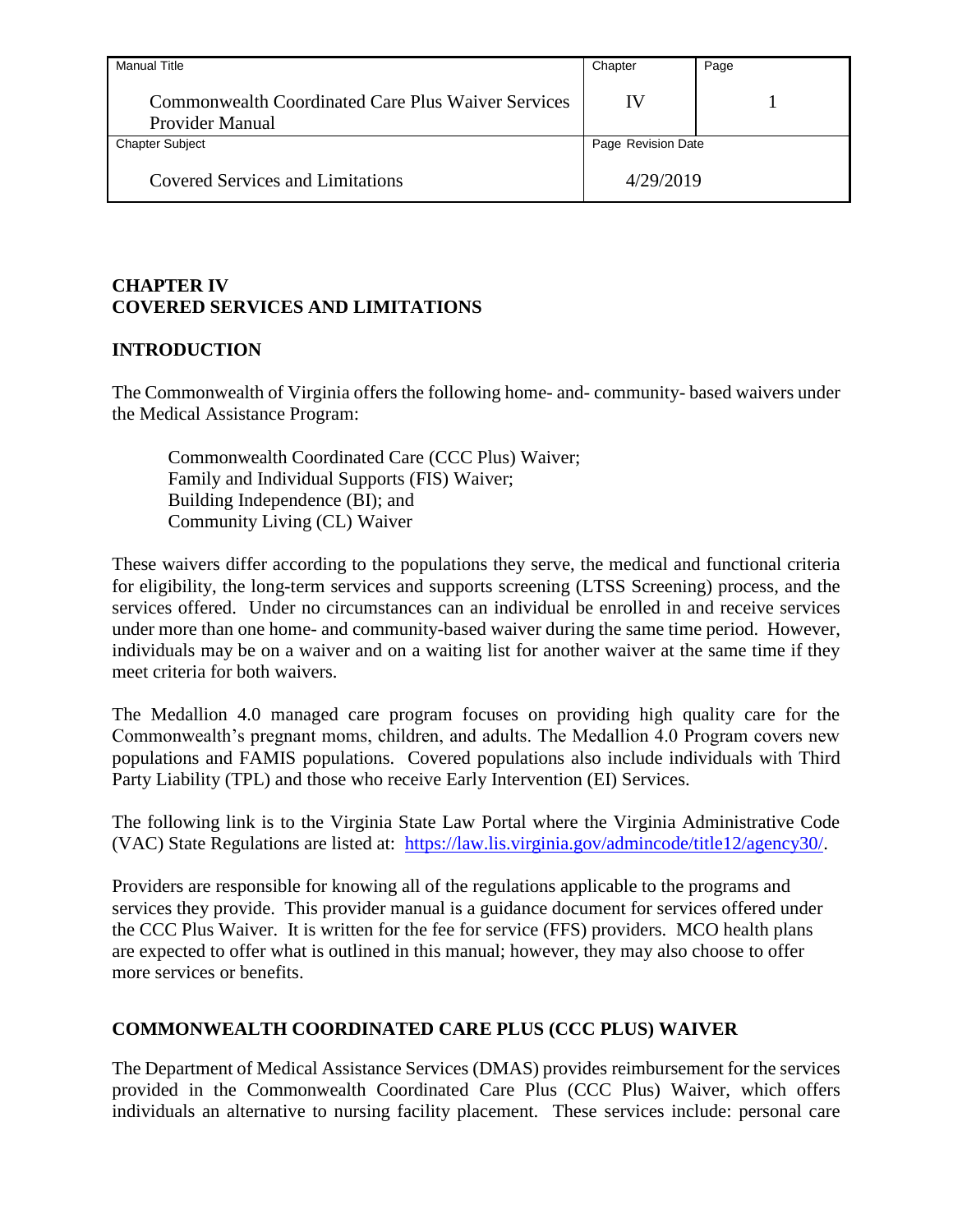# CHAPTER IV
# COVERED SERVICES AND LIMITATIONS

## INTRODUCTION

The Commonwealth of Virginia offers the following home- and- community- based waivers under the Medical Assistance Program:

Commonwealth Coordinated Care (CCC Plus) Waiver;
Family and Individual Supports (FIS) Waiver;
Building Independence (BI); and
Community Living (CL) Waiver

These waivers differ according to the populations they serve, the medical and functional criteria for eligibility, the long-term services and supports screening (LTSS Screening) process, and the services offered. Under no circumstances can an individual be enrolled in and receive services under more than one home- and community-based waiver during the same time period. However, individuals may be on a waiver and on a waiting list for another waiver at the same time if they meet criteria for both waivers.

The Medallion 4.0 managed care program focuses on providing high quality care for the Commonwealth's pregnant moms, children, and adults. The Medallion 4.0 Program covers new populations and FAMIS populations. Covered populations also include individuals with Third Party Liability (TPL) and those who receive Early Intervention (EI) Services.

The following link is to the Virginia State Law Portal where the Virginia Administrative Code (VAC) State Regulations are listed at: [https://law.lis.virginia.gov/admincode/title12/agency30/](https://law.lis.virginia.gov/admincode/title12/agency30/).

Providers are responsible for knowing all of the regulations applicable to the programs and services they provide. This provider manual is a guidance document for services offered under the CCC Plus Waiver. It is written for the fee for service (FFS) providers. MCO health plans are expected to offer what is outlined in this manual; however, they may also choose to offer more services or benefits.

## COMMONWEALTH COORDINATED CARE PLUS (CCC PLUS) WAIVER

The Department of Medical Assistance Services (DMAS) provides reimbursement for the services provided in the Commonwealth Coordinated Care Plus (CCC Plus) Waiver, which offers individuals an alternative to nursing facility placement. These services include: personal care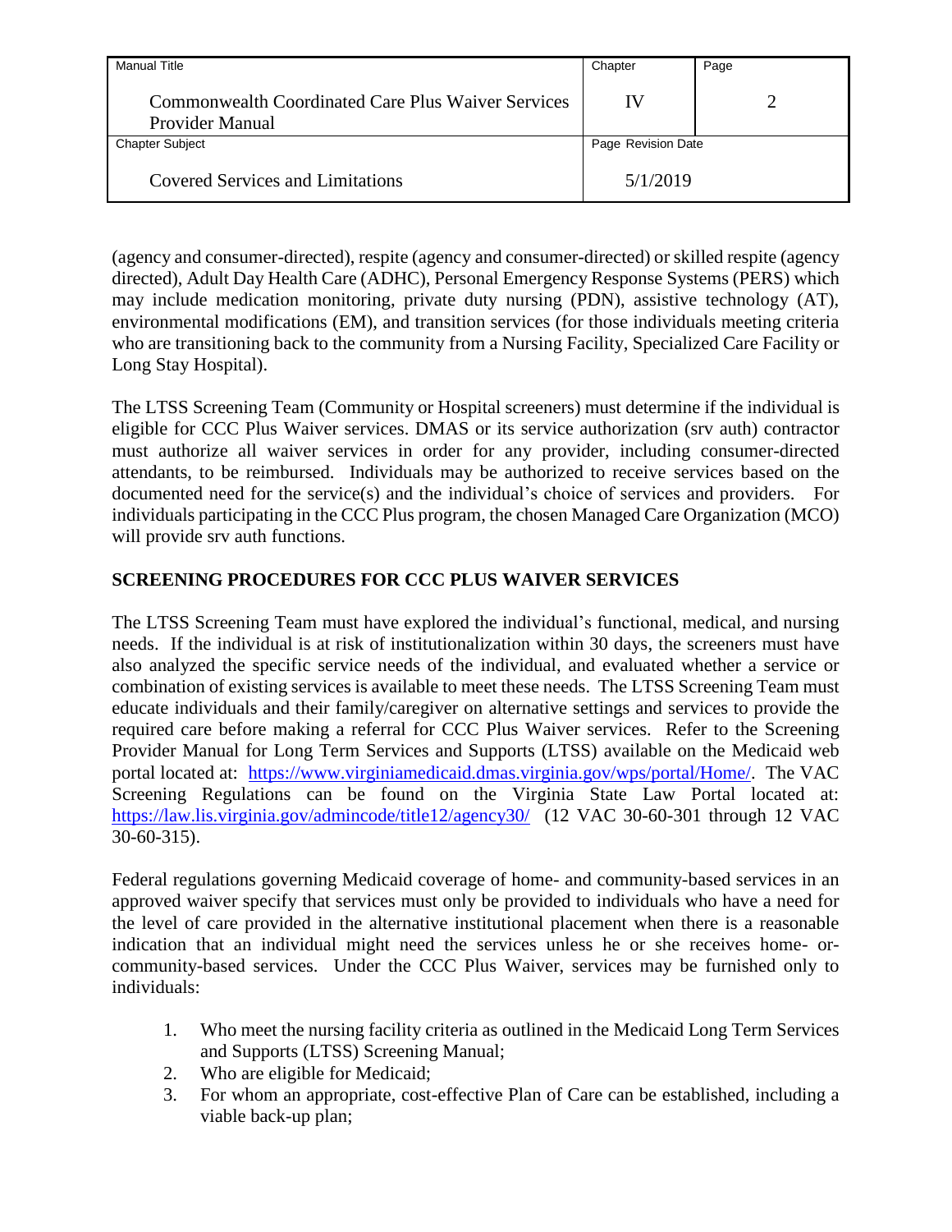(agency and consumer-directed), respite (agency and consumer-directed) or skilled respite (agency directed), Adult Day Health Care (ADHC), Personal Emergency Response Systems (PERS) which may include medication monitoring, private duty nursing (PDN), assistive technology (AT), environmental modifications (EM), and transition services (for those individuals meeting criteria who are transitioning back to the community from a Nursing Facility, Specialized Care Facility or Long Stay Hospital).

The LTSS Screening Team (Community or Hospital screeners) must determine if the individual is eligible for CCC Plus Waiver services. DMAS or its service authorization (srv auth) contractor must authorize all waiver services in order for any provider, including consumer-directed attendants, to be reimbursed. Individuals may be authorized to receive services based on the documented need for the service(s) and the individual's choice of services and providers. For individuals participating in the CCC Plus program, the chosen Managed Care Organization (MCO) will provide srv auth functions.

## SCREENING PROCEDURES FOR CCC PLUS WAIVER SERVICES

The LTSS Screening Team must have explored the individual's functional, medical, and nursing needs. If the individual is at risk of institutionalization within 30 days, the screeners must have also analyzed the specific service needs of the individual, and evaluated whether a service or combination of existing services is available to meet these needs. The LTSS Screening Team must educate individuals and their family/caregiver on alternative settings and services to provide the required care before making a referral for CCC Plus Waiver services. Refer to the Screening Provider Manual for Long Term Services and Supports (LTSS) available on the Medicaid web portal located at: https://www.virginiamedicaid.dmas.virginia.gov/wps/portal/Home/. The VAC Screening Regulations can be found on the Virginia State Law Portal located at: https://law.lis.virginia.gov/admincode/title12/agency30/ (12 VAC 30-60-301 through 12 VAC 30-60-315).

Federal regulations governing Medicaid coverage of home- and community-based services in an approved waiver specify that services must only be provided to individuals who have a need for the level of care provided in the alternative institutional placement when there is a reasonable indication that an individual might need the services unless he or she receives home- or-community-based services. Under the CCC Plus Waiver, services may be furnished only to individuals:

1. Who meet the nursing facility criteria as outlined in the Medicaid Long Term Services and Supports (LTSS) Screening Manual;
2. Who are eligible for Medicaid;
3. For whom an appropriate, cost-effective Plan of Care can be established, including a viable back-up plan;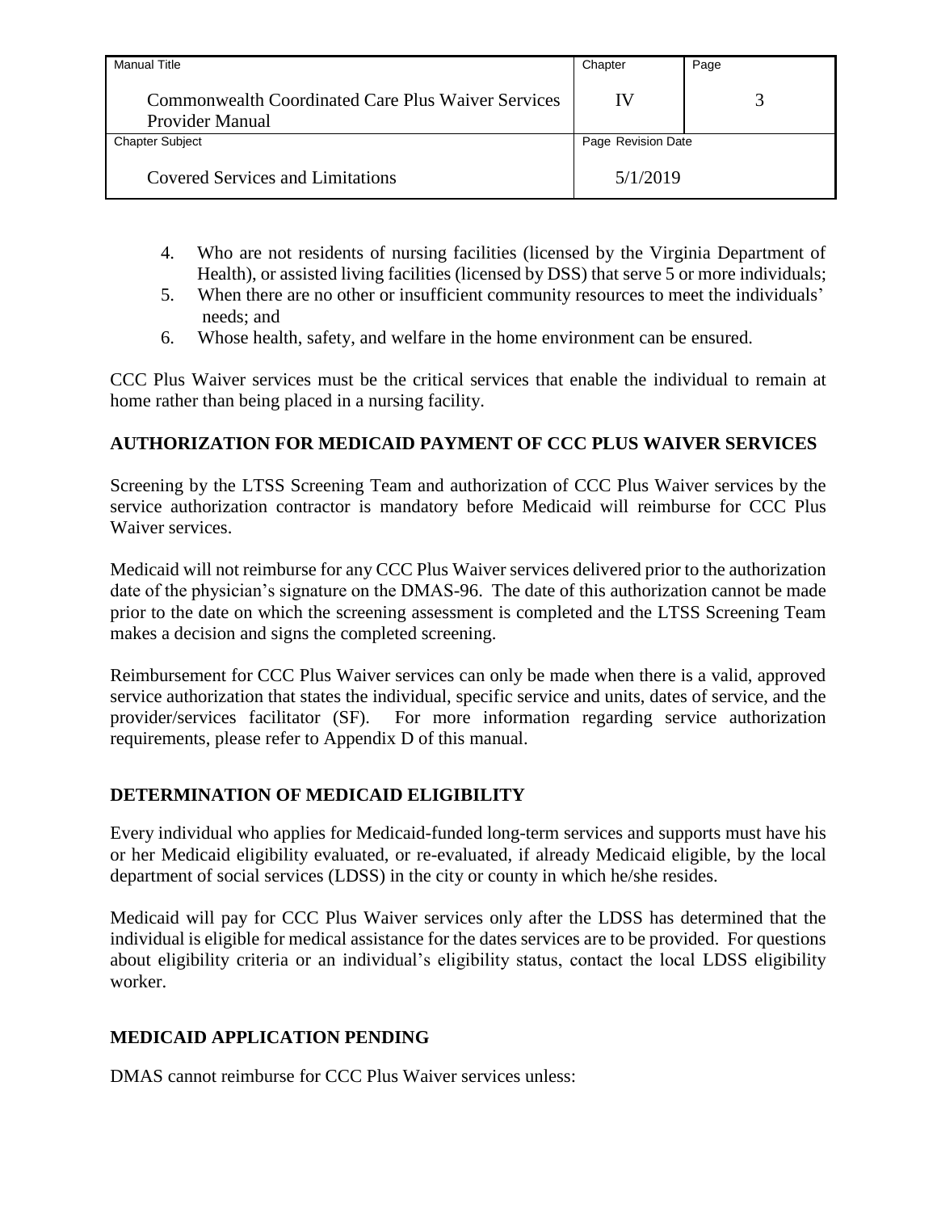4. Who are not residents of nursing facilities (licensed by the Virginia Department of Health), or assisted living facilities (licensed by DSS) that serve 5 or more individuals;
5. When there are no other or insufficient community resources to meet the individuals' needs; and
6. Whose health, safety, and welfare in the home environment can be ensured.

CCC Plus Waiver services must be the critical services that enable the individual to remain at home rather than being placed in a nursing facility.

## AUTHORIZATION FOR MEDICAID PAYMENT OF CCC PLUS WAIVER SERVICES

Screening by the LTSS Screening Team and authorization of CCC Plus Waiver services by the service authorization contractor is mandatory before Medicaid will reimburse for CCC Plus Waiver services.

Medicaid will not reimburse for any CCC Plus Waiver services delivered prior to the authorization date of the physician's signature on the DMAS-96. The date of this authorization cannot be made prior to the date on which the screening assessment is completed and the LTSS Screening Team makes a decision and signs the completed screening.

Reimbursement for CCC Plus Waiver services can only be made when there is a valid, approved service authorization that states the individual, specific service and units, dates of service, and the provider/services facilitator (SF). For more information regarding service authorization requirements, please refer to Appendix D of this manual.

## DETERMINATION OF MEDICAID ELIGIBILITY

Every individual who applies for Medicaid-funded long-term services and supports must have his or her Medicaid eligibility evaluated, or re-evaluated, if already Medicaid eligible, by the local department of social services (LDSS) in the city or county in which he/she resides.

Medicaid will pay for CCC Plus Waiver services only after the LDSS has determined that the individual is eligible for medical assistance for the dates services are to be provided. For questions about eligibility criteria or an individual's eligibility status, contact the local LDSS eligibility worker.

## MEDICAID APPLICATION PENDING

DMAS cannot reimburse for CCC Plus Waiver services unless: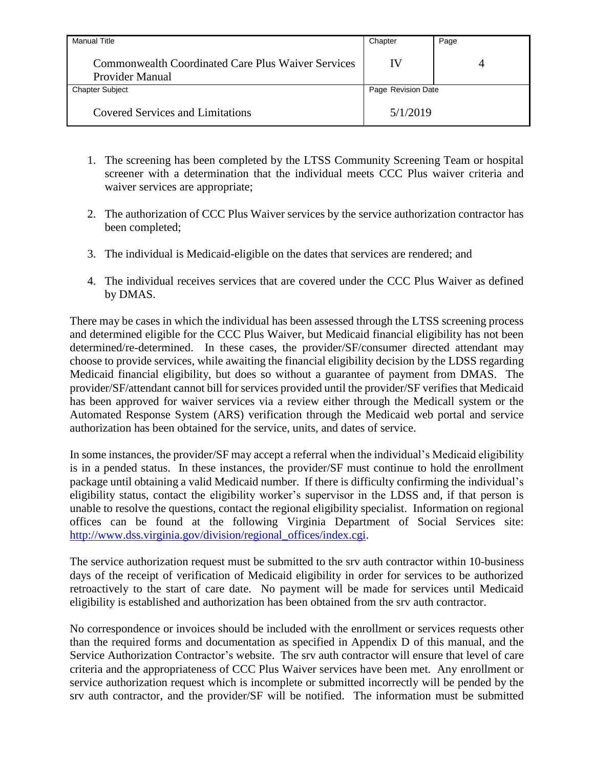1. The screening has been completed by the LTSS Community Screening Team or hospital screener with a determination that the individual meets CCC Plus waiver criteria and waiver services are appropriate;

2. The authorization of CCC Plus Waiver services by the service authorization contractor has been completed;

3. The individual is Medicaid-eligible on the dates that services are rendered; and

4. The individual receives services that are covered under the CCC Plus Waiver as defined by DMAS.

There may be cases in which the individual has been assessed through the LTSS screening process and determined eligible for the CCC Plus Waiver, but Medicaid financial eligibility has not been determined/re-determined. In these cases, the provider/SF/consumer directed attendant may choose to provide services, while awaiting the financial eligibility decision by the LDSS regarding Medicaid financial eligibility, but does so without a guarantee of payment from DMAS. The provider/SF/attendant cannot bill for services provided until the provider/SF verifies that Medicaid has been approved for waiver services via a review either through the Medicall system or the Automated Response System (ARS) verification through the Medicaid web portal and service authorization has been obtained for the service, units, and dates of service.

In some instances, the provider/SF may accept a referral when the individual's Medicaid eligibility is in a pended status. In these instances, the provider/SF must continue to hold the enrollment package until obtaining a valid Medicaid number. If there is difficulty confirming the individual's eligibility status, contact the eligibility worker's supervisor in the LDSS and, if that person is unable to resolve the questions, contact the regional eligibility specialist. Information on regional offices can be found at the following Virginia Department of Social Services site: http://www.dss.virginia.gov/division/regional_offices/index.cgi.

The service authorization request must be submitted to the srv auth contractor within 10-business days of the receipt of verification of Medicaid eligibility in order for services to be authorized retroactively to the start of care date. No payment will be made for services until Medicaid eligibility is established and authorization has been obtained from the srv auth contractor.

No correspondence or invoices should be included with the enrollment or services requests other than the required forms and documentation as specified in Appendix D of this manual, and the Service Authorization Contractor's website. The srv auth contractor will ensure that level of care criteria and the appropriateness of CCC Plus Waiver services have been met. Any enrollment or service authorization request which is incomplete or submitted incorrectly will be pended by the srv auth contractor, and the provider/SF will be notified. The information must be submitted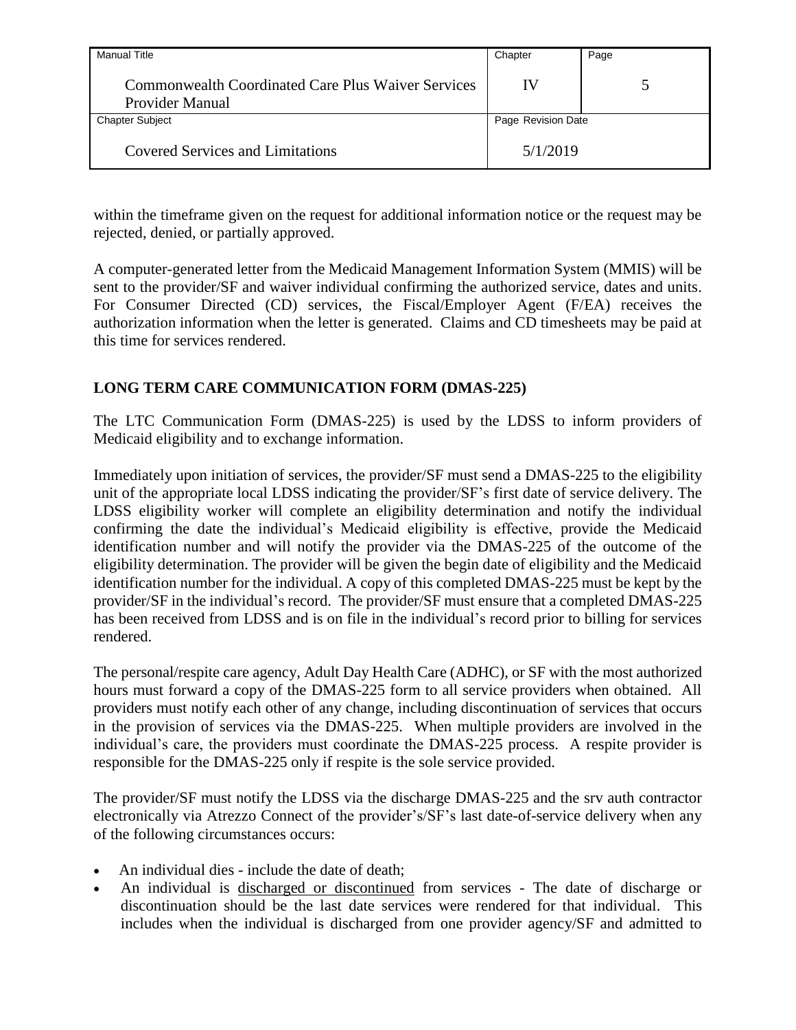within the timeframe given on the request for additional information notice or the request may be rejected, denied, or partially approved.

A computer-generated letter from the Medicaid Management Information System (MMIS) will be sent to the provider/SF and waiver individual confirming the authorized service, dates and units. For Consumer Directed (CD) services, the Fiscal/Employer Agent (F/EA) receives the authorization information when the letter is generated. Claims and CD timesheets may be paid at this time for services rendered.

## LONG TERM CARE COMMUNICATION FORM (DMAS-225)

The LTC Communication Form (DMAS-225) is used by the LDSS to inform providers of Medicaid eligibility and to exchange information.

Immediately upon initiation of services, the provider/SF must send a DMAS-225 to the eligibility unit of the appropriate local LDSS indicating the provider/SF's first date of service delivery. The LDSS eligibility worker will complete an eligibility determination and notify the individual confirming the date the individual's Medicaid eligibility is effective, provide the Medicaid identification number and will notify the provider via the DMAS-225 of the outcome of the eligibility determination. The provider will be given the begin date of eligibility and the Medicaid identification number for the individual. A copy of this completed DMAS-225 must be kept by the provider/SF in the individual's record. The provider/SF must ensure that a completed DMAS-225 has been received from LDSS and is on file in the individual's record prior to billing for services rendered.

The personal/respite care agency, Adult Day Health Care (ADHC), or SF with the most authorized hours must forward a copy of the DMAS-225 form to all service providers when obtained. All providers must notify each other of any change, including discontinuation of services that occurs in the provision of services via the DMAS-225. When multiple providers are involved in the individual's care, the providers must coordinate the DMAS-225 process. A respite provider is responsible for the DMAS-225 only if respite is the sole service provided.

The provider/SF must notify the LDSS via the discharge DMAS-225 and the srv auth contractor electronically via Atrezzo Connect of the provider's/SF's last date-of-service delivery when any of the following circumstances occurs:

- An individual dies - include the date of death;
- An individual is discharged or discontinued from services - The date of discharge or discontinuation should be the last date services were rendered for that individual. This includes when the individual is discharged from one provider agency/SF and admitted to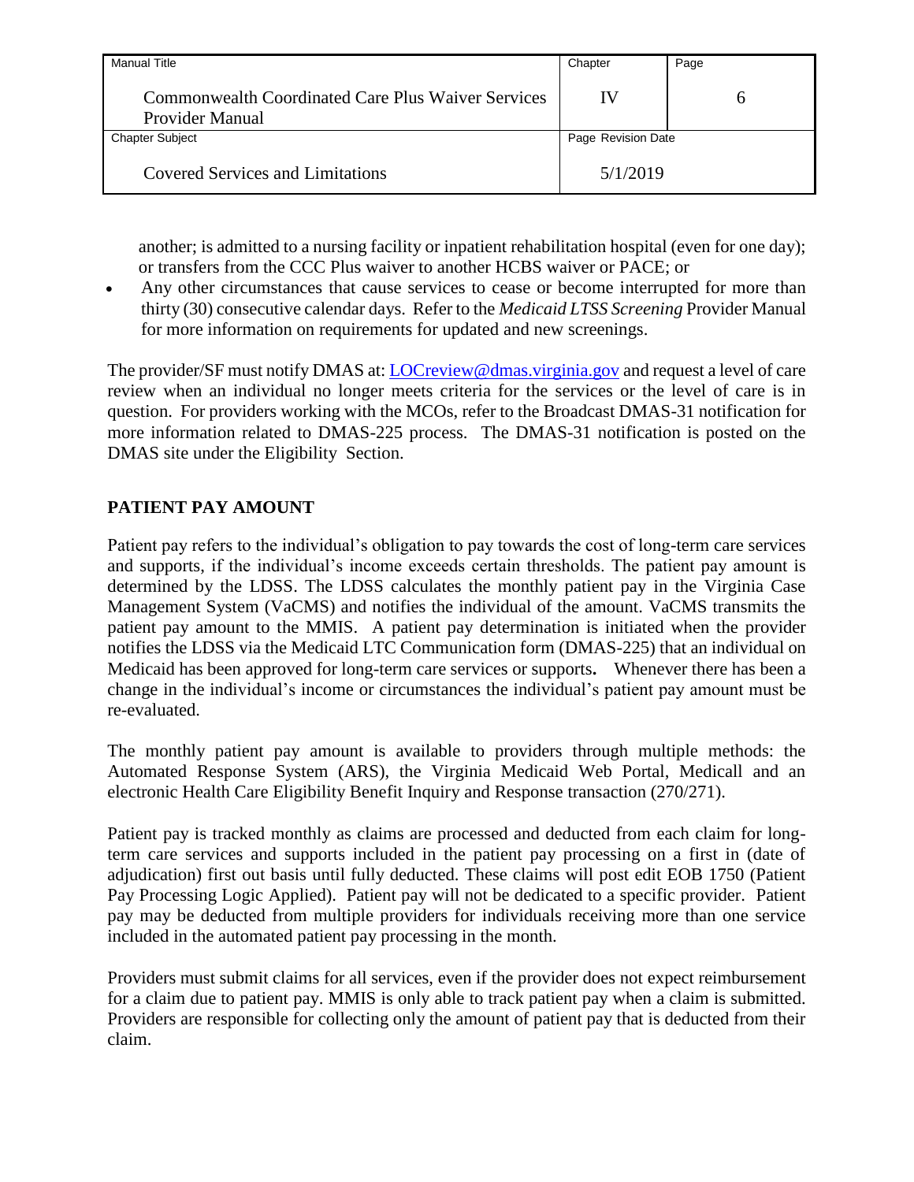another; is admitted to a nursing facility or inpatient rehabilitation hospital (even for one day); or transfers from the CCC Plus waiver to another HCBS waiver or PACE; or

- Any other circumstances that cause services to cease or become interrupted for more than thirty (30) consecutive calendar days. Refer to the *Medicaid LTSS Screening* Provider Manual for more information on requirements for updated and new screenings.

The provider/SF must notify DMAS at: LOCreview@dmas.virginia.gov and request a level of care review when an individual no longer meets criteria for the services or the level of care is in question. For providers working with the MCOs, refer to the Broadcast DMAS-31 notification for more information related to DMAS-225 process. The DMAS-31 notification is posted on the DMAS site under the Eligibility Section.

## PATIENT PAY AMOUNT

Patient pay refers to the individual's obligation to pay towards the cost of long-term care services and supports, if the individual's income exceeds certain thresholds. The patient pay amount is determined by the LDSS. The LDSS calculates the monthly patient pay in the Virginia Case Management System (VaCMS) and notifies the individual of the amount. VaCMS transmits the patient pay amount to the MMIS. A patient pay determination is initiated when the provider notifies the LDSS via the Medicaid LTC Communication form (DMAS-225) that an individual on Medicaid has been approved for long-term care services or supports**.** Whenever there has been a change in the individual's income or circumstances the individual's patient pay amount must be re-evaluated.

The monthly patient pay amount is available to providers through multiple methods: the Automated Response System (ARS), the Virginia Medicaid Web Portal, Medicall and an electronic Health Care Eligibility Benefit Inquiry and Response transaction (270/271).

Patient pay is tracked monthly as claims are processed and deducted from each claim for long-term care services and supports included in the patient pay processing on a first in (date of adjudication) first out basis until fully deducted. These claims will post edit EOB 1750 (Patient Pay Processing Logic Applied). Patient pay will not be dedicated to a specific provider. Patient pay may be deducted from multiple providers for individuals receiving more than one service included in the automated patient pay processing in the month.

Providers must submit claims for all services, even if the provider does not expect reimbursement for a claim due to patient pay. MMIS is only able to track patient pay when a claim is submitted. Providers are responsible for collecting only the amount of patient pay that is deducted from their claim.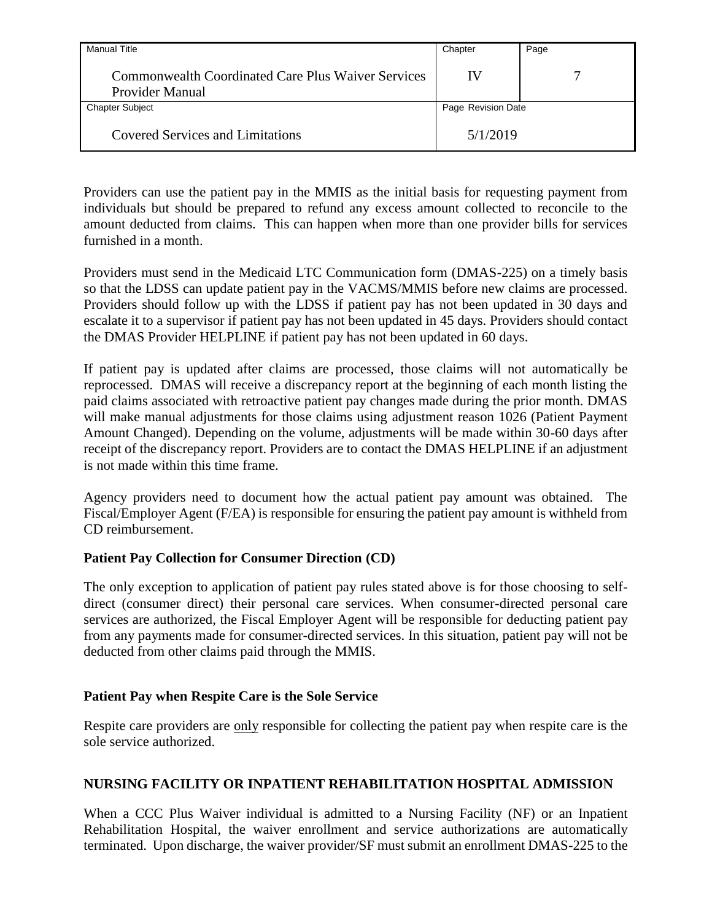Providers can use the patient pay in the MMIS as the initial basis for requesting payment from individuals but should be prepared to refund any excess amount collected to reconcile to the amount deducted from claims. This can happen when more than one provider bills for services furnished in a month.

Providers must send in the Medicaid LTC Communication form (DMAS-225) on a timely basis so that the LDSS can update patient pay in the VACMS/MMIS before new claims are processed. Providers should follow up with the LDSS if patient pay has not been updated in 30 days and escalate it to a supervisor if patient pay has not been updated in 45 days. Providers should contact the DMAS Provider HELPLINE if patient pay has not been updated in 60 days.

If patient pay is updated after claims are processed, those claims will not automatically be reprocessed. DMAS will receive a discrepancy report at the beginning of each month listing the paid claims associated with retroactive patient pay changes made during the prior month. DMAS will make manual adjustments for those claims using adjustment reason 1026 (Patient Payment Amount Changed). Depending on the volume, adjustments will be made within 30-60 days after receipt of the discrepancy report. Providers are to contact the DMAS HELPLINE if an adjustment is not made within this time frame.

Agency providers need to document how the actual patient pay amount was obtained. The Fiscal/Employer Agent (F/EA) is responsible for ensuring the patient pay amount is withheld from CD reimbursement.

### Patient Pay Collection for Consumer Direction (CD)

The only exception to application of patient pay rules stated above is for those choosing to self-direct (consumer direct) their personal care services. When consumer-directed personal care services are authorized, the Fiscal Employer Agent will be responsible for deducting patient pay from any payments made for consumer-directed services. In this situation, patient pay will not be deducted from other claims paid through the MMIS.

### Patient Pay when Respite Care is the Sole Service

Respite care providers are only responsible for collecting the patient pay when respite care is the sole service authorized.

## NURSING FACILITY OR INPATIENT REHABILITATION HOSPITAL ADMISSION

When a CCC Plus Waiver individual is admitted to a Nursing Facility (NF) or an Inpatient Rehabilitation Hospital, the waiver enrollment and service authorizations are automatically terminated. Upon discharge, the waiver provider/SF must submit an enrollment DMAS-225 to the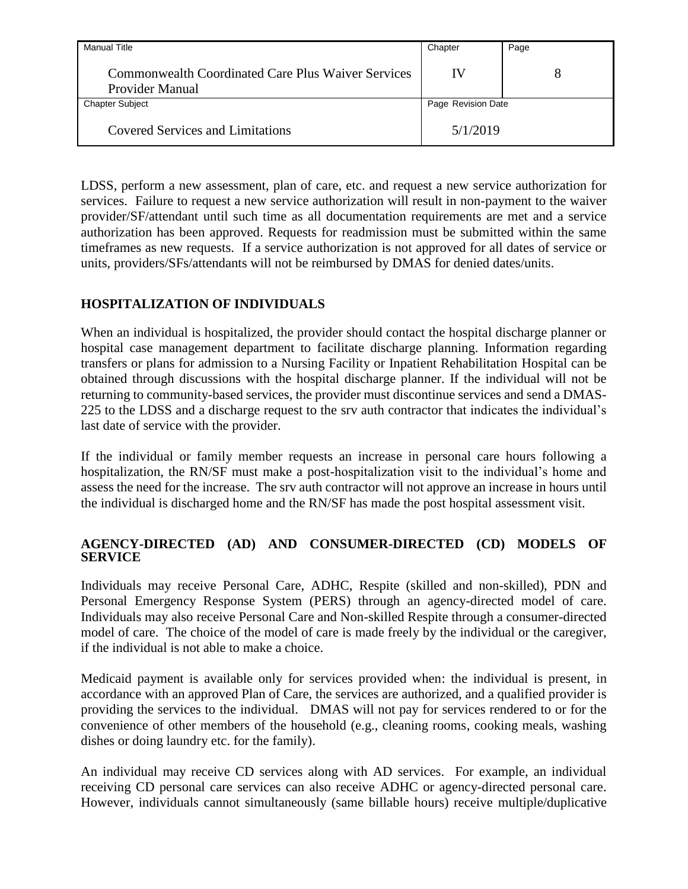LDSS, perform a new assessment, plan of care, etc. and request a new service authorization for services. Failure to request a new service authorization will result in non-payment to the waiver provider/SF/attendant until such time as all documentation requirements are met and a service authorization has been approved. Requests for readmission must be submitted within the same timeframes as new requests. If a service authorization is not approved for all dates of service or units, providers/SFs/attendants will not be reimbursed by DMAS for denied dates/units.

## HOSPITALIZATION OF INDIVIDUALS

When an individual is hospitalized, the provider should contact the hospital discharge planner or hospital case management department to facilitate discharge planning. Information regarding transfers or plans for admission to a Nursing Facility or Inpatient Rehabilitation Hospital can be obtained through discussions with the hospital discharge planner. If the individual will not be returning to community-based services, the provider must discontinue services and send a DMAS-225 to the LDSS and a discharge request to the srv auth contractor that indicates the individual's last date of service with the provider.

If the individual or family member requests an increase in personal care hours following a hospitalization, the RN/SF must make a post-hospitalization visit to the individual's home and assess the need for the increase. The srv auth contractor will not approve an increase in hours until the individual is discharged home and the RN/SF has made the post hospital assessment visit.

## AGENCY-DIRECTED (AD) AND CONSUMER-DIRECTED (CD) MODELS OF SERVICE

Individuals may receive Personal Care, ADHC, Respite (skilled and non-skilled), PDN and Personal Emergency Response System (PERS) through an agency-directed model of care. Individuals may also receive Personal Care and Non-skilled Respite through a consumer-directed model of care. The choice of the model of care is made freely by the individual or the caregiver, if the individual is not able to make a choice.

Medicaid payment is available only for services provided when: the individual is present, in accordance with an approved Plan of Care, the services are authorized, and a qualified provider is providing the services to the individual. DMAS will not pay for services rendered to or for the convenience of other members of the household (e.g., cleaning rooms, cooking meals, washing dishes or doing laundry etc. for the family).

An individual may receive CD services along with AD services. For example, an individual receiving CD personal care services can also receive ADHC or agency-directed personal care. However, individuals cannot simultaneously (same billable hours) receive multiple/duplicative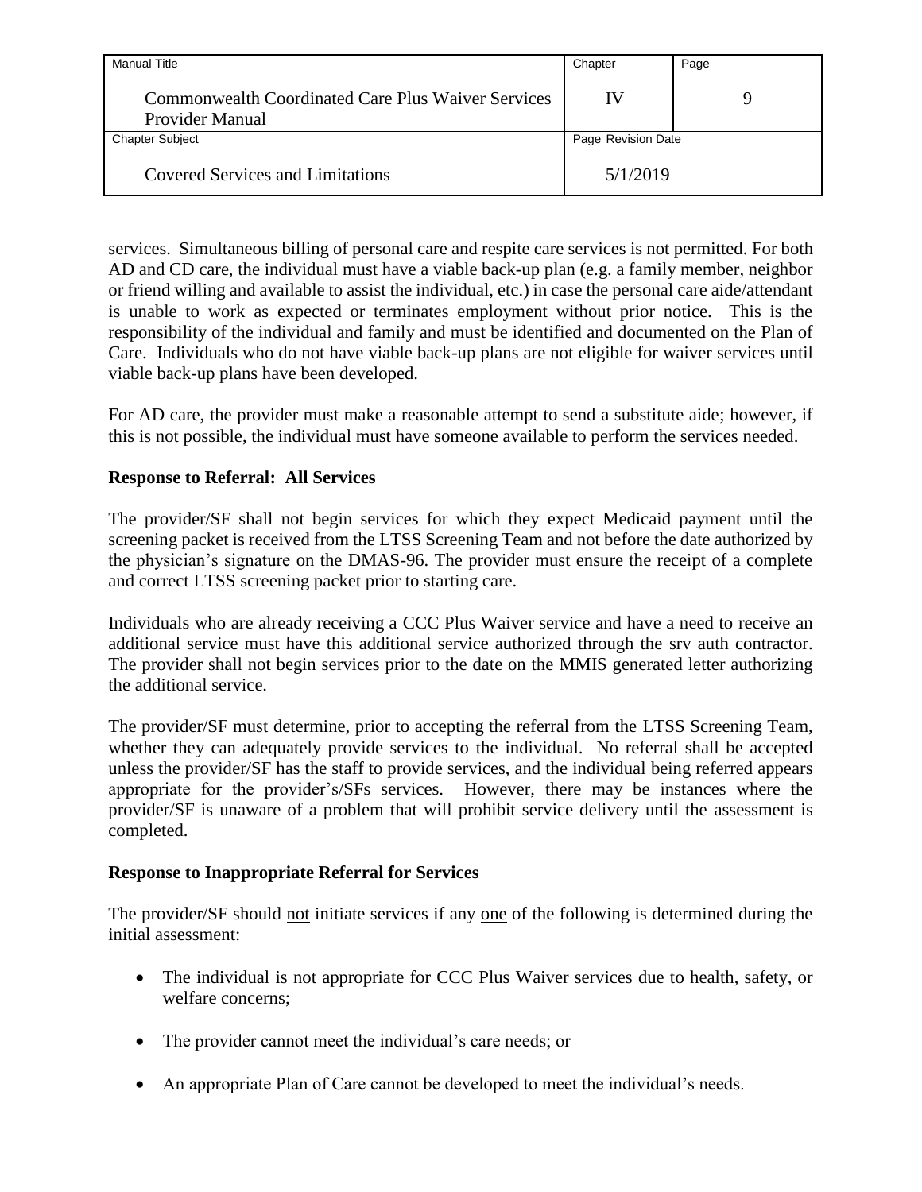services. Simultaneous billing of personal care and respite care services is not permitted. For both AD and CD care, the individual must have a viable back-up plan (e.g. a family member, neighbor or friend willing and available to assist the individual, etc.) in case the personal care aide/attendant is unable to work as expected or terminates employment without prior notice. This is the responsibility of the individual and family and must be identified and documented on the Plan of Care. Individuals who do not have viable back-up plans are not eligible for waiver services until viable back-up plans have been developed.

For AD care, the provider must make a reasonable attempt to send a substitute aide; however, if this is not possible, the individual must have someone available to perform the services needed.

**Response to Referral: All Services**

The provider/SF shall not begin services for which they expect Medicaid payment until the screening packet is received from the LTSS Screening Team and not before the date authorized by the physician's signature on the DMAS-96. The provider must ensure the receipt of a complete and correct LTSS screening packet prior to starting care.

Individuals who are already receiving a CCC Plus Waiver service and have a need to receive an additional service must have this additional service authorized through the srv auth contractor. The provider shall not begin services prior to the date on the MMIS generated letter authorizing the additional service.

The provider/SF must determine, prior to accepting the referral from the LTSS Screening Team, whether they can adequately provide services to the individual. No referral shall be accepted unless the provider/SF has the staff to provide services, and the individual being referred appears appropriate for the provider's/SFs services. However, there may be instances where the provider/SF is unaware of a problem that will prohibit service delivery until the assessment is completed.

**Response to Inappropriate Referral for Services**

The provider/SF should not initiate services if any one of the following is determined during the initial assessment:

- The individual is not appropriate for CCC Plus Waiver services due to health, safety, or welfare concerns;
- The provider cannot meet the individual's care needs; or
- An appropriate Plan of Care cannot be developed to meet the individual's needs.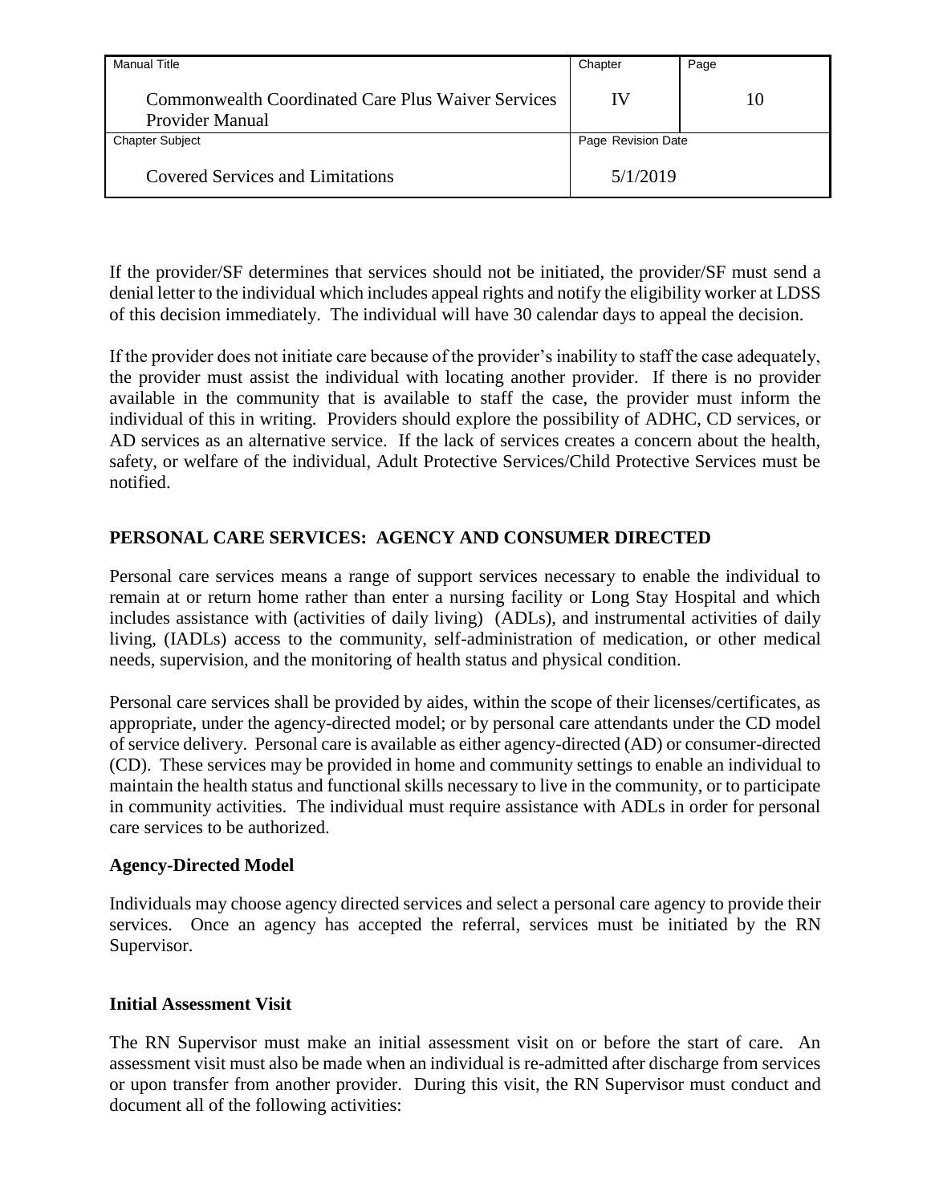If the provider/SF determines that services should not be initiated, the provider/SF must send a denial letter to the individual which includes appeal rights and notify the eligibility worker at LDSS of this decision immediately. The individual will have 30 calendar days to appeal the decision.

If the provider does not initiate care because of the provider's inability to staff the case adequately, the provider must assist the individual with locating another provider. If there is no provider available in the community that is available to staff the case, the provider must inform the individual of this in writing. Providers should explore the possibility of ADHC, CD services, or AD services as an alternative service. If the lack of services creates a concern about the health, safety, or welfare of the individual, Adult Protective Services/Child Protective Services must be notified.

## PERSONAL CARE SERVICES: AGENCY AND CONSUMER DIRECTED

Personal care services means a range of support services necessary to enable the individual to remain at or return home rather than enter a nursing facility or Long Stay Hospital and which includes assistance with (activities of daily living) (ADLs), and instrumental activities of daily living, (IADLs) access to the community, self-administration of medication, or other medical needs, supervision, and the monitoring of health status and physical condition.

Personal care services shall be provided by aides, within the scope of their licenses/certificates, as appropriate, under the agency-directed model; or by personal care attendants under the CD model of service delivery. Personal care is available as either agency-directed (AD) or consumer-directed (CD). These services may be provided in home and community settings to enable an individual to maintain the health status and functional skills necessary to live in the community, or to participate in community activities. The individual must require assistance with ADLs in order for personal care services to be authorized.

### Agency-Directed Model

Individuals may choose agency directed services and select a personal care agency to provide their services. Once an agency has accepted the referral, services must be initiated by the RN Supervisor.

### Initial Assessment Visit

The RN Supervisor must make an initial assessment visit on or before the start of care. An assessment visit must also be made when an individual is re-admitted after discharge from services or upon transfer from another provider. During this visit, the RN Supervisor must conduct and document all of the following activities: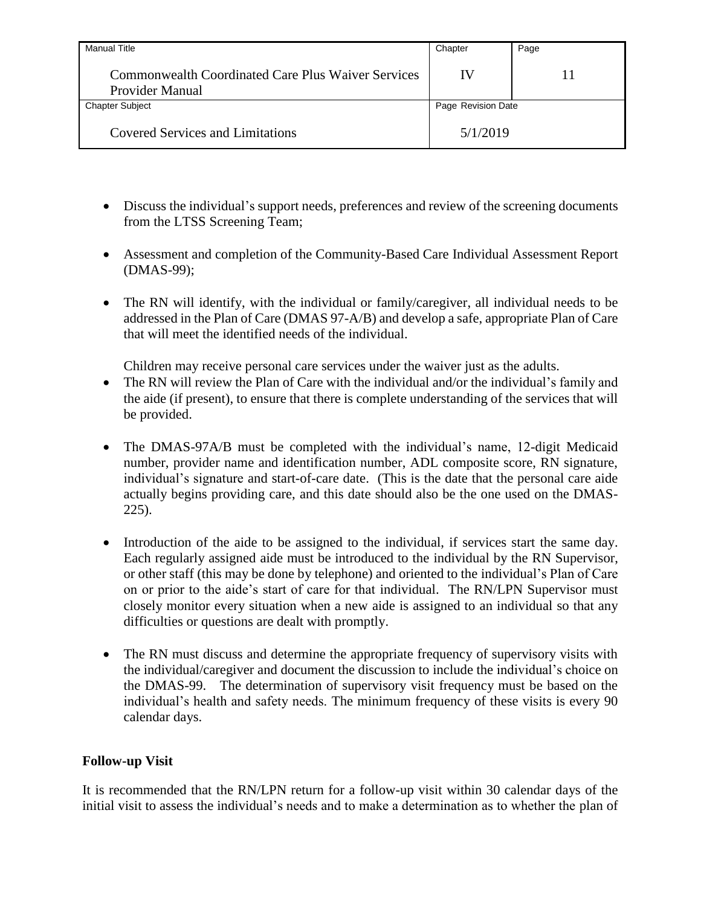- Discuss the individual's support needs, preferences and review of the screening documents from the LTSS Screening Team;

- Assessment and completion of the Community-Based Care Individual Assessment Report (DMAS-99);

- The RN will identify, with the individual or family/caregiver, all individual needs to be addressed in the Plan of Care (DMAS 97-A/B) and develop a safe, appropriate Plan of Care that will meet the identified needs of the individual.

  Children may receive personal care services under the waiver just as the adults.
- The RN will review the Plan of Care with the individual and/or the individual's family and the aide (if present), to ensure that there is complete understanding of the services that will be provided.

- The DMAS-97A/B must be completed with the individual's name, 12-digit Medicaid number, provider name and identification number, ADL composite score, RN signature, individual's signature and start-of-care date. (This is the date that the personal care aide actually begins providing care, and this date should also be the one used on the DMAS-225).

- Introduction of the aide to be assigned to the individual, if services start the same day. Each regularly assigned aide must be introduced to the individual by the RN Supervisor, or other staff (this may be done by telephone) and oriented to the individual's Plan of Care on or prior to the aide's start of care for that individual. The RN/LPN Supervisor must closely monitor every situation when a new aide is assigned to an individual so that any difficulties or questions are dealt with promptly.

- The RN must discuss and determine the appropriate frequency of supervisory visits with the individual/caregiver and document the discussion to include the individual's choice on the DMAS-99. The determination of supervisory visit frequency must be based on the individual's health and safety needs. The minimum frequency of these visits is every 90 calendar days.

**Follow-up Visit**

It is recommended that the RN/LPN return for a follow-up visit within 30 calendar days of the initial visit to assess the individual's needs and to make a determination as to whether the plan of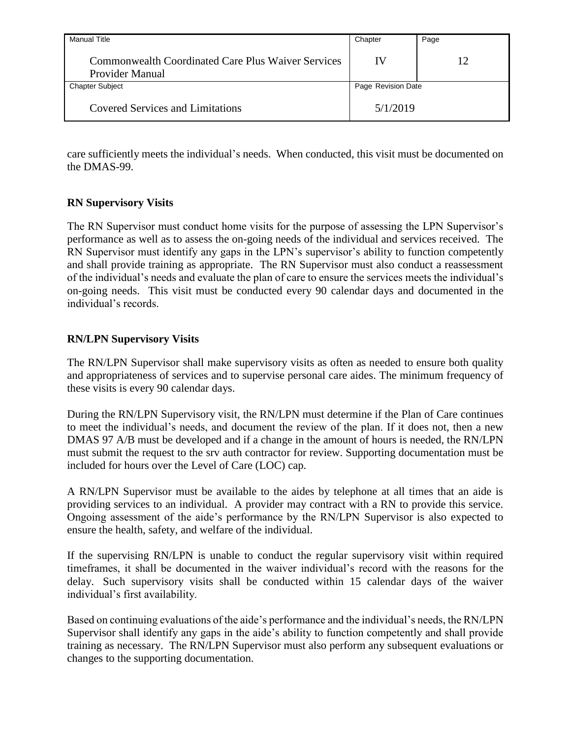care sufficiently meets the individual's needs. When conducted, this visit must be documented on the DMAS-99.

**RN Supervisory Visits**

The RN Supervisor must conduct home visits for the purpose of assessing the LPN Supervisor's performance as well as to assess the on-going needs of the individual and services received. The RN Supervisor must identify any gaps in the LPN's supervisor's ability to function competently and shall provide training as appropriate. The RN Supervisor must also conduct a reassessment of the individual's needs and evaluate the plan of care to ensure the services meets the individual's on-going needs. This visit must be conducted every 90 calendar days and documented in the individual's records.

**RN/LPN Supervisory Visits**

The RN/LPN Supervisor shall make supervisory visits as often as needed to ensure both quality and appropriateness of services and to supervise personal care aides. The minimum frequency of these visits is every 90 calendar days.

During the RN/LPN Supervisory visit, the RN/LPN must determine if the Plan of Care continues to meet the individual's needs, and document the review of the plan. If it does not, then a new DMAS 97 A/B must be developed and if a change in the amount of hours is needed, the RN/LPN must submit the request to the srv auth contractor for review. Supporting documentation must be included for hours over the Level of Care (LOC) cap.

A RN/LPN Supervisor must be available to the aides by telephone at all times that an aide is providing services to an individual. A provider may contract with a RN to provide this service. Ongoing assessment of the aide's performance by the RN/LPN Supervisor is also expected to ensure the health, safety, and welfare of the individual.

If the supervising RN/LPN is unable to conduct the regular supervisory visit within required timeframes, it shall be documented in the waiver individual's record with the reasons for the delay. Such supervisory visits shall be conducted within 15 calendar days of the waiver individual's first availability.

Based on continuing evaluations of the aide's performance and the individual's needs, the RN/LPN Supervisor shall identify any gaps in the aide's ability to function competently and shall provide training as necessary. The RN/LPN Supervisor must also perform any subsequent evaluations or changes to the supporting documentation.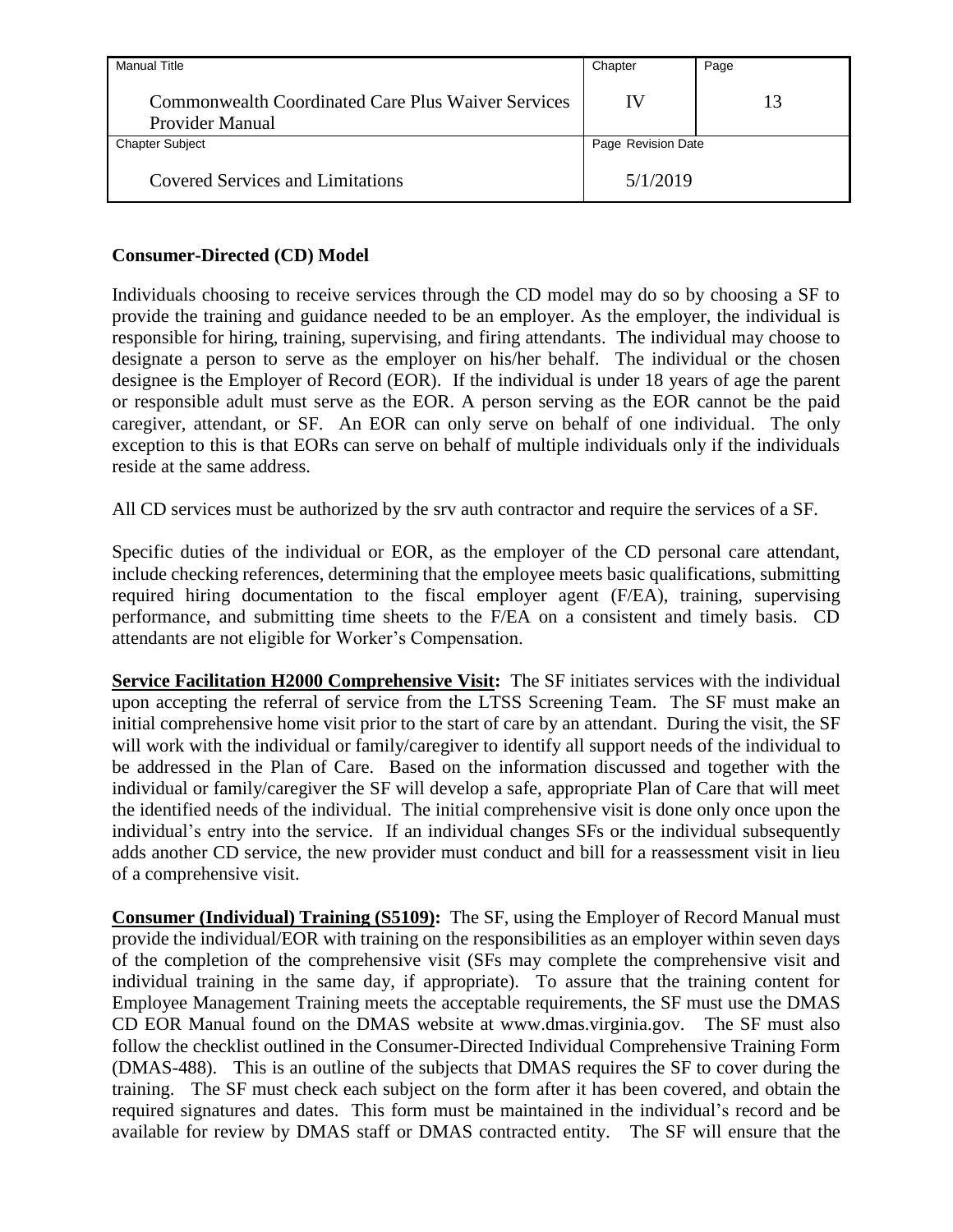## Consumer-Directed (CD) Model

Individuals choosing to receive services through the CD model may do so by choosing a SF to provide the training and guidance needed to be an employer. As the employer, the individual is responsible for hiring, training, supervising, and firing attendants. The individual may choose to designate a person to serve as the employer on his/her behalf. The individual or the chosen designee is the Employer of Record (EOR). If the individual is under 18 years of age the parent or responsible adult must serve as the EOR. A person serving as the EOR cannot be the paid caregiver, attendant, or SF. An EOR can only serve on behalf of one individual. The only exception to this is that EORs can serve on behalf of multiple individuals only if the individuals reside at the same address.

All CD services must be authorized by the srv auth contractor and require the services of a SF.

Specific duties of the individual or EOR, as the employer of the CD personal care attendant, include checking references, determining that the employee meets basic qualifications, submitting required hiring documentation to the fiscal employer agent (F/EA), training, supervising performance, and submitting time sheets to the F/EA on a consistent and timely basis. CD attendants are not eligible for Worker's Compensation.

**Service Facilitation H2000 Comprehensive Visit:** The SF initiates services with the individual upon accepting the referral of service from the LTSS Screening Team. The SF must make an initial comprehensive home visit prior to the start of care by an attendant. During the visit, the SF will work with the individual or family/caregiver to identify all support needs of the individual to be addressed in the Plan of Care. Based on the information discussed and together with the individual or family/caregiver the SF will develop a safe, appropriate Plan of Care that will meet the identified needs of the individual. The initial comprehensive visit is done only once upon the individual's entry into the service. If an individual changes SFs or the individual subsequently adds another CD service, the new provider must conduct and bill for a reassessment visit in lieu of a comprehensive visit.

**Consumer (Individual) Training (S5109):** The SF, using the Employer of Record Manual must provide the individual/EOR with training on the responsibilities as an employer within seven days of the completion of the comprehensive visit (SFs may complete the comprehensive visit and individual training in the same day, if appropriate). To assure that the training content for Employee Management Training meets the acceptable requirements, the SF must use the DMAS CD EOR Manual found on the DMAS website at www.dmas.virginia.gov. The SF must also follow the checklist outlined in the Consumer-Directed Individual Comprehensive Training Form (DMAS-488). This is an outline of the subjects that DMAS requires the SF to cover during the training. The SF must check each subject on the form after it has been covered, and obtain the required signatures and dates. This form must be maintained in the individual's record and be available for review by DMAS staff or DMAS contracted entity. The SF will ensure that the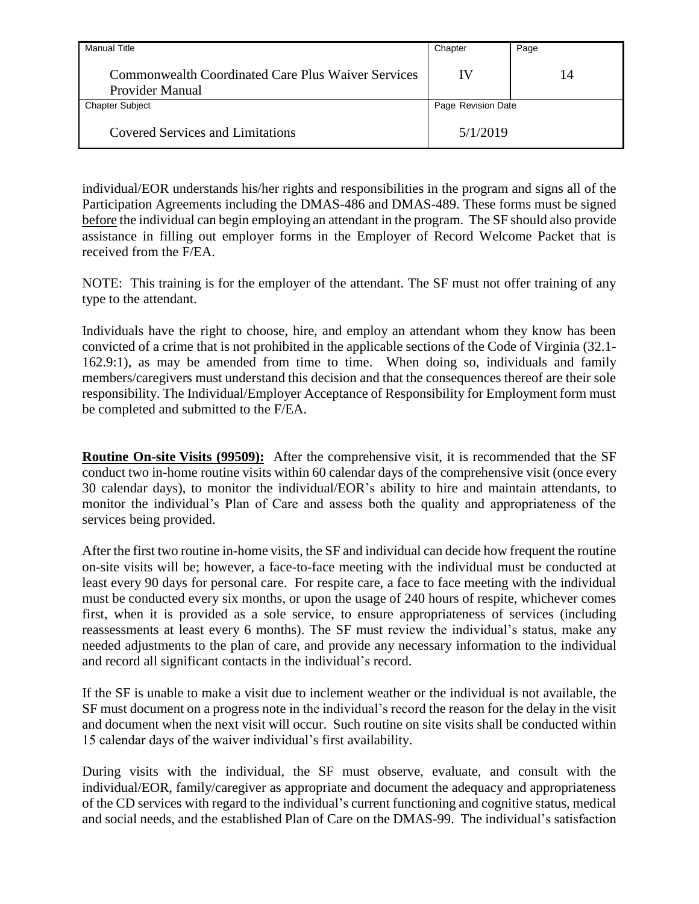individual/EOR understands his/her rights and responsibilities in the program and signs all of the Participation Agreements including the DMAS-486 and DMAS-489. These forms must be signed before the individual can begin employing an attendant in the program. The SF should also provide assistance in filling out employer forms in the Employer of Record Welcome Packet that is received from the F/EA.

NOTE: This training is for the employer of the attendant. The SF must not offer training of any type to the attendant.

Individuals have the right to choose, hire, and employ an attendant whom they know has been convicted of a crime that is not prohibited in the applicable sections of the Code of Virginia (32.1-162.9:1), as may be amended from time to time. When doing so, individuals and family members/caregivers must understand this decision and that the consequences thereof are their sole responsibility. The Individual/Employer Acceptance of Responsibility for Employment form must be completed and submitted to the F/EA.

**Routine On-site Visits (99509):** After the comprehensive visit, it is recommended that the SF conduct two in-home routine visits within 60 calendar days of the comprehensive visit (once every 30 calendar days), to monitor the individual/EOR's ability to hire and maintain attendants, to monitor the individual's Plan of Care and assess both the quality and appropriateness of the services being provided.

After the first two routine in-home visits, the SF and individual can decide how frequent the routine on-site visits will be; however, a face-to-face meeting with the individual must be conducted at least every 90 days for personal care. For respite care, a face to face meeting with the individual must be conducted every six months, or upon the usage of 240 hours of respite, whichever comes first, when it is provided as a sole service, to ensure appropriateness of services (including reassessments at least every 6 months). The SF must review the individual's status, make any needed adjustments to the plan of care, and provide any necessary information to the individual and record all significant contacts in the individual's record.

If the SF is unable to make a visit due to inclement weather or the individual is not available, the SF must document on a progress note in the individual's record the reason for the delay in the visit and document when the next visit will occur. Such routine on site visits shall be conducted within 15 calendar days of the waiver individual's first availability.

During visits with the individual, the SF must observe, evaluate, and consult with the individual/EOR, family/caregiver as appropriate and document the adequacy and appropriateness of the CD services with regard to the individual's current functioning and cognitive status, medical and social needs, and the established Plan of Care on the DMAS-99. The individual's satisfaction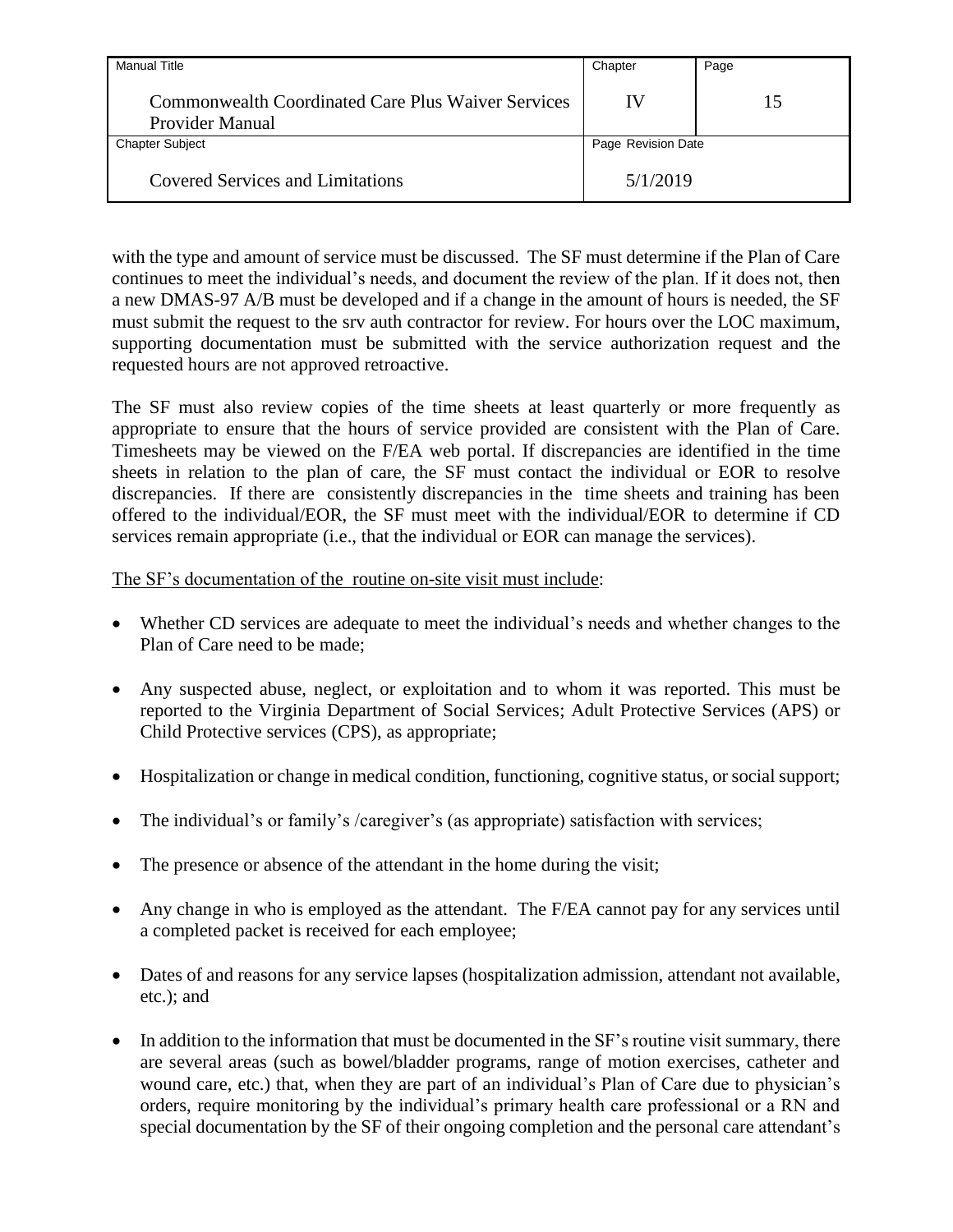with the type and amount of service must be discussed. The SF must determine if the Plan of Care continues to meet the individual's needs, and document the review of the plan. If it does not, then a new DMAS-97 A/B must be developed and if a change in the amount of hours is needed, the SF must submit the request to the srv auth contractor for review. For hours over the LOC maximum, supporting documentation must be submitted with the service authorization request and the requested hours are not approved retroactive.

The SF must also review copies of the time sheets at least quarterly or more frequently as appropriate to ensure that the hours of service provided are consistent with the Plan of Care. Timesheets may be viewed on the F/EA web portal. If discrepancies are identified in the time sheets in relation to the plan of care, the SF must contact the individual or EOR to resolve discrepancies. If there are consistently discrepancies in the time sheets and training has been offered to the individual/EOR, the SF must meet with the individual/EOR to determine if CD services remain appropriate (i.e., that the individual or EOR can manage the services).

<u>The SF's documentation of the routine on-site visit must include</u>:

- Whether CD services are adequate to meet the individual's needs and whether changes to the Plan of Care need to be made;
- Any suspected abuse, neglect, or exploitation and to whom it was reported. This must be reported to the Virginia Department of Social Services; Adult Protective Services (APS) or Child Protective services (CPS), as appropriate;
- Hospitalization or change in medical condition, functioning, cognitive status, or social support;
- The individual's or family's /caregiver's (as appropriate) satisfaction with services;
- The presence or absence of the attendant in the home during the visit;
- Any change in who is employed as the attendant. The F/EA cannot pay for any services until a completed packet is received for each employee;
- Dates of and reasons for any service lapses (hospitalization admission, attendant not available, etc.); and
- In addition to the information that must be documented in the SF's routine visit summary, there are several areas (such as bowel/bladder programs, range of motion exercises, catheter and wound care, etc.) that, when they are part of an individual's Plan of Care due to physician's orders, require monitoring by the individual's primary health care professional or a RN and special documentation by the SF of their ongoing completion and the personal care attendant's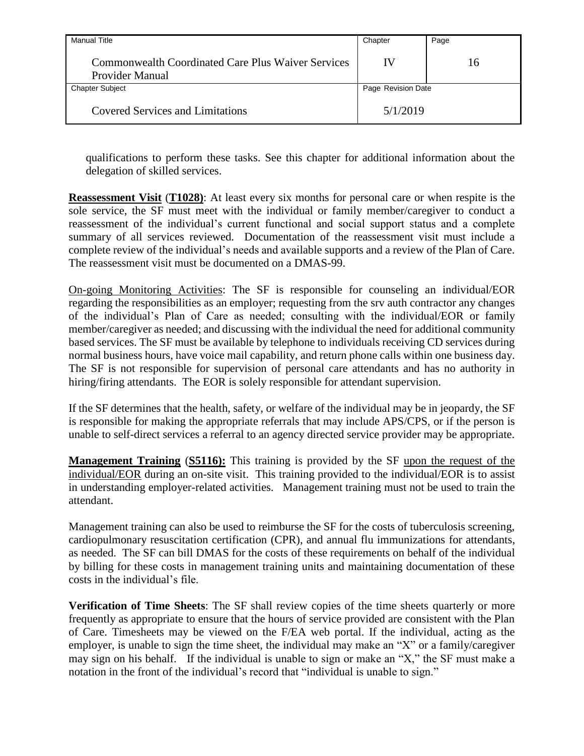qualifications to perform these tasks. See this chapter for additional information about the delegation of skilled services.

**Reassessment Visit** (**T1028)**: At least every six months for personal care or when respite is the sole service, the SF must meet with the individual or family member/caregiver to conduct a reassessment of the individual's current functional and social support status and a complete summary of all services reviewed. Documentation of the reassessment visit must include a complete review of the individual's needs and available supports and a review of the Plan of Care. The reassessment visit must be documented on a DMAS-99.

On-going Monitoring Activities: The SF is responsible for counseling an individual/EOR regarding the responsibilities as an employer; requesting from the srv auth contractor any changes of the individual's Plan of Care as needed; consulting with the individual/EOR or family member/caregiver as needed; and discussing with the individual the need for additional community based services. The SF must be available by telephone to individuals receiving CD services during normal business hours, have voice mail capability, and return phone calls within one business day. The SF is not responsible for supervision of personal care attendants and has no authority in hiring/firing attendants. The EOR is solely responsible for attendant supervision.

If the SF determines that the health, safety, or welfare of the individual may be in jeopardy, the SF is responsible for making the appropriate referrals that may include APS/CPS, or if the person is unable to self-direct services a referral to an agency directed service provider may be appropriate.

**Management Training** (**S5116):** This training is provided by the SF upon the request of the individual/EOR during an on-site visit. This training provided to the individual/EOR is to assist in understanding employer-related activities. Management training must not be used to train the attendant.

Management training can also be used to reimburse the SF for the costs of tuberculosis screening, cardiopulmonary resuscitation certification (CPR), and annual flu immunizations for attendants, as needed. The SF can bill DMAS for the costs of these requirements on behalf of the individual by billing for these costs in management training units and maintaining documentation of these costs in the individual's file.

**Verification of Time Sheets**: The SF shall review copies of the time sheets quarterly or more frequently as appropriate to ensure that the hours of service provided are consistent with the Plan of Care. Timesheets may be viewed on the F/EA web portal. If the individual, acting as the employer, is unable to sign the time sheet, the individual may make an "X" or a family/caregiver may sign on his behalf. If the individual is unable to sign or make an "X," the SF must make a notation in the front of the individual's record that "individual is unable to sign."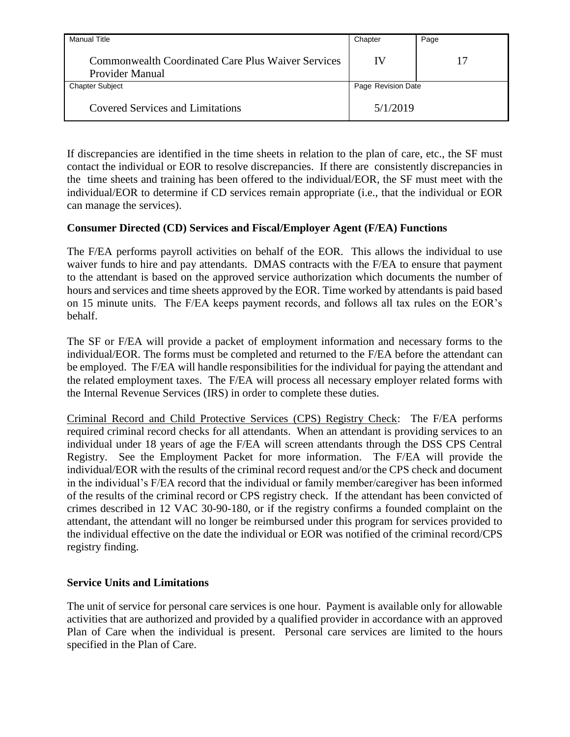If discrepancies are identified in the time sheets in relation to the plan of care, etc., the SF must contact the individual or EOR to resolve discrepancies. If there are consistently discrepancies in the time sheets and training has been offered to the individual/EOR, the SF must meet with the individual/EOR to determine if CD services remain appropriate (i.e., that the individual or EOR can manage the services).

**Consumer Directed (CD) Services and Fiscal/Employer Agent (F/EA) Functions**

The F/EA performs payroll activities on behalf of the EOR. This allows the individual to use waiver funds to hire and pay attendants. DMAS contracts with the F/EA to ensure that payment to the attendant is based on the approved service authorization which documents the number of hours and services and time sheets approved by the EOR. Time worked by attendants is paid based on 15 minute units. The F/EA keeps payment records, and follows all tax rules on the EOR's behalf.

The SF or F/EA will provide a packet of employment information and necessary forms to the individual/EOR. The forms must be completed and returned to the F/EA before the attendant can be employed. The F/EA will handle responsibilities for the individual for paying the attendant and the related employment taxes. The F/EA will process all necessary employer related forms with the Internal Revenue Services (IRS) in order to complete these duties.

Criminal Record and Child Protective Services (CPS) Registry Check: The F/EA performs required criminal record checks for all attendants. When an attendant is providing services to an individual under 18 years of age the F/EA will screen attendants through the DSS CPS Central Registry. See the Employment Packet for more information. The F/EA will provide the individual/EOR with the results of the criminal record request and/or the CPS check and document in the individual's F/EA record that the individual or family member/caregiver has been informed of the results of the criminal record or CPS registry check. If the attendant has been convicted of crimes described in 12 VAC 30-90-180, or if the registry confirms a founded complaint on the attendant, the attendant will no longer be reimbursed under this program for services provided to the individual effective on the date the individual or EOR was notified of the criminal record/CPS registry finding.

**Service Units and Limitations**

The unit of service for personal care services is one hour. Payment is available only for allowable activities that are authorized and provided by a qualified provider in accordance with an approved Plan of Care when the individual is present. Personal care services are limited to the hours specified in the Plan of Care.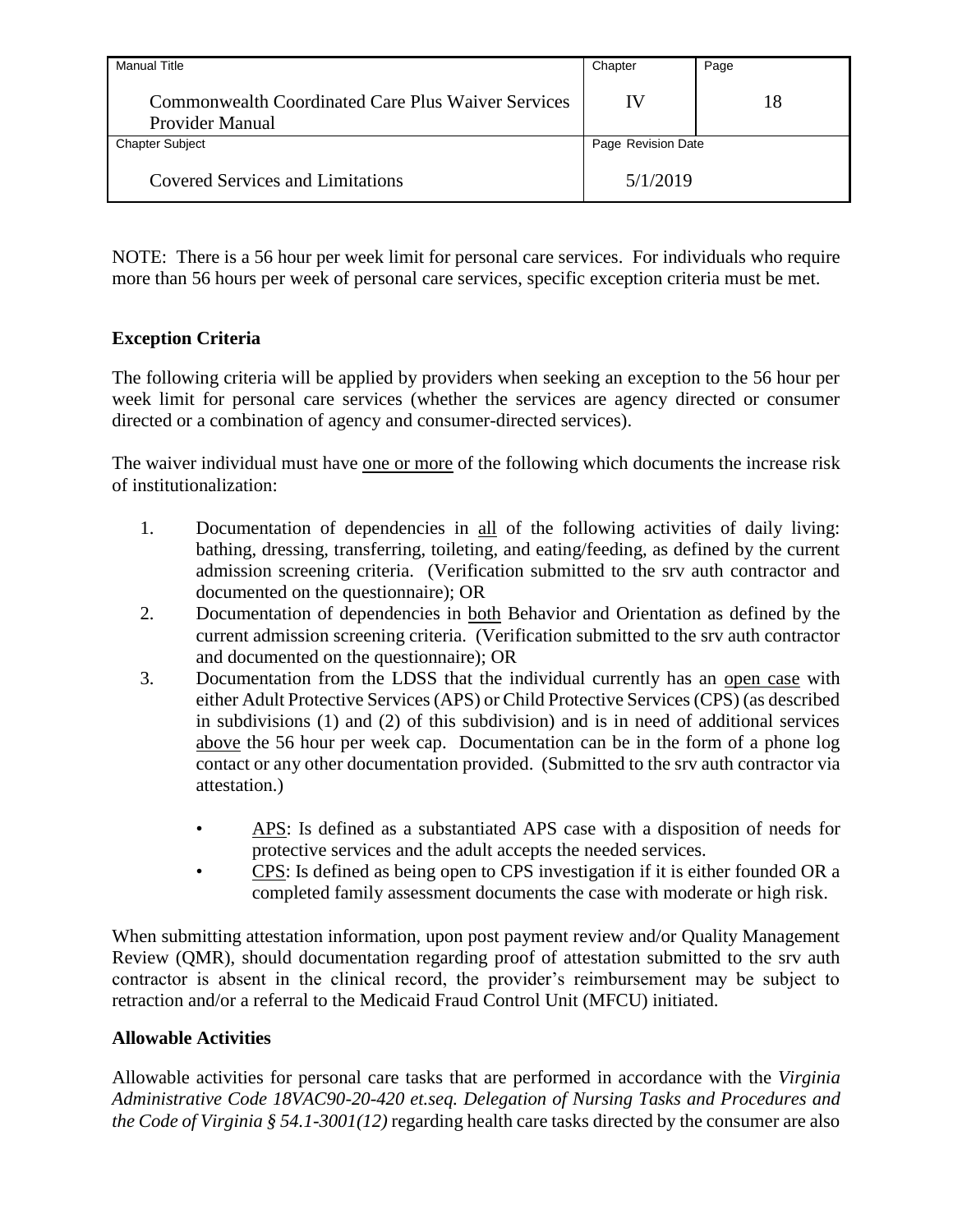NOTE: There is a 56 hour per week limit for personal care services. For individuals who require more than 56 hours per week of personal care services, specific exception criteria must be met.

**Exception Criteria**

The following criteria will be applied by providers when seeking an exception to the 56 hour per week limit for personal care services (whether the services are agency directed or consumer directed or a combination of agency and consumer-directed services).

The waiver individual must have <u>one or more</u> of the following which documents the increase risk of institutionalization:

1. Documentation of dependencies in <u>all</u> of the following activities of daily living: bathing, dressing, transferring, toileting, and eating/feeding, as defined by the current admission screening criteria. (Verification submitted to the srv auth contractor and documented on the questionnaire); OR
2. Documentation of dependencies in <u>both</u> Behavior and Orientation as defined by the current admission screening criteria. (Verification submitted to the srv auth contractor and documented on the questionnaire); OR
3. Documentation from the LDSS that the individual currently has an <u>open case</u> with either Adult Protective Services (APS) or Child Protective Services (CPS) (as described in subdivisions (1) and (2) of this subdivision) and is in need of additional services <u>above</u> the 56 hour per week cap. Documentation can be in the form of a phone log contact or any other documentation provided. (Submitted to the srv auth contractor via attestation.)

    - <u>APS</u>: Is defined as a substantiated APS case with a disposition of needs for protective services and the adult accepts the needed services.
    - <u>CPS</u>: Is defined as being open to CPS investigation if it is either founded OR a completed family assessment documents the case with moderate or high risk.

When submitting attestation information, upon post payment review and/or Quality Management Review (QMR), should documentation regarding proof of attestation submitted to the srv auth contractor is absent in the clinical record, the provider's reimbursement may be subject to retraction and/or a referral to the Medicaid Fraud Control Unit (MFCU) initiated.

**Allowable Activities**

Allowable activities for personal care tasks that are performed in accordance with the *Virginia Administrative Code 18VAC90-20-420 et.seq. Delegation of Nursing Tasks and Procedures and the Code of Virginia § 54.1-3001(12)* regarding health care tasks directed by the consumer are also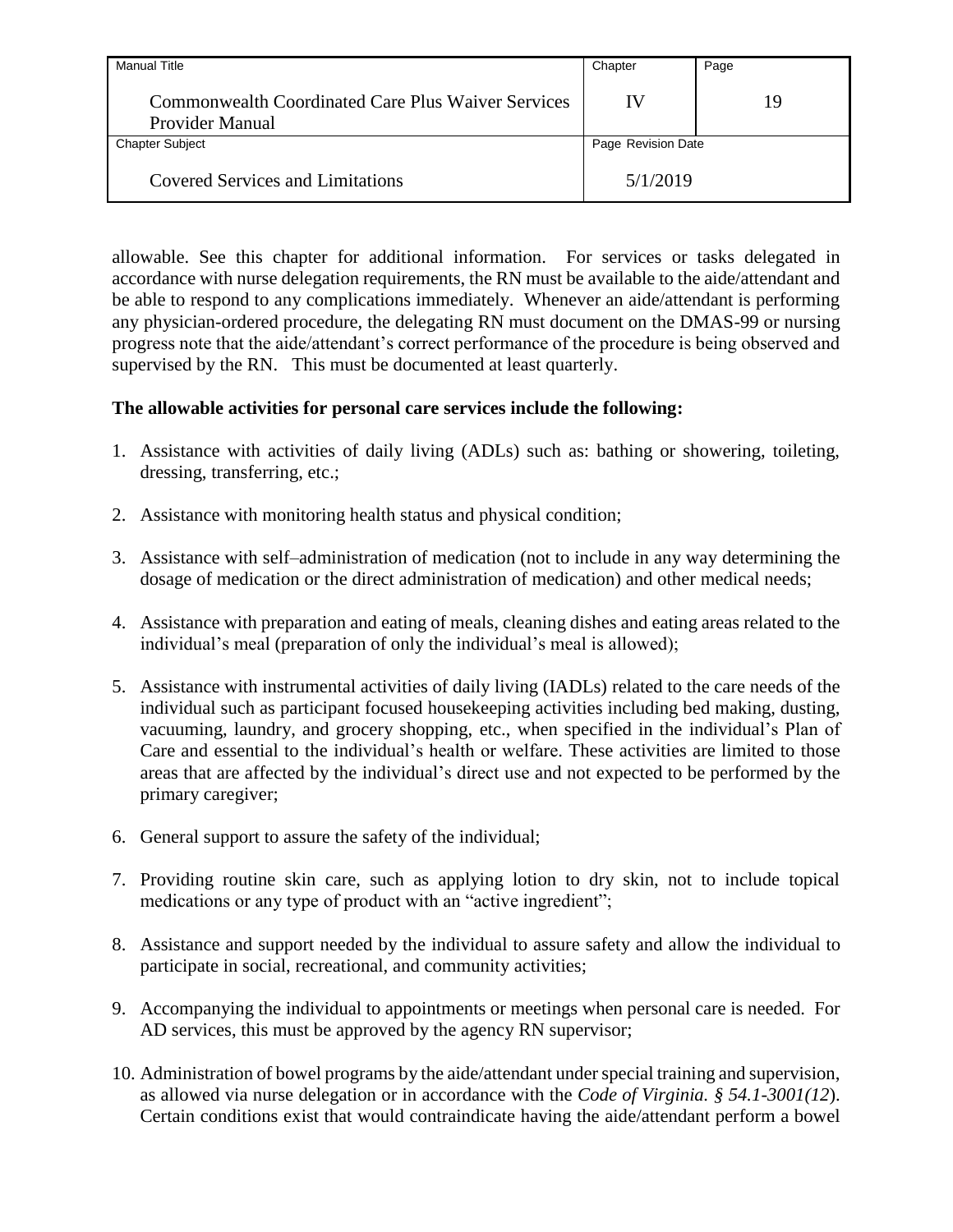allowable. See this chapter for additional information. For services or tasks delegated in accordance with nurse delegation requirements, the RN must be available to the aide/attendant and be able to respond to any complications immediately. Whenever an aide/attendant is performing any physician-ordered procedure, the delegating RN must document on the DMAS-99 or nursing progress note that the aide/attendant's correct performance of the procedure is being observed and supervised by the RN. This must be documented at least quarterly.

**The allowable activities for personal care services include the following:**

1. Assistance with activities of daily living (ADLs) such as: bathing or showering, toileting, dressing, transferring, etc.;
2. Assistance with monitoring health status and physical condition;
3. Assistance with self–administration of medication (not to include in any way determining the dosage of medication or the direct administration of medication) and other medical needs;
4. Assistance with preparation and eating of meals, cleaning dishes and eating areas related to the individual's meal (preparation of only the individual's meal is allowed);
5. Assistance with instrumental activities of daily living (IADLs) related to the care needs of the individual such as participant focused housekeeping activities including bed making, dusting, vacuuming, laundry, and grocery shopping, etc., when specified in the individual's Plan of Care and essential to the individual's health or welfare. These activities are limited to those areas that are affected by the individual's direct use and not expected to be performed by the primary caregiver;
6. General support to assure the safety of the individual;
7. Providing routine skin care, such as applying lotion to dry skin, not to include topical medications or any type of product with an "active ingredient";
8. Assistance and support needed by the individual to assure safety and allow the individual to participate in social, recreational, and community activities;
9. Accompanying the individual to appointments or meetings when personal care is needed. For AD services, this must be approved by the agency RN supervisor;
10. Administration of bowel programs by the aide/attendant under special training and supervision, as allowed via nurse delegation or in accordance with the *Code of Virginia. § 54.1-3001(12)*. Certain conditions exist that would contraindicate having the aide/attendant perform a bowel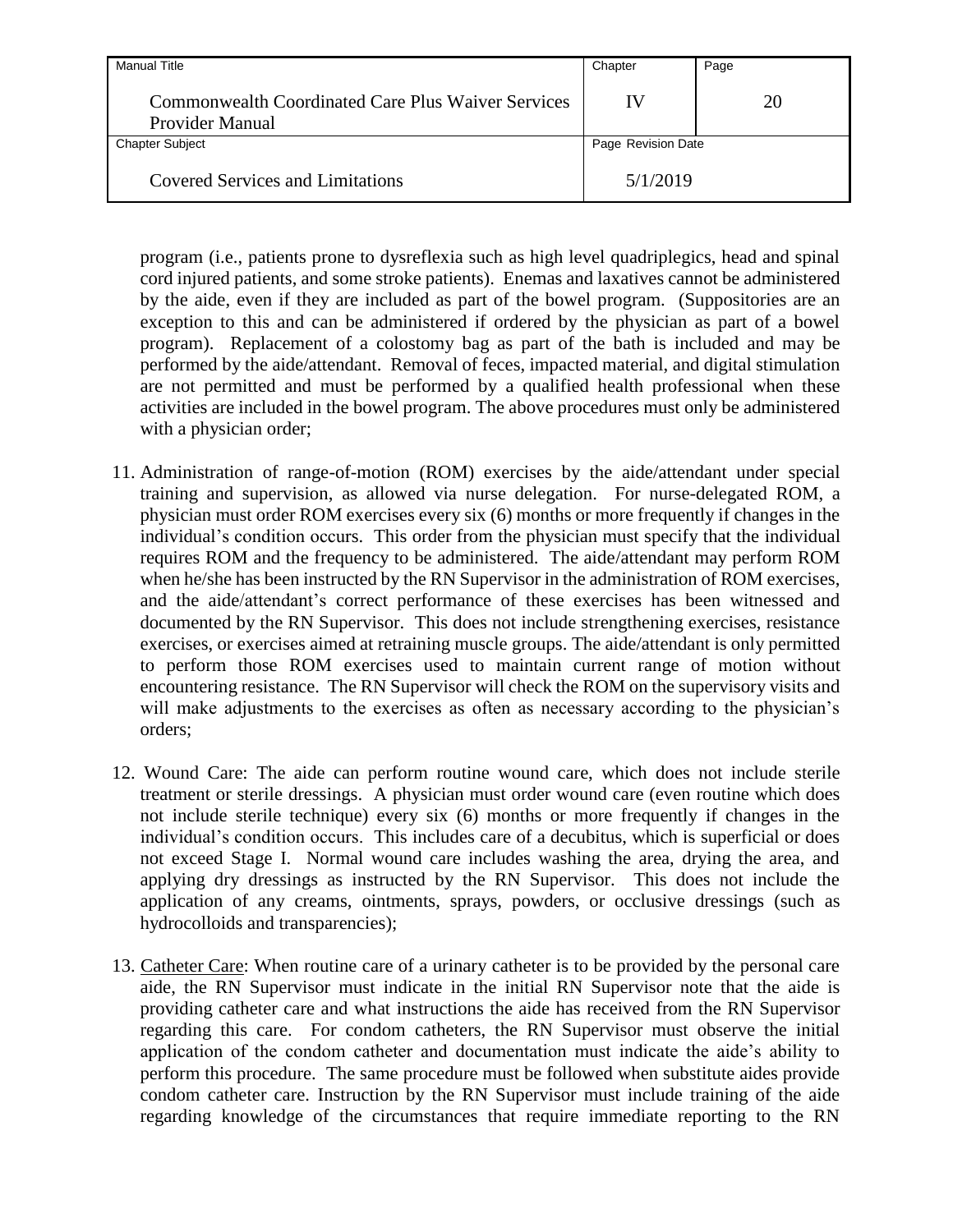program (i.e., patients prone to dysreflexia such as high level quadriplegics, head and spinal cord injured patients, and some stroke patients). Enemas and laxatives cannot be administered by the aide, even if they are included as part of the bowel program. (Suppositories are an exception to this and can be administered if ordered by the physician as part of a bowel program). Replacement of a colostomy bag as part of the bath is included and may be performed by the aide/attendant. Removal of feces, impacted material, and digital stimulation are not permitted and must be performed by a qualified health professional when these activities are included in the bowel program. The above procedures must only be administered with a physician order;

11. Administration of range-of-motion (ROM) exercises by the aide/attendant under special training and supervision, as allowed via nurse delegation. For nurse-delegated ROM, a physician must order ROM exercises every six (6) months or more frequently if changes in the individual's condition occurs. This order from the physician must specify that the individual requires ROM and the frequency to be administered. The aide/attendant may perform ROM when he/she has been instructed by the RN Supervisor in the administration of ROM exercises, and the aide/attendant's correct performance of these exercises has been witnessed and documented by the RN Supervisor. This does not include strengthening exercises, resistance exercises, or exercises aimed at retraining muscle groups. The aide/attendant is only permitted to perform those ROM exercises used to maintain current range of motion without encountering resistance. The RN Supervisor will check the ROM on the supervisory visits and will make adjustments to the exercises as often as necessary according to the physician's orders;

12. Wound Care: The aide can perform routine wound care, which does not include sterile treatment or sterile dressings. A physician must order wound care (even routine which does not include sterile technique) every six (6) months or more frequently if changes in the individual's condition occurs. This includes care of a decubitus, which is superficial or does not exceed Stage I. Normal wound care includes washing the area, drying the area, and applying dry dressings as instructed by the RN Supervisor. This does not include the application of any creams, ointments, sprays, powders, or occlusive dressings (such as hydrocolloids and transparencies);

13. Catheter Care: When routine care of a urinary catheter is to be provided by the personal care aide, the RN Supervisor must indicate in the initial RN Supervisor note that the aide is providing catheter care and what instructions the aide has received from the RN Supervisor regarding this care. For condom catheters, the RN Supervisor must observe the initial application of the condom catheter and documentation must indicate the aide's ability to perform this procedure. The same procedure must be followed when substitute aides provide condom catheter care. Instruction by the RN Supervisor must include training of the aide regarding knowledge of the circumstances that require immediate reporting to the RN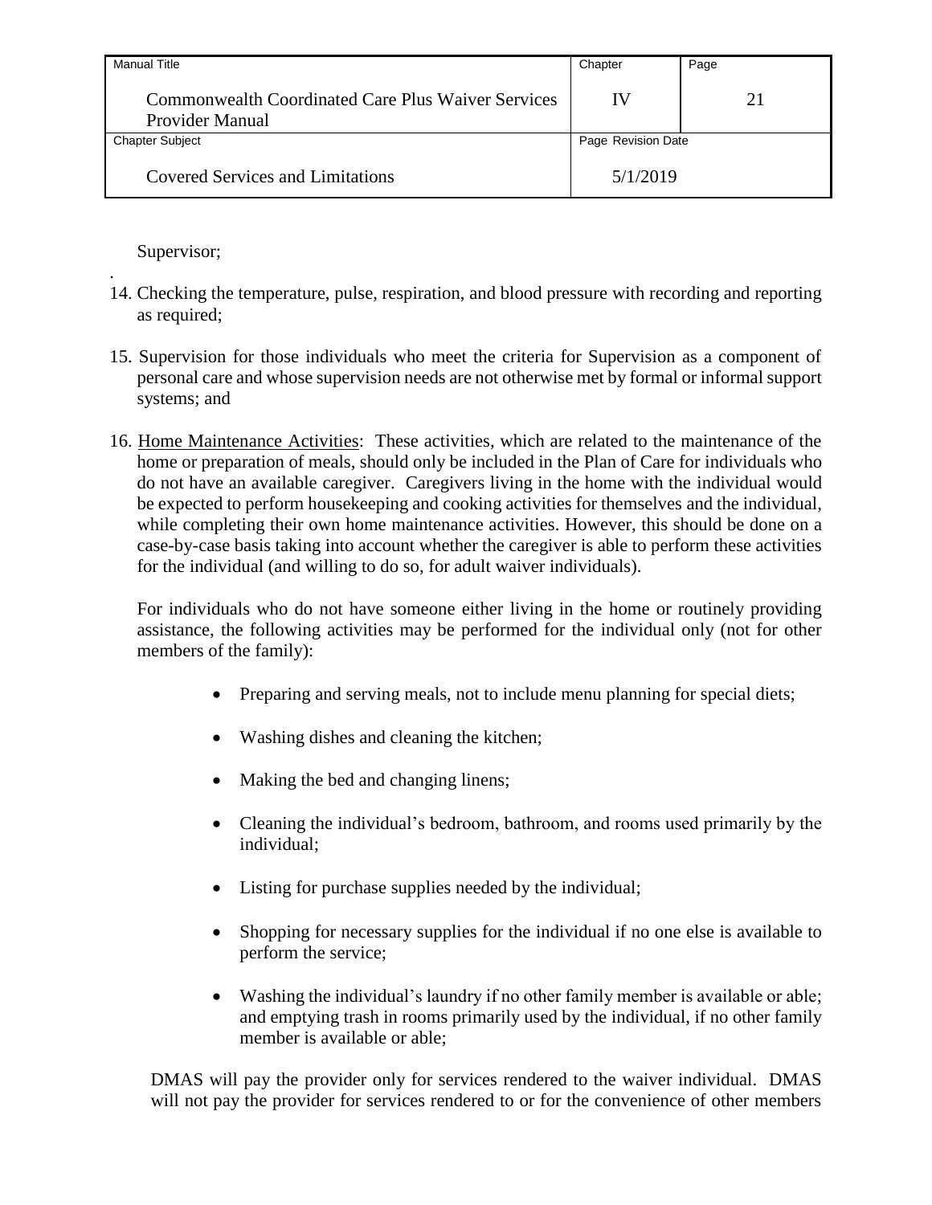Supervisor;

14. Checking the temperature, pulse, respiration, and blood pressure with recording and reporting as required;

15. Supervision for those individuals who meet the criteria for Supervision as a component of personal care and whose supervision needs are not otherwise met by formal or informal support systems; and

16. Home Maintenance Activities: These activities, which are related to the maintenance of the home or preparation of meals, should only be included in the Plan of Care for individuals who do not have an available caregiver. Caregivers living in the home with the individual would be expected to perform housekeeping and cooking activities for themselves and the individual, while completing their own home maintenance activities. However, this should be done on a case-by-case basis taking into account whether the caregiver is able to perform these activities for the individual (and willing to do so, for adult waiver individuals).

    For individuals who do not have someone either living in the home or routinely providing assistance, the following activities may be performed for the individual only (not for other members of the family):

    - Preparing and serving meals, not to include menu planning for special diets;
    - Washing dishes and cleaning the kitchen;
    - Making the bed and changing linens;
    - Cleaning the individual's bedroom, bathroom, and rooms used primarily by the individual;
    - Listing for purchase supplies needed by the individual;
    - Shopping for necessary supplies for the individual if no one else is available to perform the service;
    - Washing the individual's laundry if no other family member is available or able; and emptying trash in rooms primarily used by the individual, if no other family member is available or able;

    DMAS will pay the provider only for services rendered to the waiver individual. DMAS will not pay the provider for services rendered to or for the convenience of other members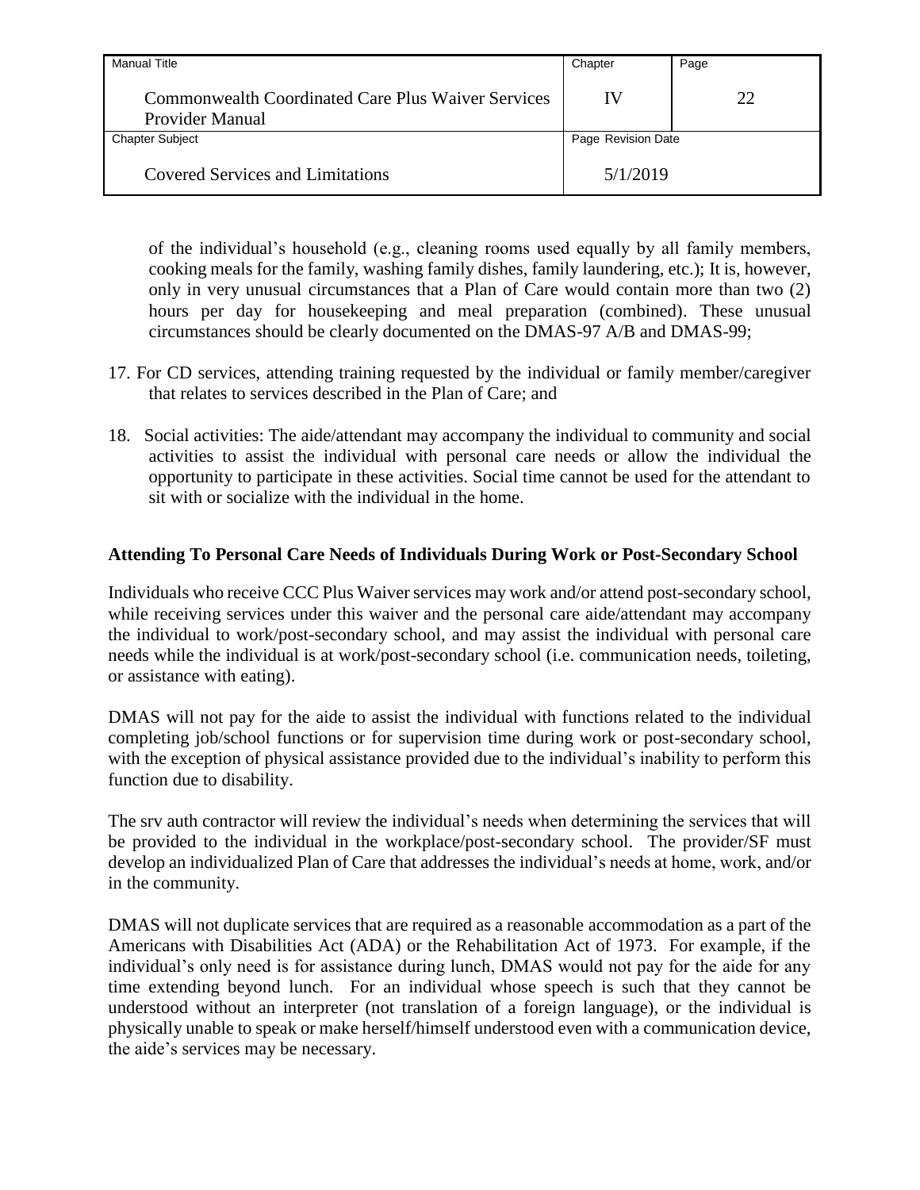of the individual's household (e.g., cleaning rooms used equally by all family members, cooking meals for the family, washing family dishes, family laundering, etc.); It is, however, only in very unusual circumstances that a Plan of Care would contain more than two (2) hours per day for housekeeping and meal preparation (combined). These unusual circumstances should be clearly documented on the DMAS-97 A/B and DMAS-99;

17. For CD services, attending training requested by the individual or family member/caregiver that relates to services described in the Plan of Care; and

18. Social activities: The aide/attendant may accompany the individual to community and social activities to assist the individual with personal care needs or allow the individual the opportunity to participate in these activities. Social time cannot be used for the attendant to sit with or socialize with the individual in the home.

**Attending To Personal Care Needs of Individuals During Work or Post-Secondary School**

Individuals who receive CCC Plus Waiver services may work and/or attend post-secondary school, while receiving services under this waiver and the personal care aide/attendant may accompany the individual to work/post-secondary school, and may assist the individual with personal care needs while the individual is at work/post-secondary school (i.e. communication needs, toileting, or assistance with eating).

DMAS will not pay for the aide to assist the individual with functions related to the individual completing job/school functions or for supervision time during work or post-secondary school, with the exception of physical assistance provided due to the individual's inability to perform this function due to disability.

The srv auth contractor will review the individual's needs when determining the services that will be provided to the individual in the workplace/post-secondary school. The provider/SF must develop an individualized Plan of Care that addresses the individual's needs at home, work, and/or in the community.

DMAS will not duplicate services that are required as a reasonable accommodation as a part of the Americans with Disabilities Act (ADA) or the Rehabilitation Act of 1973. For example, if the individual's only need is for assistance during lunch, DMAS would not pay for the aide for any time extending beyond lunch. For an individual whose speech is such that they cannot be understood without an interpreter (not translation of a foreign language), or the individual is physically unable to speak or make herself/himself understood even with a communication device, the aide's services may be necessary.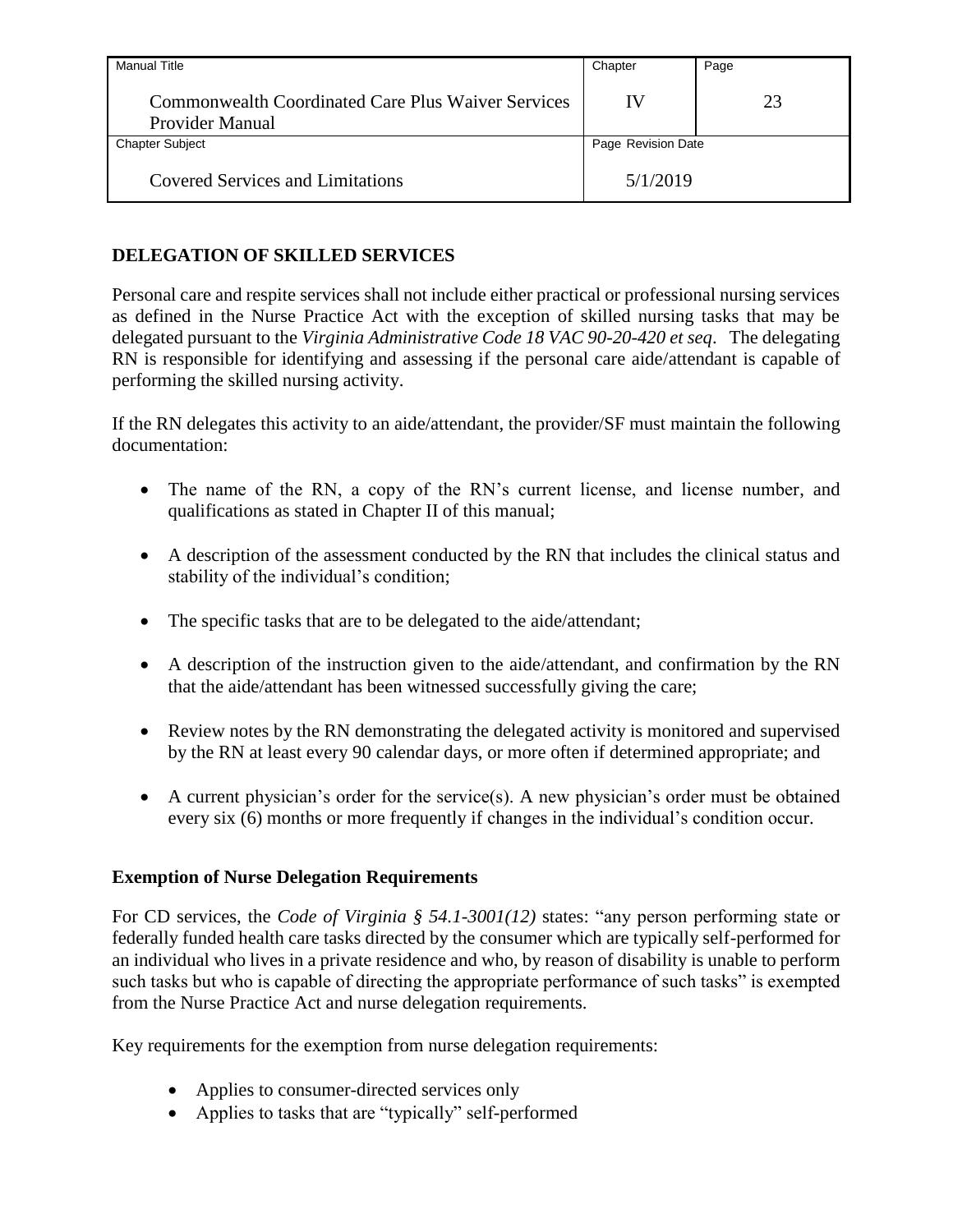## DELEGATION OF SKILLED SERVICES

Personal care and respite services shall not include either practical or professional nursing services as defined in the Nurse Practice Act with the exception of skilled nursing tasks that may be delegated pursuant to the *Virginia Administrative Code 18 VAC 90-20-420 et seq*. The delegating RN is responsible for identifying and assessing if the personal care aide/attendant is capable of performing the skilled nursing activity.

If the RN delegates this activity to an aide/attendant, the provider/SF must maintain the following documentation:

- The name of the RN, a copy of the RN's current license, and license number, and qualifications as stated in Chapter II of this manual;
- A description of the assessment conducted by the RN that includes the clinical status and stability of the individual's condition;
- The specific tasks that are to be delegated to the aide/attendant;
- A description of the instruction given to the aide/attendant, and confirmation by the RN that the aide/attendant has been witnessed successfully giving the care;
- Review notes by the RN demonstrating the delegated activity is monitored and supervised by the RN at least every 90 calendar days, or more often if determined appropriate; and
- A current physician's order for the service(s). A new physician's order must be obtained every six (6) months or more frequently if changes in the individual's condition occur.

### Exemption of Nurse Delegation Requirements

For CD services, the *Code of Virginia § 54.1-3001(12)* states: "any person performing state or federally funded health care tasks directed by the consumer which are typically self-performed for an individual who lives in a private residence and who, by reason of disability is unable to perform such tasks but who is capable of directing the appropriate performance of such tasks" is exempted from the Nurse Practice Act and nurse delegation requirements.

Key requirements for the exemption from nurse delegation requirements:

- Applies to consumer-directed services only
- Applies to tasks that are "typically" self-performed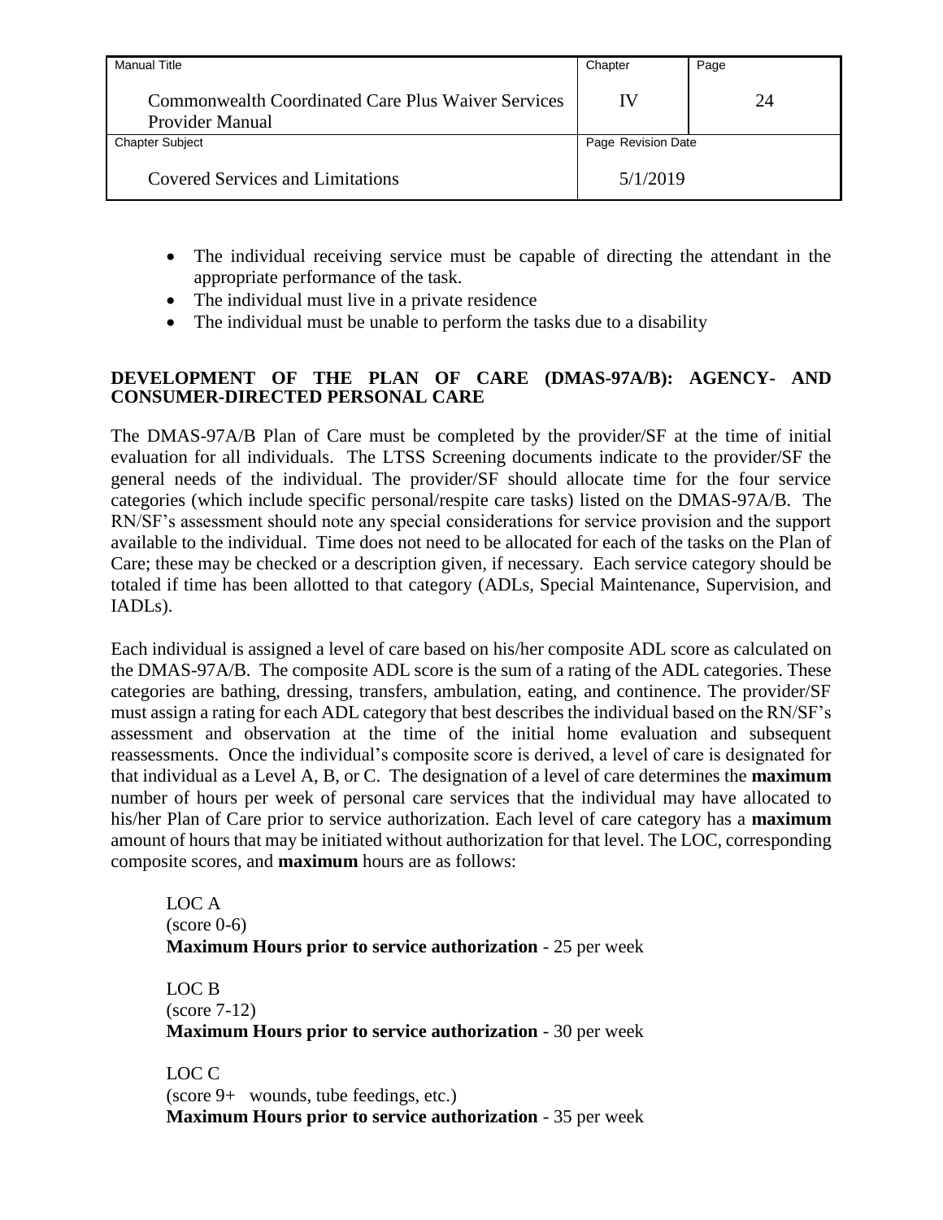- The individual receiving service must be capable of directing the attendant in the appropriate performance of the task.
- The individual must live in a private residence
- The individual must be unable to perform the tasks due to a disability

**DEVELOPMENT OF THE PLAN OF CARE (DMAS-97A/B): AGENCY- AND CONSUMER-DIRECTED PERSONAL CARE**

The DMAS-97A/B Plan of Care must be completed by the provider/SF at the time of initial evaluation for all individuals. The LTSS Screening documents indicate to the provider/SF the general needs of the individual. The provider/SF should allocate time for the four service categories (which include specific personal/respite care tasks) listed on the DMAS-97A/B. The RN/SF's assessment should note any special considerations for service provision and the support available to the individual. Time does not need to be allocated for each of the tasks on the Plan of Care; these may be checked or a description given, if necessary. Each service category should be totaled if time has been allotted to that category (ADLs, Special Maintenance, Supervision, and IADLs).

Each individual is assigned a level of care based on his/her composite ADL score as calculated on the DMAS-97A/B. The composite ADL score is the sum of a rating of the ADL categories. These categories are bathing, dressing, transfers, ambulation, eating, and continence. The provider/SF must assign a rating for each ADL category that best describes the individual based on the RN/SF's assessment and observation at the time of the initial home evaluation and subsequent reassessments. Once the individual's composite score is derived, a level of care is designated for that individual as a Level A, B, or C. The designation of a level of care determines the **maximum** number of hours per week of personal care services that the individual may have allocated to his/her Plan of Care prior to service authorization. Each level of care category has a **maximum** amount of hours that may be initiated without authorization for that level. The LOC, corresponding composite scores, and **maximum** hours are as follows:

LOC A
(score 0-6)
**Maximum Hours prior to service authorization** - 25 per week

LOC B
(score 7-12)
**Maximum Hours prior to service authorization** - 30 per week

LOC C
(score 9+ wounds, tube feedings, etc.)
**Maximum Hours prior to service authorization** - 35 per week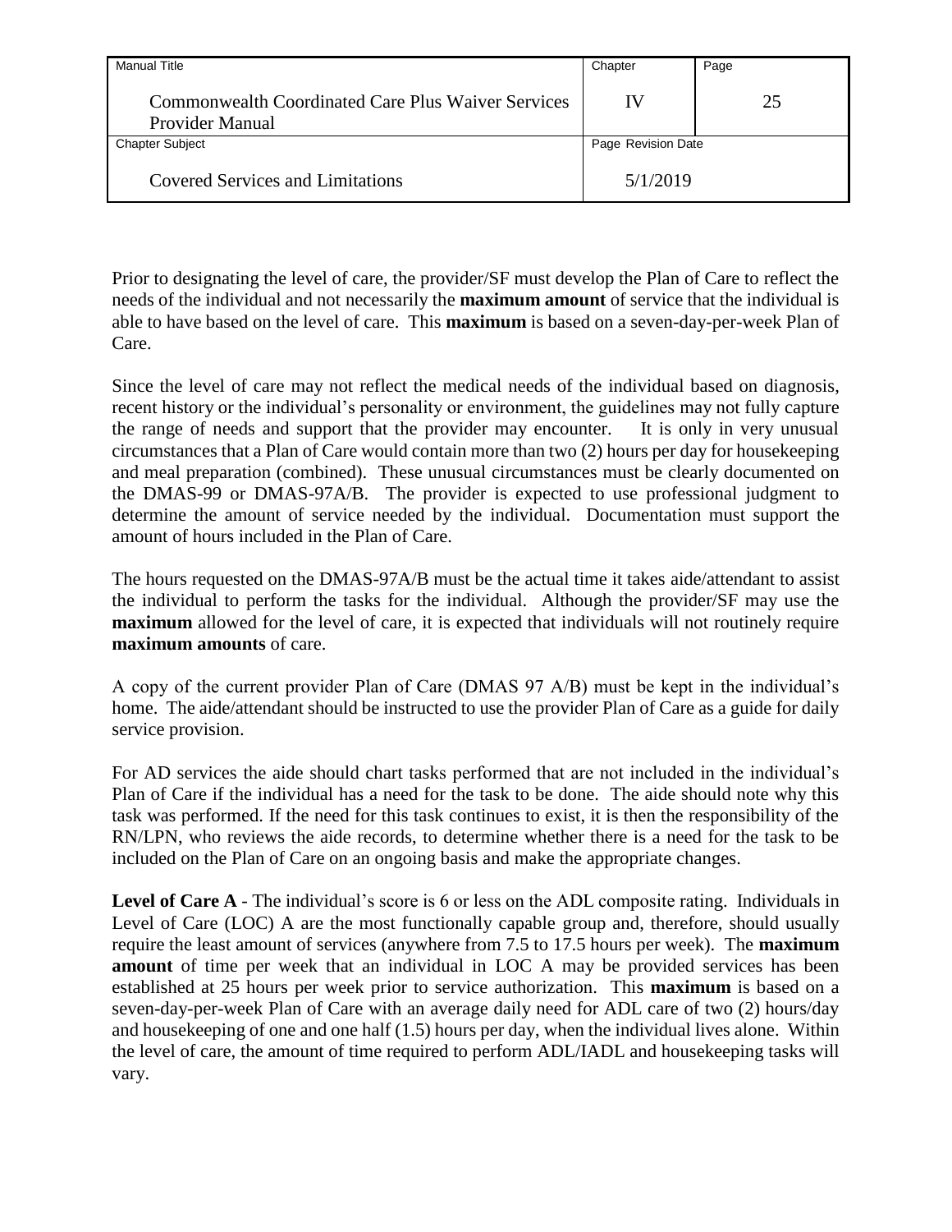Prior to designating the level of care, the provider/SF must develop the Plan of Care to reflect the needs of the individual and not necessarily the **maximum amount** of service that the individual is able to have based on the level of care. This **maximum** is based on a seven-day-per-week Plan of Care.

Since the level of care may not reflect the medical needs of the individual based on diagnosis, recent history or the individual's personality or environment, the guidelines may not fully capture the range of needs and support that the provider may encounter. It is only in very unusual circumstances that a Plan of Care would contain more than two (2) hours per day for housekeeping and meal preparation (combined). These unusual circumstances must be clearly documented on the DMAS-99 or DMAS-97A/B. The provider is expected to use professional judgment to determine the amount of service needed by the individual. Documentation must support the amount of hours included in the Plan of Care.

The hours requested on the DMAS-97A/B must be the actual time it takes aide/attendant to assist the individual to perform the tasks for the individual. Although the provider/SF may use the **maximum** allowed for the level of care, it is expected that individuals will not routinely require **maximum amounts** of care.

A copy of the current provider Plan of Care (DMAS 97 A/B) must be kept in the individual's home. The aide/attendant should be instructed to use the provider Plan of Care as a guide for daily service provision.

For AD services the aide should chart tasks performed that are not included in the individual's Plan of Care if the individual has a need for the task to be done. The aide should note why this task was performed. If the need for this task continues to exist, it is then the responsibility of the RN/LPN, who reviews the aide records, to determine whether there is a need for the task to be included on the Plan of Care on an ongoing basis and make the appropriate changes.

**Level of Care A** - The individual's score is 6 or less on the ADL composite rating. Individuals in Level of Care (LOC) A are the most functionally capable group and, therefore, should usually require the least amount of services (anywhere from 7.5 to 17.5 hours per week). The **maximum amount** of time per week that an individual in LOC A may be provided services has been established at 25 hours per week prior to service authorization. This **maximum** is based on a seven-day-per-week Plan of Care with an average daily need for ADL care of two (2) hours/day and housekeeping of one and one half (1.5) hours per day, when the individual lives alone. Within the level of care, the amount of time required to perform ADL/IADL and housekeeping tasks will vary.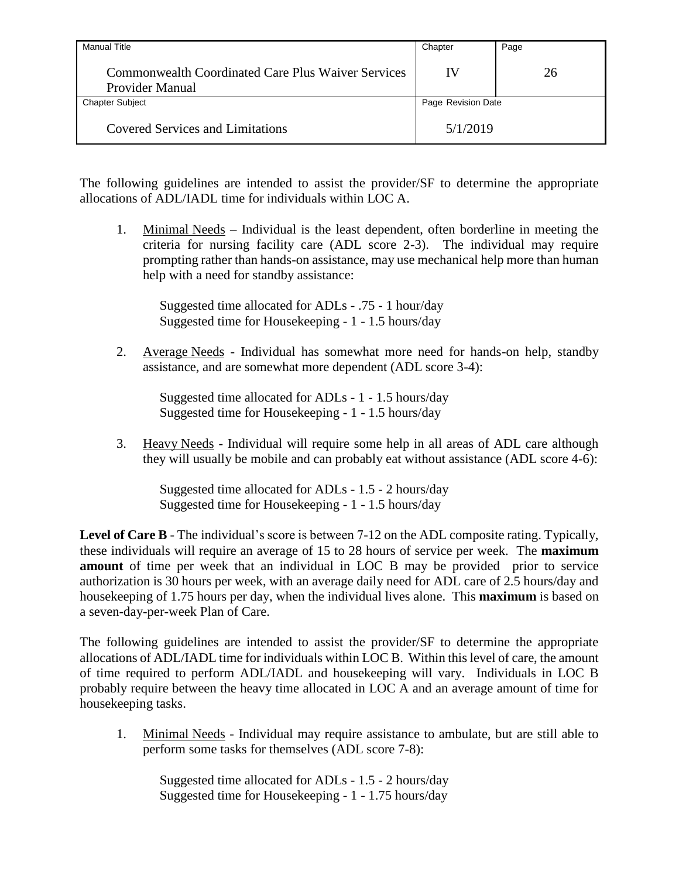The following guidelines are intended to assist the provider/SF to determine the appropriate allocations of ADL/IADL time for individuals within LOC A.

1. Minimal Needs – Individual is the least dependent, often borderline in meeting the criteria for nursing facility care (ADL score 2-3). The individual may require prompting rather than hands-on assistance, may use mechanical help more than human help with a need for standby assistance:

   Suggested time allocated for ADLs - .75 - 1 hour/day
   Suggested time for Housekeeping - 1 - 1.5 hours/day

2. Average Needs - Individual has somewhat more need for hands-on help, standby assistance, and are somewhat more dependent (ADL score 3-4):

   Suggested time allocated for ADLs - 1 - 1.5 hours/day
   Suggested time for Housekeeping - 1 - 1.5 hours/day

3. Heavy Needs - Individual will require some help in all areas of ADL care although they will usually be mobile and can probably eat without assistance (ADL score 4-6):

   Suggested time allocated for ADLs - 1.5 - 2 hours/day
   Suggested time for Housekeeping - 1 - 1.5 hours/day

**Level of Care B** - The individual's score is between 7-12 on the ADL composite rating. Typically, these individuals will require an average of 15 to 28 hours of service per week. The **maximum amount** of time per week that an individual in LOC B may be provided prior to service authorization is 30 hours per week, with an average daily need for ADL care of 2.5 hours/day and housekeeping of 1.75 hours per day, when the individual lives alone. This **maximum** is based on a seven-day-per-week Plan of Care.

The following guidelines are intended to assist the provider/SF to determine the appropriate allocations of ADL/IADL time for individuals within LOC B. Within this level of care, the amount of time required to perform ADL/IADL and housekeeping will vary. Individuals in LOC B probably require between the heavy time allocated in LOC A and an average amount of time for housekeeping tasks.

1. Minimal Needs - Individual may require assistance to ambulate, but are still able to perform some tasks for themselves (ADL score 7-8):

   Suggested time allocated for ADLs - 1.5 - 2 hours/day
   Suggested time for Housekeeping - 1 - 1.75 hours/day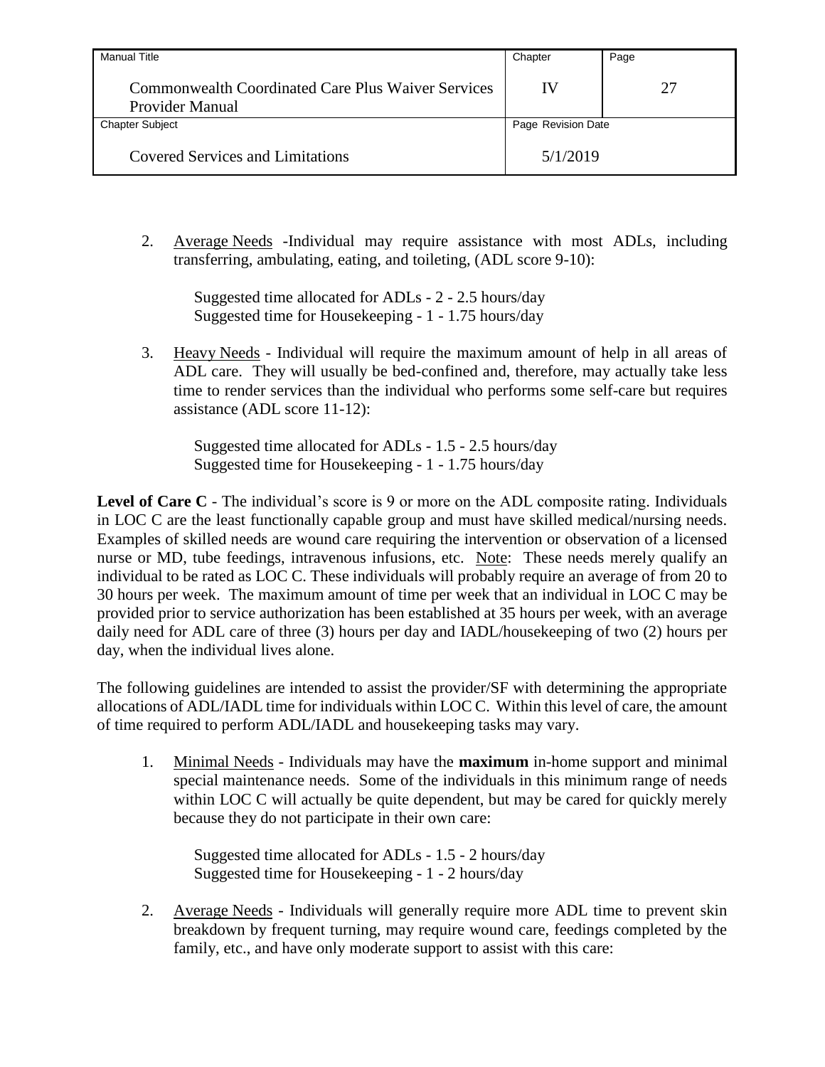2. <u>Average Needs</u> -Individual may require assistance with most ADLs, including transferring, ambulating, eating, and toileting, (ADL score 9-10):

   Suggested time allocated for ADLs - 2 - 2.5 hours/day
   Suggested time for Housekeeping - 1 - 1.75 hours/day

3. <u>Heavy Needs</u> - Individual will require the maximum amount of help in all areas of ADL care. They will usually be bed-confined and, therefore, may actually take less time to render services than the individual who performs some self-care but requires assistance (ADL score 11-12):

   Suggested time allocated for ADLs - 1.5 - 2.5 hours/day
   Suggested time for Housekeeping - 1 - 1.75 hours/day

**Level of Care C** - The individual's score is 9 or more on the ADL composite rating. Individuals in LOC C are the least functionally capable group and must have skilled medical/nursing needs. Examples of skilled needs are wound care requiring the intervention or observation of a licensed nurse or MD, tube feedings, intravenous infusions, etc. <u>Note</u>: These needs merely qualify an individual to be rated as LOC C. These individuals will probably require an average of from 20 to 30 hours per week. The maximum amount of time per week that an individual in LOC C may be provided prior to service authorization has been established at 35 hours per week, with an average daily need for ADL care of three (3) hours per day and IADL/housekeeping of two (2) hours per day, when the individual lives alone.

The following guidelines are intended to assist the provider/SF with determining the appropriate allocations of ADL/IADL time for individuals within LOC C. Within this level of care, the amount of time required to perform ADL/IADL and housekeeping tasks may vary.

1. <u>Minimal Needs</u> - Individuals may have the **maximum** in-home support and minimal special maintenance needs. Some of the individuals in this minimum range of needs within LOC C will actually be quite dependent, but may be cared for quickly merely because they do not participate in their own care:

   Suggested time allocated for ADLs - 1.5 - 2 hours/day
   Suggested time for Housekeeping - 1 - 2 hours/day

2. <u>Average Needs</u> - Individuals will generally require more ADL time to prevent skin breakdown by frequent turning, may require wound care, feedings completed by the family, etc., and have only moderate support to assist with this care: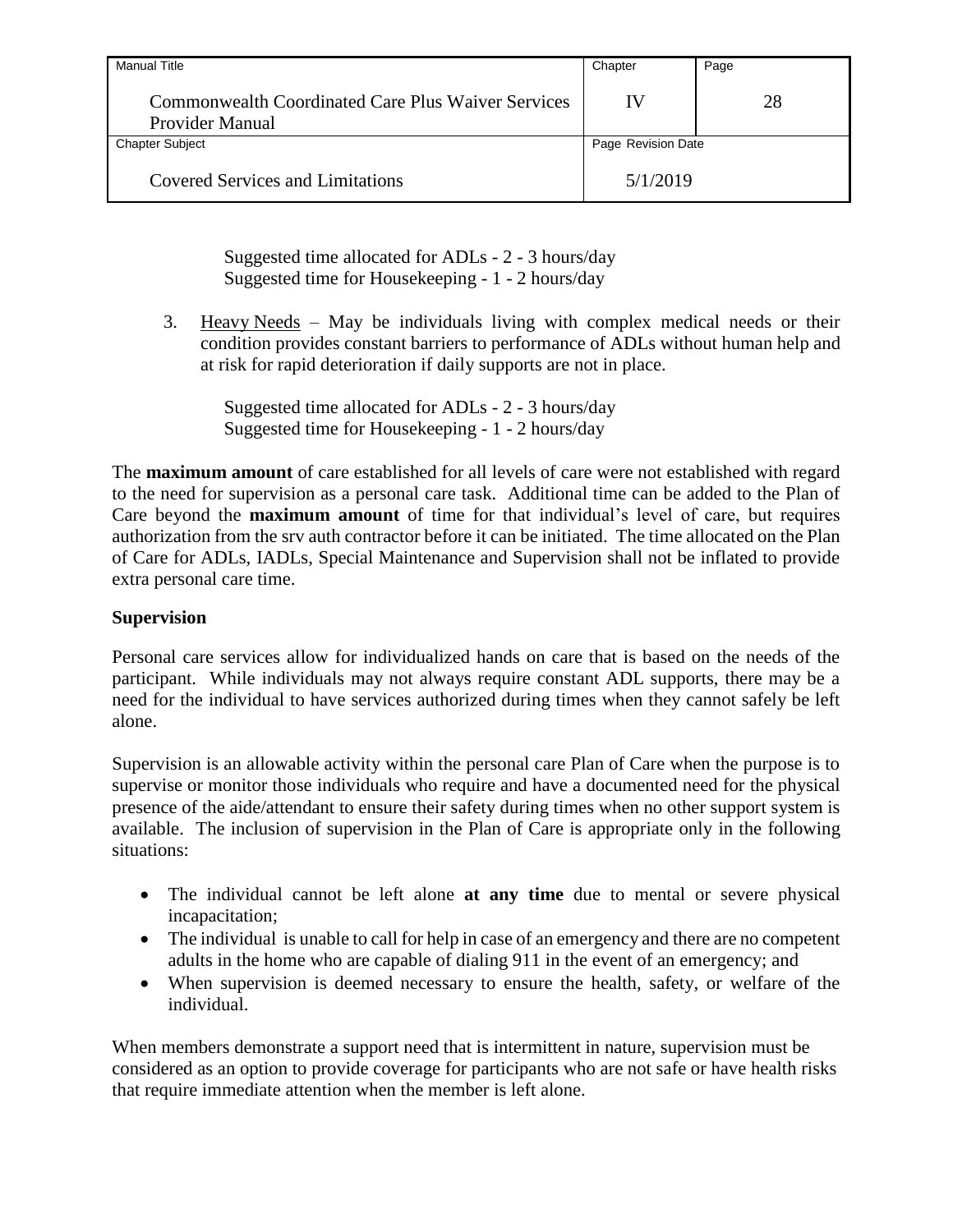Suggested time allocated for ADLs - 2 - 3 hours/day
Suggested time for Housekeeping - 1 - 2 hours/day

3. Heavy Needs – May be individuals living with complex medical needs or their condition provides constant barriers to performance of ADLs without human help and at risk for rapid deterioration if daily supports are not in place.

   Suggested time allocated for ADLs - 2 - 3 hours/day
   Suggested time for Housekeeping - 1 - 2 hours/day

The **maximum amount** of care established for all levels of care were not established with regard to the need for supervision as a personal care task. Additional time can be added to the Plan of Care beyond the **maximum amount** of time for that individual's level of care, but requires authorization from the srv auth contractor before it can be initiated. The time allocated on the Plan of Care for ADLs, IADLs, Special Maintenance and Supervision shall not be inflated to provide extra personal care time.

**Supervision**

Personal care services allow for individualized hands on care that is based on the needs of the participant. While individuals may not always require constant ADL supports, there may be a need for the individual to have services authorized during times when they cannot safely be left alone.

Supervision is an allowable activity within the personal care Plan of Care when the purpose is to supervise or monitor those individuals who require and have a documented need for the physical presence of the aide/attendant to ensure their safety during times when no other support system is available. The inclusion of supervision in the Plan of Care is appropriate only in the following situations:

- The individual cannot be left alone **at any time** due to mental or severe physical incapacitation;
- The individual is unable to call for help in case of an emergency and there are no competent adults in the home who are capable of dialing 911 in the event of an emergency; and
- When supervision is deemed necessary to ensure the health, safety, or welfare of the individual.

When members demonstrate a support need that is intermittent in nature, supervision must be considered as an option to provide coverage for participants who are not safe or have health risks that require immediate attention when the member is left alone.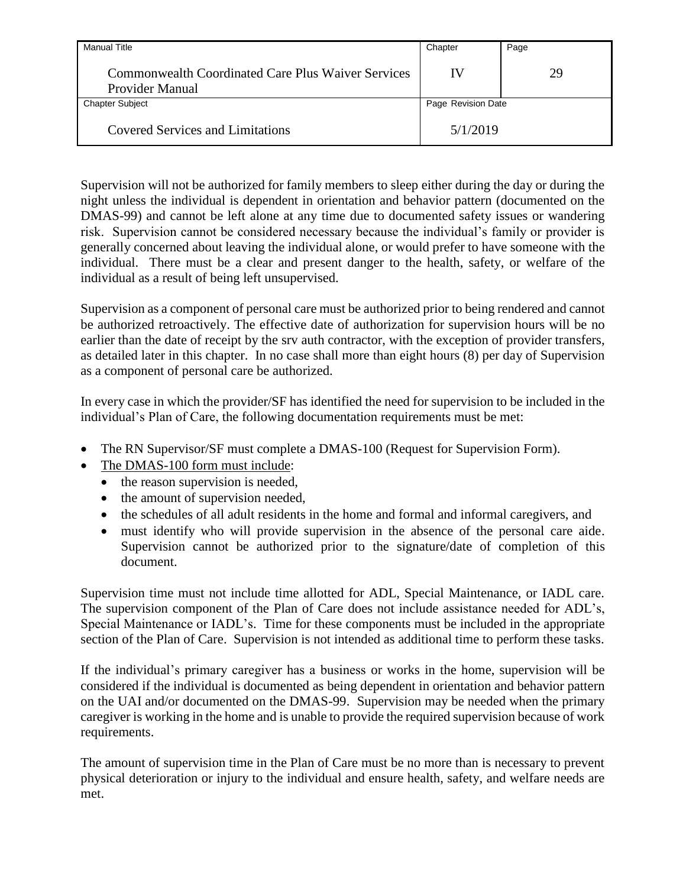Supervision will not be authorized for family members to sleep either during the day or during the night unless the individual is dependent in orientation and behavior pattern (documented on the DMAS-99) and cannot be left alone at any time due to documented safety issues or wandering risk. Supervision cannot be considered necessary because the individual's family or provider is generally concerned about leaving the individual alone, or would prefer to have someone with the individual. There must be a clear and present danger to the health, safety, or welfare of the individual as a result of being left unsupervised.

Supervision as a component of personal care must be authorized prior to being rendered and cannot be authorized retroactively. The effective date of authorization for supervision hours will be no earlier than the date of receipt by the srv auth contractor, with the exception of provider transfers, as detailed later in this chapter. In no case shall more than eight hours (8) per day of Supervision as a component of personal care be authorized.

In every case in which the provider/SF has identified the need for supervision to be included in the individual's Plan of Care, the following documentation requirements must be met:

- The RN Supervisor/SF must complete a DMAS-100 (Request for Supervision Form).
- The DMAS-100 form must include:
  - the reason supervision is needed,
  - the amount of supervision needed,
  - the schedules of all adult residents in the home and formal and informal caregivers, and
  - must identify who will provide supervision in the absence of the personal care aide. Supervision cannot be authorized prior to the signature/date of completion of this document.

Supervision time must not include time allotted for ADL, Special Maintenance, or IADL care. The supervision component of the Plan of Care does not include assistance needed for ADL's, Special Maintenance or IADL's. Time for these components must be included in the appropriate section of the Plan of Care. Supervision is not intended as additional time to perform these tasks.

If the individual's primary caregiver has a business or works in the home, supervision will be considered if the individual is documented as being dependent in orientation and behavior pattern on the UAI and/or documented on the DMAS-99. Supervision may be needed when the primary caregiver is working in the home and is unable to provide the required supervision because of work requirements.

The amount of supervision time in the Plan of Care must be no more than is necessary to prevent physical deterioration or injury to the individual and ensure health, safety, and welfare needs are met.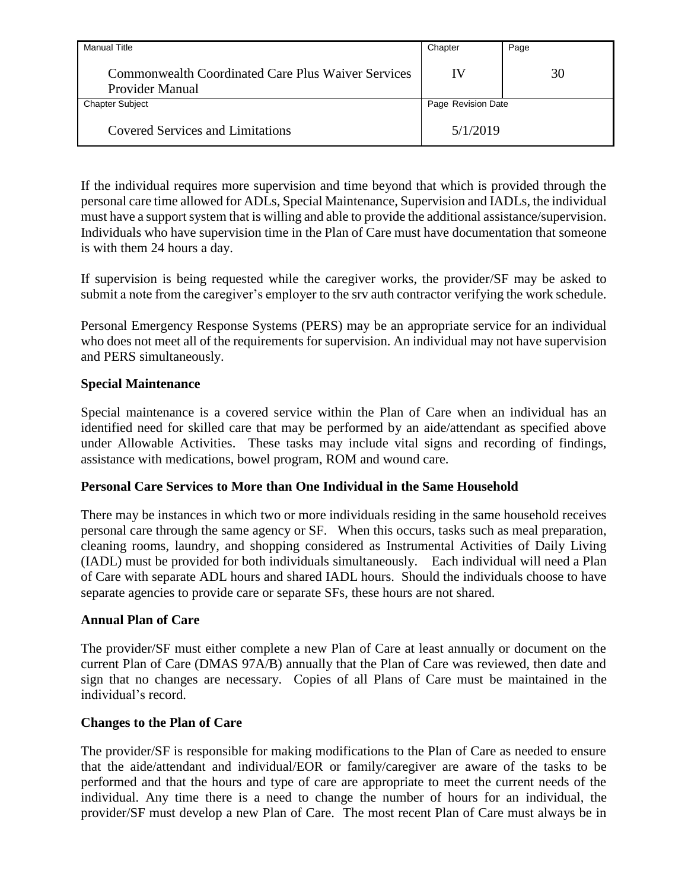If the individual requires more supervision and time beyond that which is provided through the personal care time allowed for ADLs, Special Maintenance, Supervision and IADLs, the individual must have a support system that is willing and able to provide the additional assistance/supervision. Individuals who have supervision time in the Plan of Care must have documentation that someone is with them 24 hours a day.

If supervision is being requested while the caregiver works, the provider/SF may be asked to submit a note from the caregiver's employer to the srv auth contractor verifying the work schedule.

Personal Emergency Response Systems (PERS) may be an appropriate service for an individual who does not meet all of the requirements for supervision. An individual may not have supervision and PERS simultaneously.

**Special Maintenance**

Special maintenance is a covered service within the Plan of Care when an individual has an identified need for skilled care that may be performed by an aide/attendant as specified above under Allowable Activities. These tasks may include vital signs and recording of findings, assistance with medications, bowel program, ROM and wound care.

**Personal Care Services to More than One Individual in the Same Household**

There may be instances in which two or more individuals residing in the same household receives personal care through the same agency or SF. When this occurs, tasks such as meal preparation, cleaning rooms, laundry, and shopping considered as Instrumental Activities of Daily Living (IADL) must be provided for both individuals simultaneously. Each individual will need a Plan of Care with separate ADL hours and shared IADL hours. Should the individuals choose to have separate agencies to provide care or separate SFs, these hours are not shared.

**Annual Plan of Care**

The provider/SF must either complete a new Plan of Care at least annually or document on the current Plan of Care (DMAS 97A/B) annually that the Plan of Care was reviewed, then date and sign that no changes are necessary. Copies of all Plans of Care must be maintained in the individual's record.

**Changes to the Plan of Care**

The provider/SF is responsible for making modifications to the Plan of Care as needed to ensure that the aide/attendant and individual/EOR or family/caregiver are aware of the tasks to be performed and that the hours and type of care are appropriate to meet the current needs of the individual. Any time there is a need to change the number of hours for an individual, the provider/SF must develop a new Plan of Care. The most recent Plan of Care must always be in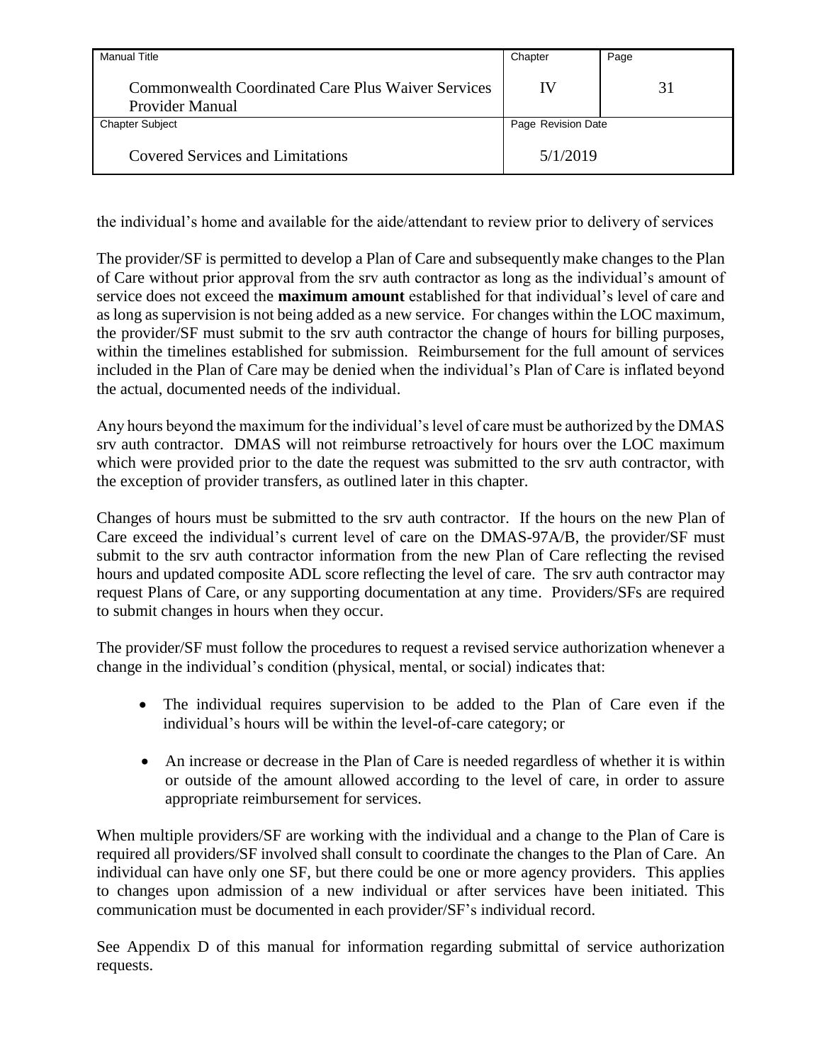the individual's home and available for the aide/attendant to review prior to delivery of services

The provider/SF is permitted to develop a Plan of Care and subsequently make changes to the Plan of Care without prior approval from the srv auth contractor as long as the individual's amount of service does not exceed the **maximum amount** established for that individual's level of care and as long as supervision is not being added as a new service. For changes within the LOC maximum, the provider/SF must submit to the srv auth contractor the change of hours for billing purposes, within the timelines established for submission. Reimbursement for the full amount of services included in the Plan of Care may be denied when the individual's Plan of Care is inflated beyond the actual, documented needs of the individual.

Any hours beyond the maximum for the individual's level of care must be authorized by the DMAS srv auth contractor. DMAS will not reimburse retroactively for hours over the LOC maximum which were provided prior to the date the request was submitted to the srv auth contractor, with the exception of provider transfers, as outlined later in this chapter.

Changes of hours must be submitted to the srv auth contractor. If the hours on the new Plan of Care exceed the individual's current level of care on the DMAS-97A/B, the provider/SF must submit to the srv auth contractor information from the new Plan of Care reflecting the revised hours and updated composite ADL score reflecting the level of care. The srv auth contractor may request Plans of Care, or any supporting documentation at any time. Providers/SFs are required to submit changes in hours when they occur.

The provider/SF must follow the procedures to request a revised service authorization whenever a change in the individual's condition (physical, mental, or social) indicates that:

- The individual requires supervision to be added to the Plan of Care even if the individual's hours will be within the level-of-care category; or
- An increase or decrease in the Plan of Care is needed regardless of whether it is within or outside of the amount allowed according to the level of care, in order to assure appropriate reimbursement for services.

When multiple providers/SF are working with the individual and a change to the Plan of Care is required all providers/SF involved shall consult to coordinate the changes to the Plan of Care. An individual can have only one SF, but there could be one or more agency providers. This applies to changes upon admission of a new individual or after services have been initiated. This communication must be documented in each provider/SF's individual record.

See Appendix D of this manual for information regarding submittal of service authorization requests.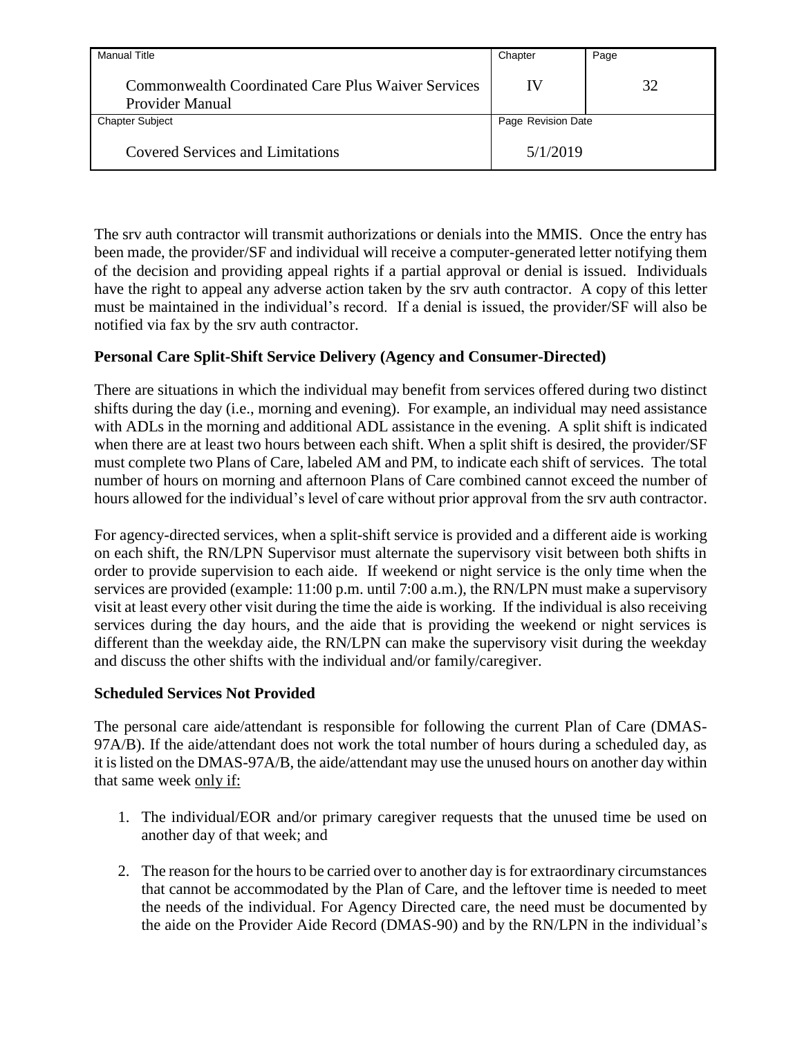The srv auth contractor will transmit authorizations or denials into the MMIS. Once the entry has been made, the provider/SF and individual will receive a computer-generated letter notifying them of the decision and providing appeal rights if a partial approval or denial is issued. Individuals have the right to appeal any adverse action taken by the srv auth contractor. A copy of this letter must be maintained in the individual's record. If a denial is issued, the provider/SF will also be notified via fax by the srv auth contractor.

**Personal Care Split-Shift Service Delivery (Agency and Consumer-Directed)**

There are situations in which the individual may benefit from services offered during two distinct shifts during the day (i.e., morning and evening). For example, an individual may need assistance with ADLs in the morning and additional ADL assistance in the evening. A split shift is indicated when there are at least two hours between each shift. When a split shift is desired, the provider/SF must complete two Plans of Care, labeled AM and PM, to indicate each shift of services. The total number of hours on morning and afternoon Plans of Care combined cannot exceed the number of hours allowed for the individual's level of care without prior approval from the srv auth contractor.

For agency-directed services, when a split-shift service is provided and a different aide is working on each shift, the RN/LPN Supervisor must alternate the supervisory visit between both shifts in order to provide supervision to each aide. If weekend or night service is the only time when the services are provided (example: 11:00 p.m. until 7:00 a.m.), the RN/LPN must make a supervisory visit at least every other visit during the time the aide is working. If the individual is also receiving services during the day hours, and the aide that is providing the weekend or night services is different than the weekday aide, the RN/LPN can make the supervisory visit during the weekday and discuss the other shifts with the individual and/or family/caregiver.

**Scheduled Services Not Provided**

The personal care aide/attendant is responsible for following the current Plan of Care (DMAS-97A/B). If the aide/attendant does not work the total number of hours during a scheduled day, as it is listed on the DMAS-97A/B, the aide/attendant may use the unused hours on another day within that same week <u>only if:</u>

1. The individual/EOR and/or primary caregiver requests that the unused time be used on another day of that week; and
2. The reason for the hours to be carried over to another day is for extraordinary circumstances that cannot be accommodated by the Plan of Care, and the leftover time is needed to meet the needs of the individual. For Agency Directed care, the need must be documented by the aide on the Provider Aide Record (DMAS-90) and by the RN/LPN in the individual's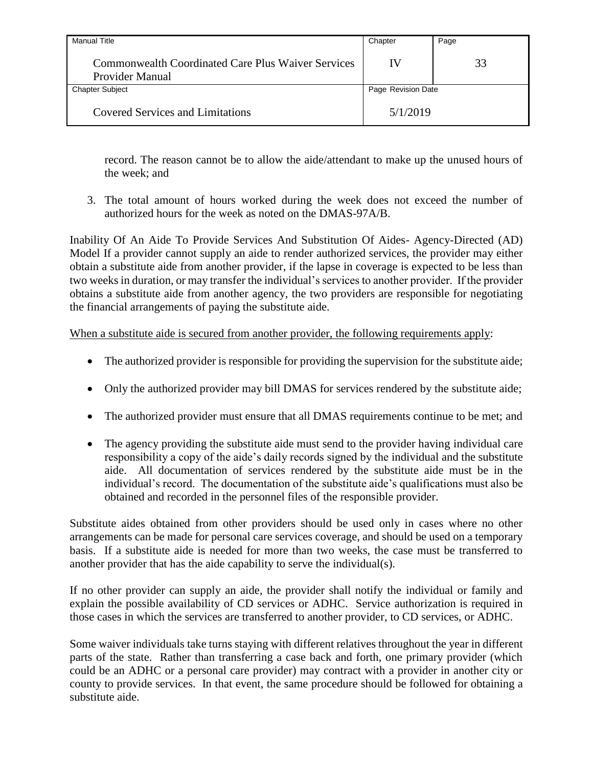record. The reason cannot be to allow the aide/attendant to make up the unused hours of the week; and

3. The total amount of hours worked during the week does not exceed the number of authorized hours for the week as noted on the DMAS-97A/B.

Inability Of An Aide To Provide Services And Substitution Of Aides- Agency-Directed (AD) Model If a provider cannot supply an aide to render authorized services, the provider may either obtain a substitute aide from another provider, if the lapse in coverage is expected to be less than two weeks in duration, or may transfer the individual's services to another provider. If the provider obtains a substitute aide from another agency, the two providers are responsible for negotiating the financial arrangements of paying the substitute aide.

When a substitute aide is secured from another provider, the following requirements apply:

- The authorized provider is responsible for providing the supervision for the substitute aide;
- Only the authorized provider may bill DMAS for services rendered by the substitute aide;
- The authorized provider must ensure that all DMAS requirements continue to be met; and
- The agency providing the substitute aide must send to the provider having individual care responsibility a copy of the aide's daily records signed by the individual and the substitute aide. All documentation of services rendered by the substitute aide must be in the individual's record. The documentation of the substitute aide's qualifications must also be obtained and recorded in the personnel files of the responsible provider.

Substitute aides obtained from other providers should be used only in cases where no other arrangements can be made for personal care services coverage, and should be used on a temporary basis. If a substitute aide is needed for more than two weeks, the case must be transferred to another provider that has the aide capability to serve the individual(s).

If no other provider can supply an aide, the provider shall notify the individual or family and explain the possible availability of CD services or ADHC. Service authorization is required in those cases in which the services are transferred to another provider, to CD services, or ADHC.

Some waiver individuals take turns staying with different relatives throughout the year in different parts of the state. Rather than transferring a case back and forth, one primary provider (which could be an ADHC or a personal care provider) may contract with a provider in another city or county to provide services. In that event, the same procedure should be followed for obtaining a substitute aide.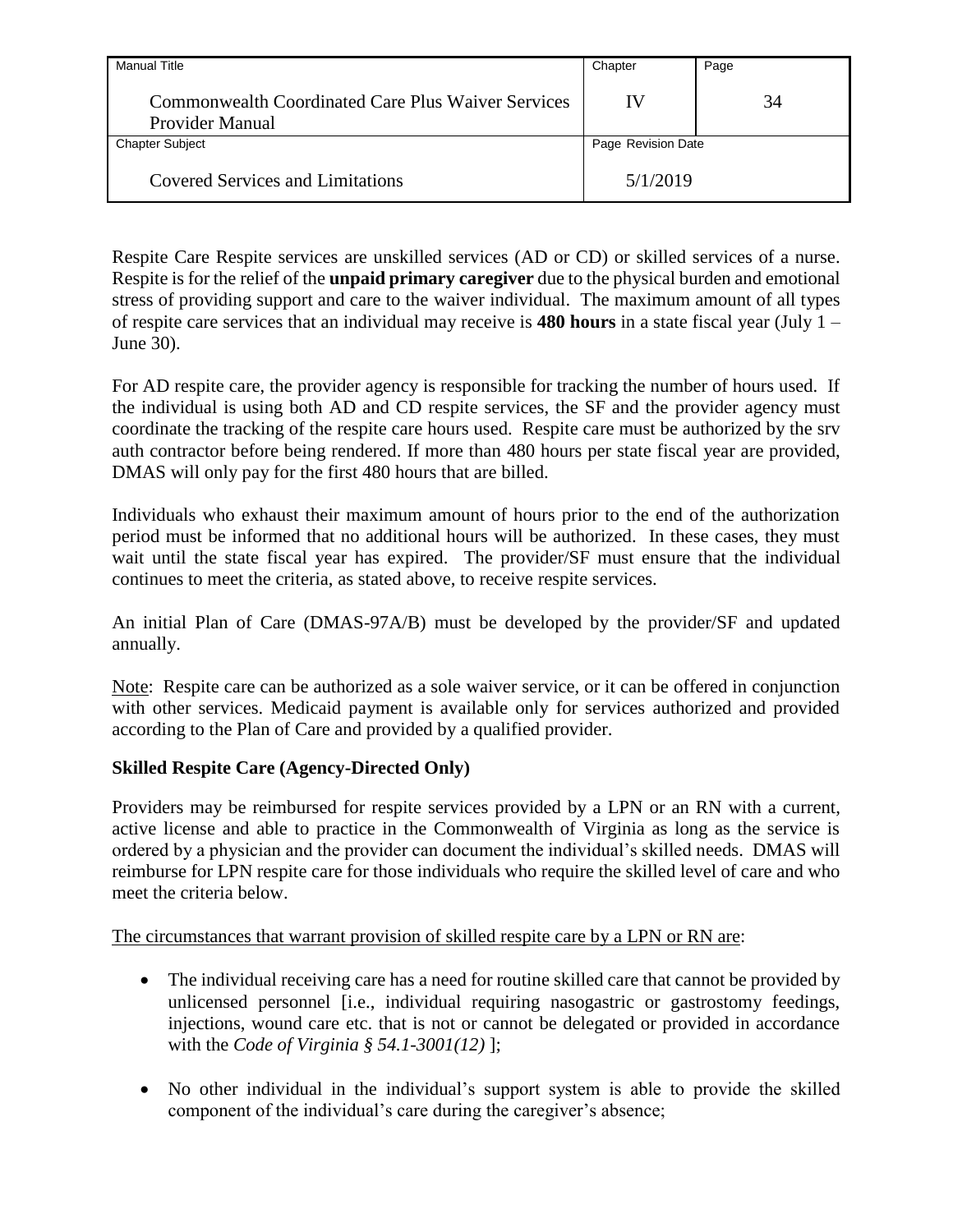Respite Care Respite services are unskilled services (AD or CD) or skilled services of a nurse. Respite is for the relief of the **unpaid primary caregiver** due to the physical burden and emotional stress of providing support and care to the waiver individual. The maximum amount of all types of respite care services that an individual may receive is **480 hours** in a state fiscal year (July 1 – June 30).

For AD respite care, the provider agency is responsible for tracking the number of hours used. If the individual is using both AD and CD respite services, the SF and the provider agency must coordinate the tracking of the respite care hours used. Respite care must be authorized by the srv auth contractor before being rendered. If more than 480 hours per state fiscal year are provided, DMAS will only pay for the first 480 hours that are billed.

Individuals who exhaust their maximum amount of hours prior to the end of the authorization period must be informed that no additional hours will be authorized. In these cases, they must wait until the state fiscal year has expired. The provider/SF must ensure that the individual continues to meet the criteria, as stated above, to receive respite services.

An initial Plan of Care (DMAS-97A/B) must be developed by the provider/SF and updated annually.

<u>Note</u>: Respite care can be authorized as a sole waiver service, or it can be offered in conjunction with other services. Medicaid payment is available only for services authorized and provided according to the Plan of Care and provided by a qualified provider.

**Skilled Respite Care (Agency-Directed Only)**

Providers may be reimbursed for respite services provided by a LPN or an RN with a current, active license and able to practice in the Commonwealth of Virginia as long as the service is ordered by a physician and the provider can document the individual's skilled needs. DMAS will reimburse for LPN respite care for those individuals who require the skilled level of care and who meet the criteria below.

<u>The circumstances that warrant provision of skilled respite care by a LPN or RN are</u>:

- The individual receiving care has a need for routine skilled care that cannot be provided by unlicensed personnel [i.e., individual requiring nasogastric or gastrostomy feedings, injections, wound care etc. that is not or cannot be delegated or provided in accordance with the *Code of Virginia § 54.1-3001(12)* ];
- No other individual in the individual's support system is able to provide the skilled component of the individual's care during the caregiver's absence;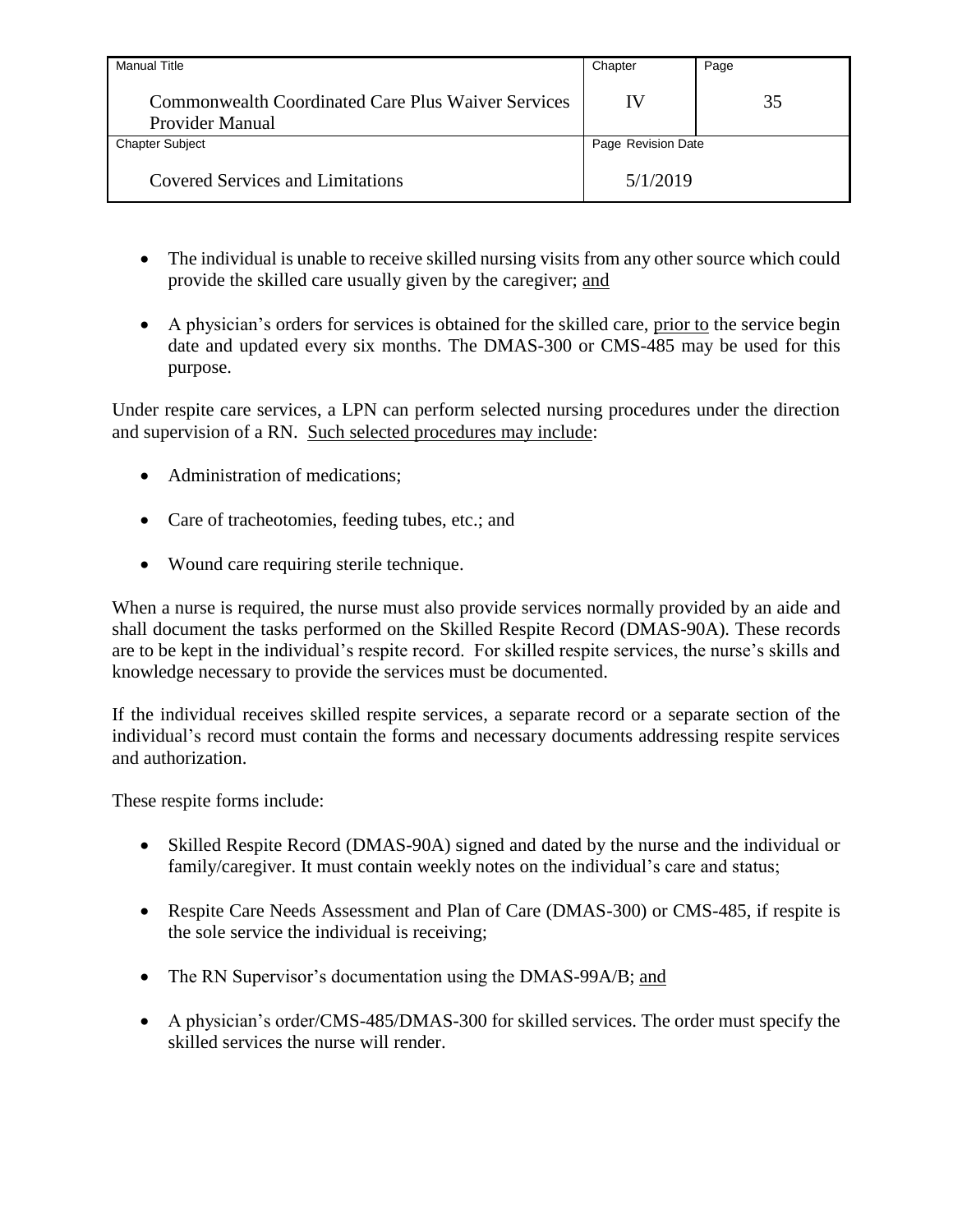- The individual is unable to receive skilled nursing visits from any other source which could provide the skilled care usually given by the caregiver; <u>and</u>

- A physician's orders for services is obtained for the skilled care, <u>prior to</u> the service begin date and updated every six months. The DMAS-300 or CMS-485 may be used for this purpose.

Under respite care services, a LPN can perform selected nursing procedures under the direction and supervision of a RN. <u>Such selected procedures may include</u>:

- Administration of medications;

- Care of tracheotomies, feeding tubes, etc.; and

- Wound care requiring sterile technique.

When a nurse is required, the nurse must also provide services normally provided by an aide and shall document the tasks performed on the Skilled Respite Record (DMAS-90A). These records are to be kept in the individual's respite record. For skilled respite services, the nurse's skills and knowledge necessary to provide the services must be documented.

If the individual receives skilled respite services, a separate record or a separate section of the individual's record must contain the forms and necessary documents addressing respite services and authorization.

These respite forms include:

- Skilled Respite Record (DMAS-90A) signed and dated by the nurse and the individual or family/caregiver. It must contain weekly notes on the individual's care and status;

- Respite Care Needs Assessment and Plan of Care (DMAS-300) or CMS-485, if respite is the sole service the individual is receiving;

- The RN Supervisor's documentation using the DMAS-99A/B; <u>and</u>

- A physician's order/CMS-485/DMAS-300 for skilled services. The order must specify the skilled services the nurse will render.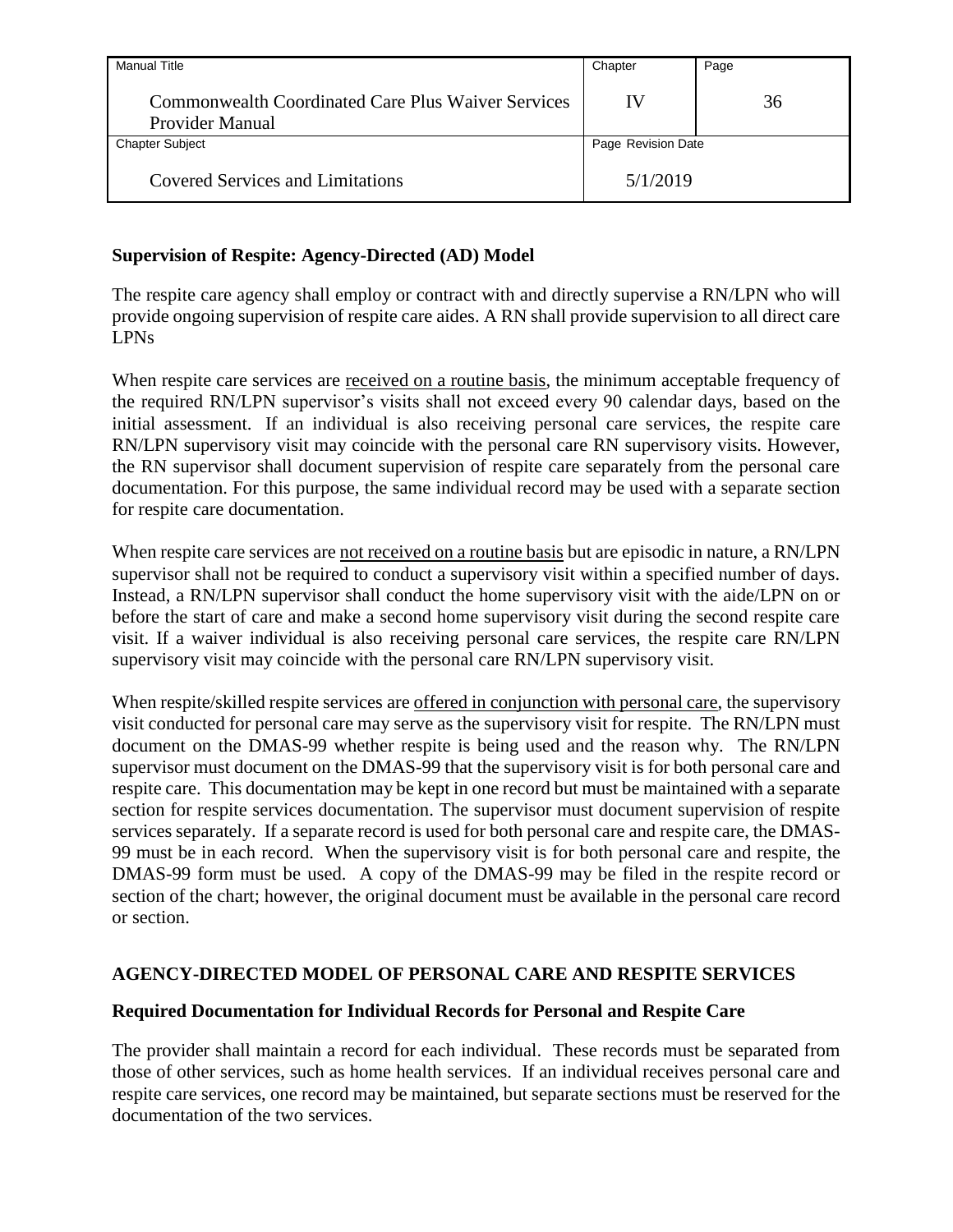**Supervision of Respite: Agency-Directed (AD) Model**

The respite care agency shall employ or contract with and directly supervise a RN/LPN who will provide ongoing supervision of respite care aides. A RN shall provide supervision to all direct care LPNs

When respite care services are received on a routine basis, the minimum acceptable frequency of the required RN/LPN supervisor's visits shall not exceed every 90 calendar days, based on the initial assessment. If an individual is also receiving personal care services, the respite care RN/LPN supervisory visit may coincide with the personal care RN supervisory visits. However, the RN supervisor shall document supervision of respite care separately from the personal care documentation. For this purpose, the same individual record may be used with a separate section for respite care documentation.

When respite care services are not received on a routine basis but are episodic in nature, a RN/LPN supervisor shall not be required to conduct a supervisory visit within a specified number of days. Instead, a RN/LPN supervisor shall conduct the home supervisory visit with the aide/LPN on or before the start of care and make a second home supervisory visit during the second respite care visit. If a waiver individual is also receiving personal care services, the respite care RN/LPN supervisory visit may coincide with the personal care RN/LPN supervisory visit.

When respite/skilled respite services are offered in conjunction with personal care, the supervisory visit conducted for personal care may serve as the supervisory visit for respite. The RN/LPN must document on the DMAS-99 whether respite is being used and the reason why. The RN/LPN supervisor must document on the DMAS-99 that the supervisory visit is for both personal care and respite care. This documentation may be kept in one record but must be maintained with a separate section for respite services documentation. The supervisor must document supervision of respite services separately. If a separate record is used for both personal care and respite care, the DMAS-99 must be in each record. When the supervisory visit is for both personal care and respite, the DMAS-99 form must be used. A copy of the DMAS-99 may be filed in the respite record or section of the chart; however, the original document must be available in the personal care record or section.

## AGENCY-DIRECTED MODEL OF PERSONAL CARE AND RESPITE SERVICES

**Required Documentation for Individual Records for Personal and Respite Care**

The provider shall maintain a record for each individual. These records must be separated from those of other services, such as home health services. If an individual receives personal care and respite care services, one record may be maintained, but separate sections must be reserved for the documentation of the two services.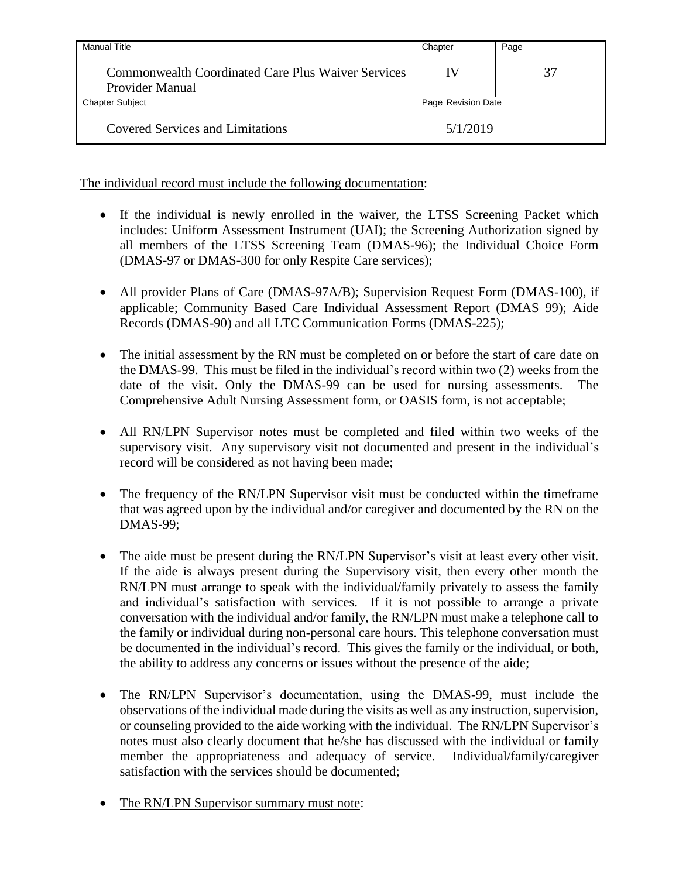<u>The individual record must include the following documentation</u>:

- If the individual is <u>newly enrolled</u> in the waiver, the LTSS Screening Packet which includes: Uniform Assessment Instrument (UAI); the Screening Authorization signed by all members of the LTSS Screening Team (DMAS-96); the Individual Choice Form (DMAS-97 or DMAS-300 for only Respite Care services);

- All provider Plans of Care (DMAS-97A/B); Supervision Request Form (DMAS-100), if applicable; Community Based Care Individual Assessment Report (DMAS 99); Aide Records (DMAS-90) and all LTC Communication Forms (DMAS-225);

- The initial assessment by the RN must be completed on or before the start of care date on the DMAS-99. This must be filed in the individual's record within two (2) weeks from the date of the visit. Only the DMAS-99 can be used for nursing assessments. The Comprehensive Adult Nursing Assessment form, or OASIS form, is not acceptable;

- All RN/LPN Supervisor notes must be completed and filed within two weeks of the supervisory visit. Any supervisory visit not documented and present in the individual's record will be considered as not having been made;

- The frequency of the RN/LPN Supervisor visit must be conducted within the timeframe that was agreed upon by the individual and/or caregiver and documented by the RN on the DMAS-99;

- The aide must be present during the RN/LPN Supervisor's visit at least every other visit. If the aide is always present during the Supervisory visit, then every other month the RN/LPN must arrange to speak with the individual/family privately to assess the family and individual's satisfaction with services. If it is not possible to arrange a private conversation with the individual and/or family, the RN/LPN must make a telephone call to the family or individual during non-personal care hours. This telephone conversation must be documented in the individual's record. This gives the family or the individual, or both, the ability to address any concerns or issues without the presence of the aide;

- The RN/LPN Supervisor's documentation, using the DMAS-99, must include the observations of the individual made during the visits as well as any instruction, supervision, or counseling provided to the aide working with the individual. The RN/LPN Supervisor's notes must also clearly document that he/she has discussed with the individual or family member the appropriateness and adequacy of service. Individual/family/caregiver satisfaction with the services should be documented;

- <u>The RN/LPN Supervisor summary must note</u>: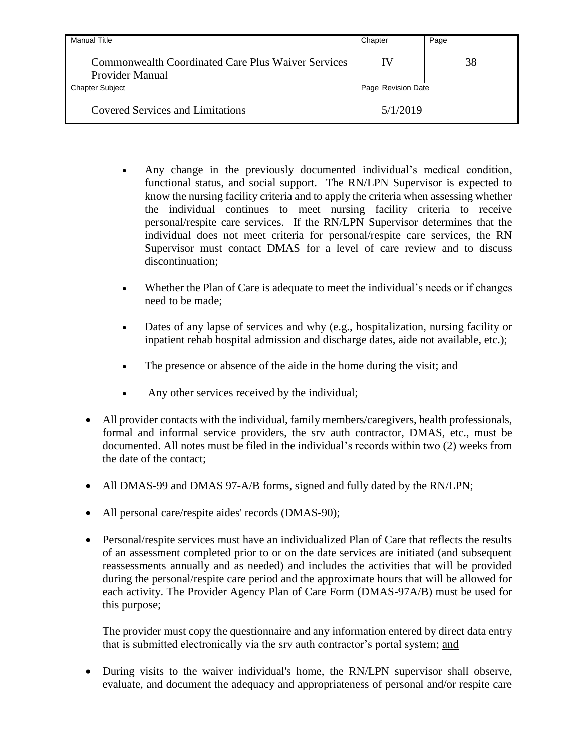- Any change in the previously documented individual's medical condition, functional status, and social support. The RN/LPN Supervisor is expected to know the nursing facility criteria and to apply the criteria when assessing whether the individual continues to meet nursing facility criteria to receive personal/respite care services. If the RN/LPN Supervisor determines that the individual does not meet criteria for personal/respite care services, the RN Supervisor must contact DMAS for a level of care review and to discuss discontinuation;

  - Whether the Plan of Care is adequate to meet the individual's needs or if changes need to be made;

  - Dates of any lapse of services and why (e.g., hospitalization, nursing facility or inpatient rehab hospital admission and discharge dates, aide not available, etc.);

  - The presence or absence of the aide in the home during the visit; and

  - Any other services received by the individual;

- All provider contacts with the individual, family members/caregivers, health professionals, formal and informal service providers, the srv auth contractor, DMAS, etc., must be documented. All notes must be filed in the individual's records within two (2) weeks from the date of the contact;

- All DMAS-99 and DMAS 97-A/B forms, signed and fully dated by the RN/LPN;

- All personal care/respite aides' records (DMAS-90);

- Personal/respite services must have an individualized Plan of Care that reflects the results of an assessment completed prior to or on the date services are initiated (and subsequent reassessments annually and as needed) and includes the activities that will be provided during the personal/respite care period and the approximate hours that will be allowed for each activity. The Provider Agency Plan of Care Form (DMAS-97A/B) must be used for this purpose;

  The provider must copy the questionnaire and any information entered by direct data entry that is submitted electronically via the srv auth contractor's portal system; and

- During visits to the waiver individual's home, the RN/LPN supervisor shall observe, evaluate, and document the adequacy and appropriateness of personal and/or respite care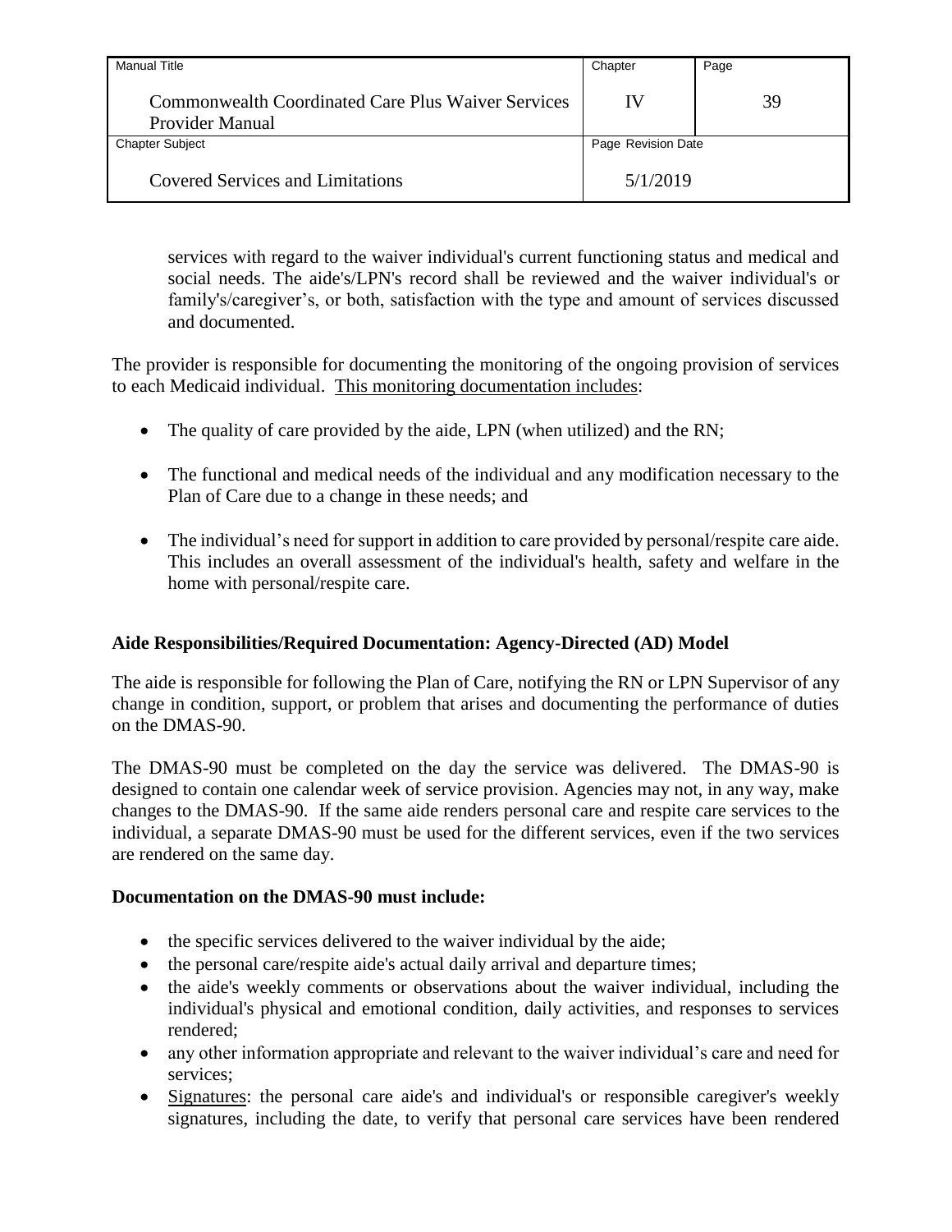services with regard to the waiver individual's current functioning status and medical and social needs. The aide's/LPN's record shall be reviewed and the waiver individual's or family's/caregiver's, or both, satisfaction with the type and amount of services discussed and documented.

The provider is responsible for documenting the monitoring of the ongoing provision of services to each Medicaid individual. <u>This monitoring documentation includes</u>:

- The quality of care provided by the aide, LPN (when utilized) and the RN;
- The functional and medical needs of the individual and any modification necessary to the Plan of Care due to a change in these needs; and
- The individual's need for support in addition to care provided by personal/respite care aide. This includes an overall assessment of the individual's health, safety and welfare in the home with personal/respite care.

**Aide Responsibilities/Required Documentation: Agency-Directed (AD) Model**

The aide is responsible for following the Plan of Care, notifying the RN or LPN Supervisor of any change in condition, support, or problem that arises and documenting the performance of duties on the DMAS-90.

The DMAS-90 must be completed on the day the service was delivered. The DMAS-90 is designed to contain one calendar week of service provision. Agencies may not, in any way, make changes to the DMAS-90. If the same aide renders personal care and respite care services to the individual, a separate DMAS-90 must be used for the different services, even if the two services are rendered on the same day.

**Documentation on the DMAS-90 must include:**

- the specific services delivered to the waiver individual by the aide;
- the personal care/respite aide's actual daily arrival and departure times;
- the aide's weekly comments or observations about the waiver individual, including the individual's physical and emotional condition, daily activities, and responses to services rendered;
- any other information appropriate and relevant to the waiver individual's care and need for services;
- <u>Signatures</u>: the personal care aide's and individual's or responsible caregiver's weekly signatures, including the date, to verify that personal care services have been rendered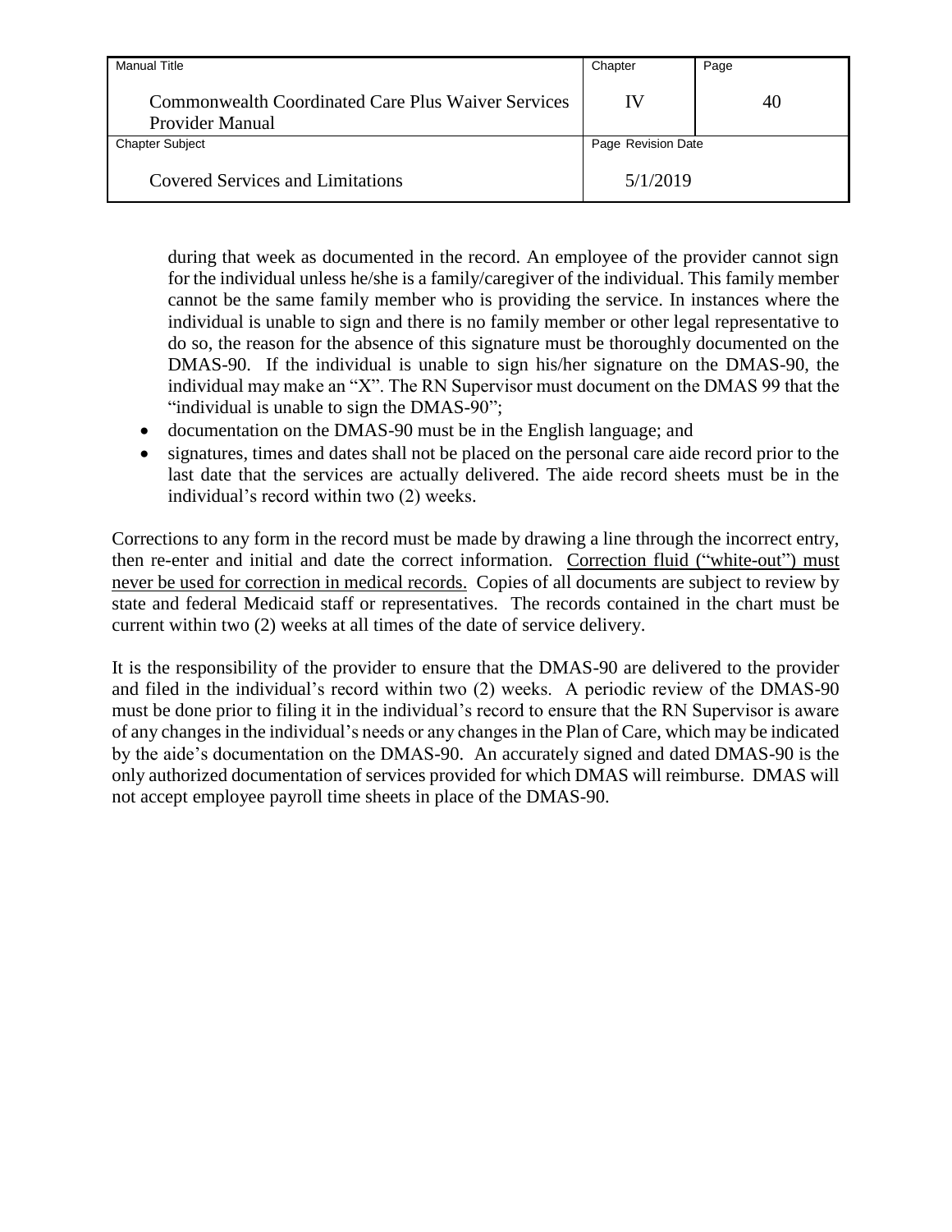during that week as documented in the record. An employee of the provider cannot sign for the individual unless he/she is a family/caregiver of the individual. This family member cannot be the same family member who is providing the service. In instances where the individual is unable to sign and there is no family member or other legal representative to do so, the reason for the absence of this signature must be thoroughly documented on the DMAS-90. If the individual is unable to sign his/her signature on the DMAS-90, the individual may make an "X". The RN Supervisor must document on the DMAS 99 that the "individual is unable to sign the DMAS-90";

- documentation on the DMAS-90 must be in the English language; and
- signatures, times and dates shall not be placed on the personal care aide record prior to the last date that the services are actually delivered. The aide record sheets must be in the individual's record within two (2) weeks.

Corrections to any form in the record must be made by drawing a line through the incorrect entry, then re-enter and initial and date the correct information. <u>Correction fluid ("white-out") must never be used for correction in medical records.</u> Copies of all documents are subject to review by state and federal Medicaid staff or representatives. The records contained in the chart must be current within two (2) weeks at all times of the date of service delivery.

It is the responsibility of the provider to ensure that the DMAS-90 are delivered to the provider and filed in the individual's record within two (2) weeks. A periodic review of the DMAS-90 must be done prior to filing it in the individual's record to ensure that the RN Supervisor is aware of any changes in the individual's needs or any changes in the Plan of Care, which may be indicated by the aide's documentation on the DMAS-90. An accurately signed and dated DMAS-90 is the only authorized documentation of services provided for which DMAS will reimburse. DMAS will not accept employee payroll time sheets in place of the DMAS-90.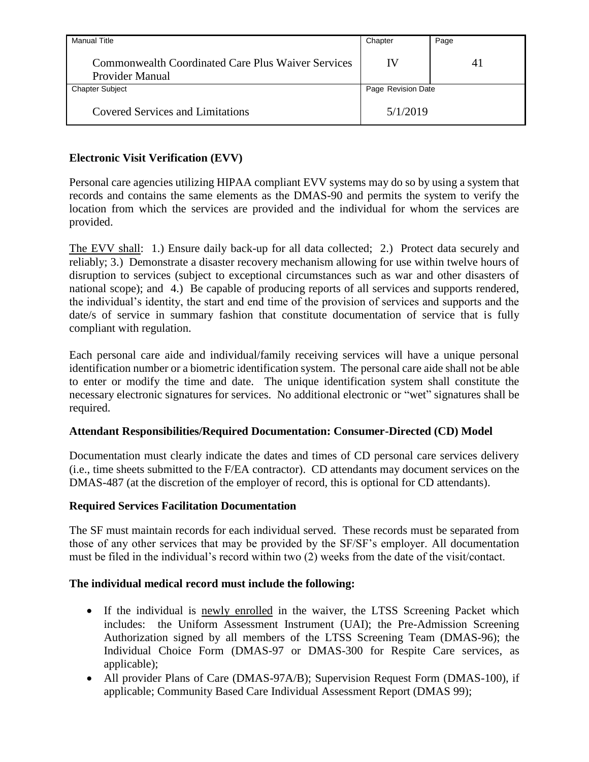**Electronic Visit Verification (EVV)**

Personal care agencies utilizing HIPAA compliant EVV systems may do so by using a system that records and contains the same elements as the DMAS-90 and permits the system to verify the location from which the services are provided and the individual for whom the services are provided.

<u>The EVV shall</u>: 1.) Ensure daily back-up for all data collected; 2.) Protect data securely and reliably; 3.) Demonstrate a disaster recovery mechanism allowing for use within twelve hours of disruption to services (subject to exceptional circumstances such as war and other disasters of national scope); and 4.) Be capable of producing reports of all services and supports rendered, the individual's identity, the start and end time of the provision of services and supports and the date/s of service in summary fashion that constitute documentation of service that is fully compliant with regulation.

Each personal care aide and individual/family receiving services will have a unique personal identification number or a biometric identification system. The personal care aide shall not be able to enter or modify the time and date. The unique identification system shall constitute the necessary electronic signatures for services. No additional electronic or "wet" signatures shall be required.

**Attendant Responsibilities/Required Documentation: Consumer-Directed (CD) Model**

Documentation must clearly indicate the dates and times of CD personal care services delivery (i.e., time sheets submitted to the F/EA contractor). CD attendants may document services on the DMAS-487 (at the discretion of the employer of record, this is optional for CD attendants).

**Required Services Facilitation Documentation**

The SF must maintain records for each individual served. These records must be separated from those of any other services that may be provided by the SF/SF's employer. All documentation must be filed in the individual's record within two (2) weeks from the date of the visit/contact.

**The individual medical record must include the following:**

- If the individual is <u>newly enrolled</u> in the waiver, the LTSS Screening Packet which includes: the Uniform Assessment Instrument (UAI); the Pre-Admission Screening Authorization signed by all members of the LTSS Screening Team (DMAS-96); the Individual Choice Form (DMAS-97 or DMAS-300 for Respite Care services, as applicable);
- All provider Plans of Care (DMAS-97A/B); Supervision Request Form (DMAS-100), if applicable; Community Based Care Individual Assessment Report (DMAS 99);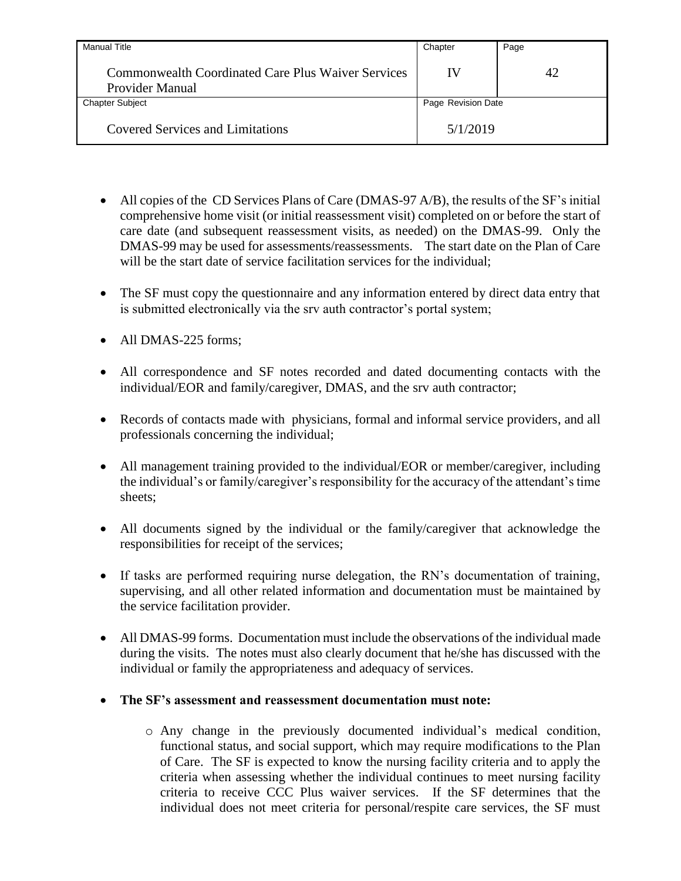- All copies of the CD Services Plans of Care (DMAS-97 A/B), the results of the SF's initial comprehensive home visit (or initial reassessment visit) completed on or before the start of care date (and subsequent reassessment visits, as needed) on the DMAS-99. Only the DMAS-99 may be used for assessments/reassessments. The start date on the Plan of Care will be the start date of service facilitation services for the individual;

- The SF must copy the questionnaire and any information entered by direct data entry that is submitted electronically via the srv auth contractor's portal system;

- All DMAS-225 forms;

- All correspondence and SF notes recorded and dated documenting contacts with the individual/EOR and family/caregiver, DMAS, and the srv auth contractor;

- Records of contacts made with physicians, formal and informal service providers, and all professionals concerning the individual;

- All management training provided to the individual/EOR or member/caregiver, including the individual's or family/caregiver's responsibility for the accuracy of the attendant's time sheets;

- All documents signed by the individual or the family/caregiver that acknowledge the responsibilities for receipt of the services;

- If tasks are performed requiring nurse delegation, the RN's documentation of training, supervising, and all other related information and documentation must be maintained by the service facilitation provider.

- All DMAS-99 forms. Documentation must include the observations of the individual made during the visits. The notes must also clearly document that he/she has discussed with the individual or family the appropriateness and adequacy of services.

- **The SF's assessment and reassessment documentation must note:**

    - Any change in the previously documented individual's medical condition, functional status, and social support, which may require modifications to the Plan of Care. The SF is expected to know the nursing facility criteria and to apply the criteria when assessing whether the individual continues to meet nursing facility criteria to receive CCC Plus waiver services. If the SF determines that the individual does not meet criteria for personal/respite care services, the SF must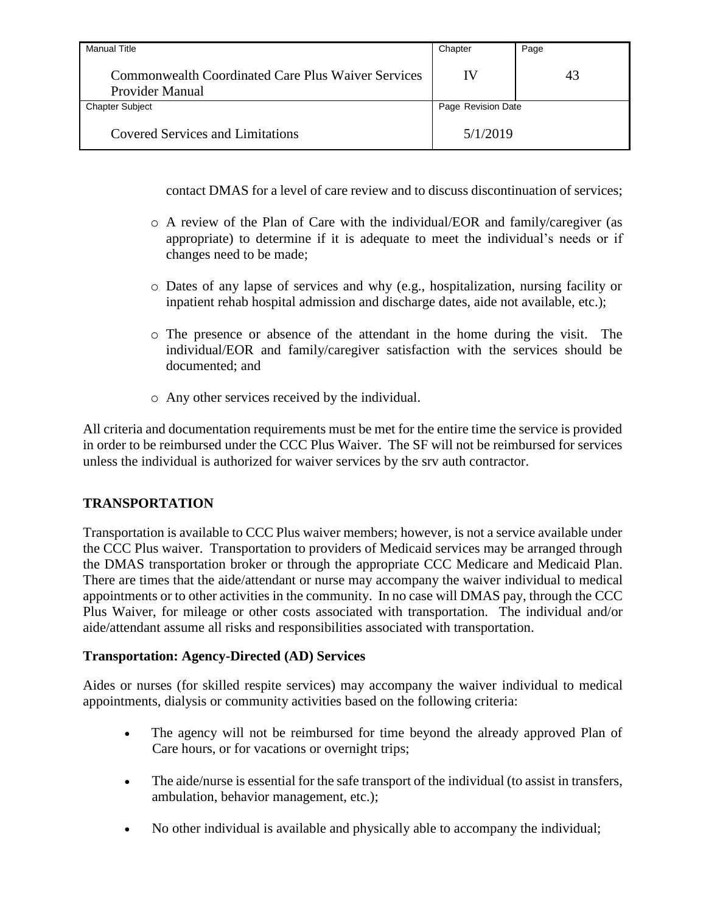contact DMAS for a level of care review and to discuss discontinuation of services;

- A review of the Plan of Care with the individual/EOR and family/caregiver (as appropriate) to determine if it is adequate to meet the individual's needs or if changes need to be made;

- Dates of any lapse of services and why (e.g., hospitalization, nursing facility or inpatient rehab hospital admission and discharge dates, aide not available, etc.);

- The presence or absence of the attendant in the home during the visit. The individual/EOR and family/caregiver satisfaction with the services should be documented; and

- Any other services received by the individual.

All criteria and documentation requirements must be met for the entire time the service is provided in order to be reimbursed under the CCC Plus Waiver. The SF will not be reimbursed for services unless the individual is authorized for waiver services by the srv auth contractor.

## TRANSPORTATION

Transportation is available to CCC Plus waiver members; however, is not a service available under the CCC Plus waiver. Transportation to providers of Medicaid services may be arranged through the DMAS transportation broker or through the appropriate CCC Medicare and Medicaid Plan. There are times that the aide/attendant or nurse may accompany the waiver individual to medical appointments or to other activities in the community. In no case will DMAS pay, through the CCC Plus Waiver, for mileage or other costs associated with transportation. The individual and/or aide/attendant assume all risks and responsibilities associated with transportation.

### Transportation: Agency-Directed (AD) Services

Aides or nurses (for skilled respite services) may accompany the waiver individual to medical appointments, dialysis or community activities based on the following criteria:

- The agency will not be reimbursed for time beyond the already approved Plan of Care hours, or for vacations or overnight trips;

- The aide/nurse is essential for the safe transport of the individual (to assist in transfers, ambulation, behavior management, etc.);

- No other individual is available and physically able to accompany the individual;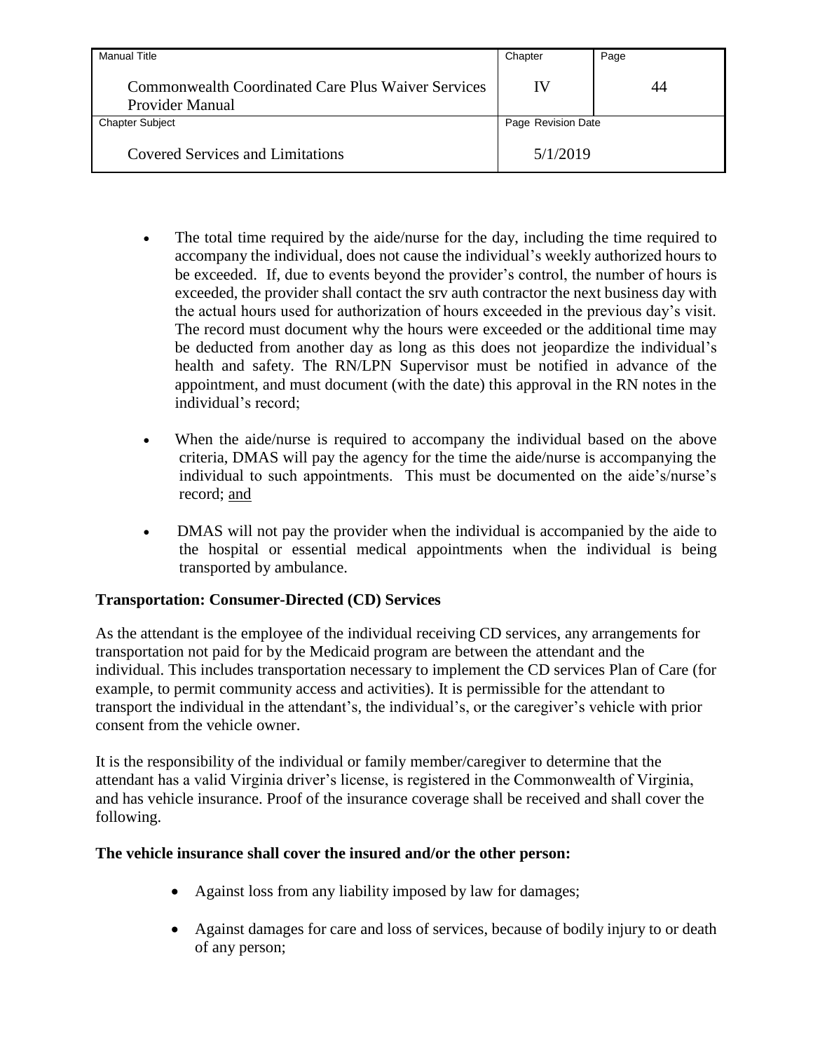- The total time required by the aide/nurse for the day, including the time required to accompany the individual, does not cause the individual's weekly authorized hours to be exceeded. If, due to events beyond the provider's control, the number of hours is exceeded, the provider shall contact the srv auth contractor the next business day with the actual hours used for authorization of hours exceeded in the previous day's visit. The record must document why the hours were exceeded or the additional time may be deducted from another day as long as this does not jeopardize the individual's health and safety. The RN/LPN Supervisor must be notified in advance of the appointment, and must document (with the date) this approval in the RN notes in the individual's record;

- When the aide/nurse is required to accompany the individual based on the above criteria, DMAS will pay the agency for the time the aide/nurse is accompanying the individual to such appointments. This must be documented on the aide's/nurse's record; <u>and</u>

- DMAS will not pay the provider when the individual is accompanied by the aide to the hospital or essential medical appointments when the individual is being transported by ambulance.

**Transportation: Consumer-Directed (CD) Services**

As the attendant is the employee of the individual receiving CD services, any arrangements for transportation not paid for by the Medicaid program are between the attendant and the individual. This includes transportation necessary to implement the CD services Plan of Care (for example, to permit community access and activities). It is permissible for the attendant to transport the individual in the attendant's, the individual's, or the caregiver's vehicle with prior consent from the vehicle owner.

It is the responsibility of the individual or family member/caregiver to determine that the attendant has a valid Virginia driver's license, is registered in the Commonwealth of Virginia, and has vehicle insurance. Proof of the insurance coverage shall be received and shall cover the following.

**The vehicle insurance shall cover the insured and/or the other person:**

- Against loss from any liability imposed by law for damages;
- Against damages for care and loss of services, because of bodily injury to or death of any person;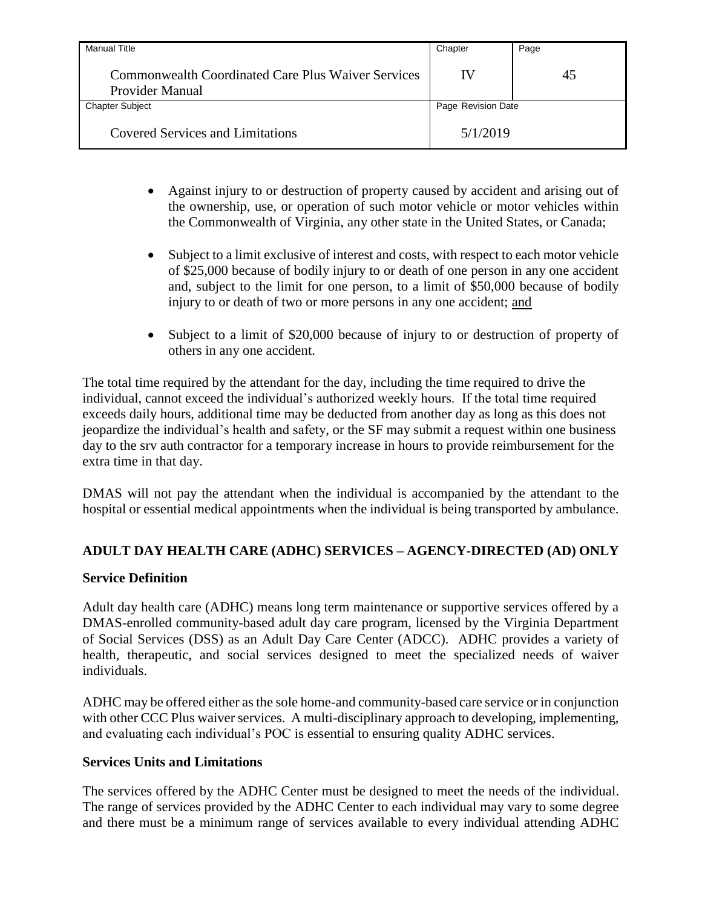- Against injury to or destruction of property caused by accident and arising out of the ownership, use, or operation of such motor vehicle or motor vehicles within the Commonwealth of Virginia, any other state in the United States, or Canada;

- Subject to a limit exclusive of interest and costs, with respect to each motor vehicle of $25,000 because of bodily injury to or death of one person in any one accident and, subject to the limit for one person, to a limit of $50,000 because of bodily injury to or death of two or more persons in any one accident; and

- Subject to a limit of $20,000 because of injury to or destruction of property of others in any one accident.

The total time required by the attendant for the day, including the time required to drive the individual, cannot exceed the individual's authorized weekly hours. If the total time required exceeds daily hours, additional time may be deducted from another day as long as this does not jeopardize the individual's health and safety, or the SF may submit a request within one business day to the srv auth contractor for a temporary increase in hours to provide reimbursement for the extra time in that day.

DMAS will not pay the attendant when the individual is accompanied by the attendant to the hospital or essential medical appointments when the individual is being transported by ambulance.

## ADULT DAY HEALTH CARE (ADHC) SERVICES – AGENCY-DIRECTED (AD) ONLY

### Service Definition

Adult day health care (ADHC) means long term maintenance or supportive services offered by a DMAS-enrolled community-based adult day care program, licensed by the Virginia Department of Social Services (DSS) as an Adult Day Care Center (ADCC). ADHC provides a variety of health, therapeutic, and social services designed to meet the specialized needs of waiver individuals.

ADHC may be offered either as the sole home-and community-based care service or in conjunction with other CCC Plus waiver services. A multi-disciplinary approach to developing, implementing, and evaluating each individual's POC is essential to ensuring quality ADHC services.

### Services Units and Limitations

The services offered by the ADHC Center must be designed to meet the needs of the individual. The range of services provided by the ADHC Center to each individual may vary to some degree and there must be a minimum range of services available to every individual attending ADHC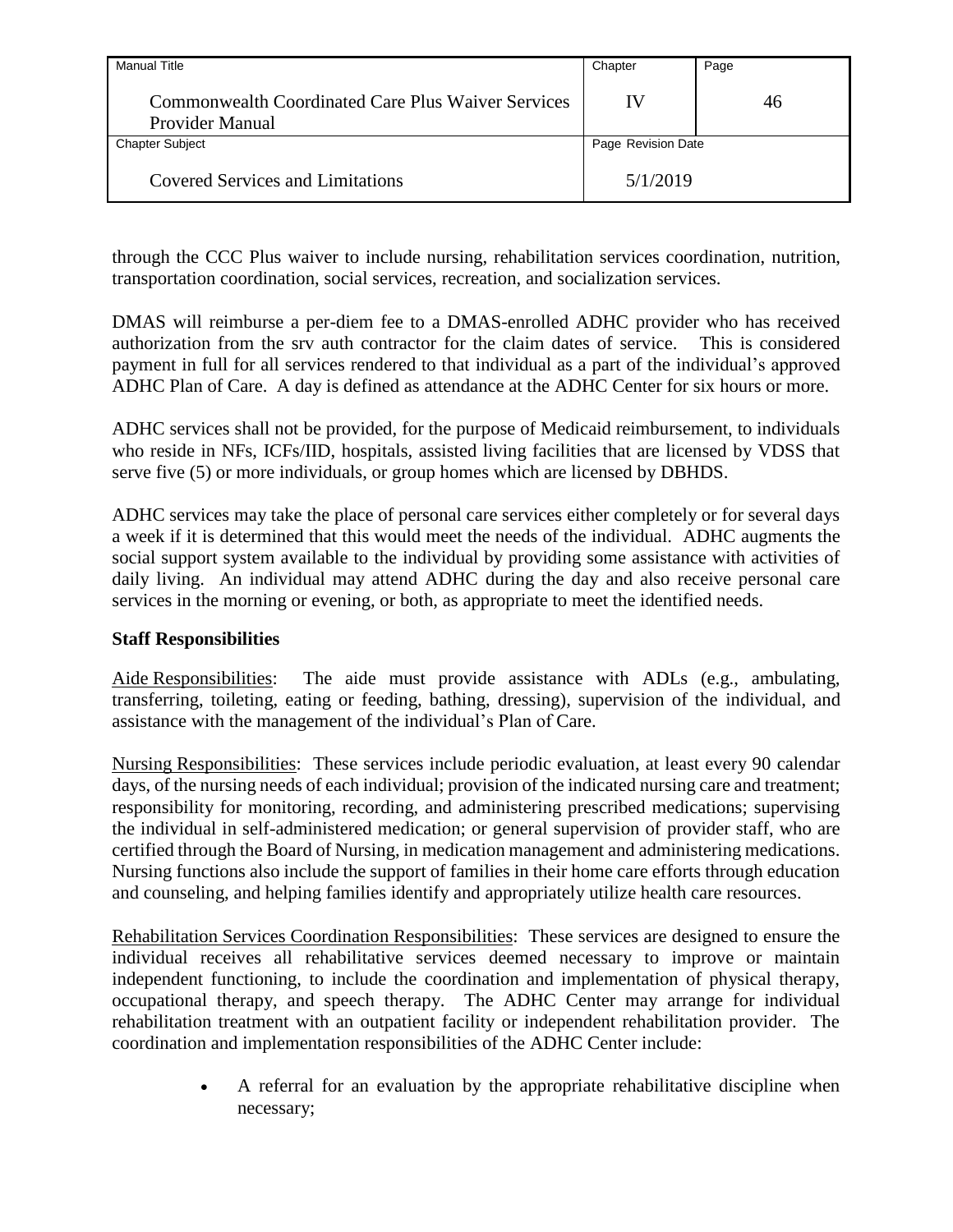through the CCC Plus waiver to include nursing, rehabilitation services coordination, nutrition, transportation coordination, social services, recreation, and socialization services.

DMAS will reimburse a per-diem fee to a DMAS-enrolled ADHC provider who has received authorization from the srv auth contractor for the claim dates of service. This is considered payment in full for all services rendered to that individual as a part of the individual's approved ADHC Plan of Care. A day is defined as attendance at the ADHC Center for six hours or more.

ADHC services shall not be provided, for the purpose of Medicaid reimbursement, to individuals who reside in NFs, ICFs/IID, hospitals, assisted living facilities that are licensed by VDSS that serve five (5) or more individuals, or group homes which are licensed by DBHDS.

ADHC services may take the place of personal care services either completely or for several days a week if it is determined that this would meet the needs of the individual. ADHC augments the social support system available to the individual by providing some assistance with activities of daily living. An individual may attend ADHC during the day and also receive personal care services in the morning or evening, or both, as appropriate to meet the identified needs.

**Staff Responsibilities**

Aide Responsibilities: The aide must provide assistance with ADLs (e.g., ambulating, transferring, toileting, eating or feeding, bathing, dressing), supervision of the individual, and assistance with the management of the individual's Plan of Care.

Nursing Responsibilities: These services include periodic evaluation, at least every 90 calendar days, of the nursing needs of each individual; provision of the indicated nursing care and treatment; responsibility for monitoring, recording, and administering prescribed medications; supervising the individual in self-administered medication; or general supervision of provider staff, who are certified through the Board of Nursing, in medication management and administering medications. Nursing functions also include the support of families in their home care efforts through education and counseling, and helping families identify and appropriately utilize health care resources.

Rehabilitation Services Coordination Responsibilities: These services are designed to ensure the individual receives all rehabilitative services deemed necessary to improve or maintain independent functioning, to include the coordination and implementation of physical therapy, occupational therapy, and speech therapy. The ADHC Center may arrange for individual rehabilitation treatment with an outpatient facility or independent rehabilitation provider. The coordination and implementation responsibilities of the ADHC Center include:

- A referral for an evaluation by the appropriate rehabilitative discipline when necessary;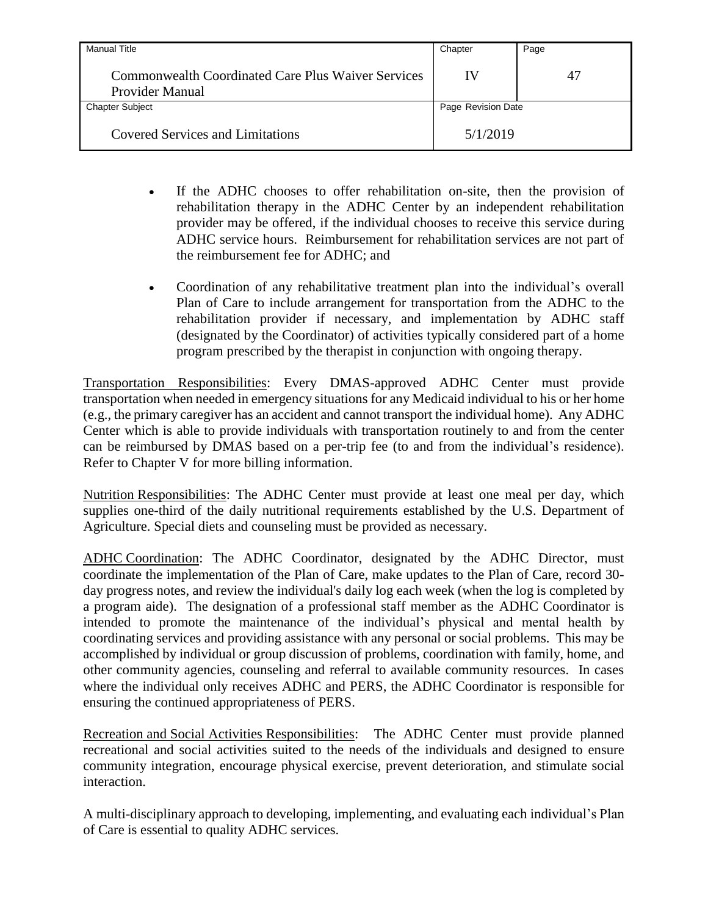- If the ADHC chooses to offer rehabilitation on-site, then the provision of rehabilitation therapy in the ADHC Center by an independent rehabilitation provider may be offered, if the individual chooses to receive this service during ADHC service hours. Reimbursement for rehabilitation services are not part of the reimbursement fee for ADHC; and

- Coordination of any rehabilitative treatment plan into the individual's overall Plan of Care to include arrangement for transportation from the ADHC to the rehabilitation provider if necessary, and implementation by ADHC staff (designated by the Coordinator) of activities typically considered part of a home program prescribed by the therapist in conjunction with ongoing therapy.

<u>Transportation Responsibilities</u>: Every DMAS-approved ADHC Center must provide transportation when needed in emergency situations for any Medicaid individual to his or her home (e.g., the primary caregiver has an accident and cannot transport the individual home). Any ADHC Center which is able to provide individuals with transportation routinely to and from the center can be reimbursed by DMAS based on a per-trip fee (to and from the individual's residence). Refer to Chapter V for more billing information.

<u>Nutrition Responsibilities</u>: The ADHC Center must provide at least one meal per day, which supplies one-third of the daily nutritional requirements established by the U.S. Department of Agriculture. Special diets and counseling must be provided as necessary.

<u>ADHC Coordination</u>: The ADHC Coordinator, designated by the ADHC Director, must coordinate the implementation of the Plan of Care, make updates to the Plan of Care, record 30-day progress notes, and review the individual's daily log each week (when the log is completed by a program aide). The designation of a professional staff member as the ADHC Coordinator is intended to promote the maintenance of the individual's physical and mental health by coordinating services and providing assistance with any personal or social problems. This may be accomplished by individual or group discussion of problems, coordination with family, home, and other community agencies, counseling and referral to available community resources. In cases where the individual only receives ADHC and PERS, the ADHC Coordinator is responsible for ensuring the continued appropriateness of PERS.

<u>Recreation and Social Activities Responsibilities</u>: The ADHC Center must provide planned recreational and social activities suited to the needs of the individuals and designed to ensure community integration, encourage physical exercise, prevent deterioration, and stimulate social interaction.

A multi-disciplinary approach to developing, implementing, and evaluating each individual's Plan of Care is essential to quality ADHC services.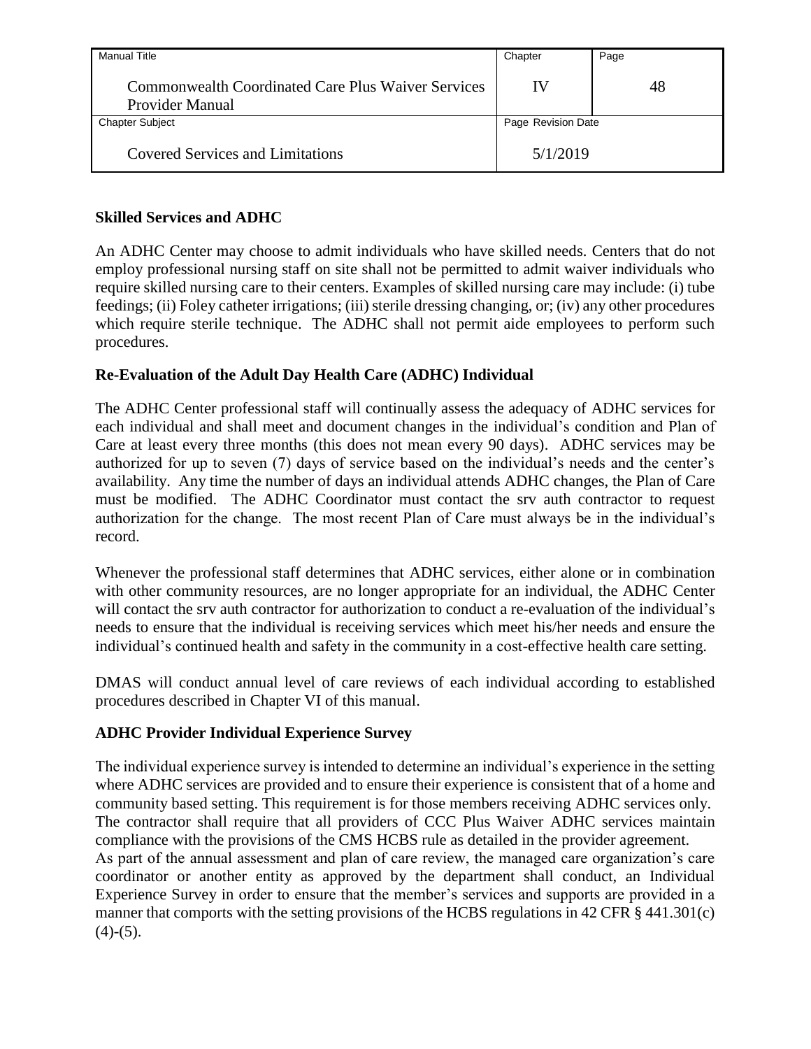## Skilled Services and ADHC

An ADHC Center may choose to admit individuals who have skilled needs. Centers that do not employ professional nursing staff on site shall not be permitted to admit waiver individuals who require skilled nursing care to their centers. Examples of skilled nursing care may include: (i) tube feedings; (ii) Foley catheter irrigations; (iii) sterile dressing changing, or; (iv) any other procedures which require sterile technique. The ADHC shall not permit aide employees to perform such procedures.

## Re-Evaluation of the Adult Day Health Care (ADHC) Individual

The ADHC Center professional staff will continually assess the adequacy of ADHC services for each individual and shall meet and document changes in the individual's condition and Plan of Care at least every three months (this does not mean every 90 days). ADHC services may be authorized for up to seven (7) days of service based on the individual's needs and the center's availability. Any time the number of days an individual attends ADHC changes, the Plan of Care must be modified. The ADHC Coordinator must contact the srv auth contractor to request authorization for the change. The most recent Plan of Care must always be in the individual's record.

Whenever the professional staff determines that ADHC services, either alone or in combination with other community resources, are no longer appropriate for an individual, the ADHC Center will contact the srv auth contractor for authorization to conduct a re-evaluation of the individual's needs to ensure that the individual is receiving services which meet his/her needs and ensure the individual's continued health and safety in the community in a cost-effective health care setting.

DMAS will conduct annual level of care reviews of each individual according to established procedures described in Chapter VI of this manual.

## ADHC Provider Individual Experience Survey

The individual experience survey is intended to determine an individual's experience in the setting where ADHC services are provided and to ensure their experience is consistent that of a home and community based setting. This requirement is for those members receiving ADHC services only. The contractor shall require that all providers of CCC Plus Waiver ADHC services maintain compliance with the provisions of the CMS HCBS rule as detailed in the provider agreement.

As part of the annual assessment and plan of care review, the managed care organization's care coordinator or another entity as approved by the department shall conduct, an Individual Experience Survey in order to ensure that the member's services and supports are provided in a manner that comports with the setting provisions of the HCBS regulations in 42 CFR § 441.301(c)(4)-(5).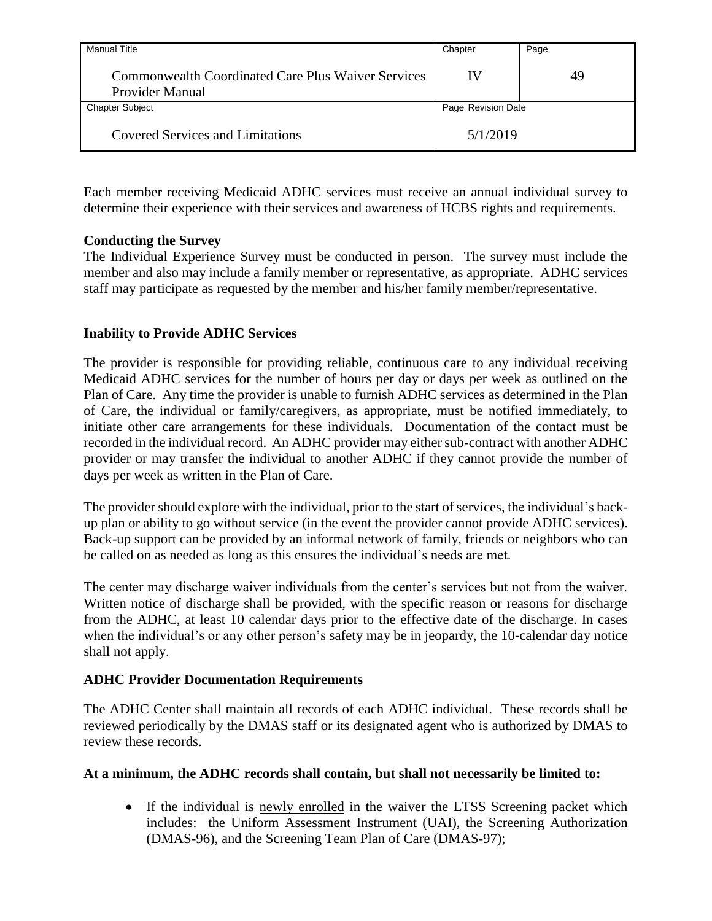Each member receiving Medicaid ADHC services must receive an annual individual survey to determine their experience with their services and awareness of HCBS rights and requirements.

**Conducting the Survey**
The Individual Experience Survey must be conducted in person. The survey must include the member and also may include a family member or representative, as appropriate. ADHC services staff may participate as requested by the member and his/her family member/representative.

**Inability to Provide ADHC Services**

The provider is responsible for providing reliable, continuous care to any individual receiving Medicaid ADHC services for the number of hours per day or days per week as outlined on the Plan of Care. Any time the provider is unable to furnish ADHC services as determined in the Plan of Care, the individual or family/caregivers, as appropriate, must be notified immediately, to initiate other care arrangements for these individuals. Documentation of the contact must be recorded in the individual record. An ADHC provider may either sub-contract with another ADHC provider or may transfer the individual to another ADHC if they cannot provide the number of days per week as written in the Plan of Care.

The provider should explore with the individual, prior to the start of services, the individual's back-up plan or ability to go without service (in the event the provider cannot provide ADHC services). Back-up support can be provided by an informal network of family, friends or neighbors who can be called on as needed as long as this ensures the individual's needs are met.

The center may discharge waiver individuals from the center's services but not from the waiver. Written notice of discharge shall be provided, with the specific reason or reasons for discharge from the ADHC, at least 10 calendar days prior to the effective date of the discharge. In cases when the individual's or any other person's safety may be in jeopardy, the 10-calendar day notice shall not apply.

**ADHC Provider Documentation Requirements**

The ADHC Center shall maintain all records of each ADHC individual. These records shall be reviewed periodically by the DMAS staff or its designated agent who is authorized by DMAS to review these records.

**At a minimum, the ADHC records shall contain, but shall not necessarily be limited to:**

- If the individual is newly enrolled in the waiver the LTSS Screening packet which includes: the Uniform Assessment Instrument (UAI), the Screening Authorization (DMAS-96), and the Screening Team Plan of Care (DMAS-97);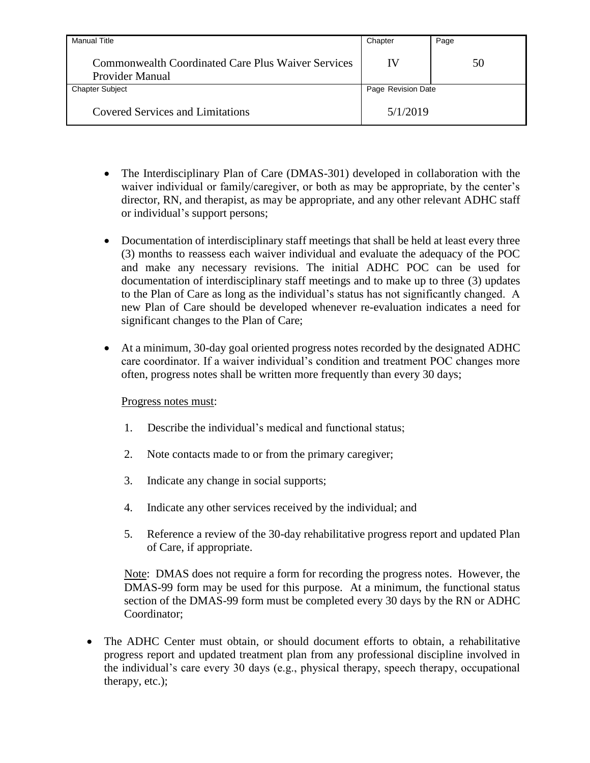- The Interdisciplinary Plan of Care (DMAS-301) developed in collaboration with the waiver individual or family/caregiver, or both as may be appropriate, by the center's director, RN, and therapist, as may be appropriate, and any other relevant ADHC staff or individual's support persons;

- Documentation of interdisciplinary staff meetings that shall be held at least every three (3) months to reassess each waiver individual and evaluate the adequacy of the POC and make any necessary revisions. The initial ADHC POC can be used for documentation of interdisciplinary staff meetings and to make up to three (3) updates to the Plan of Care as long as the individual's status has not significantly changed. A new Plan of Care should be developed whenever re-evaluation indicates a need for significant changes to the Plan of Care;

- At a minimum, 30-day goal oriented progress notes recorded by the designated ADHC care coordinator. If a waiver individual's condition and treatment POC changes more often, progress notes shall be written more frequently than every 30 days;

  Progress notes must:

  1. Describe the individual's medical and functional status;
  2. Note contacts made to or from the primary caregiver;
  3. Indicate any change in social supports;
  4. Indicate any other services received by the individual; and
  5. Reference a review of the 30-day rehabilitative progress report and updated Plan of Care, if appropriate.

  Note: DMAS does not require a form for recording the progress notes. However, the DMAS-99 form may be used for this purpose. At a minimum, the functional status section of the DMAS-99 form must be completed every 30 days by the RN or ADHC Coordinator;

- The ADHC Center must obtain, or should document efforts to obtain, a rehabilitative progress report and updated treatment plan from any professional discipline involved in the individual's care every 30 days (e.g., physical therapy, speech therapy, occupational therapy, etc.);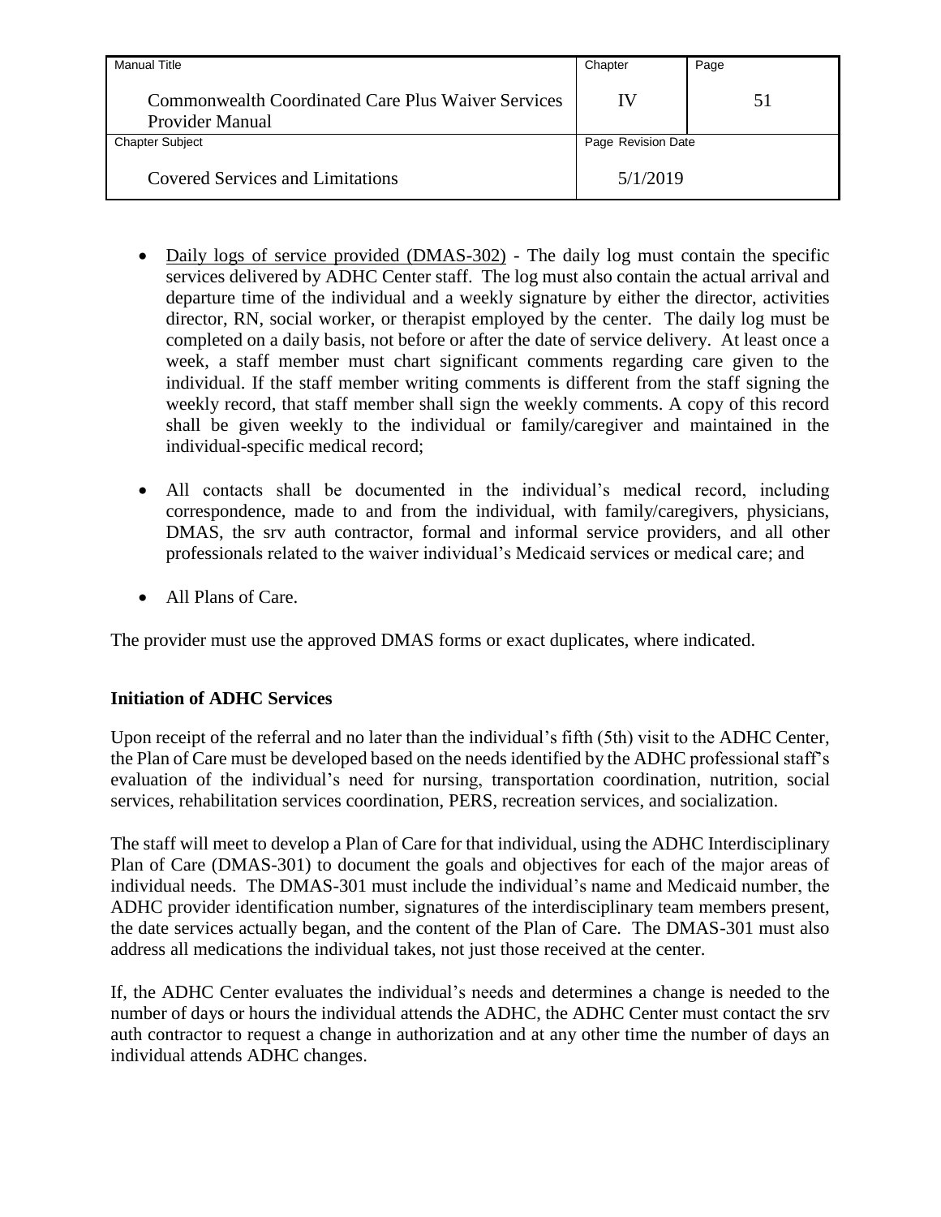- Daily logs of service provided (DMAS-302) - The daily log must contain the specific services delivered by ADHC Center staff. The log must also contain the actual arrival and departure time of the individual and a weekly signature by either the director, activities director, RN, social worker, or therapist employed by the center. The daily log must be completed on a daily basis, not before or after the date of service delivery. At least once a week, a staff member must chart significant comments regarding care given to the individual. If the staff member writing comments is different from the staff signing the weekly record, that staff member shall sign the weekly comments. A copy of this record shall be given weekly to the individual or family/caregiver and maintained in the individual-specific medical record;

- All contacts shall be documented in the individual's medical record, including correspondence, made to and from the individual, with family/caregivers, physicians, DMAS, the srv auth contractor, formal and informal service providers, and all other professionals related to the waiver individual's Medicaid services or medical care; and

- All Plans of Care.

The provider must use the approved DMAS forms or exact duplicates, where indicated.

**Initiation of ADHC Services**

Upon receipt of the referral and no later than the individual's fifth (5th) visit to the ADHC Center, the Plan of Care must be developed based on the needs identified by the ADHC professional staff's evaluation of the individual's need for nursing, transportation coordination, nutrition, social services, rehabilitation services coordination, PERS, recreation services, and socialization.

The staff will meet to develop a Plan of Care for that individual, using the ADHC Interdisciplinary Plan of Care (DMAS-301) to document the goals and objectives for each of the major areas of individual needs. The DMAS-301 must include the individual's name and Medicaid number, the ADHC provider identification number, signatures of the interdisciplinary team members present, the date services actually began, and the content of the Plan of Care. The DMAS-301 must also address all medications the individual takes, not just those received at the center.

If, the ADHC Center evaluates the individual's needs and determines a change is needed to the number of days or hours the individual attends the ADHC, the ADHC Center must contact the srv auth contractor to request a change in authorization and at any other time the number of days an individual attends ADHC changes.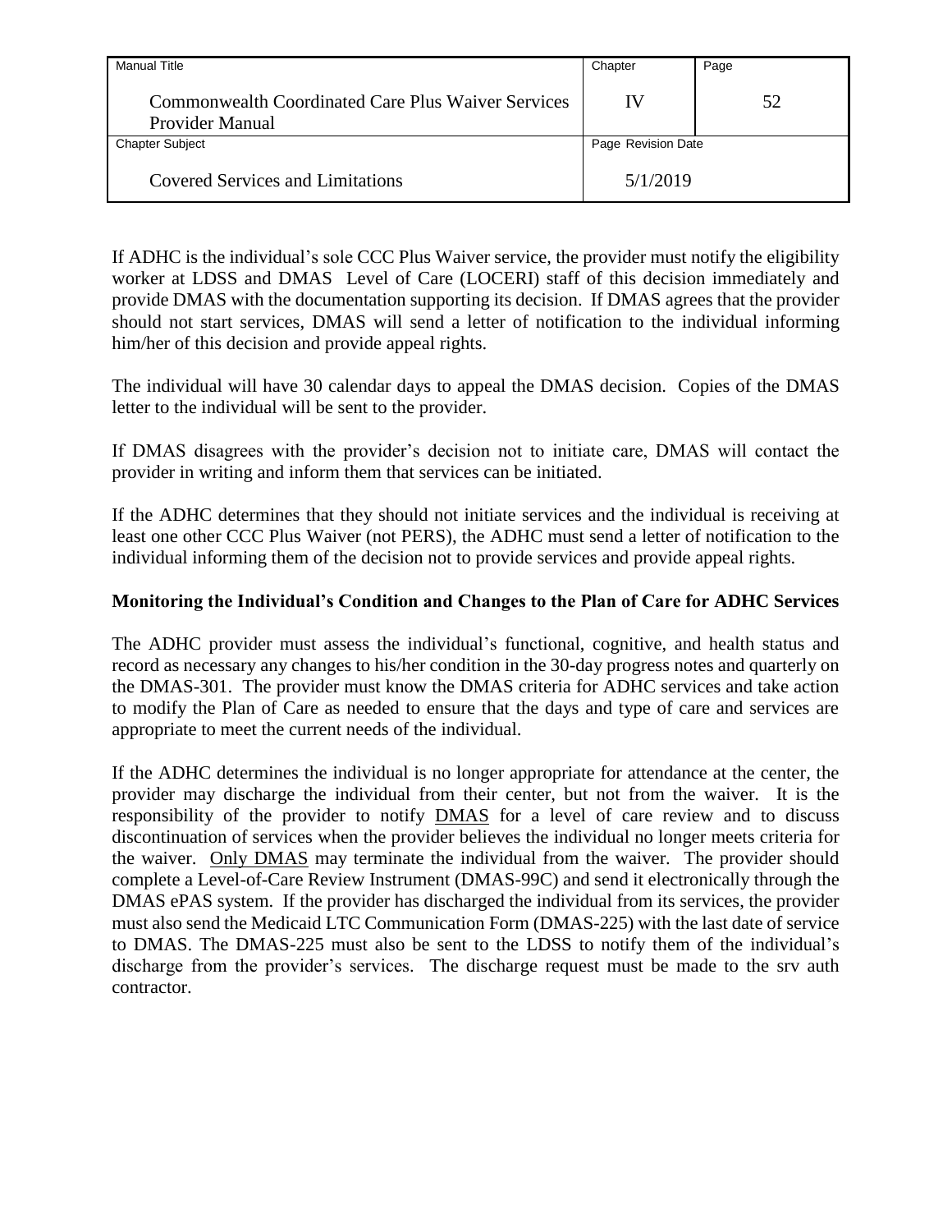If ADHC is the individual's sole CCC Plus Waiver service, the provider must notify the eligibility worker at LDSS and DMAS Level of Care (LOCERI) staff of this decision immediately and provide DMAS with the documentation supporting its decision. If DMAS agrees that the provider should not start services, DMAS will send a letter of notification to the individual informing him/her of this decision and provide appeal rights.

The individual will have 30 calendar days to appeal the DMAS decision. Copies of the DMAS letter to the individual will be sent to the provider.

If DMAS disagrees with the provider's decision not to initiate care, DMAS will contact the provider in writing and inform them that services can be initiated.

If the ADHC determines that they should not initiate services and the individual is receiving at least one other CCC Plus Waiver (not PERS), the ADHC must send a letter of notification to the individual informing them of the decision not to provide services and provide appeal rights.

**Monitoring the Individual's Condition and Changes to the Plan of Care for ADHC Services**

The ADHC provider must assess the individual's functional, cognitive, and health status and record as necessary any changes to his/her condition in the 30-day progress notes and quarterly on the DMAS-301. The provider must know the DMAS criteria for ADHC services and take action to modify the Plan of Care as needed to ensure that the days and type of care and services are appropriate to meet the current needs of the individual.

If the ADHC determines the individual is no longer appropriate for attendance at the center, the provider may discharge the individual from their center, but not from the waiver. It is the responsibility of the provider to notify <u>DMAS</u> for a level of care review and to discuss discontinuation of services when the provider believes the individual no longer meets criteria for the waiver. <u>Only DMAS</u> may terminate the individual from the waiver. The provider should complete a Level-of-Care Review Instrument (DMAS-99C) and send it electronically through the DMAS ePAS system. If the provider has discharged the individual from its services, the provider must also send the Medicaid LTC Communication Form (DMAS-225) with the last date of service to DMAS. The DMAS-225 must also be sent to the LDSS to notify them of the individual's discharge from the provider's services. The discharge request must be made to the srv auth contractor.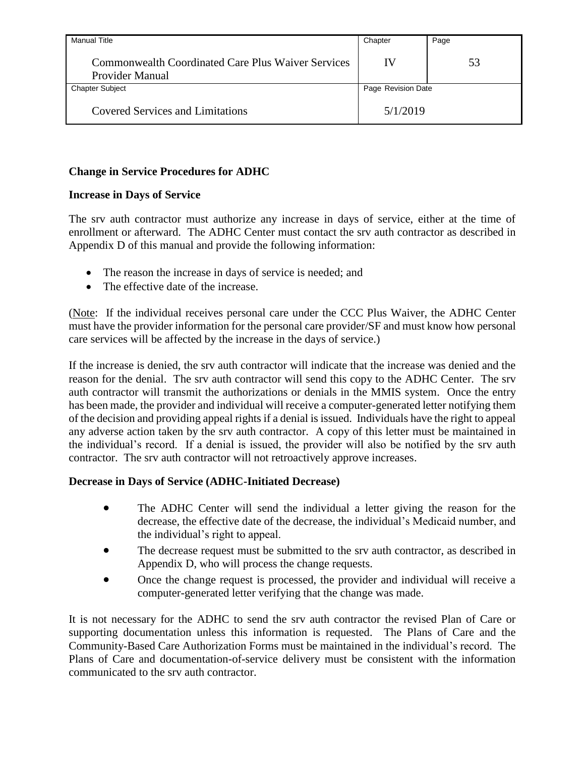**Change in Service Procedures for ADHC**

**Increase in Days of Service**

The srv auth contractor must authorize any increase in days of service, either at the time of enrollment or afterward. The ADHC Center must contact the srv auth contractor as described in Appendix D of this manual and provide the following information:

- The reason the increase in days of service is needed; and
- The effective date of the increase.

(Note: If the individual receives personal care under the CCC Plus Waiver, the ADHC Center must have the provider information for the personal care provider/SF and must know how personal care services will be affected by the increase in the days of service.)

If the increase is denied, the srv auth contractor will indicate that the increase was denied and the reason for the denial. The srv auth contractor will send this copy to the ADHC Center. The srv auth contractor will transmit the authorizations or denials in the MMIS system. Once the entry has been made, the provider and individual will receive a computer-generated letter notifying them of the decision and providing appeal rights if a denial is issued. Individuals have the right to appeal any adverse action taken by the srv auth contractor. A copy of this letter must be maintained in the individual's record. If a denial is issued, the provider will also be notified by the srv auth contractor. The srv auth contractor will not retroactively approve increases.

**Decrease in Days of Service (ADHC-Initiated Decrease)**

- The ADHC Center will send the individual a letter giving the reason for the decrease, the effective date of the decrease, the individual's Medicaid number, and the individual's right to appeal.
- The decrease request must be submitted to the srv auth contractor, as described in Appendix D, who will process the change requests.
- Once the change request is processed, the provider and individual will receive a computer-generated letter verifying that the change was made.

It is not necessary for the ADHC to send the srv auth contractor the revised Plan of Care or supporting documentation unless this information is requested. The Plans of Care and the Community-Based Care Authorization Forms must be maintained in the individual's record. The Plans of Care and documentation-of-service delivery must be consistent with the information communicated to the srv auth contractor.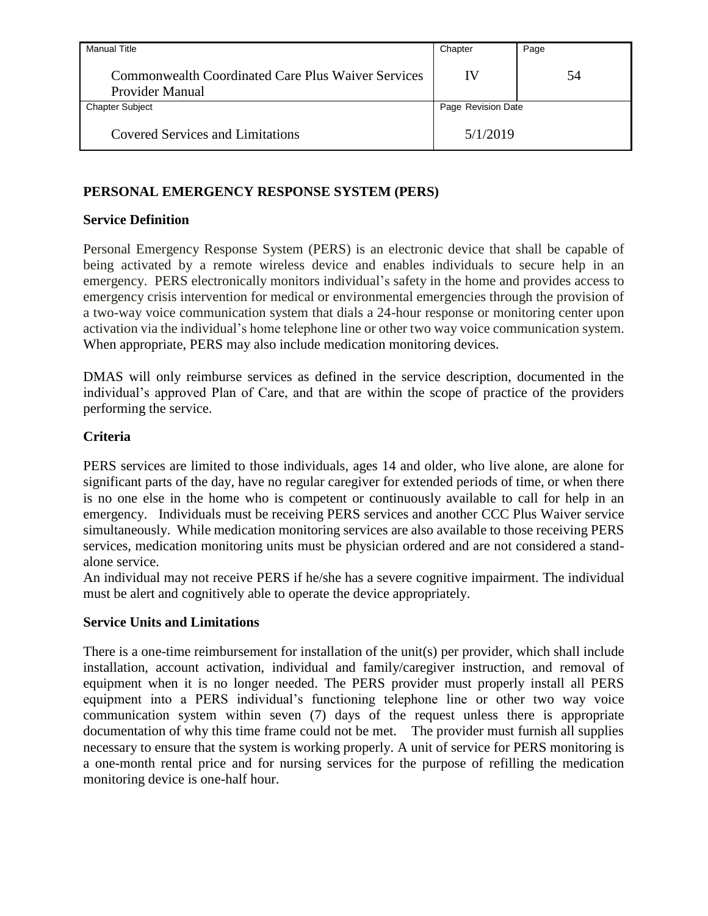## PERSONAL EMERGENCY RESPONSE SYSTEM (PERS)

### Service Definition

Personal Emergency Response System (PERS) is an electronic device that shall be capable of being activated by a remote wireless device and enables individuals to secure help in an emergency. PERS electronically monitors individual's safety in the home and provides access to emergency crisis intervention for medical or environmental emergencies through the provision of a two-way voice communication system that dials a 24-hour response or monitoring center upon activation via the individual's home telephone line or other two way voice communication system. When appropriate, PERS may also include medication monitoring devices.

DMAS will only reimburse services as defined in the service description, documented in the individual's approved Plan of Care, and that are within the scope of practice of the providers performing the service.

### Criteria

PERS services are limited to those individuals, ages 14 and older, who live alone, are alone for significant parts of the day, have no regular caregiver for extended periods of time, or when there is no one else in the home who is competent or continuously available to call for help in an emergency. Individuals must be receiving PERS services and another CCC Plus Waiver service simultaneously. While medication monitoring services are also available to those receiving PERS services, medication monitoring units must be physician ordered and are not considered a stand-alone service.

An individual may not receive PERS if he/she has a severe cognitive impairment. The individual must be alert and cognitively able to operate the device appropriately.

### Service Units and Limitations

There is a one-time reimbursement for installation of the unit(s) per provider, which shall include installation, account activation, individual and family/caregiver instruction, and removal of equipment when it is no longer needed. The PERS provider must properly install all PERS equipment into a PERS individual's functioning telephone line or other two way voice communication system within seven (7) days of the request unless there is appropriate documentation of why this time frame could not be met. The provider must furnish all supplies necessary to ensure that the system is working properly. A unit of service for PERS monitoring is a one-month rental price and for nursing services for the purpose of refilling the medication monitoring device is one-half hour.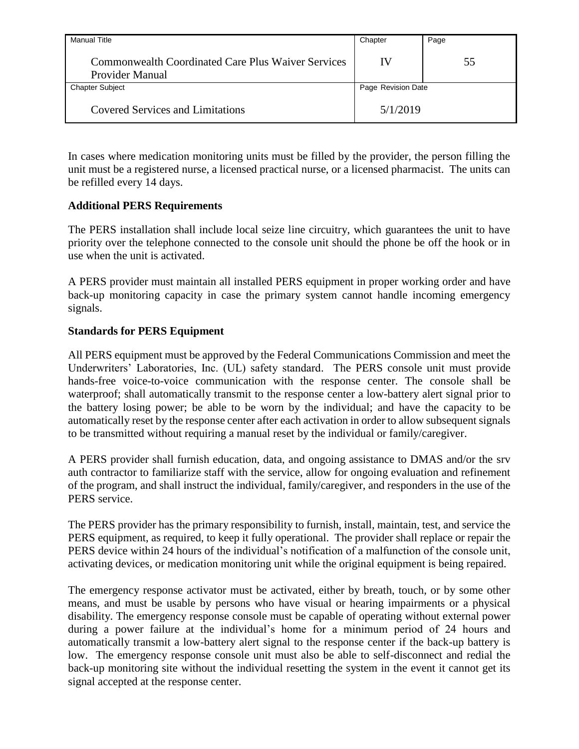In cases where medication monitoring units must be filled by the provider, the person filling the unit must be a registered nurse, a licensed practical nurse, or a licensed pharmacist. The units can be refilled every 14 days.

**Additional PERS Requirements**

The PERS installation shall include local seize line circuitry, which guarantees the unit to have priority over the telephone connected to the console unit should the phone be off the hook or in use when the unit is activated.

A PERS provider must maintain all installed PERS equipment in proper working order and have back-up monitoring capacity in case the primary system cannot handle incoming emergency signals.

**Standards for PERS Equipment**

All PERS equipment must be approved by the Federal Communications Commission and meet the Underwriters' Laboratories, Inc. (UL) safety standard. The PERS console unit must provide hands-free voice-to-voice communication with the response center. The console shall be waterproof; shall automatically transmit to the response center a low-battery alert signal prior to the battery losing power; be able to be worn by the individual; and have the capacity to be automatically reset by the response center after each activation in order to allow subsequent signals to be transmitted without requiring a manual reset by the individual or family/caregiver.

A PERS provider shall furnish education, data, and ongoing assistance to DMAS and/or the srv auth contractor to familiarize staff with the service, allow for ongoing evaluation and refinement of the program, and shall instruct the individual, family/caregiver, and responders in the use of the PERS service.

The PERS provider has the primary responsibility to furnish, install, maintain, test, and service the PERS equipment, as required, to keep it fully operational. The provider shall replace or repair the PERS device within 24 hours of the individual's notification of a malfunction of the console unit, activating devices, or medication monitoring unit while the original equipment is being repaired.

The emergency response activator must be activated, either by breath, touch, or by some other means, and must be usable by persons who have visual or hearing impairments or a physical disability. The emergency response console must be capable of operating without external power during a power failure at the individual's home for a minimum period of 24 hours and automatically transmit a low-battery alert signal to the response center if the back-up battery is low. The emergency response console unit must also be able to self-disconnect and redial the back-up monitoring site without the individual resetting the system in the event it cannot get its signal accepted at the response center.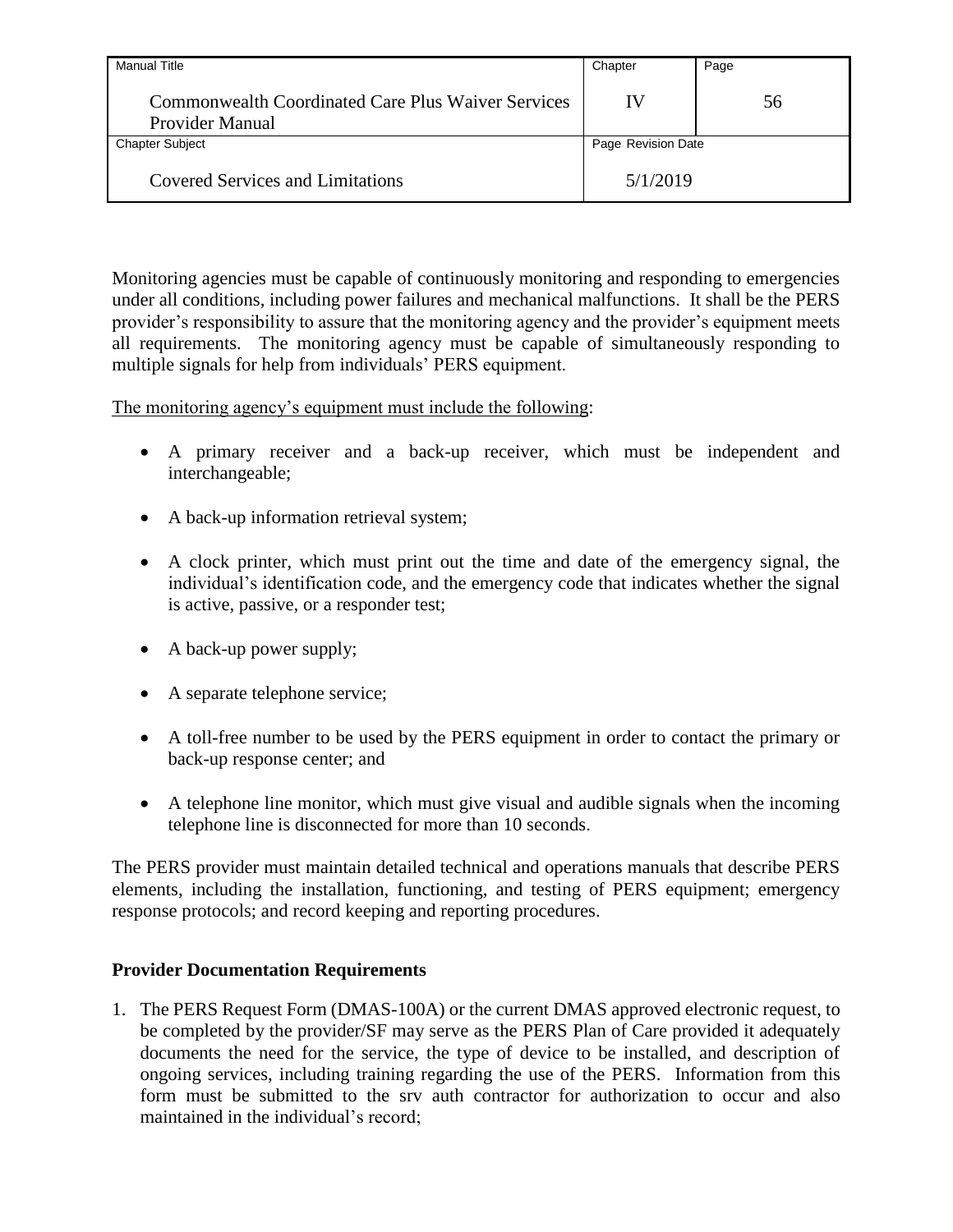Monitoring agencies must be capable of continuously monitoring and responding to emergencies under all conditions, including power failures and mechanical malfunctions. It shall be the PERS provider's responsibility to assure that the monitoring agency and the provider's equipment meets all requirements. The monitoring agency must be capable of simultaneously responding to multiple signals for help from individuals' PERS equipment.

The monitoring agency's equipment must include the following:

- A primary receiver and a back-up receiver, which must be independent and interchangeable;
- A back-up information retrieval system;
- A clock printer, which must print out the time and date of the emergency signal, the individual's identification code, and the emergency code that indicates whether the signal is active, passive, or a responder test;
- A back-up power supply;
- A separate telephone service;
- A toll-free number to be used by the PERS equipment in order to contact the primary or back-up response center; and
- A telephone line monitor, which must give visual and audible signals when the incoming telephone line is disconnected for more than 10 seconds.

The PERS provider must maintain detailed technical and operations manuals that describe PERS elements, including the installation, functioning, and testing of PERS equipment; emergency response protocols; and record keeping and reporting procedures.

**Provider Documentation Requirements**

1. The PERS Request Form (DMAS-100A) or the current DMAS approved electronic request, to be completed by the provider/SF may serve as the PERS Plan of Care provided it adequately documents the need for the service, the type of device to be installed, and description of ongoing services, including training regarding the use of the PERS. Information from this form must be submitted to the srv auth contractor for authorization to occur and also maintained in the individual's record;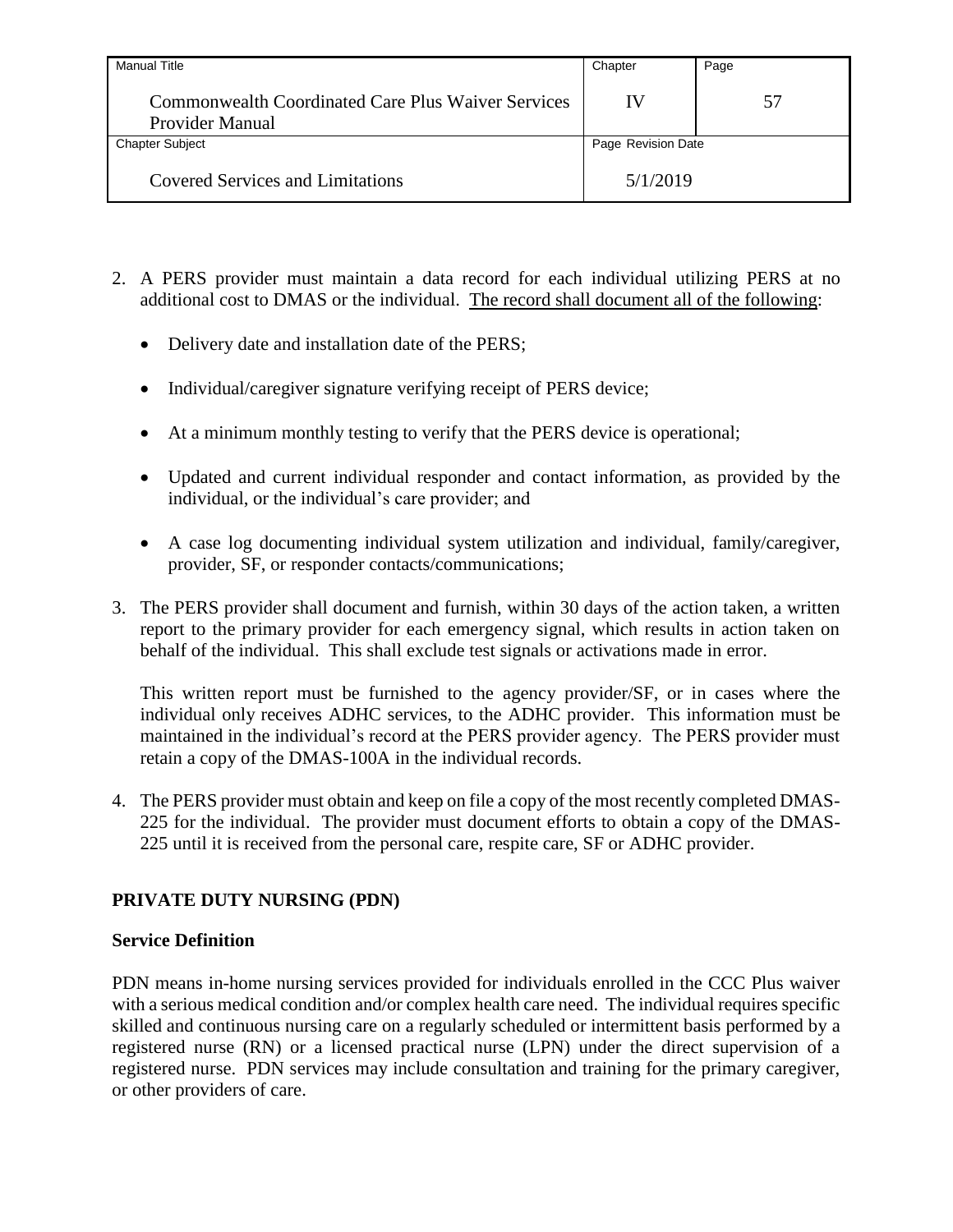2. A PERS provider must maintain a data record for each individual utilizing PERS at no additional cost to DMAS or the individual. <u>The record shall document all of the following</u>:

   - Delivery date and installation date of the PERS;
   - Individual/caregiver signature verifying receipt of PERS device;
   - At a minimum monthly testing to verify that the PERS device is operational;
   - Updated and current individual responder and contact information, as provided by the individual, or the individual's care provider; and
   - A case log documenting individual system utilization and individual, family/caregiver, provider, SF, or responder contacts/communications;

3. The PERS provider shall document and furnish, within 30 days of the action taken, a written report to the primary provider for each emergency signal, which results in action taken on behalf of the individual. This shall exclude test signals or activations made in error.

   This written report must be furnished to the agency provider/SF, or in cases where the individual only receives ADHC services, to the ADHC provider. This information must be maintained in the individual's record at the PERS provider agency. The PERS provider must retain a copy of the DMAS-100A in the individual records.

4. The PERS provider must obtain and keep on file a copy of the most recently completed DMAS-225 for the individual. The provider must document efforts to obtain a copy of the DMAS-225 until it is received from the personal care, respite care, SF or ADHC provider.

## PRIVATE DUTY NURSING (PDN)

### Service Definition

PDN means in-home nursing services provided for individuals enrolled in the CCC Plus waiver with a serious medical condition and/or complex health care need. The individual requires specific skilled and continuous nursing care on a regularly scheduled or intermittent basis performed by a registered nurse (RN) or a licensed practical nurse (LPN) under the direct supervision of a registered nurse. PDN services may include consultation and training for the primary caregiver, or other providers of care.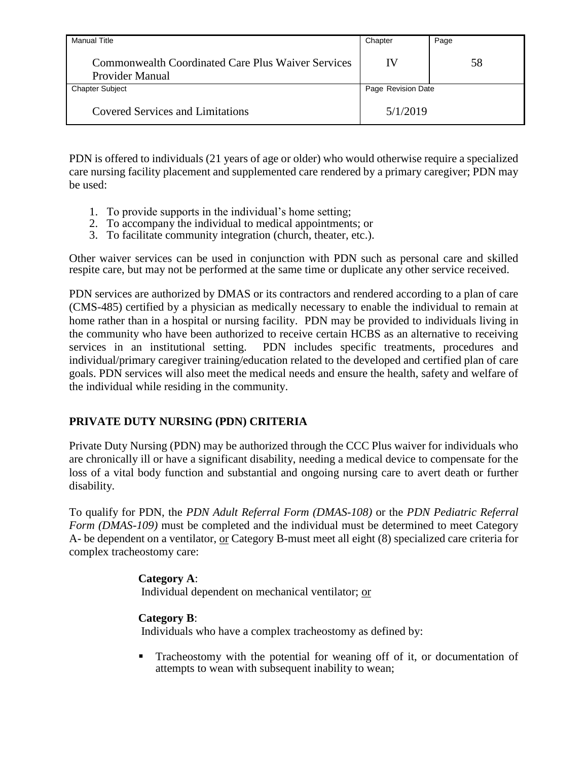PDN is offered to individuals (21 years of age or older) who would otherwise require a specialized care nursing facility placement and supplemented care rendered by a primary caregiver; PDN may be used:

1. To provide supports in the individual's home setting;
2. To accompany the individual to medical appointments; or
3. To facilitate community integration (church, theater, etc.).

Other waiver services can be used in conjunction with PDN such as personal care and skilled respite care, but may not be performed at the same time or duplicate any other service received.

PDN services are authorized by DMAS or its contractors and rendered according to a plan of care (CMS-485) certified by a physician as medically necessary to enable the individual to remain at home rather than in a hospital or nursing facility. PDN may be provided to individuals living in the community who have been authorized to receive certain HCBS as an alternative to receiving services in an institutional setting. PDN includes specific treatments, procedures and individual/primary caregiver training/education related to the developed and certified plan of care goals. PDN services will also meet the medical needs and ensure the health, safety and welfare of the individual while residing in the community.

## PRIVATE DUTY NURSING (PDN) CRITERIA

Private Duty Nursing (PDN) may be authorized through the CCC Plus waiver for individuals who are chronically ill or have a significant disability, needing a medical device to compensate for the loss of a vital body function and substantial and ongoing nursing care to avert death or further disability.

To qualify for PDN, the *PDN Adult Referral Form (DMAS-108)* or the *PDN Pediatric Referral Form (DMAS-109)* must be completed and the individual must be determined to meet Category A- be dependent on a ventilator, or Category B-must meet all eight (8) specialized care criteria for complex tracheostomy care:

**Category A**:
Individual dependent on mechanical ventilator; or

**Category B**:
Individuals who have a complex tracheostomy as defined by:

- Tracheostomy with the potential for weaning off of it, or documentation of attempts to wean with subsequent inability to wean;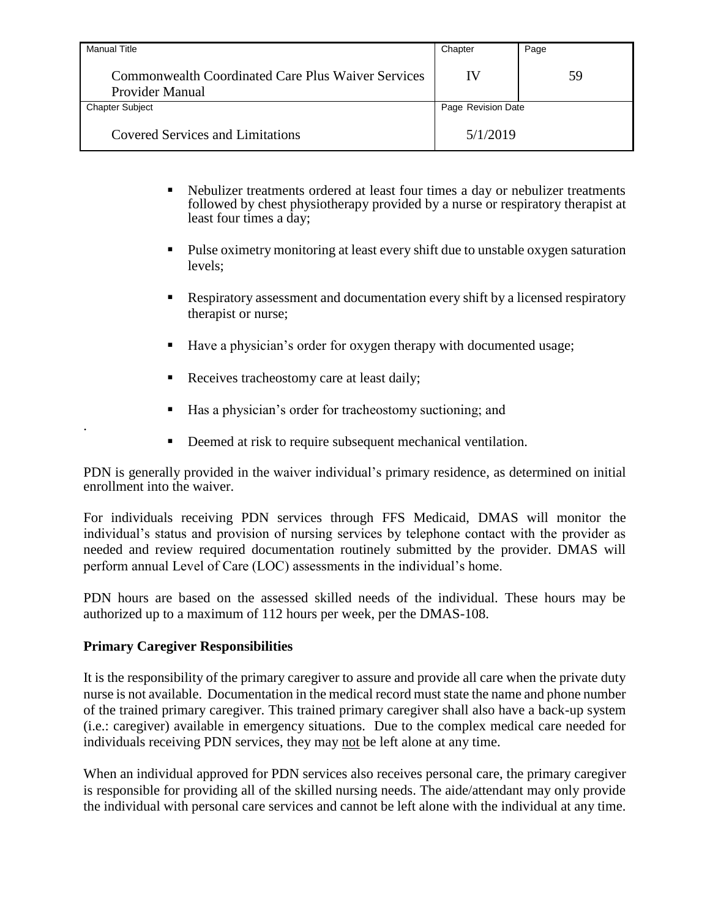- Nebulizer treatments ordered at least four times a day or nebulizer treatments followed by chest physiotherapy provided by a nurse or respiratory therapist at least four times a day;
- Pulse oximetry monitoring at least every shift due to unstable oxygen saturation levels;
- Respiratory assessment and documentation every shift by a licensed respiratory therapist or nurse;
- Have a physician's order for oxygen therapy with documented usage;
- Receives tracheostomy care at least daily;
- Has a physician's order for tracheostomy suctioning; and
- Deemed at risk to require subsequent mechanical ventilation.

PDN is generally provided in the waiver individual's primary residence, as determined on initial enrollment into the waiver.

For individuals receiving PDN services through FFS Medicaid, DMAS will monitor the individual's status and provision of nursing services by telephone contact with the provider as needed and review required documentation routinely submitted by the provider. DMAS will perform annual Level of Care (LOC) assessments in the individual's home.

PDN hours are based on the assessed skilled needs of the individual. These hours may be authorized up to a maximum of 112 hours per week, per the DMAS-108.

**Primary Caregiver Responsibilities**

It is the responsibility of the primary caregiver to assure and provide all care when the private duty nurse is not available. Documentation in the medical record must state the name and phone number of the trained primary caregiver. This trained primary caregiver shall also have a back-up system (i.e.: caregiver) available in emergency situations. Due to the complex medical care needed for individuals receiving PDN services, they may not be left alone at any time.

When an individual approved for PDN services also receives personal care, the primary caregiver is responsible for providing all of the skilled nursing needs. The aide/attendant may only provide the individual with personal care services and cannot be left alone with the individual at any time.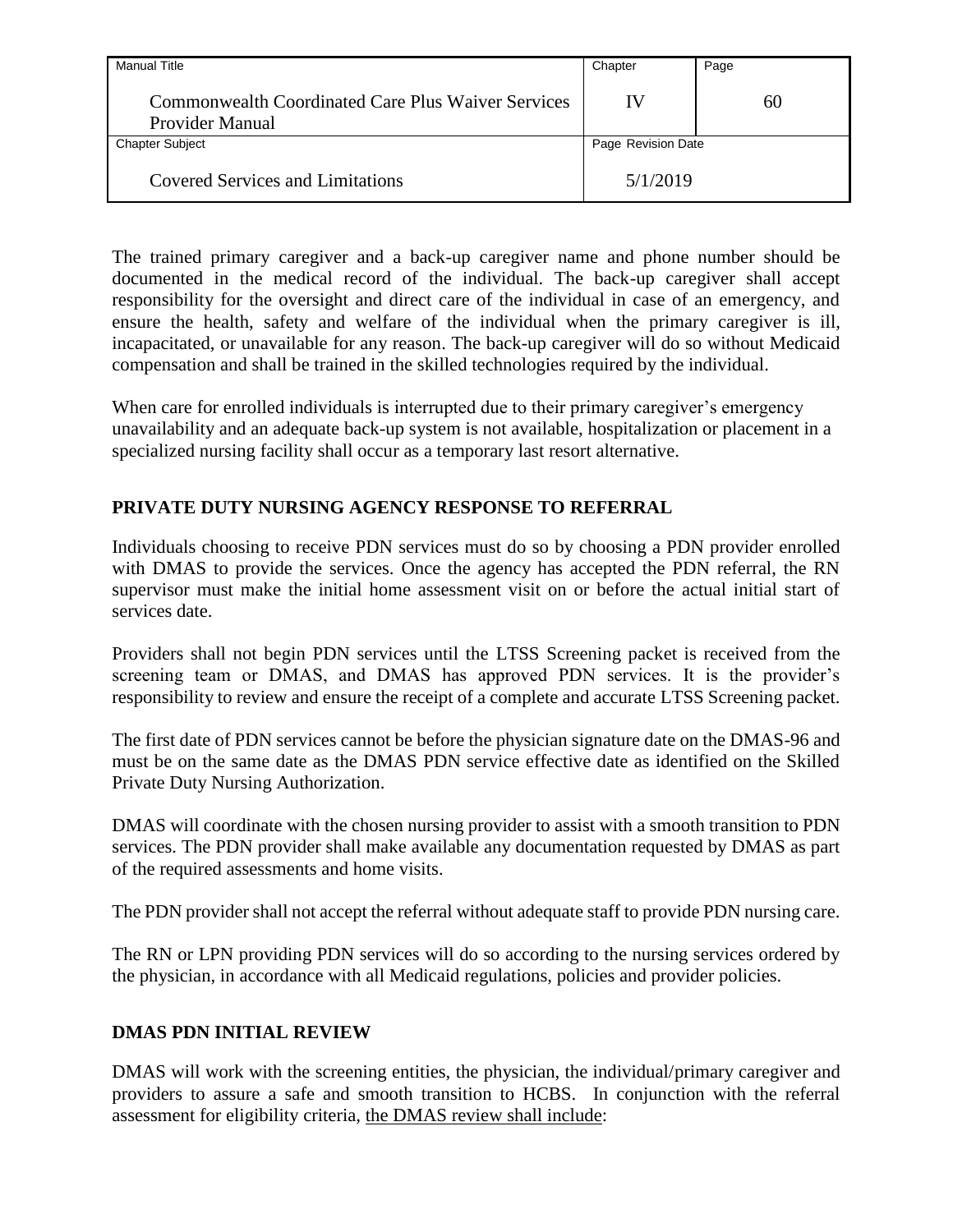The trained primary caregiver and a back-up caregiver name and phone number should be documented in the medical record of the individual. The back-up caregiver shall accept responsibility for the oversight and direct care of the individual in case of an emergency, and ensure the health, safety and welfare of the individual when the primary caregiver is ill, incapacitated, or unavailable for any reason. The back-up caregiver will do so without Medicaid compensation and shall be trained in the skilled technologies required by the individual.

When care for enrolled individuals is interrupted due to their primary caregiver's emergency unavailability and an adequate back-up system is not available, hospitalization or placement in a specialized nursing facility shall occur as a temporary last resort alternative.

## PRIVATE DUTY NURSING AGENCY RESPONSE TO REFERRAL

Individuals choosing to receive PDN services must do so by choosing a PDN provider enrolled with DMAS to provide the services. Once the agency has accepted the PDN referral, the RN supervisor must make the initial home assessment visit on or before the actual initial start of services date.

Providers shall not begin PDN services until the LTSS Screening packet is received from the screening team or DMAS, and DMAS has approved PDN services. It is the provider's responsibility to review and ensure the receipt of a complete and accurate LTSS Screening packet.

The first date of PDN services cannot be before the physician signature date on the DMAS-96 and must be on the same date as the DMAS PDN service effective date as identified on the Skilled Private Duty Nursing Authorization.

DMAS will coordinate with the chosen nursing provider to assist with a smooth transition to PDN services. The PDN provider shall make available any documentation requested by DMAS as part of the required assessments and home visits.

The PDN provider shall not accept the referral without adequate staff to provide PDN nursing care.

The RN or LPN providing PDN services will do so according to the nursing services ordered by the physician, in accordance with all Medicaid regulations, policies and provider policies.

## DMAS PDN INITIAL REVIEW

DMAS will work with the screening entities, the physician, the individual/primary caregiver and providers to assure a safe and smooth transition to HCBS. In conjunction with the referral assessment for eligibility criteria, the DMAS review shall include: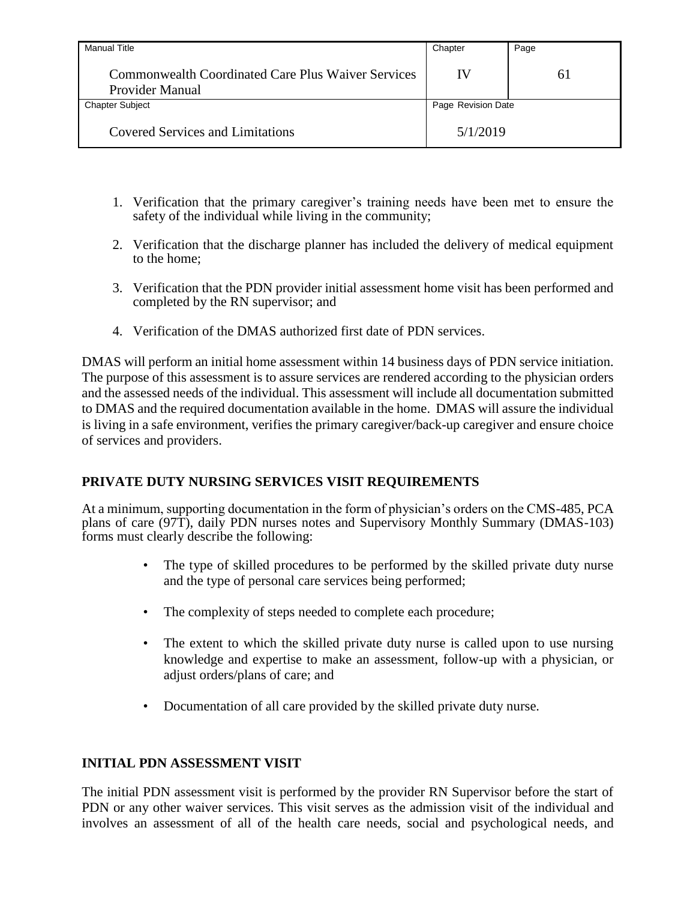1. Verification that the primary caregiver's training needs have been met to ensure the safety of the individual while living in the community;

2. Verification that the discharge planner has included the delivery of medical equipment to the home;

3. Verification that the PDN provider initial assessment home visit has been performed and completed by the RN supervisor; and

4. Verification of the DMAS authorized first date of PDN services.

DMAS will perform an initial home assessment within 14 business days of PDN service initiation. The purpose of this assessment is to assure services are rendered according to the physician orders and the assessed needs of the individual. This assessment will include all documentation submitted to DMAS and the required documentation available in the home. DMAS will assure the individual is living in a safe environment, verifies the primary caregiver/back-up caregiver and ensure choice of services and providers.

## PRIVATE DUTY NURSING SERVICES VISIT REQUIREMENTS

At a minimum, supporting documentation in the form of physician's orders on the CMS-485, PCA plans of care (97T), daily PDN nurses notes and Supervisory Monthly Summary (DMAS-103) forms must clearly describe the following:

- The type of skilled procedures to be performed by the skilled private duty nurse and the type of personal care services being performed;
- The complexity of steps needed to complete each procedure;
- The extent to which the skilled private duty nurse is called upon to use nursing knowledge and expertise to make an assessment, follow-up with a physician, or adjust orders/plans of care; and
- Documentation of all care provided by the skilled private duty nurse.

## INITIAL PDN ASSESSMENT VISIT

The initial PDN assessment visit is performed by the provider RN Supervisor before the start of PDN or any other waiver services. This visit serves as the admission visit of the individual and involves an assessment of all of the health care needs, social and psychological needs, and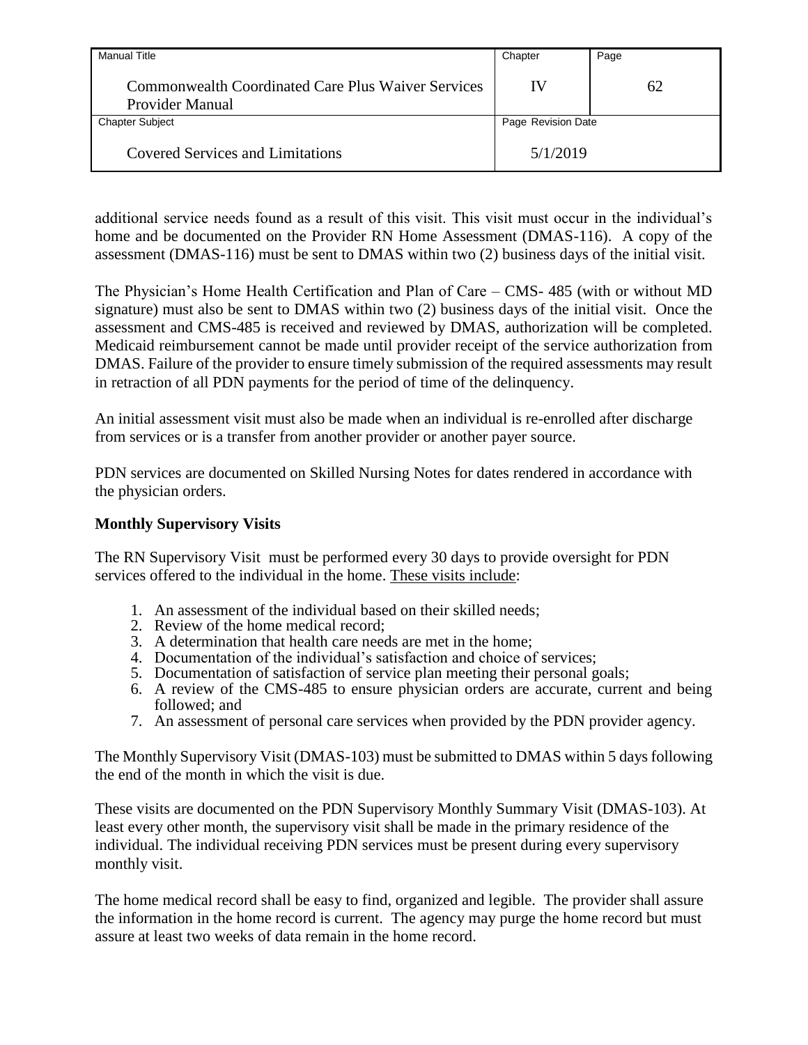additional service needs found as a result of this visit. This visit must occur in the individual's home and be documented on the Provider RN Home Assessment (DMAS-116). A copy of the assessment (DMAS-116) must be sent to DMAS within two (2) business days of the initial visit.

The Physician's Home Health Certification and Plan of Care – CMS- 485 (with or without MD signature) must also be sent to DMAS within two (2) business days of the initial visit. Once the assessment and CMS-485 is received and reviewed by DMAS, authorization will be completed. Medicaid reimbursement cannot be made until provider receipt of the service authorization from DMAS. Failure of the provider to ensure timely submission of the required assessments may result in retraction of all PDN payments for the period of time of the delinquency.

An initial assessment visit must also be made when an individual is re-enrolled after discharge from services or is a transfer from another provider or another payer source.

PDN services are documented on Skilled Nursing Notes for dates rendered in accordance with the physician orders.

**Monthly Supervisory Visits**

The RN Supervisory Visit must be performed every 30 days to provide oversight for PDN services offered to the individual in the home. These visits include:

1. An assessment of the individual based on their skilled needs;
2. Review of the home medical record;
3. A determination that health care needs are met in the home;
4. Documentation of the individual's satisfaction and choice of services;
5. Documentation of satisfaction of service plan meeting their personal goals;
6. A review of the CMS-485 to ensure physician orders are accurate, current and being followed; and
7. An assessment of personal care services when provided by the PDN provider agency.

The Monthly Supervisory Visit (DMAS-103) must be submitted to DMAS within 5 days following the end of the month in which the visit is due.

These visits are documented on the PDN Supervisory Monthly Summary Visit (DMAS-103). At least every other month, the supervisory visit shall be made in the primary residence of the individual. The individual receiving PDN services must be present during every supervisory monthly visit.

The home medical record shall be easy to find, organized and legible. The provider shall assure the information in the home record is current. The agency may purge the home record but must assure at least two weeks of data remain in the home record.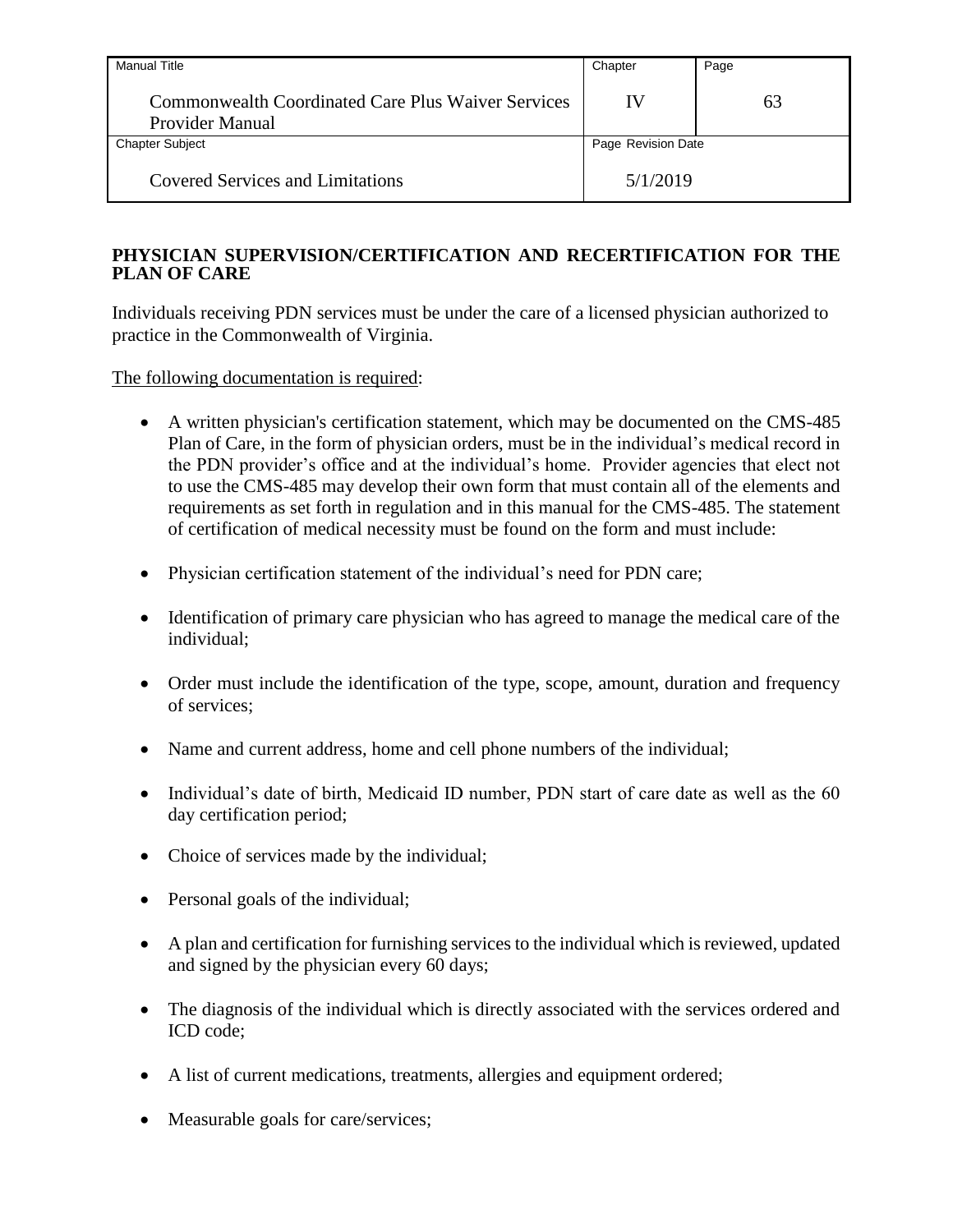## PHYSICIAN SUPERVISION/CERTIFICATION AND RECERTIFICATION FOR THE PLAN OF CARE

Individuals receiving PDN services must be under the care of a licensed physician authorized to practice in the Commonwealth of Virginia.

The following documentation is required:

- A written physician's certification statement, which may be documented on the CMS-485 Plan of Care, in the form of physician orders, must be in the individual's medical record in the PDN provider's office and at the individual's home. Provider agencies that elect not to use the CMS-485 may develop their own form that must contain all of the elements and requirements as set forth in regulation and in this manual for the CMS-485. The statement of certification of medical necessity must be found on the form and must include:
- Physician certification statement of the individual's need for PDN care;
- Identification of primary care physician who has agreed to manage the medical care of the individual;
- Order must include the identification of the type, scope, amount, duration and frequency of services;
- Name and current address, home and cell phone numbers of the individual;
- Individual's date of birth, Medicaid ID number, PDN start of care date as well as the 60 day certification period;
- Choice of services made by the individual;
- Personal goals of the individual;
- A plan and certification for furnishing services to the individual which is reviewed, updated and signed by the physician every 60 days;
- The diagnosis of the individual which is directly associated with the services ordered and ICD code;
- A list of current medications, treatments, allergies and equipment ordered;
- Measurable goals for care/services;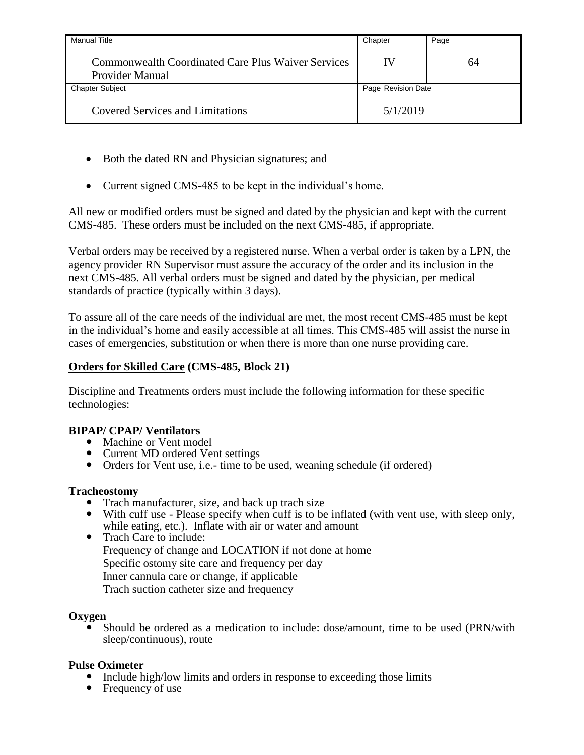- Both the dated RN and Physician signatures; and
- Current signed CMS-485 to be kept in the individual's home.

All new or modified orders must be signed and dated by the physician and kept with the current CMS-485. These orders must be included on the next CMS-485, if appropriate.

Verbal orders may be received by a registered nurse. When a verbal order is taken by a LPN, the agency provider RN Supervisor must assure the accuracy of the order and its inclusion in the next CMS-485. All verbal orders must be signed and dated by the physician, per medical standards of practice (typically within 3 days).

To assure all of the care needs of the individual are met, the most recent CMS-485 must be kept in the individual's home and easily accessible at all times. This CMS-485 will assist the nurse in cases of emergencies, substitution or when there is more than one nurse providing care.

**Orders for Skilled Care (CMS-485, Block 21)**

Discipline and Treatments orders must include the following information for these specific technologies:

**BIPAP/ CPAP/ Ventilators**

- Machine or Vent model
- Current MD ordered Vent settings
- Orders for Vent use, i.e.- time to be used, weaning schedule (if ordered)

**Tracheostomy**

- Trach manufacturer, size, and back up trach size
- With cuff use - Please specify when cuff is to be inflated (with vent use, with sleep only, while eating, etc.). Inflate with air or water and amount
- Trach Care to include:
  Frequency of change and LOCATION if not done at home
  Specific ostomy site care and frequency per day
  Inner cannula care or change, if applicable
  Trach suction catheter size and frequency

**Oxygen**

- Should be ordered as a medication to include: dose/amount, time to be used (PRN/with sleep/continuous), route

**Pulse Oximeter**

- Include high/low limits and orders in response to exceeding those limits
- Frequency of use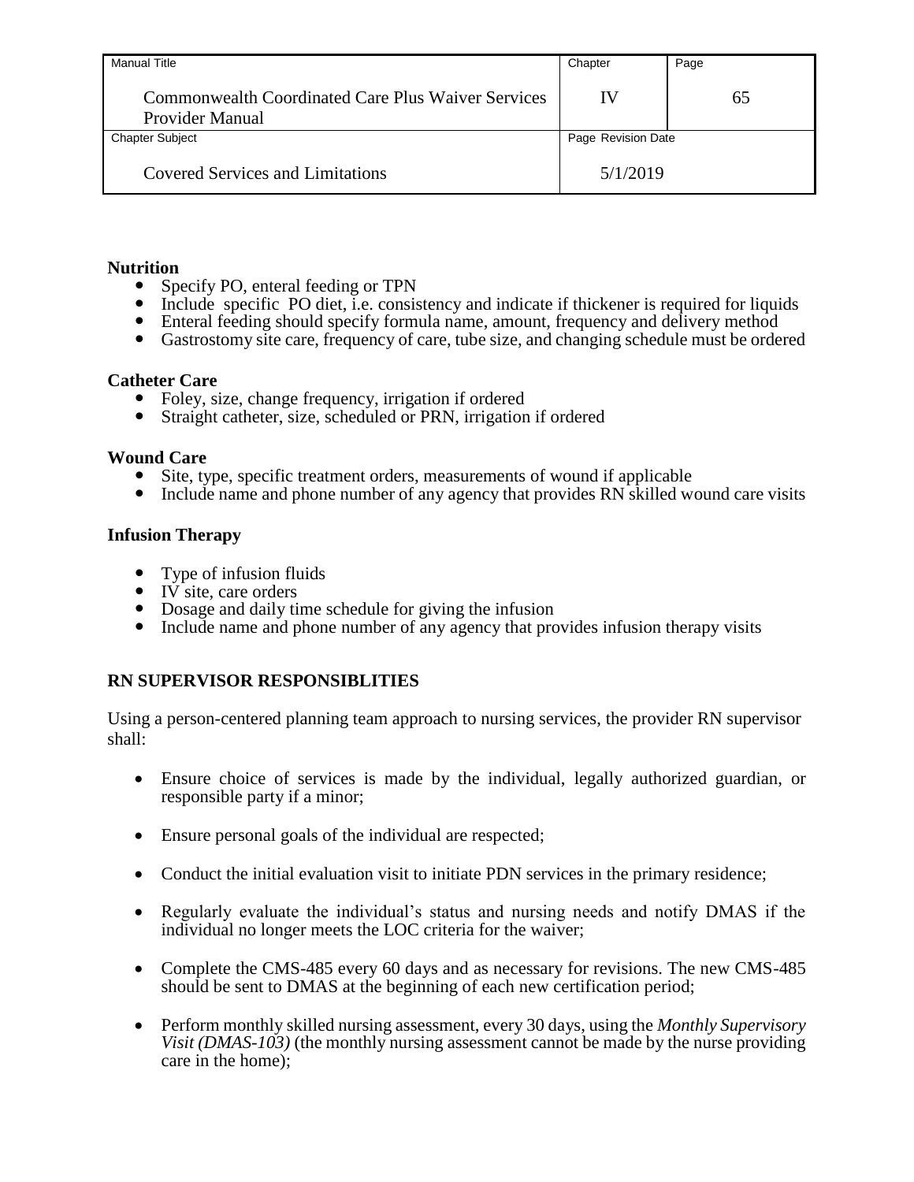**Nutrition**

- Specify PO, enteral feeding or TPN
- Include specific PO diet, i.e. consistency and indicate if thickener is required for liquids
- Enteral feeding should specify formula name, amount, frequency and delivery method
- Gastrostomy site care, frequency of care, tube size, and changing schedule must be ordered

**Catheter Care**

- Foley, size, change frequency, irrigation if ordered
- Straight catheter, size, scheduled or PRN, irrigation if ordered

**Wound Care**

- Site, type, specific treatment orders, measurements of wound if applicable
- Include name and phone number of any agency that provides RN skilled wound care visits

**Infusion Therapy**

- Type of infusion fluids
- IV site, care orders
- Dosage and daily time schedule for giving the infusion
- Include name and phone number of any agency that provides infusion therapy visits

**RN SUPERVISOR RESPONSIBLITIES**

Using a person-centered planning team approach to nursing services, the provider RN supervisor shall:

- Ensure choice of services is made by the individual, legally authorized guardian, or responsible party if a minor;
- Ensure personal goals of the individual are respected;
- Conduct the initial evaluation visit to initiate PDN services in the primary residence;
- Regularly evaluate the individual's status and nursing needs and notify DMAS if the individual no longer meets the LOC criteria for the waiver;
- Complete the CMS-485 every 60 days and as necessary for revisions. The new CMS-485 should be sent to DMAS at the beginning of each new certification period;
- Perform monthly skilled nursing assessment, every 30 days, using the *Monthly Supervisory Visit (DMAS-103)* (the monthly nursing assessment cannot be made by the nurse providing care in the home);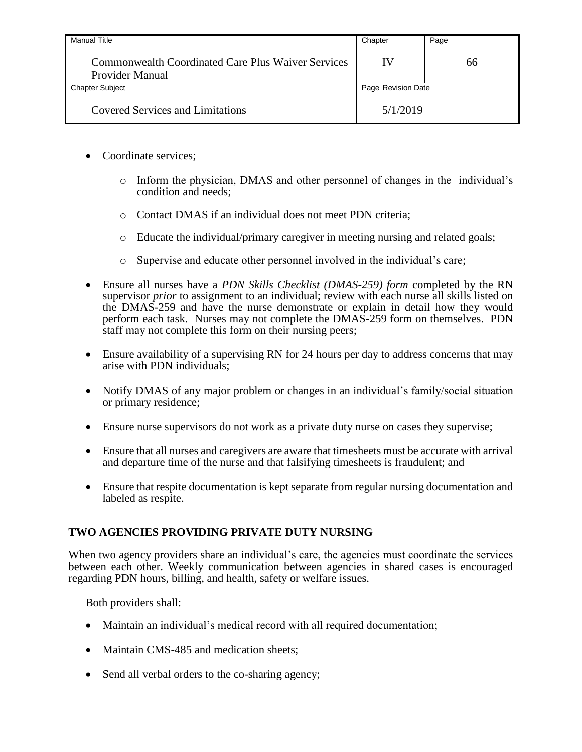- Coordinate services;
  - Inform the physician, DMAS and other personnel of changes in the individual's condition and needs;
  - Contact DMAS if an individual does not meet PDN criteria;
  - Educate the individual/primary caregiver in meeting nursing and related goals;
  - Supervise and educate other personnel involved in the individual's care;
- Ensure all nurses have a *PDN Skills Checklist (DMAS-259) form* completed by the RN supervisor ***prior*** to assignment to an individual; review with each nurse all skills listed on the DMAS-259 and have the nurse demonstrate or explain in detail how they would perform each task. Nurses may not complete the DMAS-259 form on themselves. PDN staff may not complete this form on their nursing peers;
- Ensure availability of a supervising RN for 24 hours per day to address concerns that may arise with PDN individuals;
- Notify DMAS of any major problem or changes in an individual's family/social situation or primary residence;
- Ensure nurse supervisors do not work as a private duty nurse on cases they supervise;
- Ensure that all nurses and caregivers are aware that timesheets must be accurate with arrival and departure time of the nurse and that falsifying timesheets is fraudulent; and
- Ensure that respite documentation is kept separate from regular nursing documentation and labeled as respite.

## TWO AGENCIES PROVIDING PRIVATE DUTY NURSING

When two agency providers share an individual's care, the agencies must coordinate the services between each other. Weekly communication between agencies in shared cases is encouraged regarding PDN hours, billing, and health, safety or welfare issues.

Both providers shall:

- Maintain an individual's medical record with all required documentation;
- Maintain CMS-485 and medication sheets;
- Send all verbal orders to the co-sharing agency;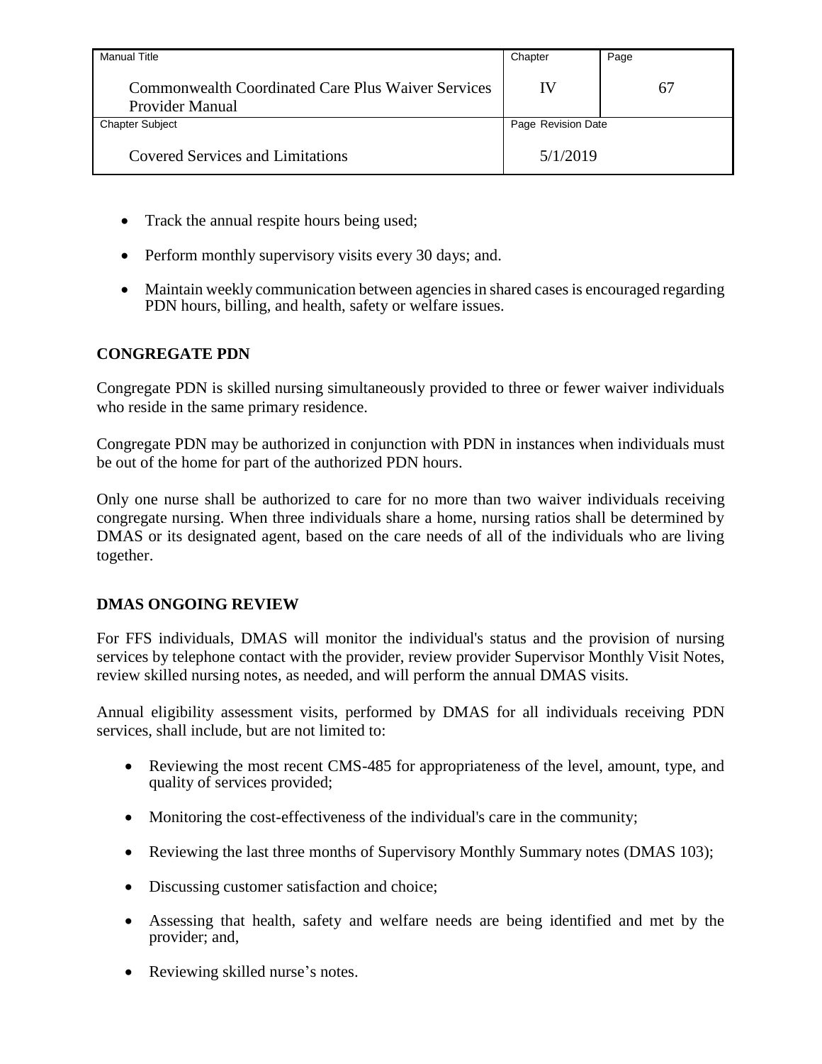- Track the annual respite hours being used;
- Perform monthly supervisory visits every 30 days; and.
- Maintain weekly communication between agencies in shared cases is encouraged regarding PDN hours, billing, and health, safety or welfare issues.

## CONGREGATE PDN

Congregate PDN is skilled nursing simultaneously provided to three or fewer waiver individuals who reside in the same primary residence.

Congregate PDN may be authorized in conjunction with PDN in instances when individuals must be out of the home for part of the authorized PDN hours.

Only one nurse shall be authorized to care for no more than two waiver individuals receiving congregate nursing. When three individuals share a home, nursing ratios shall be determined by DMAS or its designated agent, based on the care needs of all of the individuals who are living together.

## DMAS ONGOING REVIEW

For FFS individuals, DMAS will monitor the individual's status and the provision of nursing services by telephone contact with the provider, review provider Supervisor Monthly Visit Notes, review skilled nursing notes, as needed, and will perform the annual DMAS visits.

Annual eligibility assessment visits, performed by DMAS for all individuals receiving PDN services, shall include, but are not limited to:

- Reviewing the most recent CMS-485 for appropriateness of the level, amount, type, and quality of services provided;
- Monitoring the cost-effectiveness of the individual's care in the community;
- Reviewing the last three months of Supervisory Monthly Summary notes (DMAS 103);
- Discussing customer satisfaction and choice;
- Assessing that health, safety and welfare needs are being identified and met by the provider; and,
- Reviewing skilled nurse's notes.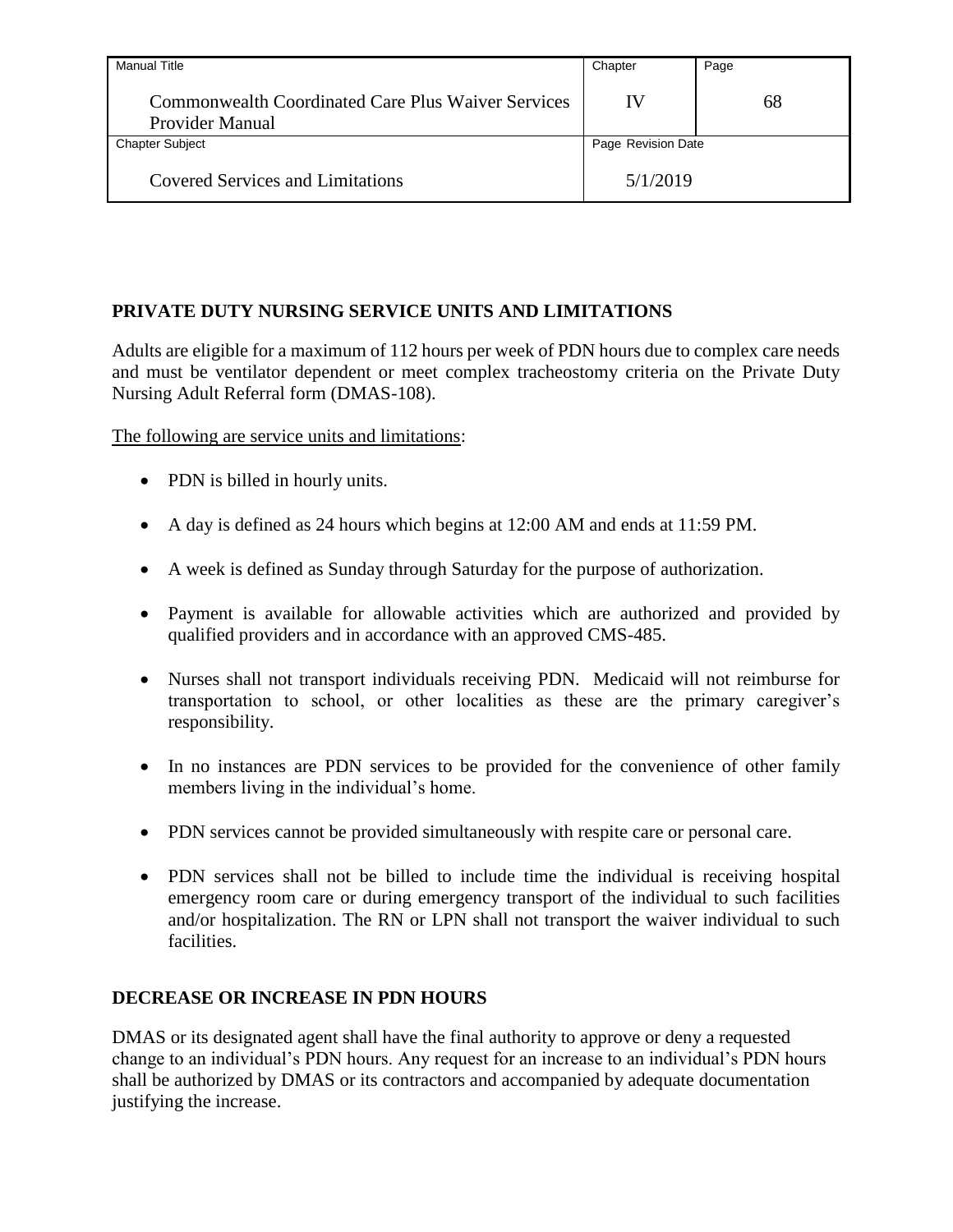## PRIVATE DUTY NURSING SERVICE UNITS AND LIMITATIONS

Adults are eligible for a maximum of 112 hours per week of PDN hours due to complex care needs and must be ventilator dependent or meet complex tracheostomy criteria on the Private Duty Nursing Adult Referral form (DMAS-108).

The following are service units and limitations:

- PDN is billed in hourly units.
- A day is defined as 24 hours which begins at 12:00 AM and ends at 11:59 PM.
- A week is defined as Sunday through Saturday for the purpose of authorization.
- Payment is available for allowable activities which are authorized and provided by qualified providers and in accordance with an approved CMS-485.
- Nurses shall not transport individuals receiving PDN. Medicaid will not reimburse for transportation to school, or other localities as these are the primary caregiver's responsibility.
- In no instances are PDN services to be provided for the convenience of other family members living in the individual's home.
- PDN services cannot be provided simultaneously with respite care or personal care.
- PDN services shall not be billed to include time the individual is receiving hospital emergency room care or during emergency transport of the individual to such facilities and/or hospitalization. The RN or LPN shall not transport the waiver individual to such facilities.

## DECREASE OR INCREASE IN PDN HOURS

DMAS or its designated agent shall have the final authority to approve or deny a requested change to an individual's PDN hours. Any request for an increase to an individual's PDN hours shall be authorized by DMAS or its contractors and accompanied by adequate documentation justifying the increase.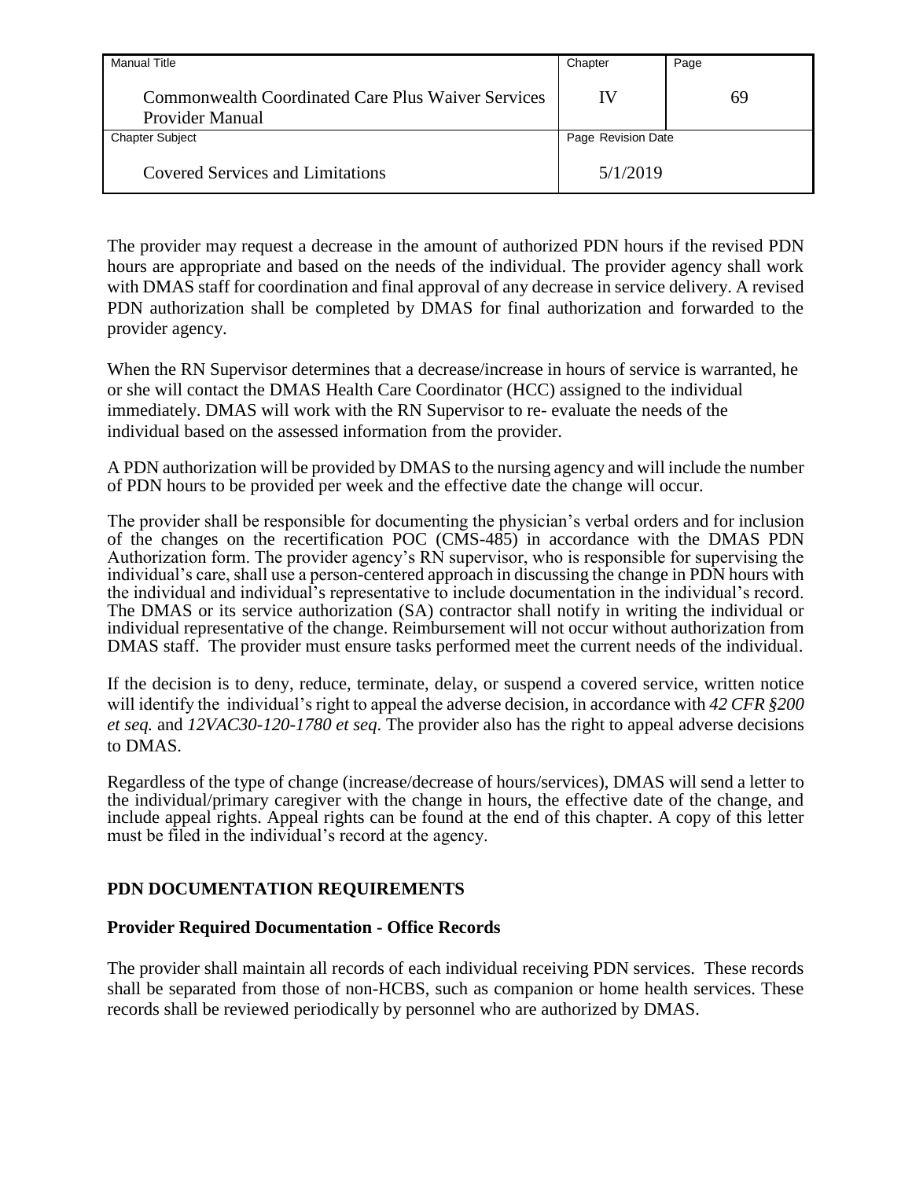The provider may request a decrease in the amount of authorized PDN hours if the revised PDN hours are appropriate and based on the needs of the individual. The provider agency shall work with DMAS staff for coordination and final approval of any decrease in service delivery. A revised PDN authorization shall be completed by DMAS for final authorization and forwarded to the provider agency.

When the RN Supervisor determines that a decrease/increase in hours of service is warranted, he or she will contact the DMAS Health Care Coordinator (HCC) assigned to the individual immediately. DMAS will work with the RN Supervisor to re- evaluate the needs of the individual based on the assessed information from the provider.

A PDN authorization will be provided by DMAS to the nursing agency and will include the number of PDN hours to be provided per week and the effective date the change will occur.

The provider shall be responsible for documenting the physician's verbal orders and for inclusion of the changes on the recertification POC (CMS-485) in accordance with the DMAS PDN Authorization form. The provider agency's RN supervisor, who is responsible for supervising the individual's care, shall use a person-centered approach in discussing the change in PDN hours with the individual and individual's representative to include documentation in the individual's record. The DMAS or its service authorization (SA) contractor shall notify in writing the individual or individual representative of the change. Reimbursement will not occur without authorization from DMAS staff. The provider must ensure tasks performed meet the current needs of the individual.

If the decision is to deny, reduce, terminate, delay, or suspend a covered service, written notice will identify the individual's right to appeal the adverse decision, in accordance with *42 CFR §200 et seq.* and *12VAC30-120-1780 et seq*. The provider also has the right to appeal adverse decisions to DMAS.

Regardless of the type of change (increase/decrease of hours/services), DMAS will send a letter to the individual/primary caregiver with the change in hours, the effective date of the change, and include appeal rights. Appeal rights can be found at the end of this chapter. A copy of this letter must be filed in the individual's record at the agency.

## PDN DOCUMENTATION REQUIREMENTS

### Provider Required Documentation - Office Records

The provider shall maintain all records of each individual receiving PDN services. These records shall be separated from those of non-HCBS, such as companion or home health services. These records shall be reviewed periodically by personnel who are authorized by DMAS.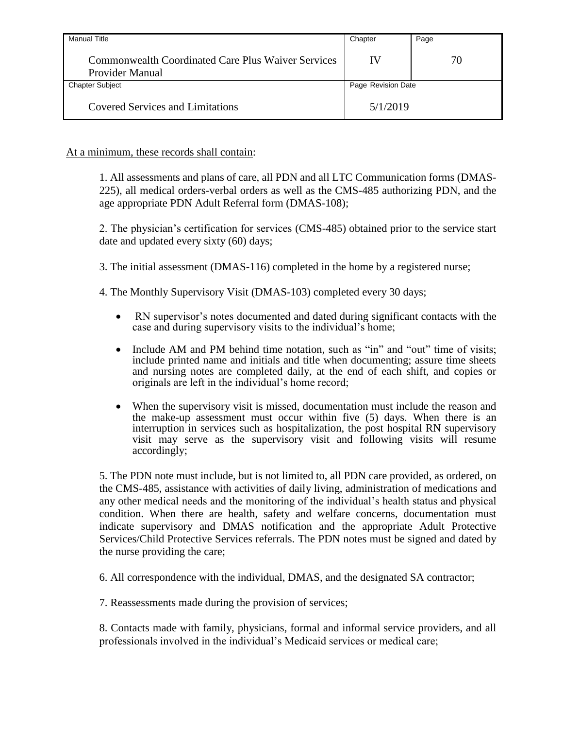At a minimum, these records shall contain:

1. All assessments and plans of care, all PDN and all LTC Communication forms (DMAS-225), all medical orders-verbal orders as well as the CMS-485 authorizing PDN, and the age appropriate PDN Adult Referral form (DMAS-108);

2. The physician's certification for services (CMS-485) obtained prior to the service start date and updated every sixty (60) days;

3. The initial assessment (DMAS-116) completed in the home by a registered nurse;

4. The Monthly Supervisory Visit (DMAS-103) completed every 30 days;

- RN supervisor's notes documented and dated during significant contacts with the case and during supervisory visits to the individual's home;
- Include AM and PM behind time notation, such as "in" and "out" time of visits; include printed name and initials and title when documenting; assure time sheets and nursing notes are completed daily, at the end of each shift, and copies or originals are left in the individual's home record;
- When the supervisory visit is missed, documentation must include the reason and the make-up assessment must occur within five (5) days. When there is an interruption in services such as hospitalization, the post hospital RN supervisory visit may serve as the supervisory visit and following visits will resume accordingly;

5. The PDN note must include, but is not limited to, all PDN care provided, as ordered, on the CMS-485, assistance with activities of daily living, administration of medications and any other medical needs and the monitoring of the individual's health status and physical condition. When there are health, safety and welfare concerns, documentation must indicate supervisory and DMAS notification and the appropriate Adult Protective Services/Child Protective Services referrals. The PDN notes must be signed and dated by the nurse providing the care;

6. All correspondence with the individual, DMAS, and the designated SA contractor;

7. Reassessments made during the provision of services;

8. Contacts made with family, physicians, formal and informal service providers, and all professionals involved in the individual's Medicaid services or medical care;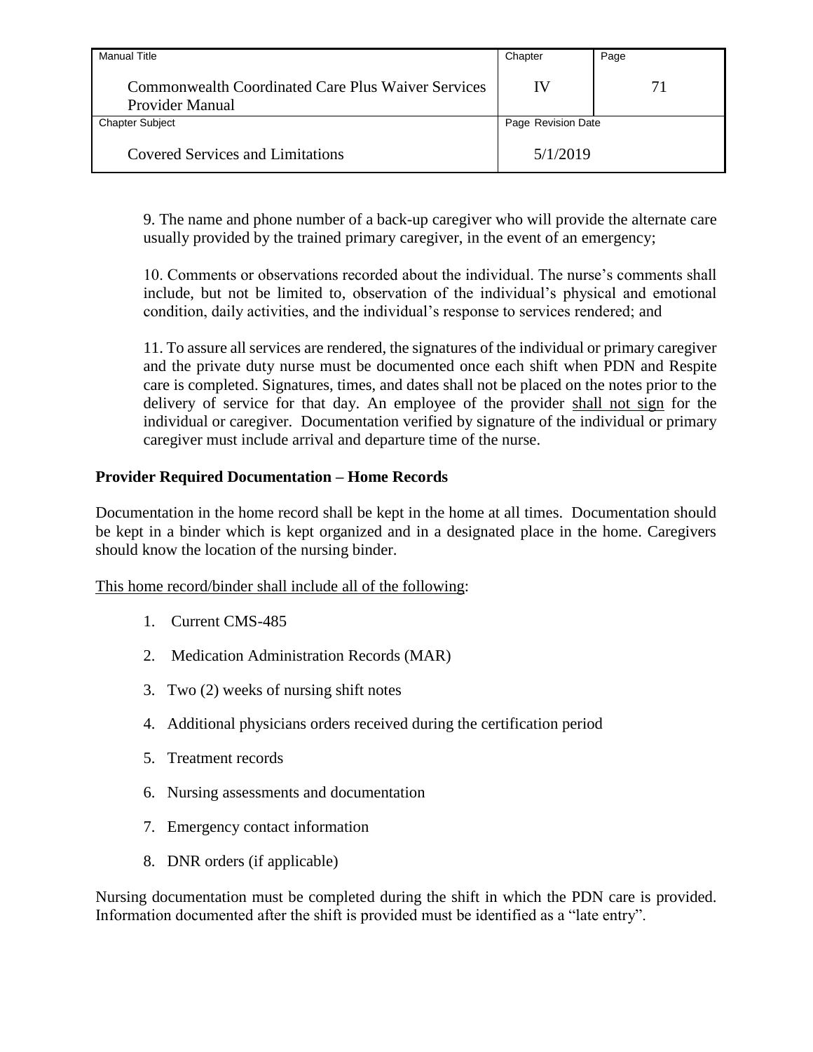9. The name and phone number of a back-up caregiver who will provide the alternate care usually provided by the trained primary caregiver, in the event of an emergency;

10. Comments or observations recorded about the individual. The nurse's comments shall include, but not be limited to, observation of the individual's physical and emotional condition, daily activities, and the individual's response to services rendered; and

11. To assure all services are rendered, the signatures of the individual or primary caregiver and the private duty nurse must be documented once each shift when PDN and Respite care is completed. Signatures, times, and dates shall not be placed on the notes prior to the delivery of service for that day. An employee of the provider <u>shall not sign</u> for the individual or caregiver. Documentation verified by signature of the individual or primary caregiver must include arrival and departure time of the nurse.

**Provider Required Documentation – Home Records**

Documentation in the home record shall be kept in the home at all times. Documentation should be kept in a binder which is kept organized and in a designated place in the home. Caregivers should know the location of the nursing binder.

<u>This home record/binder shall include all of the following</u>:

1. Current CMS-485
2. Medication Administration Records (MAR)
3. Two (2) weeks of nursing shift notes
4. Additional physicians orders received during the certification period
5. Treatment records
6. Nursing assessments and documentation
7. Emergency contact information
8. DNR orders (if applicable)

Nursing documentation must be completed during the shift in which the PDN care is provided. Information documented after the shift is provided must be identified as a "late entry".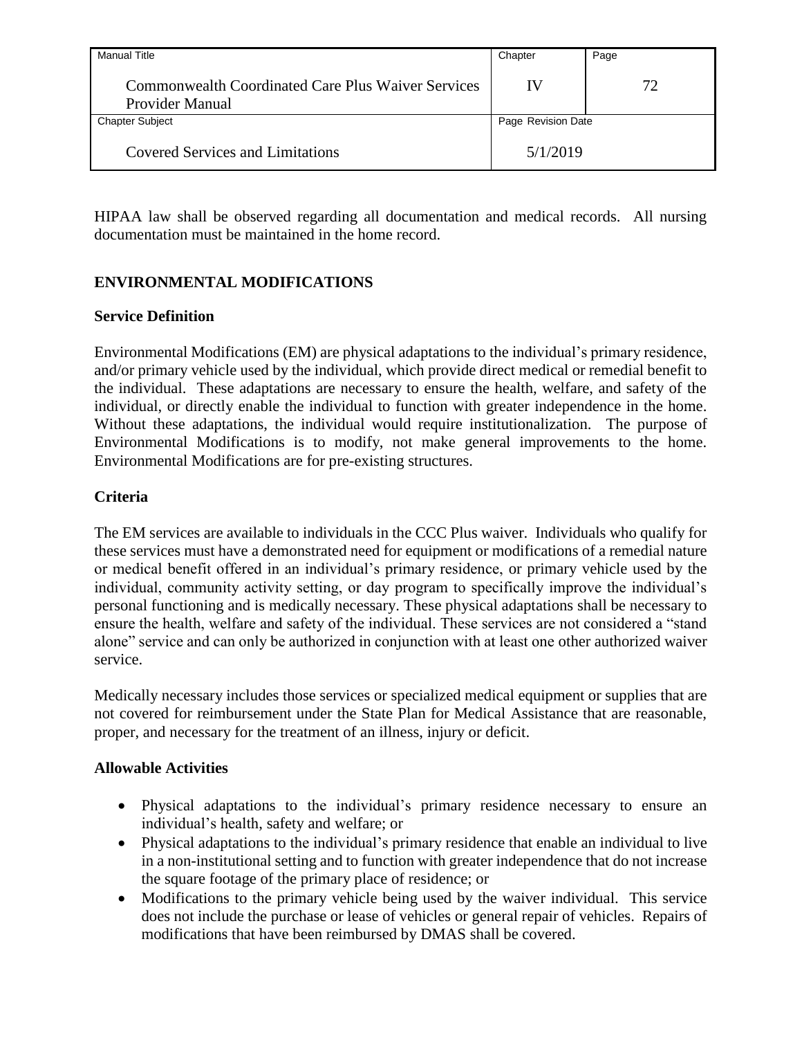HIPAA law shall be observed regarding all documentation and medical records. All nursing documentation must be maintained in the home record.

## ENVIRONMENTAL MODIFICATIONS

### Service Definition

Environmental Modifications (EM) are physical adaptations to the individual's primary residence, and/or primary vehicle used by the individual, which provide direct medical or remedial benefit to the individual. These adaptations are necessary to ensure the health, welfare, and safety of the individual, or directly enable the individual to function with greater independence in the home. Without these adaptations, the individual would require institutionalization. The purpose of Environmental Modifications is to modify, not make general improvements to the home. Environmental Modifications are for pre-existing structures.

### Criteria

The EM services are available to individuals in the CCC Plus waiver. Individuals who qualify for these services must have a demonstrated need for equipment or modifications of a remedial nature or medical benefit offered in an individual's primary residence, or primary vehicle used by the individual, community activity setting, or day program to specifically improve the individual's personal functioning and is medically necessary. These physical adaptations shall be necessary to ensure the health, welfare and safety of the individual. These services are not considered a "stand alone" service and can only be authorized in conjunction with at least one other authorized waiver service.

Medically necessary includes those services or specialized medical equipment or supplies that are not covered for reimbursement under the State Plan for Medical Assistance that are reasonable, proper, and necessary for the treatment of an illness, injury or deficit.

### Allowable Activities

- Physical adaptations to the individual's primary residence necessary to ensure an individual's health, safety and welfare; or
- Physical adaptations to the individual's primary residence that enable an individual to live in a non-institutional setting and to function with greater independence that do not increase the square footage of the primary place of residence; or
- Modifications to the primary vehicle being used by the waiver individual. This service does not include the purchase or lease of vehicles or general repair of vehicles. Repairs of modifications that have been reimbursed by DMAS shall be covered.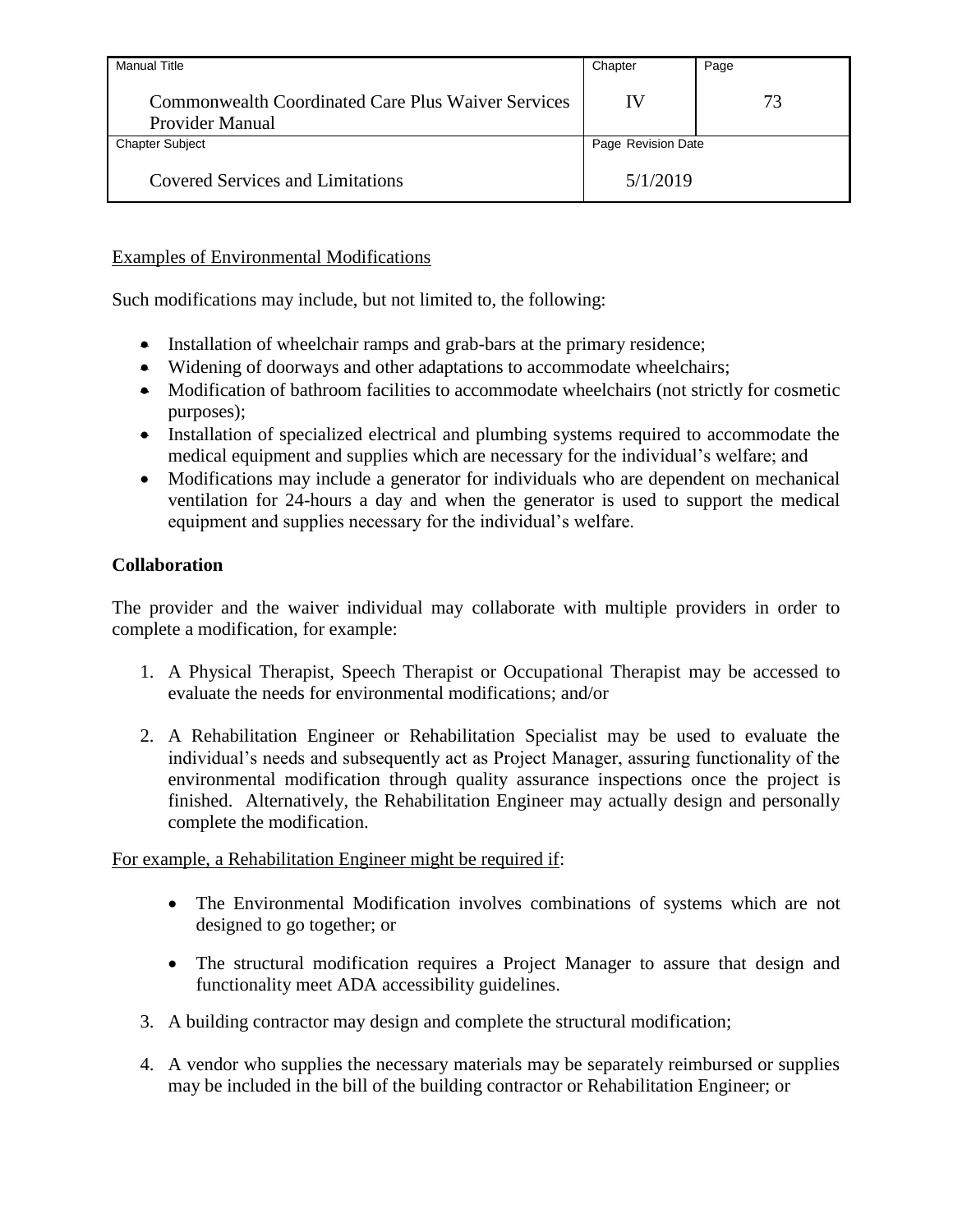Examples of Environmental Modifications

Such modifications may include, but not limited to, the following:

- Installation of wheelchair ramps and grab-bars at the primary residence;
- Widening of doorways and other adaptations to accommodate wheelchairs;
- Modification of bathroom facilities to accommodate wheelchairs (not strictly for cosmetic purposes);
- Installation of specialized electrical and plumbing systems required to accommodate the medical equipment and supplies which are necessary for the individual's welfare; and
- Modifications may include a generator for individuals who are dependent on mechanical ventilation for 24-hours a day and when the generator is used to support the medical equipment and supplies necessary for the individual's welfare.

**Collaboration**

The provider and the waiver individual may collaborate with multiple providers in order to complete a modification, for example:

1. A Physical Therapist, Speech Therapist or Occupational Therapist may be accessed to evaluate the needs for environmental modifications; and/or

2. A Rehabilitation Engineer or Rehabilitation Specialist may be used to evaluate the individual's needs and subsequently act as Project Manager, assuring functionality of the environmental modification through quality assurance inspections once the project is finished. Alternatively, the Rehabilitation Engineer may actually design and personally complete the modification.

For example, a Rehabilitation Engineer might be required if:

- The Environmental Modification involves combinations of systems which are not designed to go together; or

- The structural modification requires a Project Manager to assure that design and functionality meet ADA accessibility guidelines.

3. A building contractor may design and complete the structural modification;

4. A vendor who supplies the necessary materials may be separately reimbursed or supplies may be included in the bill of the building contractor or Rehabilitation Engineer; or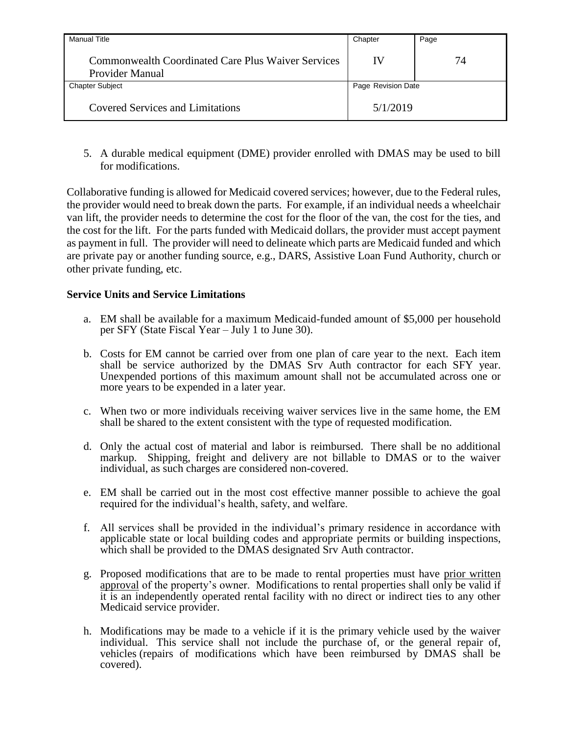5. A durable medical equipment (DME) provider enrolled with DMAS may be used to bill for modifications.

Collaborative funding is allowed for Medicaid covered services; however, due to the Federal rules, the provider would need to break down the parts. For example, if an individual needs a wheelchair van lift, the provider needs to determine the cost for the floor of the van, the cost for the ties, and the cost for the lift. For the parts funded with Medicaid dollars, the provider must accept payment as payment in full. The provider will need to delineate which parts are Medicaid funded and which are private pay or another funding source, e.g., DARS, Assistive Loan Fund Authority, church or other private funding, etc.

**Service Units and Service Limitations**

a. EM shall be available for a maximum Medicaid-funded amount of $5,000 per household per SFY (State Fiscal Year – July 1 to June 30).

b. Costs for EM cannot be carried over from one plan of care year to the next. Each item shall be service authorized by the DMAS Srv Auth contractor for each SFY year. Unexpended portions of this maximum amount shall not be accumulated across one or more years to be expended in a later year.

c. When two or more individuals receiving waiver services live in the same home, the EM shall be shared to the extent consistent with the type of requested modification.

d. Only the actual cost of material and labor is reimbursed. There shall be no additional markup. Shipping, freight and delivery are not billable to DMAS or to the waiver individual, as such charges are considered non-covered.

e. EM shall be carried out in the most cost effective manner possible to achieve the goal required for the individual's health, safety, and welfare.

f. All services shall be provided in the individual's primary residence in accordance with applicable state or local building codes and appropriate permits or building inspections, which shall be provided to the DMAS designated Srv Auth contractor.

g. Proposed modifications that are to be made to rental properties must have prior written approval of the property's owner. Modifications to rental properties shall only be valid if it is an independently operated rental facility with no direct or indirect ties to any other Medicaid service provider.

h. Modifications may be made to a vehicle if it is the primary vehicle used by the waiver individual. This service shall not include the purchase of, or the general repair of, vehicles (repairs of modifications which have been reimbursed by DMAS shall be covered).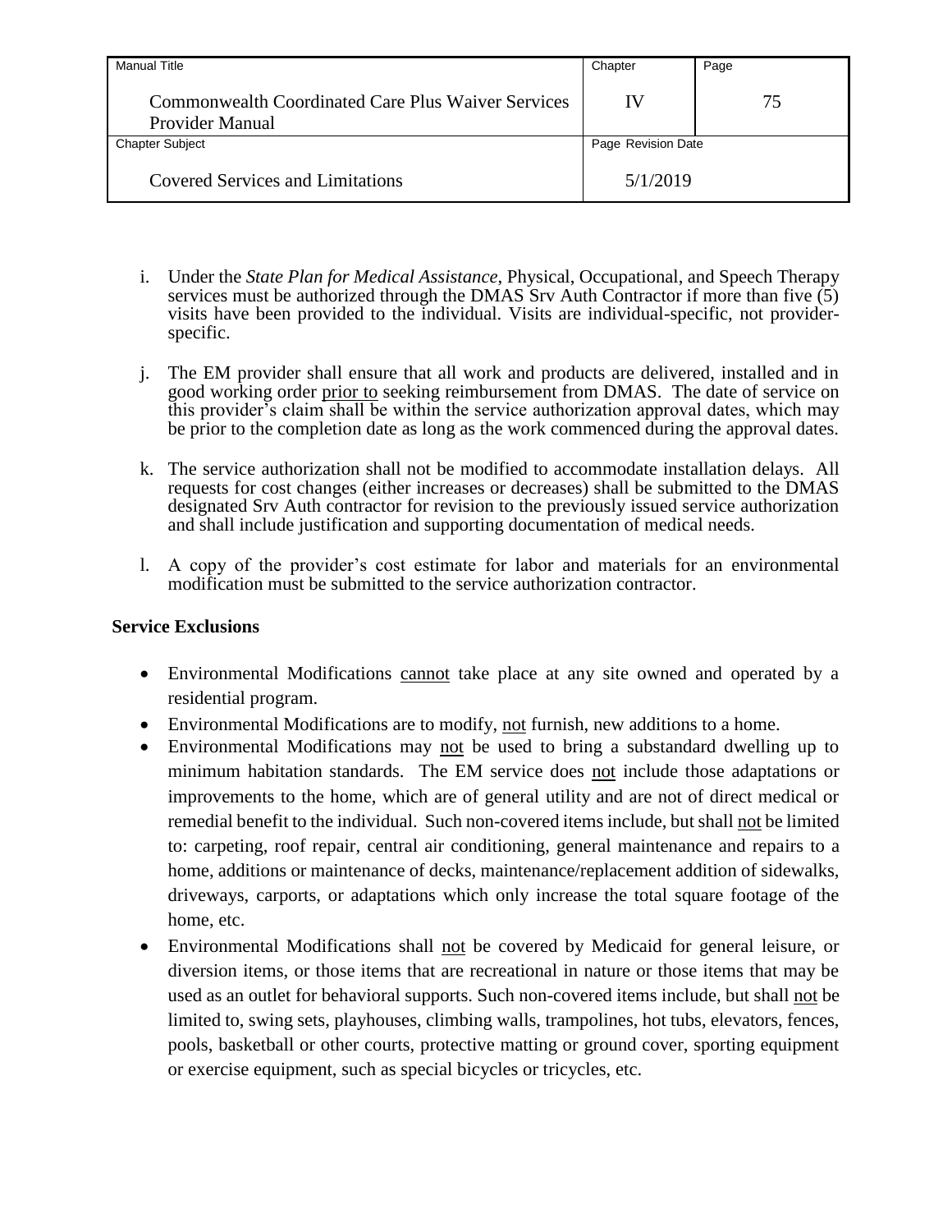i. Under the *State Plan for Medical Assistance*, Physical, Occupational, and Speech Therapy services must be authorized through the DMAS Srv Auth Contractor if more than five (5) visits have been provided to the individual. Visits are individual-specific, not provider-specific.

j. The EM provider shall ensure that all work and products are delivered, installed and in good working order prior to seeking reimbursement from DMAS. The date of service on this provider's claim shall be within the service authorization approval dates, which may be prior to the completion date as long as the work commenced during the approval dates.

k. The service authorization shall not be modified to accommodate installation delays. All requests for cost changes (either increases or decreases) shall be submitted to the DMAS designated Srv Auth contractor for revision to the previously issued service authorization and shall include justification and supporting documentation of medical needs.

l. A copy of the provider's cost estimate for labor and materials for an environmental modification must be submitted to the service authorization contractor.

**Service Exclusions**

- Environmental Modifications cannot take place at any site owned and operated by a residential program.
- Environmental Modifications are to modify, not furnish, new additions to a home.
- Environmental Modifications may not be used to bring a substandard dwelling up to minimum habitation standards. The EM service does not include those adaptations or improvements to the home, which are of general utility and are not of direct medical or remedial benefit to the individual. Such non-covered items include, but shall not be limited to: carpeting, roof repair, central air conditioning, general maintenance and repairs to a home, additions or maintenance of decks, maintenance/replacement addition of sidewalks, driveways, carports, or adaptations which only increase the total square footage of the home, etc.
- Environmental Modifications shall not be covered by Medicaid for general leisure, or diversion items, or those items that are recreational in nature or those items that may be used as an outlet for behavioral supports. Such non-covered items include, but shall not be limited to, swing sets, playhouses, climbing walls, trampolines, hot tubs, elevators, fences, pools, basketball or other courts, protective matting or ground cover, sporting equipment or exercise equipment, such as special bicycles or tricycles, etc.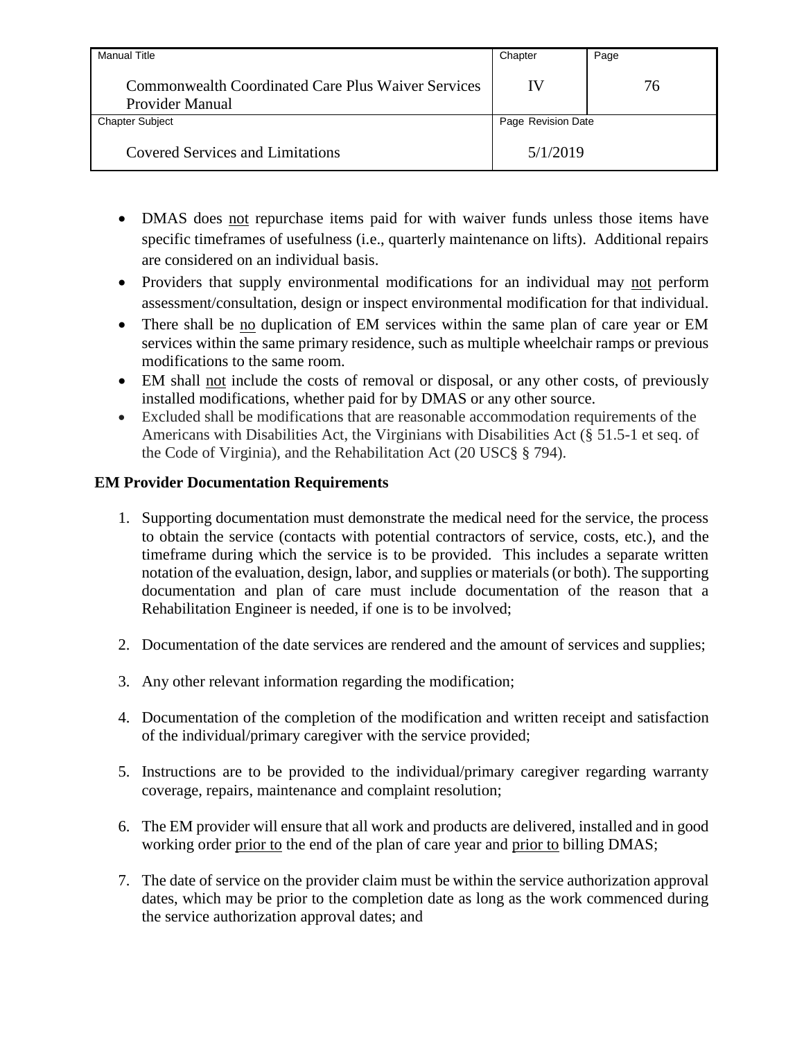- DMAS does not repurchase items paid for with waiver funds unless those items have specific timeframes of usefulness (i.e., quarterly maintenance on lifts). Additional repairs are considered on an individual basis.
- Providers that supply environmental modifications for an individual may not perform assessment/consultation, design or inspect environmental modification for that individual.
- There shall be no duplication of EM services within the same plan of care year or EM services within the same primary residence, such as multiple wheelchair ramps or previous modifications to the same room.
- EM shall not include the costs of removal or disposal, or any other costs, of previously installed modifications, whether paid for by DMAS or any other source.
- Excluded shall be modifications that are reasonable accommodation requirements of the Americans with Disabilities Act, the Virginians with Disabilities Act (§ 51.5-1 et seq. of the Code of Virginia), and the Rehabilitation Act (20 USC§ § 794).

**EM Provider Documentation Requirements**

1. Supporting documentation must demonstrate the medical need for the service, the process to obtain the service (contacts with potential contractors of service, costs, etc.), and the timeframe during which the service is to be provided. This includes a separate written notation of the evaluation, design, labor, and supplies or materials (or both). The supporting documentation and plan of care must include documentation of the reason that a Rehabilitation Engineer is needed, if one is to be involved;

2. Documentation of the date services are rendered and the amount of services and supplies;

3. Any other relevant information regarding the modification;

4. Documentation of the completion of the modification and written receipt and satisfaction of the individual/primary caregiver with the service provided;

5. Instructions are to be provided to the individual/primary caregiver regarding warranty coverage, repairs, maintenance and complaint resolution;

6. The EM provider will ensure that all work and products are delivered, installed and in good working order prior to the end of the plan of care year and prior to billing DMAS;

7. The date of service on the provider claim must be within the service authorization approval dates, which may be prior to the completion date as long as the work commenced during the service authorization approval dates; and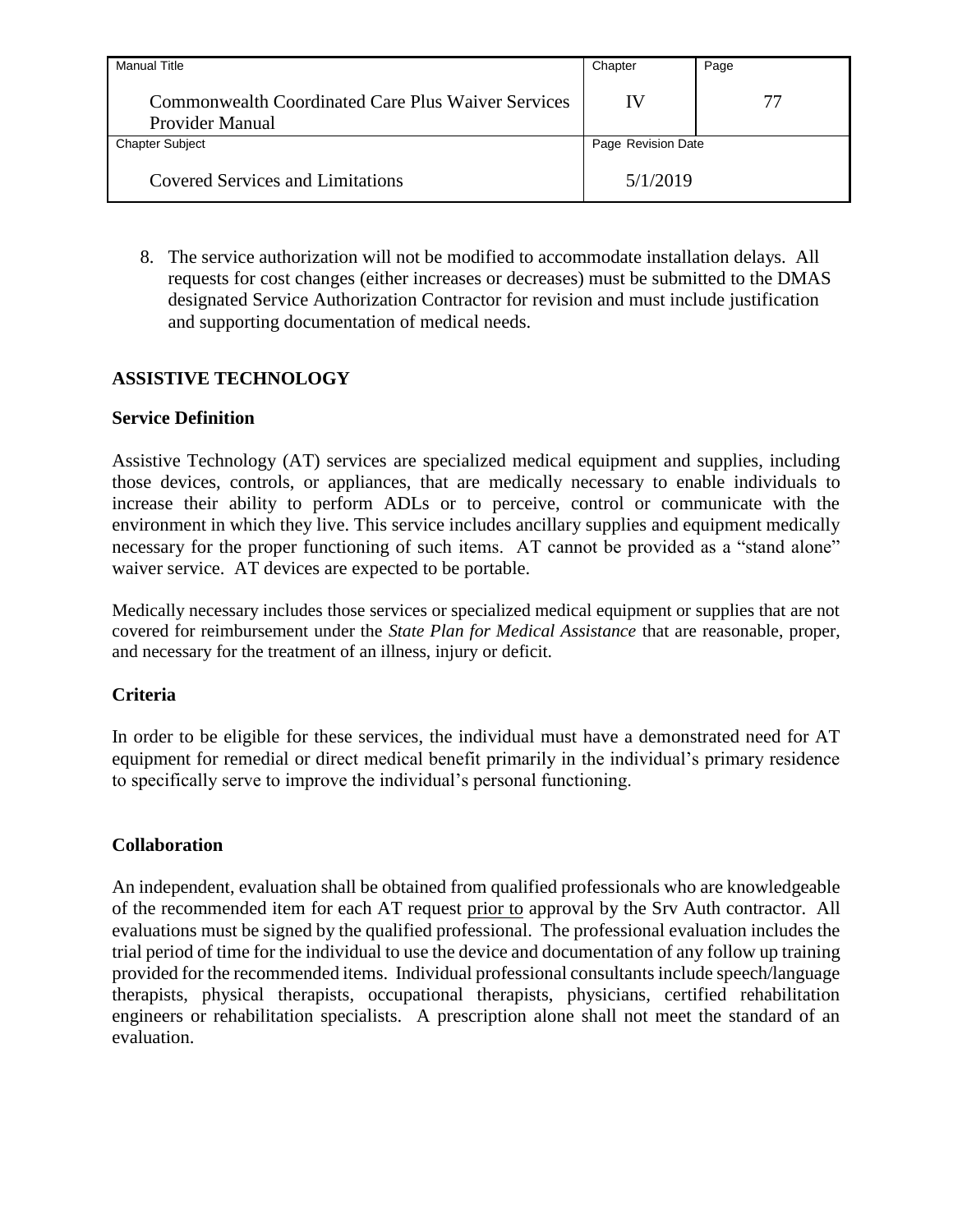8. The service authorization will not be modified to accommodate installation delays. All requests for cost changes (either increases or decreases) must be submitted to the DMAS designated Service Authorization Contractor for revision and must include justification and supporting documentation of medical needs.

## ASSISTIVE TECHNOLOGY

### Service Definition

Assistive Technology (AT) services are specialized medical equipment and supplies, including those devices, controls, or appliances, that are medically necessary to enable individuals to increase their ability to perform ADLs or to perceive, control or communicate with the environment in which they live. This service includes ancillary supplies and equipment medically necessary for the proper functioning of such items. AT cannot be provided as a "stand alone" waiver service. AT devices are expected to be portable.

Medically necessary includes those services or specialized medical equipment or supplies that are not covered for reimbursement under the *State Plan for Medical Assistance* that are reasonable, proper, and necessary for the treatment of an illness, injury or deficit.

### Criteria

In order to be eligible for these services, the individual must have a demonstrated need for AT equipment for remedial or direct medical benefit primarily in the individual's primary residence to specifically serve to improve the individual's personal functioning.

### Collaboration

An independent, evaluation shall be obtained from qualified professionals who are knowledgeable of the recommended item for each AT request prior to approval by the Srv Auth contractor. All evaluations must be signed by the qualified professional. The professional evaluation includes the trial period of time for the individual to use the device and documentation of any follow up training provided for the recommended items. Individual professional consultants include speech/language therapists, physical therapists, occupational therapists, physicians, certified rehabilitation engineers or rehabilitation specialists. A prescription alone shall not meet the standard of an evaluation.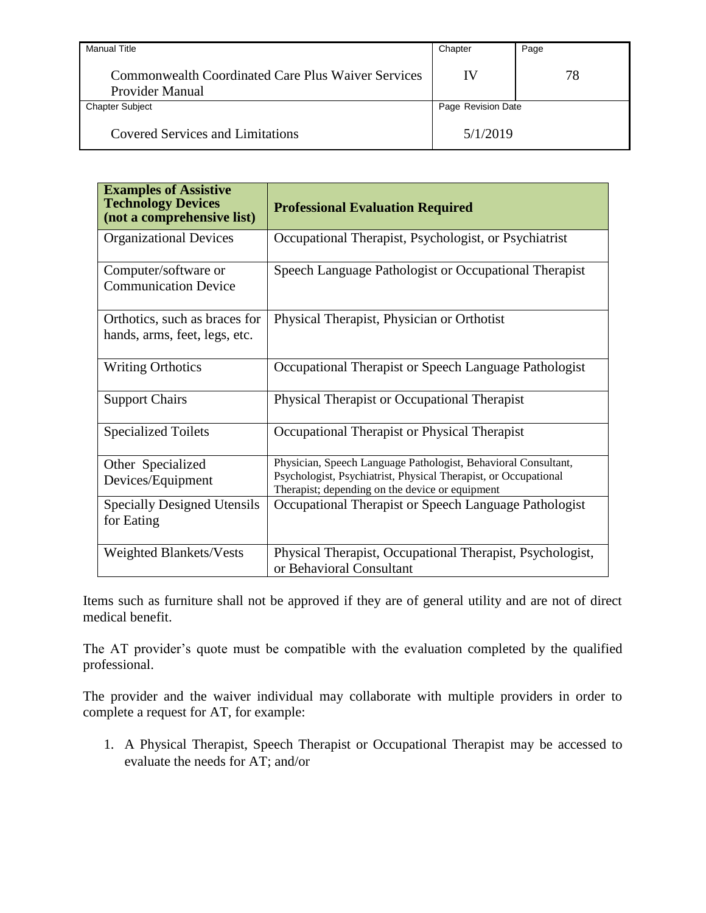| Examples of Assistive Technology Devices (not a comprehensive list) | Professional Evaluation Required |
| --- | --- |
| Organizational Devices | Occupational Therapist, Psychologist, or Psychiatrist |
| Computer/software or Communication Device | Speech Language Pathologist or Occupational Therapist |
| Orthotics, such as braces for hands, arms, feet, legs, etc. | Physical Therapist, Physician or Orthotist |
| Writing Orthotics | Occupational Therapist or Speech Language Pathologist |
| Support Chairs | Physical Therapist or Occupational Therapist |
| Specialized Toilets | Occupational Therapist or Physical Therapist |
| Other Specialized Devices/Equipment | Physician, Speech Language Pathologist, Behavioral Consultant, Psychologist, Psychiatrist, Physical Therapist, or Occupational Therapist; depending on the device or equipment |
| Specially Designed Utensils for Eating | Occupational Therapist or Speech Language Pathologist |
| Weighted Blankets/Vests | Physical Therapist, Occupational Therapist, Psychologist, or Behavioral Consultant |

Items such as furniture shall not be approved if they are of general utility and are not of direct medical benefit.

The AT provider's quote must be compatible with the evaluation completed by the qualified professional.

The provider and the waiver individual may collaborate with multiple providers in order to complete a request for AT, for example:

1. A Physical Therapist, Speech Therapist or Occupational Therapist may be accessed to evaluate the needs for AT; and/or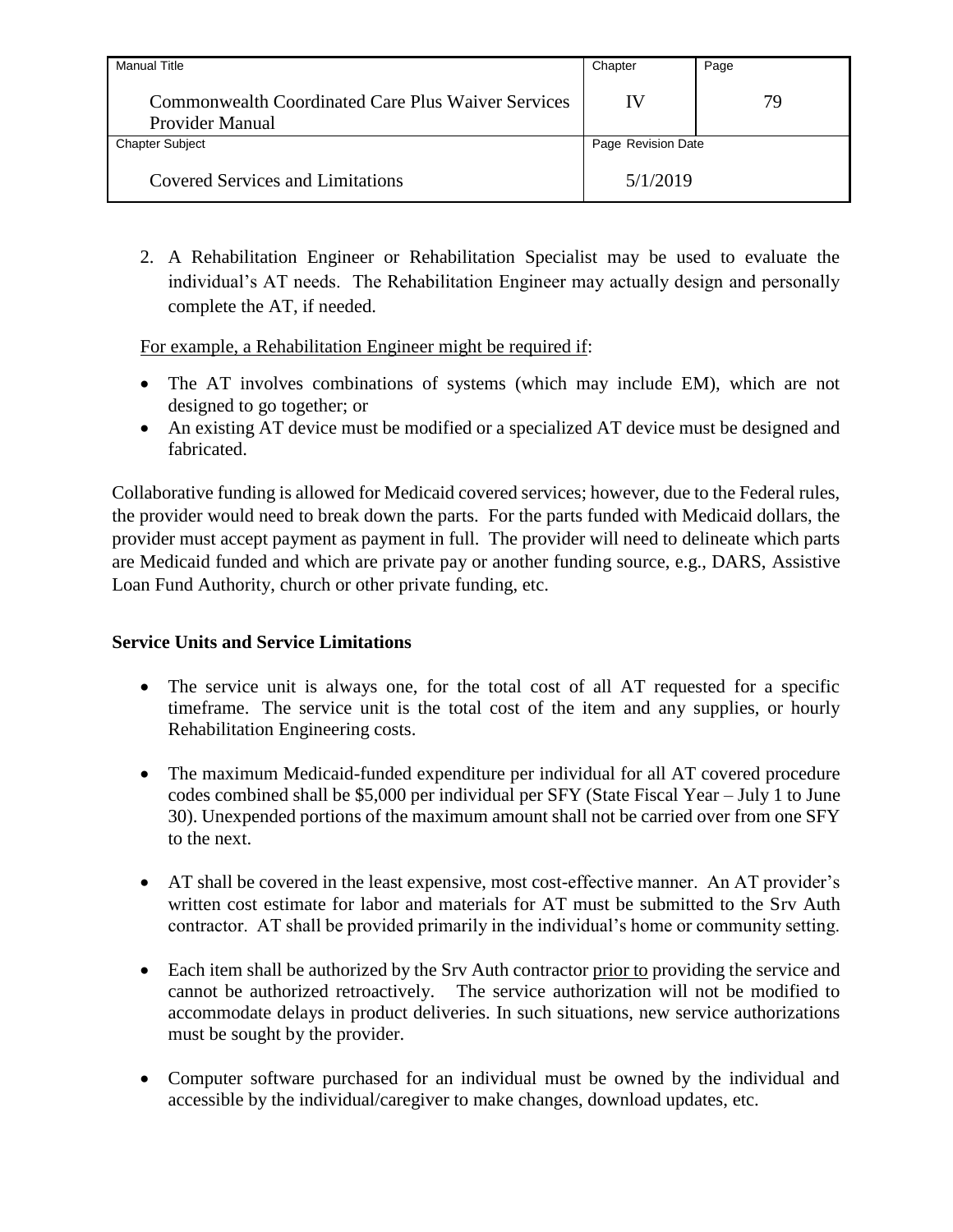2. A Rehabilitation Engineer or Rehabilitation Specialist may be used to evaluate the individual's AT needs. The Rehabilitation Engineer may actually design and personally complete the AT, if needed.

For example, a Rehabilitation Engineer might be required if:

- The AT involves combinations of systems (which may include EM), which are not designed to go together; or
- An existing AT device must be modified or a specialized AT device must be designed and fabricated.

Collaborative funding is allowed for Medicaid covered services; however, due to the Federal rules, the provider would need to break down the parts. For the parts funded with Medicaid dollars, the provider must accept payment as payment in full. The provider will need to delineate which parts are Medicaid funded and which are private pay or another funding source, e.g., DARS, Assistive Loan Fund Authority, church or other private funding, etc.

**Service Units and Service Limitations**

- The service unit is always one, for the total cost of all AT requested for a specific timeframe. The service unit is the total cost of the item and any supplies, or hourly Rehabilitation Engineering costs.

- The maximum Medicaid-funded expenditure per individual for all AT covered procedure codes combined shall be $5,000 per individual per SFY (State Fiscal Year – July 1 to June 30). Unexpended portions of the maximum amount shall not be carried over from one SFY to the next.

- AT shall be covered in the least expensive, most cost-effective manner. An AT provider's written cost estimate for labor and materials for AT must be submitted to the Srv Auth contractor. AT shall be provided primarily in the individual's home or community setting.

- Each item shall be authorized by the Srv Auth contractor prior to providing the service and cannot be authorized retroactively. The service authorization will not be modified to accommodate delays in product deliveries. In such situations, new service authorizations must be sought by the provider.

- Computer software purchased for an individual must be owned by the individual and accessible by the individual/caregiver to make changes, download updates, etc.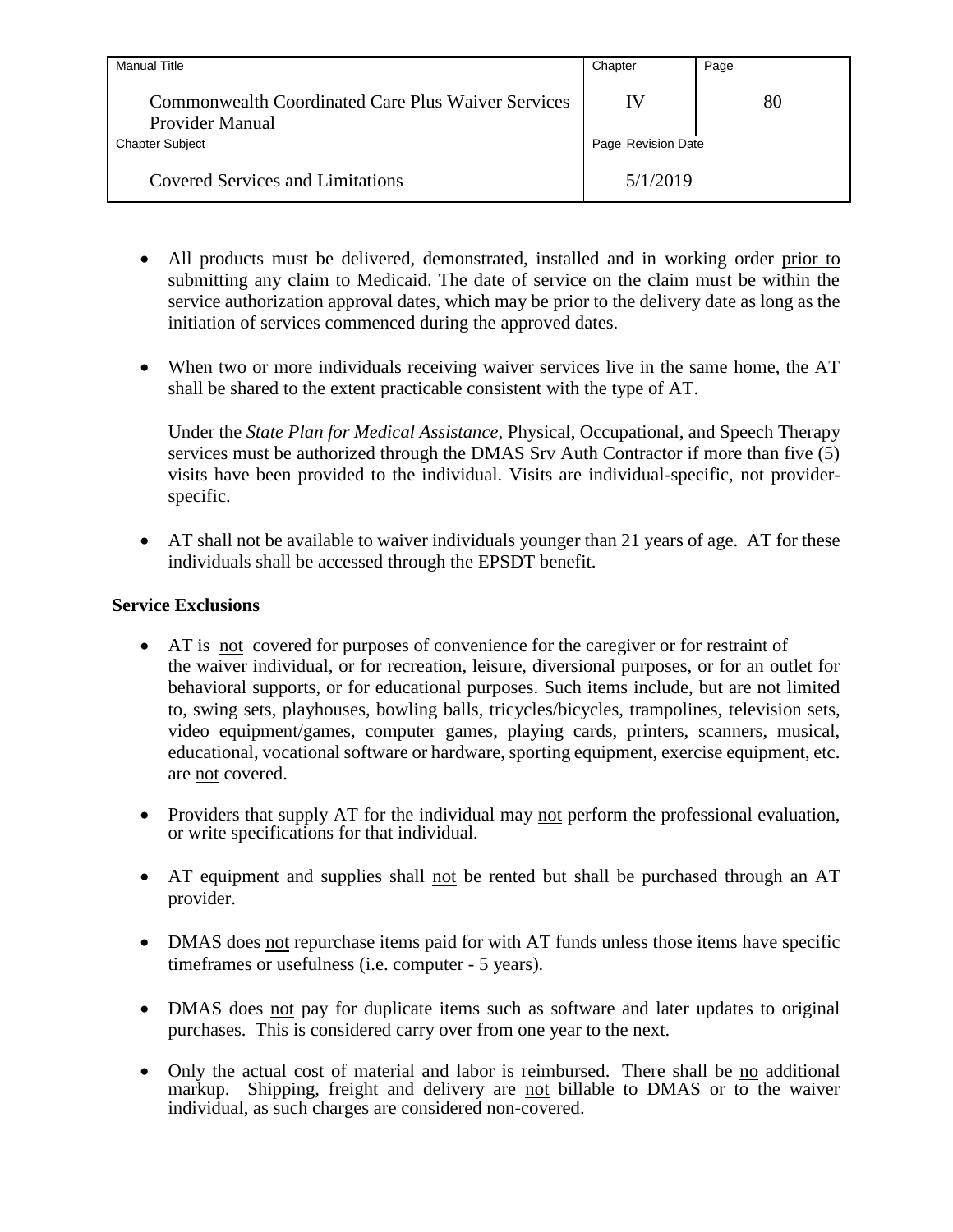- All products must be delivered, demonstrated, installed and in working order prior to submitting any claim to Medicaid. The date of service on the claim must be within the service authorization approval dates, which may be prior to the delivery date as long as the initiation of services commenced during the approved dates.

- When two or more individuals receiving waiver services live in the same home, the AT shall be shared to the extent practicable consistent with the type of AT.

  Under the *State Plan for Medical Assistance*, Physical, Occupational, and Speech Therapy services must be authorized through the DMAS Srv Auth Contractor if more than five (5) visits have been provided to the individual. Visits are individual-specific, not provider-specific.

- AT shall not be available to waiver individuals younger than 21 years of age. AT for these individuals shall be accessed through the EPSDT benefit.

**Service Exclusions**

- AT is not covered for purposes of convenience for the caregiver or for restraint of the waiver individual, or for recreation, leisure, diversional purposes, or for an outlet for behavioral supports, or for educational purposes. Such items include, but are not limited to, swing sets, playhouses, bowling balls, tricycles/bicycles, trampolines, television sets, video equipment/games, computer games, playing cards, printers, scanners, musical, educational, vocational software or hardware, sporting equipment, exercise equipment, etc. are not covered.

- Providers that supply AT for the individual may not perform the professional evaluation, or write specifications for that individual.

- AT equipment and supplies shall not be rented but shall be purchased through an AT provider.

- DMAS does not repurchase items paid for with AT funds unless those items have specific timeframes or usefulness (i.e. computer - 5 years).

- DMAS does not pay for duplicate items such as software and later updates to original purchases. This is considered carry over from one year to the next.

- Only the actual cost of material and labor is reimbursed. There shall be no additional markup. Shipping, freight and delivery are not billable to DMAS or to the waiver individual, as such charges are considered non-covered.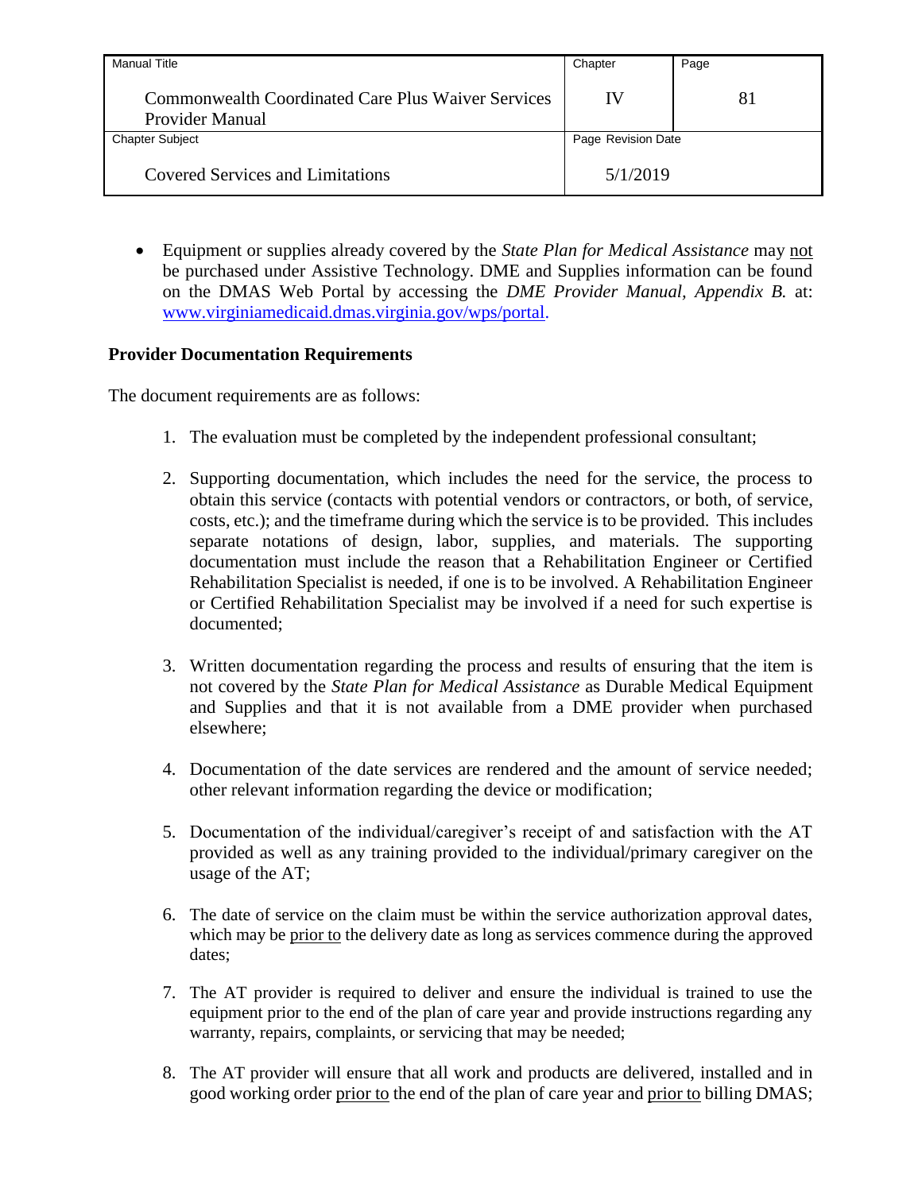- Equipment or supplies already covered by the *State Plan for Medical Assistance* may <u>not</u> be purchased under Assistive Technology. DME and Supplies information can be found on the DMAS Web Portal by accessing the *DME Provider Manual, Appendix B.* at: www.virginiamedicaid.dmas.virginia.gov/wps/portal.

**Provider Documentation Requirements**

The document requirements are as follows:

1. The evaluation must be completed by the independent professional consultant;

2. Supporting documentation, which includes the need for the service, the process to obtain this service (contacts with potential vendors or contractors, or both, of service, costs, etc.); and the timeframe during which the service is to be provided. This includes separate notations of design, labor, supplies, and materials. The supporting documentation must include the reason that a Rehabilitation Engineer or Certified Rehabilitation Specialist is needed, if one is to be involved. A Rehabilitation Engineer or Certified Rehabilitation Specialist may be involved if a need for such expertise is documented;

3. Written documentation regarding the process and results of ensuring that the item is not covered by the *State Plan for Medical Assistance* as Durable Medical Equipment and Supplies and that it is not available from a DME provider when purchased elsewhere;

4. Documentation of the date services are rendered and the amount of service needed; other relevant information regarding the device or modification;

5. Documentation of the individual/caregiver's receipt of and satisfaction with the AT provided as well as any training provided to the individual/primary caregiver on the usage of the AT;

6. The date of service on the claim must be within the service authorization approval dates, which may be <u>prior to</u> the delivery date as long as services commence during the approved dates;

7. The AT provider is required to deliver and ensure the individual is trained to use the equipment prior to the end of the plan of care year and provide instructions regarding any warranty, repairs, complaints, or servicing that may be needed;

8. The AT provider will ensure that all work and products are delivered, installed and in good working order <u>prior to</u> the end of the plan of care year and <u>prior to</u> billing DMAS;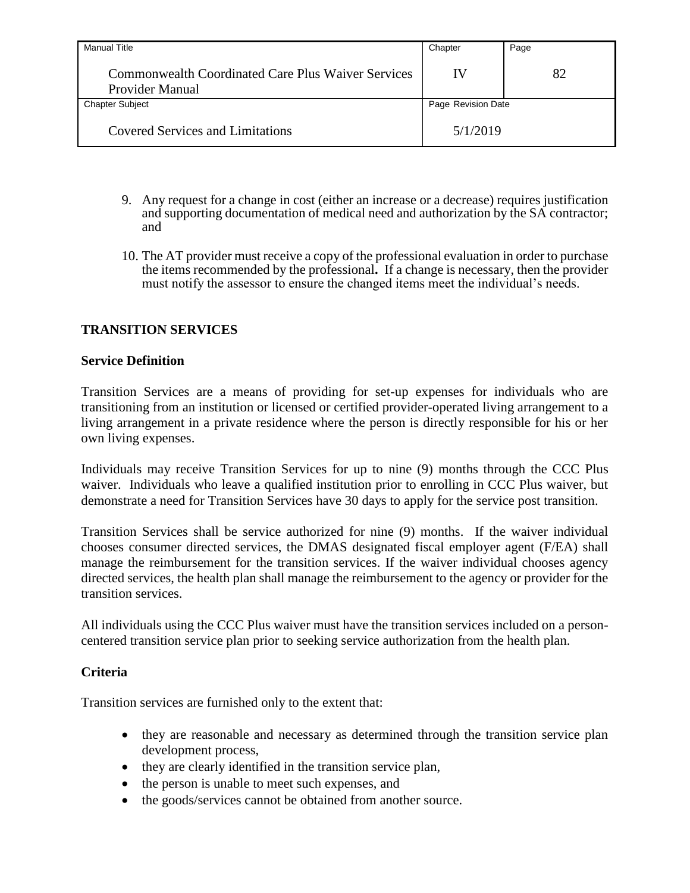9. Any request for a change in cost (either an increase or a decrease) requires justification and supporting documentation of medical need and authorization by the SA contractor; and

10. The AT provider must receive a copy of the professional evaluation in order to purchase the items recommended by the professional**.** If a change is necessary, then the provider must notify the assessor to ensure the changed items meet the individual's needs.

## TRANSITION SERVICES

### Service Definition

Transition Services are a means of providing for set-up expenses for individuals who are transitioning from an institution or licensed or certified provider-operated living arrangement to a living arrangement in a private residence where the person is directly responsible for his or her own living expenses.

Individuals may receive Transition Services for up to nine (9) months through the CCC Plus waiver. Individuals who leave a qualified institution prior to enrolling in CCC Plus waiver, but demonstrate a need for Transition Services have 30 days to apply for the service post transition.

Transition Services shall be service authorized for nine (9) months. If the waiver individual chooses consumer directed services, the DMAS designated fiscal employer agent (F/EA) shall manage the reimbursement for the transition services. If the waiver individual chooses agency directed services, the health plan shall manage the reimbursement to the agency or provider for the transition services.

All individuals using the CCC Plus waiver must have the transition services included on a person-centered transition service plan prior to seeking service authorization from the health plan.

### Criteria

Transition services are furnished only to the extent that:

- they are reasonable and necessary as determined through the transition service plan development process,
- they are clearly identified in the transition service plan,
- the person is unable to meet such expenses, and
- the goods/services cannot be obtained from another source.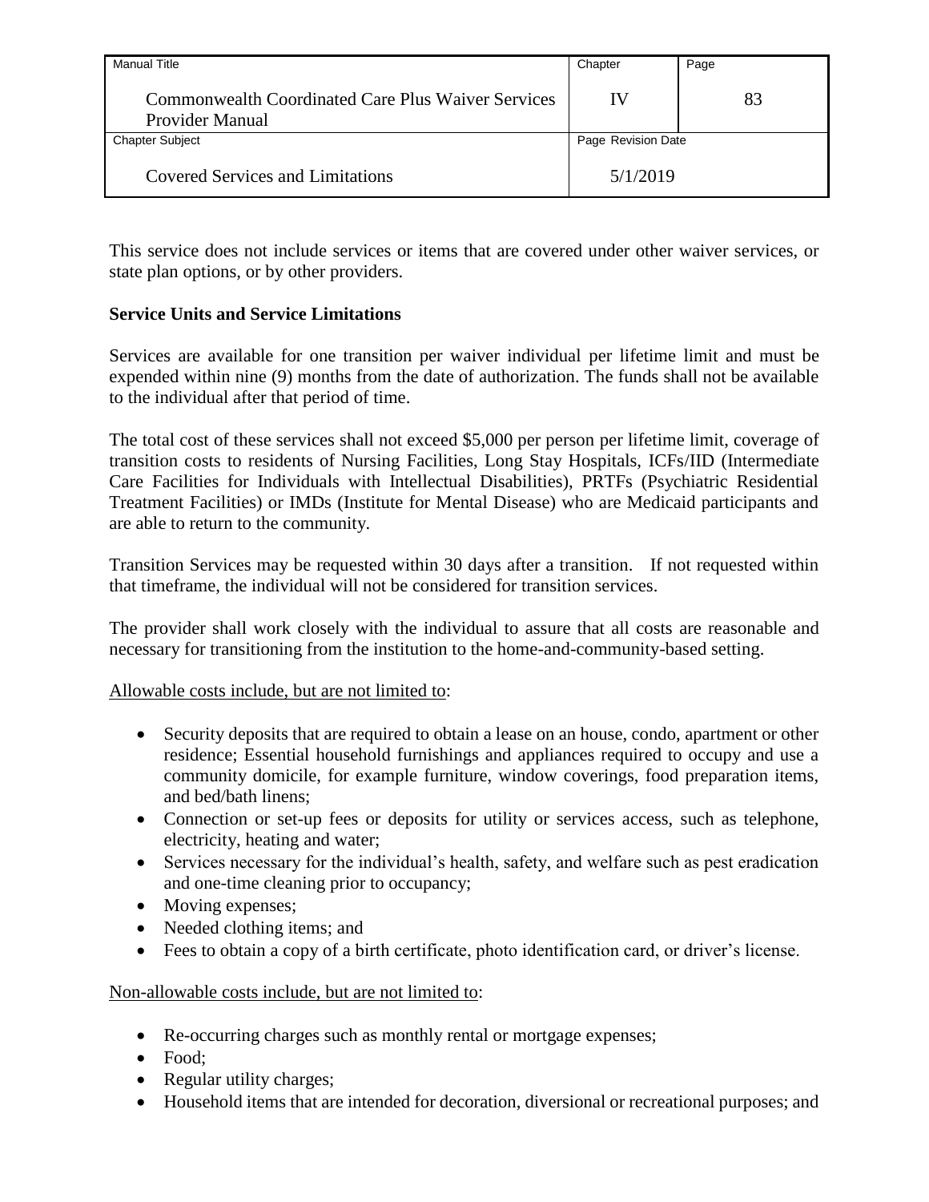This service does not include services or items that are covered under other waiver services, or state plan options, or by other providers.

**Service Units and Service Limitations**

Services are available for one transition per waiver individual per lifetime limit and must be expended within nine (9) months from the date of authorization. The funds shall not be available to the individual after that period of time.

The total cost of these services shall not exceed $5,000 per person per lifetime limit, coverage of transition costs to residents of Nursing Facilities, Long Stay Hospitals, ICFs/IID (Intermediate Care Facilities for Individuals with Intellectual Disabilities), PRTFs (Psychiatric Residential Treatment Facilities) or IMDs (Institute for Mental Disease) who are Medicaid participants and are able to return to the community.

Transition Services may be requested within 30 days after a transition. If not requested within that timeframe, the individual will not be considered for transition services.

The provider shall work closely with the individual to assure that all costs are reasonable and necessary for transitioning from the institution to the home-and-community-based setting.

Allowable costs include, but are not limited to:

- Security deposits that are required to obtain a lease on an house, condo, apartment or other residence; Essential household furnishings and appliances required to occupy and use a community domicile, for example furniture, window coverings, food preparation items, and bed/bath linens;
- Connection or set-up fees or deposits for utility or services access, such as telephone, electricity, heating and water;
- Services necessary for the individual's health, safety, and welfare such as pest eradication and one-time cleaning prior to occupancy;
- Moving expenses;
- Needed clothing items; and
- Fees to obtain a copy of a birth certificate, photo identification card, or driver's license.

Non-allowable costs include, but are not limited to:

- Re-occurring charges such as monthly rental or mortgage expenses;
- Food;
- Regular utility charges;
- Household items that are intended for decoration, diversional or recreational purposes; and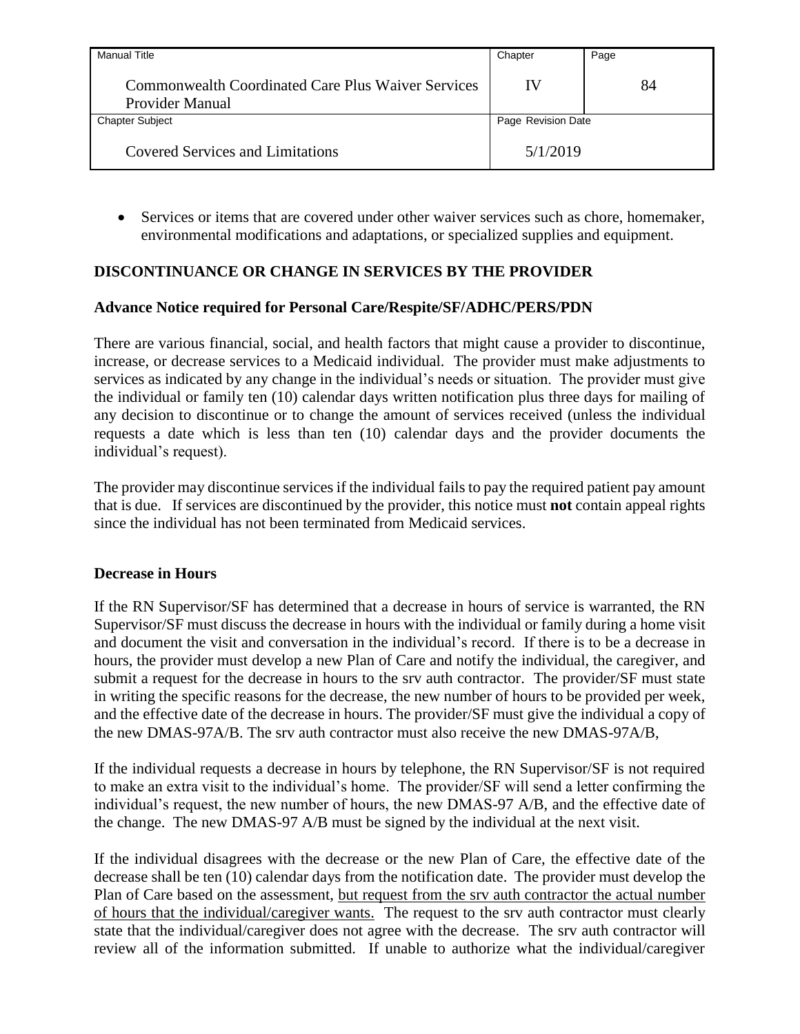- Services or items that are covered under other waiver services such as chore, homemaker, environmental modifications and adaptations, or specialized supplies and equipment.

## DISCONTINUANCE OR CHANGE IN SERVICES BY THE PROVIDER

### Advance Notice required for Personal Care/Respite/SF/ADHC/PERS/PDN

There are various financial, social, and health factors that might cause a provider to discontinue, increase, or decrease services to a Medicaid individual. The provider must make adjustments to services as indicated by any change in the individual's needs or situation. The provider must give the individual or family ten (10) calendar days written notification plus three days for mailing of any decision to discontinue or to change the amount of services received (unless the individual requests a date which is less than ten (10) calendar days and the provider documents the individual's request).

The provider may discontinue services if the individual fails to pay the required patient pay amount that is due. If services are discontinued by the provider, this notice must **not** contain appeal rights since the individual has not been terminated from Medicaid services.

### Decrease in Hours

If the RN Supervisor/SF has determined that a decrease in hours of service is warranted, the RN Supervisor/SF must discuss the decrease in hours with the individual or family during a home visit and document the visit and conversation in the individual's record. If there is to be a decrease in hours, the provider must develop a new Plan of Care and notify the individual, the caregiver, and submit a request for the decrease in hours to the srv auth contractor. The provider/SF must state in writing the specific reasons for the decrease, the new number of hours to be provided per week, and the effective date of the decrease in hours. The provider/SF must give the individual a copy of the new DMAS-97A/B. The srv auth contractor must also receive the new DMAS-97A/B,

If the individual requests a decrease in hours by telephone, the RN Supervisor/SF is not required to make an extra visit to the individual's home. The provider/SF will send a letter confirming the individual's request, the new number of hours, the new DMAS-97 A/B, and the effective date of the change. The new DMAS-97 A/B must be signed by the individual at the next visit.

If the individual disagrees with the decrease or the new Plan of Care, the effective date of the decrease shall be ten (10) calendar days from the notification date. The provider must develop the Plan of Care based on the assessment, <u>but request from the srv auth contractor the actual number of hours that the individual/caregiver wants.</u> The request to the srv auth contractor must clearly state that the individual/caregiver does not agree with the decrease. The srv auth contractor will review all of the information submitted. If unable to authorize what the individual/caregiver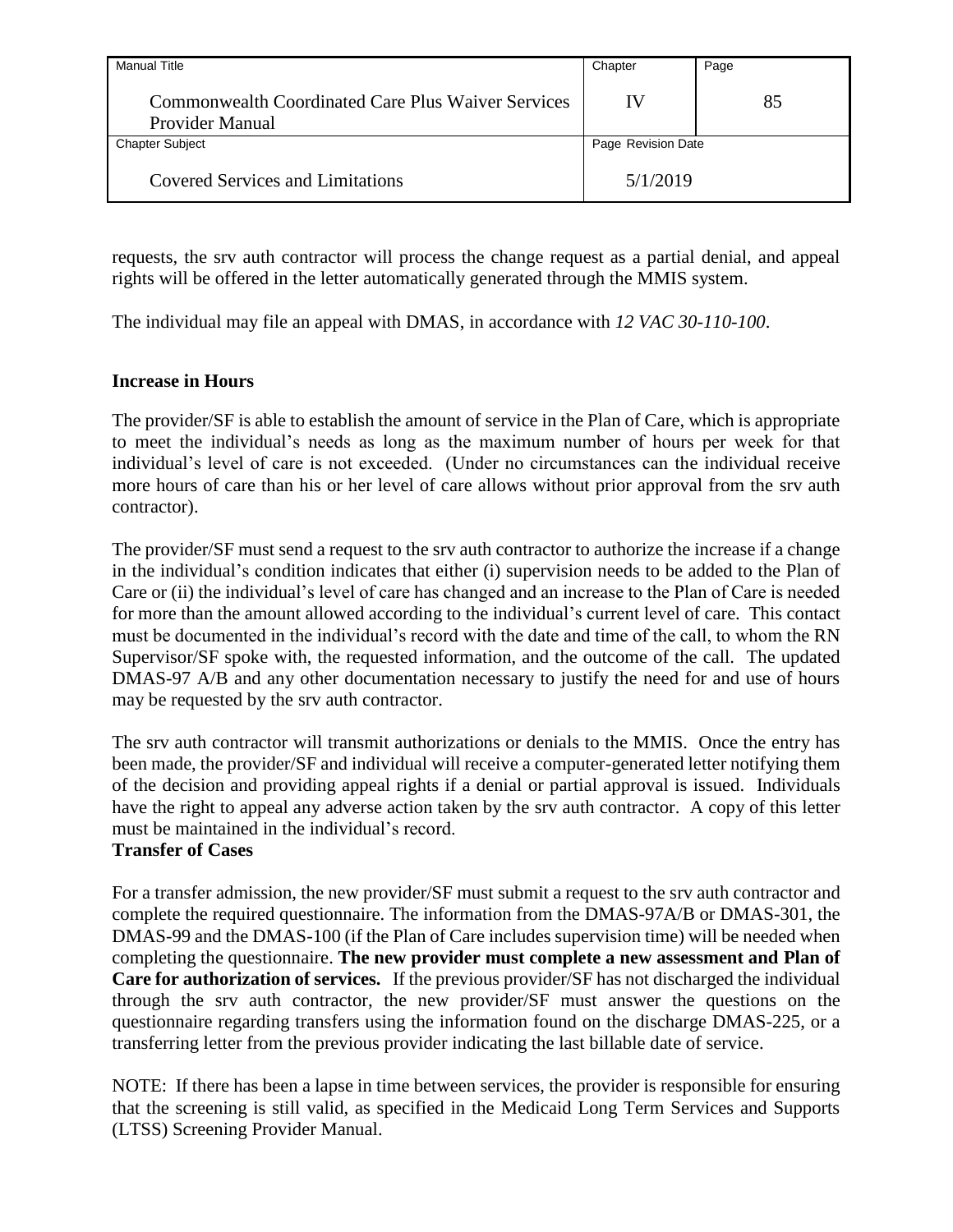requests, the srv auth contractor will process the change request as a partial denial, and appeal rights will be offered in the letter automatically generated through the MMIS system.

The individual may file an appeal with DMAS, in accordance with *12 VAC 30-110-100*.

**Increase in Hours**

The provider/SF is able to establish the amount of service in the Plan of Care, which is appropriate to meet the individual's needs as long as the maximum number of hours per week for that individual's level of care is not exceeded. (Under no circumstances can the individual receive more hours of care than his or her level of care allows without prior approval from the srv auth contractor).

The provider/SF must send a request to the srv auth contractor to authorize the increase if a change in the individual's condition indicates that either (i) supervision needs to be added to the Plan of Care or (ii) the individual's level of care has changed and an increase to the Plan of Care is needed for more than the amount allowed according to the individual's current level of care. This contact must be documented in the individual's record with the date and time of the call, to whom the RN Supervisor/SF spoke with, the requested information, and the outcome of the call. The updated DMAS-97 A/B and any other documentation necessary to justify the need for and use of hours may be requested by the srv auth contractor.

The srv auth contractor will transmit authorizations or denials to the MMIS. Once the entry has been made, the provider/SF and individual will receive a computer-generated letter notifying them of the decision and providing appeal rights if a denial or partial approval is issued. Individuals have the right to appeal any adverse action taken by the srv auth contractor. A copy of this letter must be maintained in the individual's record.

**Transfer of Cases**

For a transfer admission, the new provider/SF must submit a request to the srv auth contractor and complete the required questionnaire. The information from the DMAS-97A/B or DMAS-301, the DMAS-99 and the DMAS-100 (if the Plan of Care includes supervision time) will be needed when completing the questionnaire. **The new provider must complete a new assessment and Plan of Care for authorization of services.** If the previous provider/SF has not discharged the individual through the srv auth contractor, the new provider/SF must answer the questions on the questionnaire regarding transfers using the information found on the discharge DMAS-225, or a transferring letter from the previous provider indicating the last billable date of service.

NOTE: If there has been a lapse in time between services, the provider is responsible for ensuring that the screening is still valid, as specified in the Medicaid Long Term Services and Supports (LTSS) Screening Provider Manual.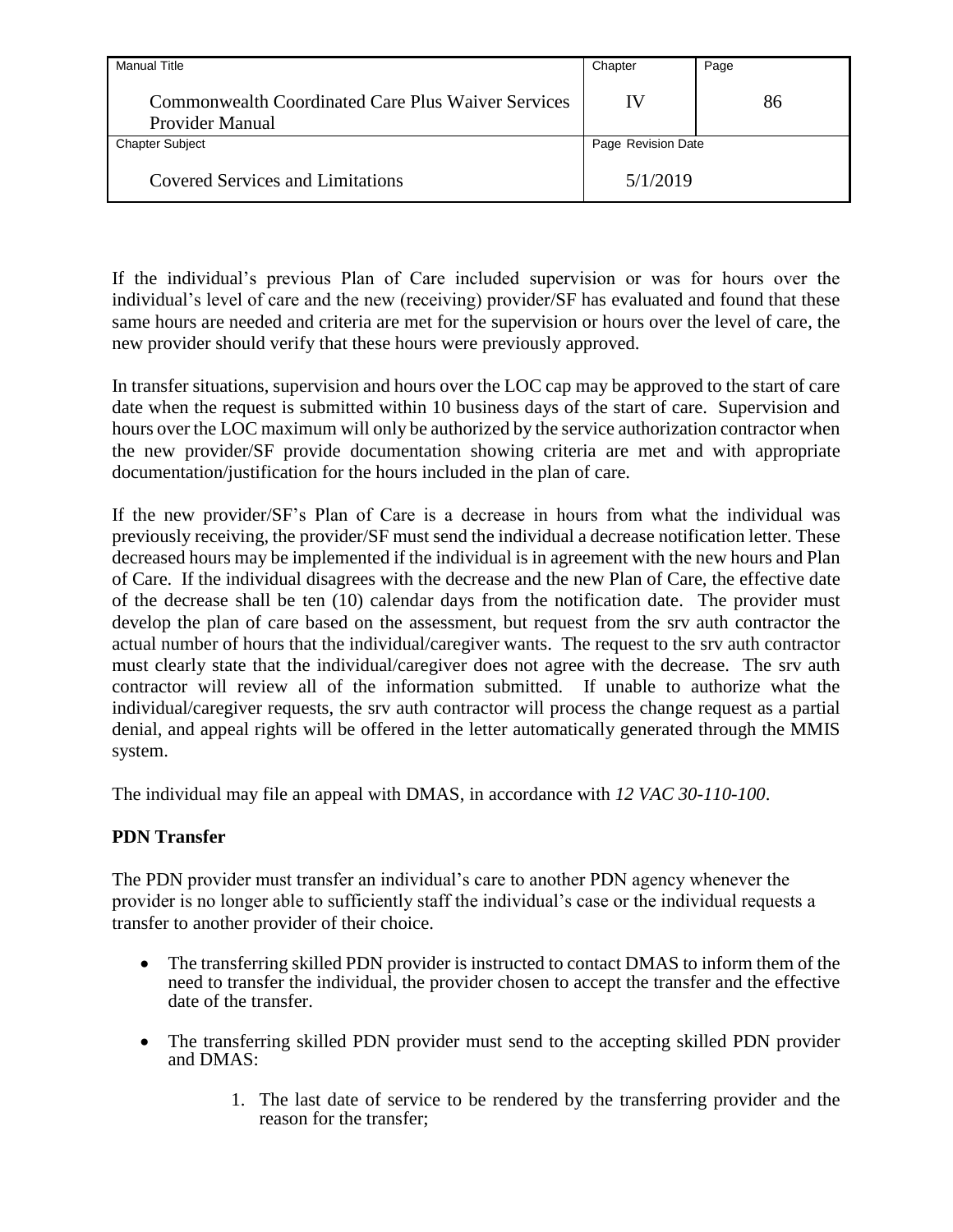If the individual's previous Plan of Care included supervision or was for hours over the individual's level of care and the new (receiving) provider/SF has evaluated and found that these same hours are needed and criteria are met for the supervision or hours over the level of care, the new provider should verify that these hours were previously approved.

In transfer situations, supervision and hours over the LOC cap may be approved to the start of care date when the request is submitted within 10 business days of the start of care. Supervision and hours over the LOC maximum will only be authorized by the service authorization contractor when the new provider/SF provide documentation showing criteria are met and with appropriate documentation/justification for the hours included in the plan of care.

If the new provider/SF's Plan of Care is a decrease in hours from what the individual was previously receiving, the provider/SF must send the individual a decrease notification letter. These decreased hours may be implemented if the individual is in agreement with the new hours and Plan of Care. If the individual disagrees with the decrease and the new Plan of Care, the effective date of the decrease shall be ten (10) calendar days from the notification date. The provider must develop the plan of care based on the assessment, but request from the srv auth contractor the actual number of hours that the individual/caregiver wants. The request to the srv auth contractor must clearly state that the individual/caregiver does not agree with the decrease. The srv auth contractor will review all of the information submitted. If unable to authorize what the individual/caregiver requests, the srv auth contractor will process the change request as a partial denial, and appeal rights will be offered in the letter automatically generated through the MMIS system.

The individual may file an appeal with DMAS, in accordance with *12 VAC 30-110-100*.

**PDN Transfer**

The PDN provider must transfer an individual's care to another PDN agency whenever the provider is no longer able to sufficiently staff the individual's case or the individual requests a transfer to another provider of their choice.

- The transferring skilled PDN provider is instructed to contact DMAS to inform them of the need to transfer the individual, the provider chosen to accept the transfer and the effective date of the transfer.
- The transferring skilled PDN provider must send to the accepting skilled PDN provider and DMAS:
    1. The last date of service to be rendered by the transferring provider and the reason for the transfer;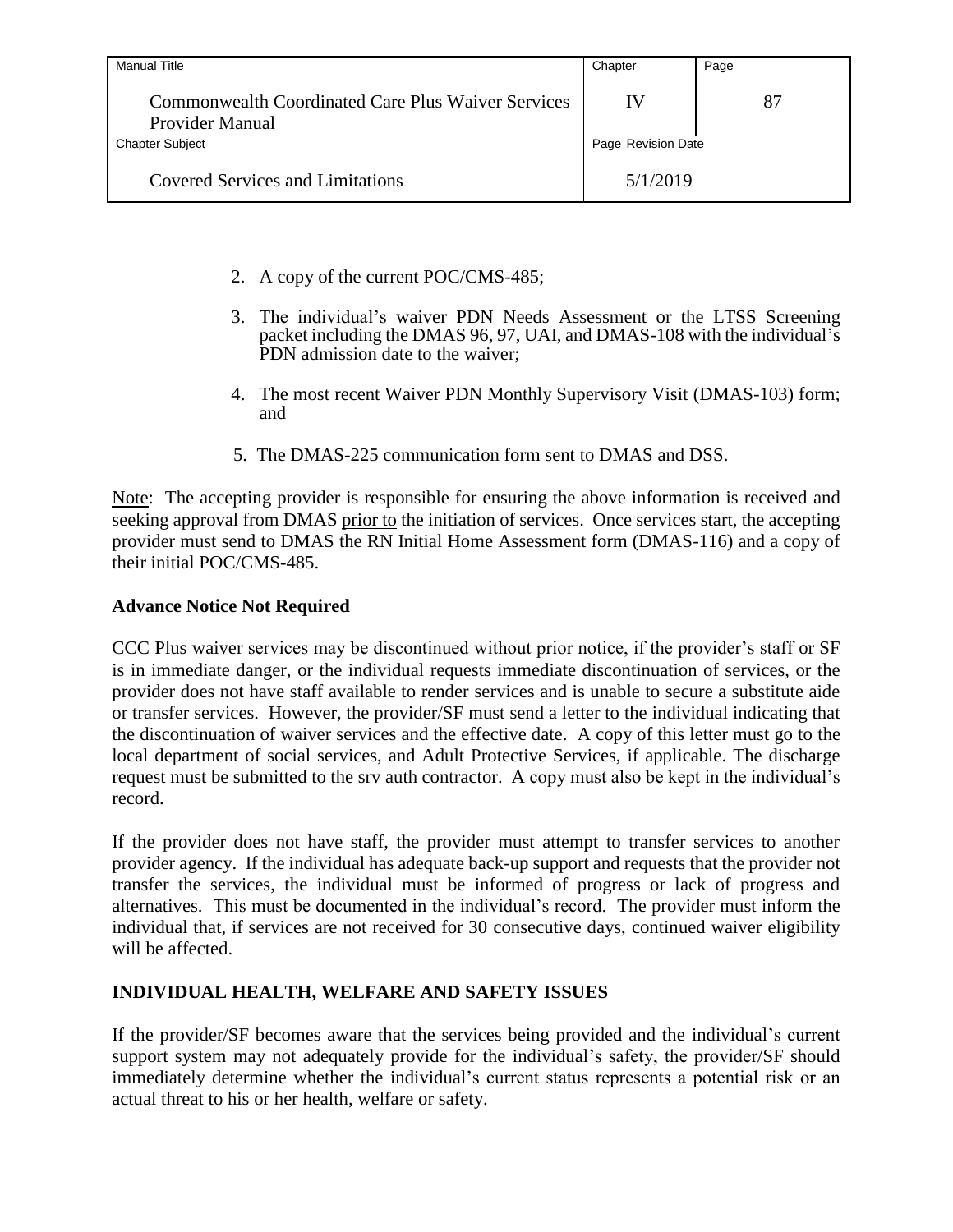2. A copy of the current POC/CMS-485;

3. The individual's waiver PDN Needs Assessment or the LTSS Screening packet including the DMAS 96, 97, UAI, and DMAS-108 with the individual's PDN admission date to the waiver;

4. The most recent Waiver PDN Monthly Supervisory Visit (DMAS-103) form; and

5. The DMAS-225 communication form sent to DMAS and DSS.

Note: The accepting provider is responsible for ensuring the above information is received and seeking approval from DMAS prior to the initiation of services. Once services start, the accepting provider must send to DMAS the RN Initial Home Assessment form (DMAS-116) and a copy of their initial POC/CMS-485.

**Advance Notice Not Required**

CCC Plus waiver services may be discontinued without prior notice, if the provider's staff or SF is in immediate danger, or the individual requests immediate discontinuation of services, or the provider does not have staff available to render services and is unable to secure a substitute aide or transfer services. However, the provider/SF must send a letter to the individual indicating that the discontinuation of waiver services and the effective date. A copy of this letter must go to the local department of social services, and Adult Protective Services, if applicable. The discharge request must be submitted to the srv auth contractor. A copy must also be kept in the individual's record.

If the provider does not have staff, the provider must attempt to transfer services to another provider agency. If the individual has adequate back-up support and requests that the provider not transfer the services, the individual must be informed of progress or lack of progress and alternatives. This must be documented in the individual's record. The provider must inform the individual that, if services are not received for 30 consecutive days, continued waiver eligibility will be affected.

**INDIVIDUAL HEALTH, WELFARE AND SAFETY ISSUES**

If the provider/SF becomes aware that the services being provided and the individual's current support system may not adequately provide for the individual's safety, the provider/SF should immediately determine whether the individual's current status represents a potential risk or an actual threat to his or her health, welfare or safety.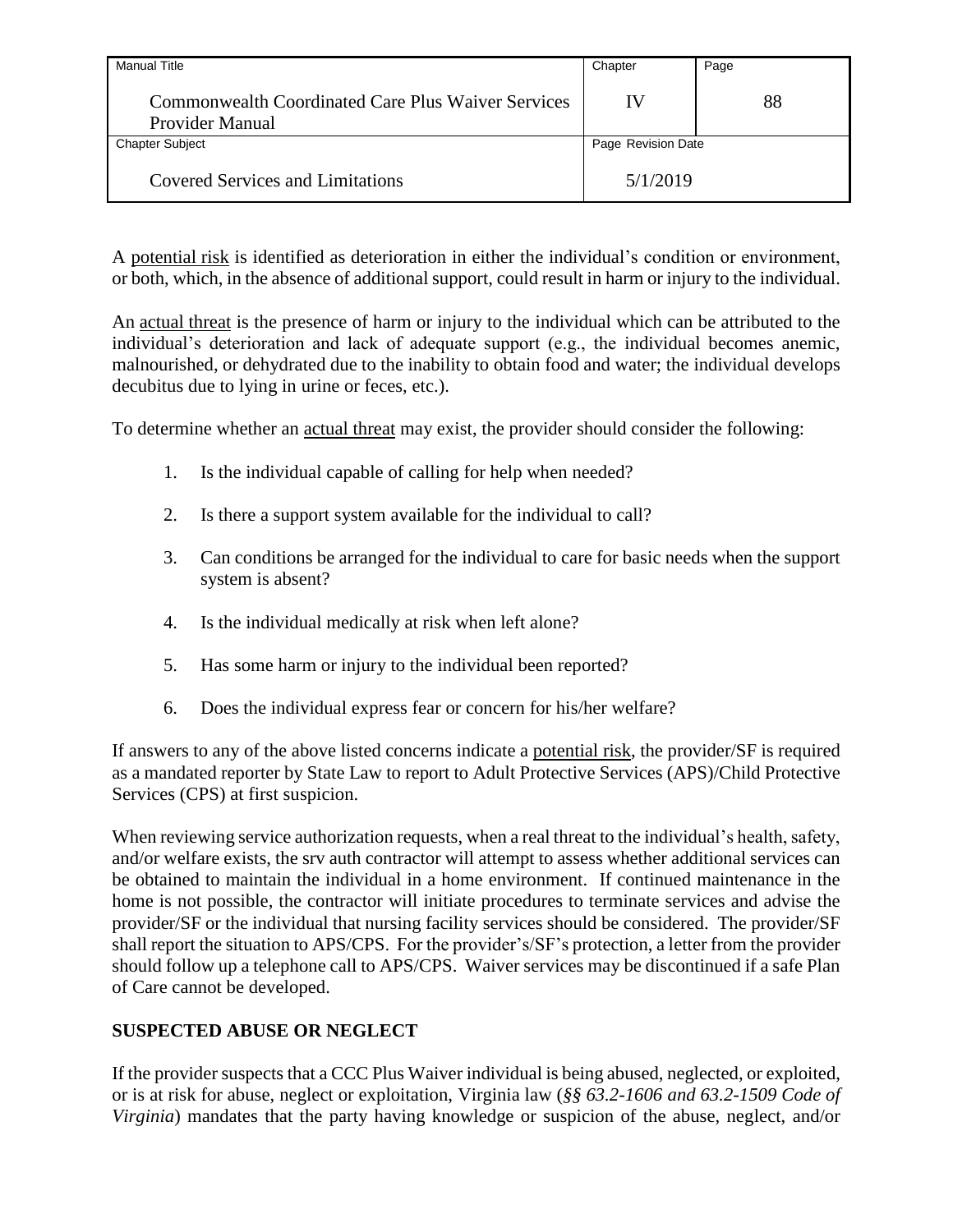A potential risk is identified as deterioration in either the individual's condition or environment, or both, which, in the absence of additional support, could result in harm or injury to the individual.

An actual threat is the presence of harm or injury to the individual which can be attributed to the individual's deterioration and lack of adequate support (e.g., the individual becomes anemic, malnourished, or dehydrated due to the inability to obtain food and water; the individual develops decubitus due to lying in urine or feces, etc.).

To determine whether an actual threat may exist, the provider should consider the following:

1. Is the individual capable of calling for help when needed?
2. Is there a support system available for the individual to call?
3. Can conditions be arranged for the individual to care for basic needs when the support system is absent?
4. Is the individual medically at risk when left alone?
5. Has some harm or injury to the individual been reported?
6. Does the individual express fear or concern for his/her welfare?

If answers to any of the above listed concerns indicate a potential risk, the provider/SF is required as a mandated reporter by State Law to report to Adult Protective Services (APS)/Child Protective Services (CPS) at first suspicion.

When reviewing service authorization requests, when a real threat to the individual's health, safety, and/or welfare exists, the srv auth contractor will attempt to assess whether additional services can be obtained to maintain the individual in a home environment. If continued maintenance in the home is not possible, the contractor will initiate procedures to terminate services and advise the provider/SF or the individual that nursing facility services should be considered. The provider/SF shall report the situation to APS/CPS. For the provider's/SF's protection, a letter from the provider should follow up a telephone call to APS/CPS. Waiver services may be discontinued if a safe Plan of Care cannot be developed.

## SUSPECTED ABUSE OR NEGLECT

If the provider suspects that a CCC Plus Waiver individual is being abused, neglected, or exploited, or is at risk for abuse, neglect or exploitation, Virginia law (*§§ 63.2-1606 and 63.2-1509 Code of Virginia*) mandates that the party having knowledge or suspicion of the abuse, neglect, and/or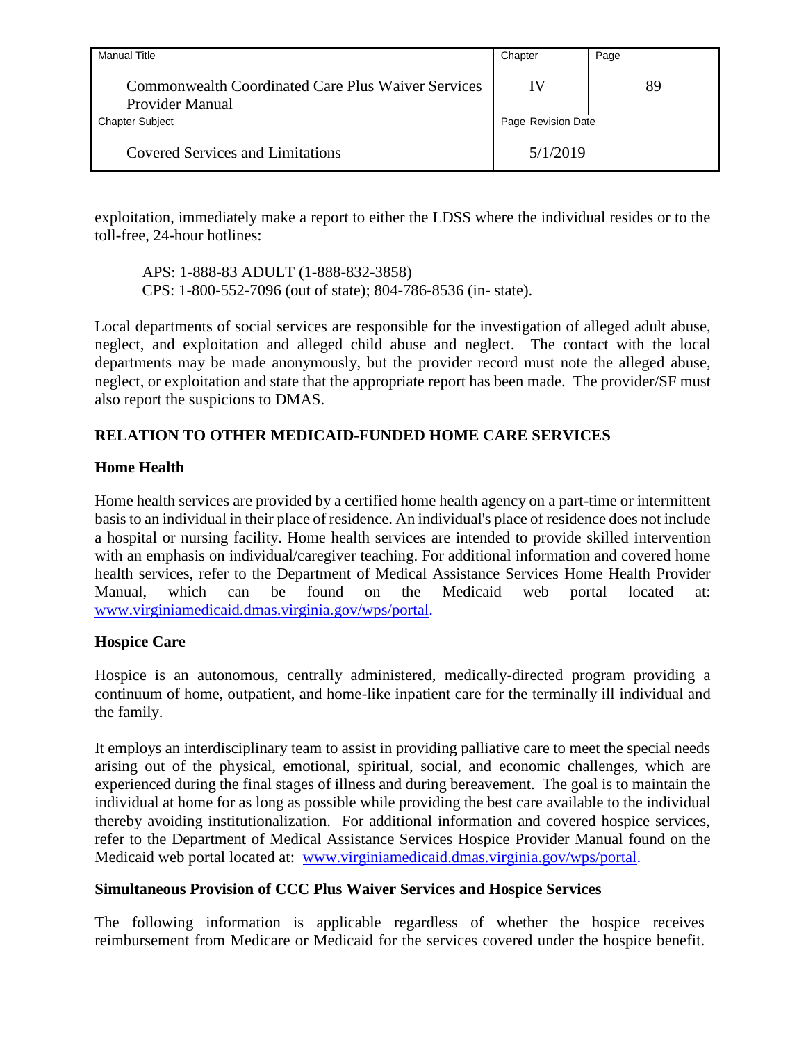exploitation, immediately make a report to either the LDSS where the individual resides or to the toll-free, 24-hour hotlines:

APS: 1-888-83 ADULT (1-888-832-3858)
CPS: 1-800-552-7096 (out of state); 804-786-8536 (in- state).

Local departments of social services are responsible for the investigation of alleged adult abuse, neglect, and exploitation and alleged child abuse and neglect. The contact with the local departments may be made anonymously, but the provider record must note the alleged abuse, neglect, or exploitation and state that the appropriate report has been made. The provider/SF must also report the suspicions to DMAS.

## RELATION TO OTHER MEDICAID-FUNDED HOME CARE SERVICES

### Home Health

Home health services are provided by a certified home health agency on a part-time or intermittent basis to an individual in their place of residence. An individual's place of residence does not include a hospital or nursing facility. Home health services are intended to provide skilled intervention with an emphasis on individual/caregiver teaching. For additional information and covered home health services, refer to the Department of Medical Assistance Services Home Health Provider Manual, which can be found on the Medicaid web portal located at: www.virginiamedicaid.dmas.virginia.gov/wps/portal.

### Hospice Care

Hospice is an autonomous, centrally administered, medically-directed program providing a continuum of home, outpatient, and home-like inpatient care for the terminally ill individual and the family.

It employs an interdisciplinary team to assist in providing palliative care to meet the special needs arising out of the physical, emotional, spiritual, social, and economic challenges, which are experienced during the final stages of illness and during bereavement. The goal is to maintain the individual at home for as long as possible while providing the best care available to the individual thereby avoiding institutionalization. For additional information and covered hospice services, refer to the Department of Medical Assistance Services Hospice Provider Manual found on the Medicaid web portal located at: www.virginiamedicaid.dmas.virginia.gov/wps/portal.

### Simultaneous Provision of CCC Plus Waiver Services and Hospice Services

The following information is applicable regardless of whether the hospice receives reimbursement from Medicare or Medicaid for the services covered under the hospice benefit.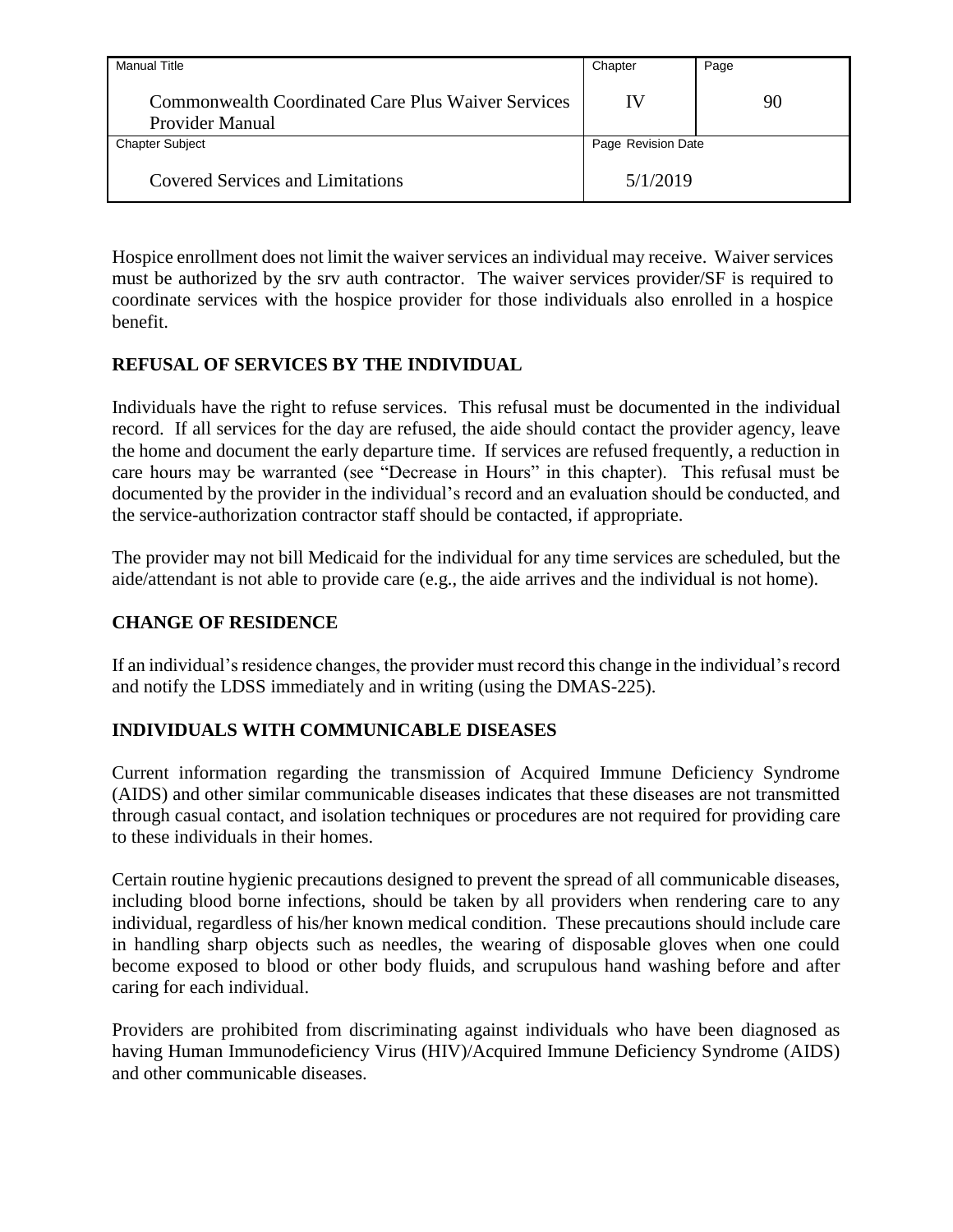Hospice enrollment does not limit the waiver services an individual may receive. Waiver services must be authorized by the srv auth contractor. The waiver services provider/SF is required to coordinate services with the hospice provider for those individuals also enrolled in a hospice benefit.

## REFUSAL OF SERVICES BY THE INDIVIDUAL

Individuals have the right to refuse services. This refusal must be documented in the individual record. If all services for the day are refused, the aide should contact the provider agency, leave the home and document the early departure time. If services are refused frequently, a reduction in care hours may be warranted (see "Decrease in Hours" in this chapter). This refusal must be documented by the provider in the individual's record and an evaluation should be conducted, and the service-authorization contractor staff should be contacted, if appropriate.

The provider may not bill Medicaid for the individual for any time services are scheduled, but the aide/attendant is not able to provide care (e.g., the aide arrives and the individual is not home).

## CHANGE OF RESIDENCE

If an individual's residence changes, the provider must record this change in the individual's record and notify the LDSS immediately and in writing (using the DMAS-225).

## INDIVIDUALS WITH COMMUNICABLE DISEASES

Current information regarding the transmission of Acquired Immune Deficiency Syndrome (AIDS) and other similar communicable diseases indicates that these diseases are not transmitted through casual contact, and isolation techniques or procedures are not required for providing care to these individuals in their homes.

Certain routine hygienic precautions designed to prevent the spread of all communicable diseases, including blood borne infections, should be taken by all providers when rendering care to any individual, regardless of his/her known medical condition. These precautions should include care in handling sharp objects such as needles, the wearing of disposable gloves when one could become exposed to blood or other body fluids, and scrupulous hand washing before and after caring for each individual.

Providers are prohibited from discriminating against individuals who have been diagnosed as having Human Immunodeficiency Virus (HIV)/Acquired Immune Deficiency Syndrome (AIDS) and other communicable diseases.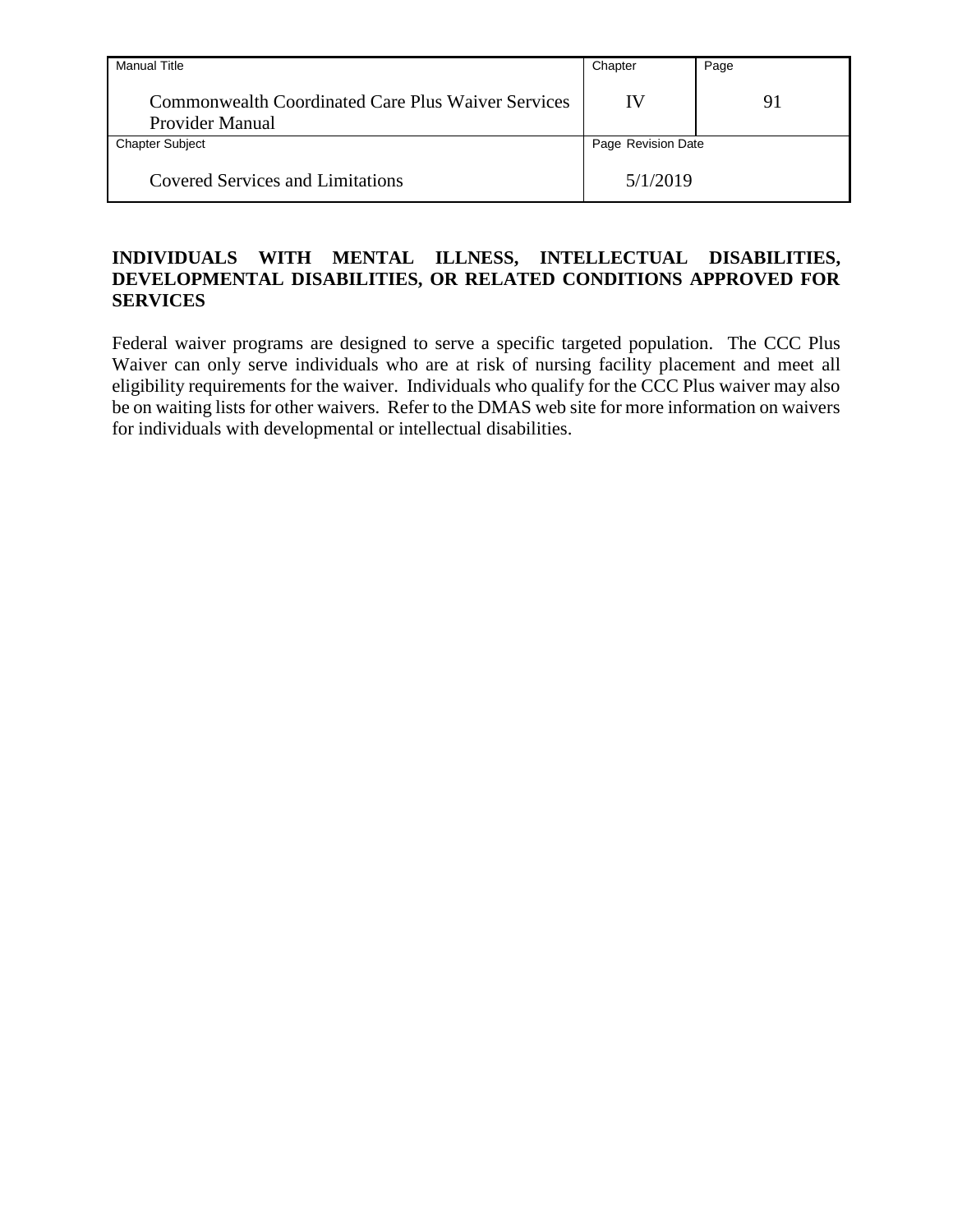## INDIVIDUALS WITH MENTAL ILLNESS, INTELLECTUAL DISABILITIES, DEVELOPMENTAL DISABILITIES, OR RELATED CONDITIONS APPROVED FOR SERVICES

Federal waiver programs are designed to serve a specific targeted population. The CCC Plus Waiver can only serve individuals who are at risk of nursing facility placement and meet all eligibility requirements for the waiver. Individuals who qualify for the CCC Plus waiver may also be on waiting lists for other waivers. Refer to the DMAS web site for more information on waivers for individuals with developmental or intellectual disabilities.